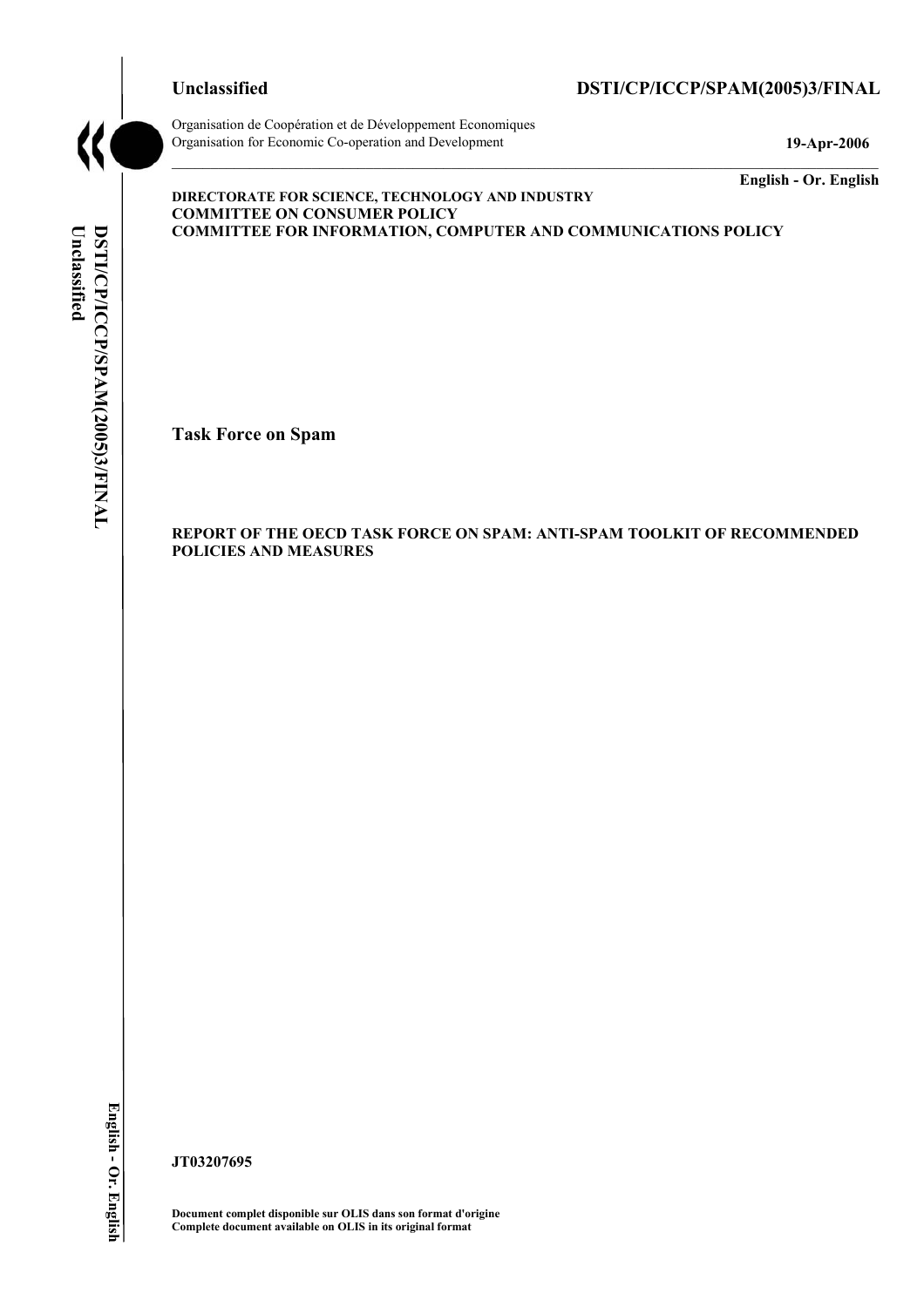Unclassified

**DSTI/CP/ICCP/SPAM(2005)3/FINAL**

Organisation de Coopération et de Développement Economiques
Organisation for Economic Co-operation and Development

**19-Apr-2006**

**English - Or. English**

**DIRECTORATE FOR SCIENCE, TECHNOLOGY AND INDUSTRY**
**COMMITTEE ON CONSUMER POLICY**
**COMMITTEE FOR INFORMATION, COMPUTER AND COMMUNICATIONS POLICY**

**Task Force on Spam**

**REPORT OF THE OECD TASK FORCE ON SPAM: ANTI-SPAM TOOLKIT OF RECOMMENDED POLICIES AND MEASURES**

**JT03207695**

**Document complet disponible sur OLIS dans son format d'origine**
**Complete document available on OLIS in its original format**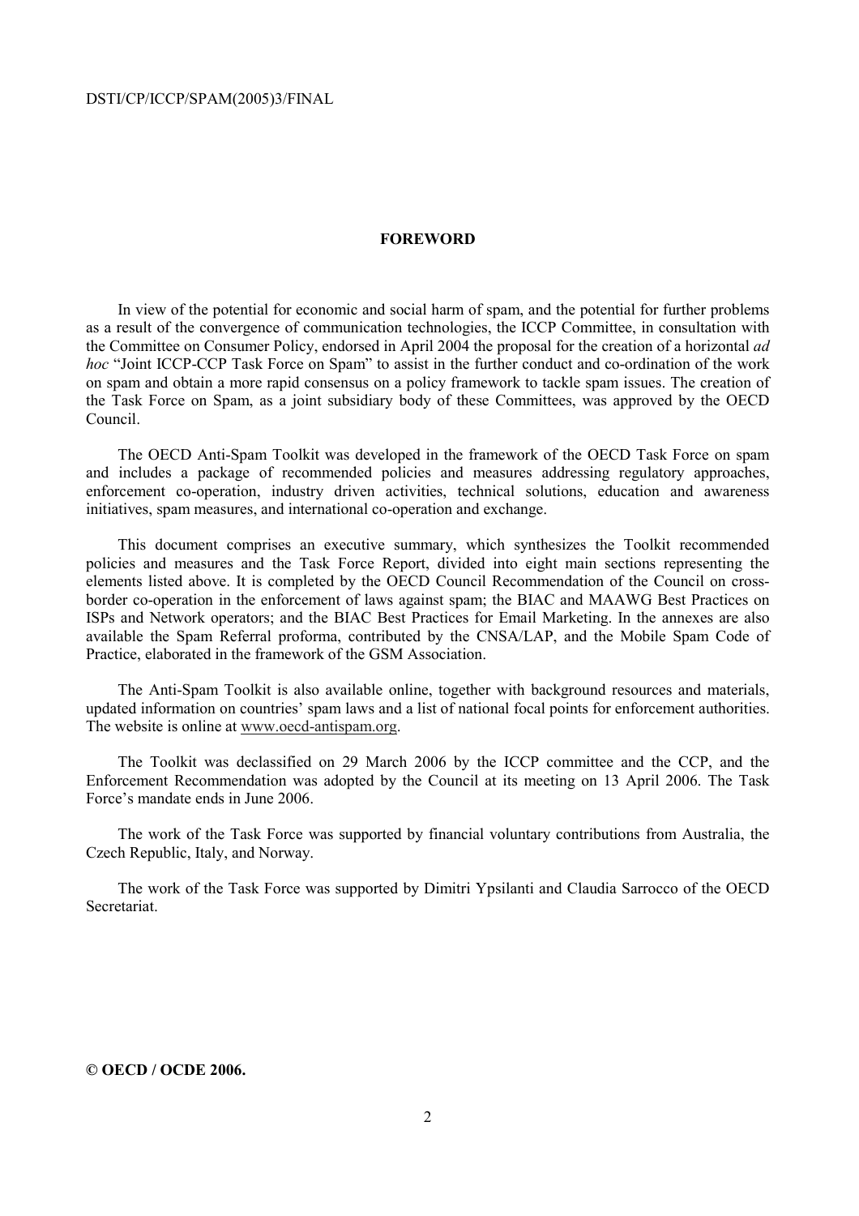## FOREWORD

In view of the potential for economic and social harm of spam, and the potential for further problems as a result of the convergence of communication technologies, the ICCP Committee, in consultation with the Committee on Consumer Policy, endorsed in April 2004 the proposal for the creation of a horizontal *ad hoc* "Joint ICCP-CCP Task Force on Spam" to assist in the further conduct and co-ordination of the work on spam and obtain a more rapid consensus on a policy framework to tackle spam issues. The creation of the Task Force on Spam, as a joint subsidiary body of these Committees, was approved by the OECD Council.

The OECD Anti-Spam Toolkit was developed in the framework of the OECD Task Force on spam and includes a package of recommended policies and measures addressing regulatory approaches, enforcement co-operation, industry driven activities, technical solutions, education and awareness initiatives, spam measures, and international co-operation and exchange.

This document comprises an executive summary, which synthesizes the Toolkit recommended policies and measures and the Task Force Report, divided into eight main sections representing the elements listed above. It is completed by the OECD Council Recommendation of the Council on cross-border co-operation in the enforcement of laws against spam; the BIAC and MAAWG Best Practices on ISPs and Network operators; and the BIAC Best Practices for Email Marketing. In the annexes are also available the Spam Referral proforma, contributed by the CNSA/LAP, and the Mobile Spam Code of Practice, elaborated in the framework of the GSM Association.

The Anti-Spam Toolkit is also available online, together with background resources and materials, updated information on countries' spam laws and a list of national focal points for enforcement authorities. The website is online at www.oecd-antispam.org.

The Toolkit was declassified on 29 March 2006 by the ICCP committee and the CCP, and the Enforcement Recommendation was adopted by the Council at its meeting on 13 April 2006. The Task Force's mandate ends in June 2006.

The work of the Task Force was supported by financial voluntary contributions from Australia, the Czech Republic, Italy, and Norway.

The work of the Task Force was supported by Dimitri Ypsilanti and Claudia Sarrocco of the OECD Secretariat.

**© OECD / OCDE 2006.**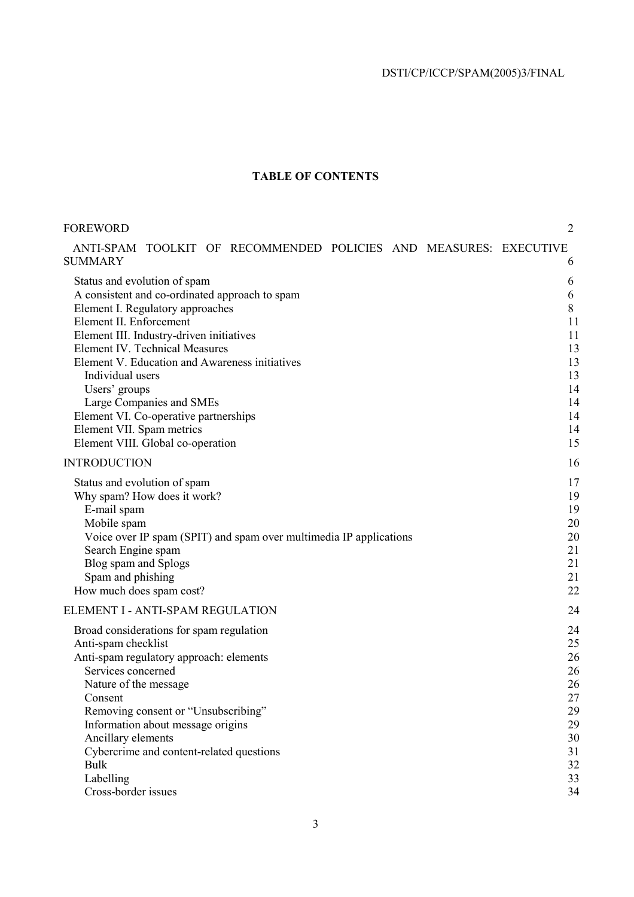**TABLE OF CONTENTS**

| | |
|---|---|
| FOREWORD | 2 |
| ANTI-SPAM TOOLKIT OF RECOMMENDED POLICIES AND MEASURES: EXECUTIVE SUMMARY | 6 |
| Status and evolution of spam | 6 |
| A consistent and co-ordinated approach to spam | 6 |
| Element I. Regulatory approaches | 8 |
| Element II. Enforcement | 11 |
| Element III. Industry-driven initiatives | 11 |
| Element IV. Technical Measures | 13 |
| Element V. Education and Awareness initiatives | 13 |
| Individual users | 13 |
| Users' groups | 14 |
| Large Companies and SMEs | 14 |
| Element VI. Co-operative partnerships | 14 |
| Element VII. Spam metrics | 14 |
| Element VIII. Global co-operation | 15 |
| INTRODUCTION | 16 |
| Status and evolution of spam | 17 |
| Why spam? How does it work? | 19 |
| E-mail spam | 19 |
| Mobile spam | 20 |
| Voice over IP spam (SPIT) and spam over multimedia IP applications | 20 |
| Search Engine spam | 21 |
| Blog spam and Splogs | 21 |
| Spam and phishing | 21 |
| How much does spam cost? | 22 |
| ELEMENT I - ANTI-SPAM REGULATION | 24 |
| Broad considerations for spam regulation | 24 |
| Anti-spam checklist | 25 |
| Anti-spam regulatory approach: elements | 26 |
| Services concerned | 26 |
| Nature of the message | 26 |
| Consent | 27 |
| Removing consent or "Unsubscribing" | 29 |
| Information about message origins | 29 |
| Ancillary elements | 30 |
| Cybercrime and content-related questions | 31 |
| Bulk | 32 |
| Labelling | 33 |
| Cross-border issues | 34 |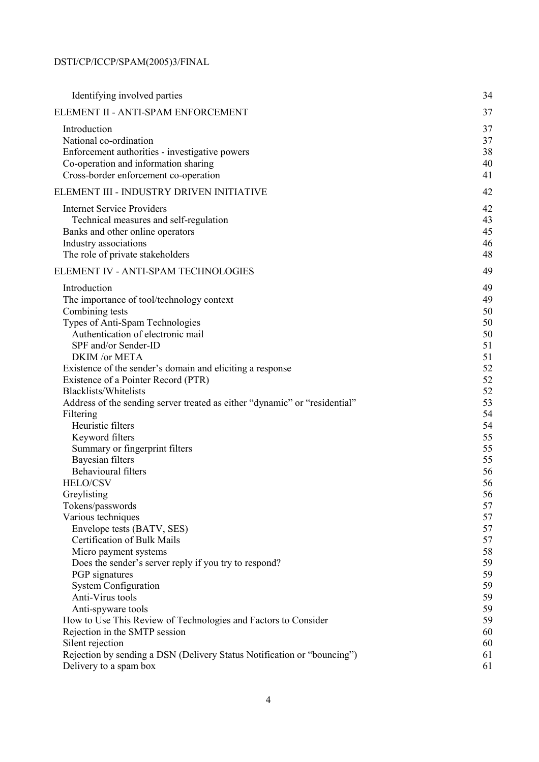| | |
|---|---|
| Identifying involved parties | 34 |
| ELEMENT II - ANTI-SPAM ENFORCEMENT | 37 |
| Introduction | 37 |
| National co-ordination | 37 |
| Enforcement authorities - investigative powers | 38 |
| Co-operation and information sharing | 40 |
| Cross-border enforcement co-operation | 41 |
| ELEMENT III - INDUSTRY DRIVEN INITIATIVE | 42 |
| Internet Service Providers | 42 |
| Technical measures and self-regulation | 43 |
| Banks and other online operators | 45 |
| Industry associations | 46 |
| The role of private stakeholders | 48 |
| ELEMENT IV - ANTI-SPAM TECHNOLOGIES | 49 |
| Introduction | 49 |
| The importance of tool/technology context | 49 |
| Combining tests | 50 |
| Types of Anti-Spam Technologies | 50 |
| Authentication of electronic mail | 50 |
| SPF and/or Sender-ID | 51 |
| DKIM /or META | 51 |
| Existence of the sender's domain and eliciting a response | 52 |
| Existence of a Pointer Record (PTR) | 52 |
| Blacklists/Whitelists | 52 |
| Address of the sending server treated as either "dynamic" or "residential" | 53 |
| Filtering | 54 |
| Heuristic filters | 54 |
| Keyword filters | 55 |
| Summary or fingerprint filters | 55 |
| Bayesian filters | 55 |
| Behavioural filters | 56 |
| HELO/CSV | 56 |
| Greylisting | 56 |
| Tokens/passwords | 57 |
| Various techniques | 57 |
| Envelope tests (BATV, SES) | 57 |
| Certification of Bulk Mails | 57 |
| Micro payment systems | 58 |
| Does the sender's server reply if you try to respond? | 59 |
| PGP signatures | 59 |
| System Configuration | 59 |
| Anti-Virus tools | 59 |
| Anti-spyware tools | 59 |
| How to Use This Review of Technologies and Factors to Consider | 59 |
| Rejection in the SMTP session | 60 |
| Silent rejection | 60 |
| Rejection by sending a DSN (Delivery Status Notification or "bouncing") | 61 |
| Delivery to a spam box | 61 |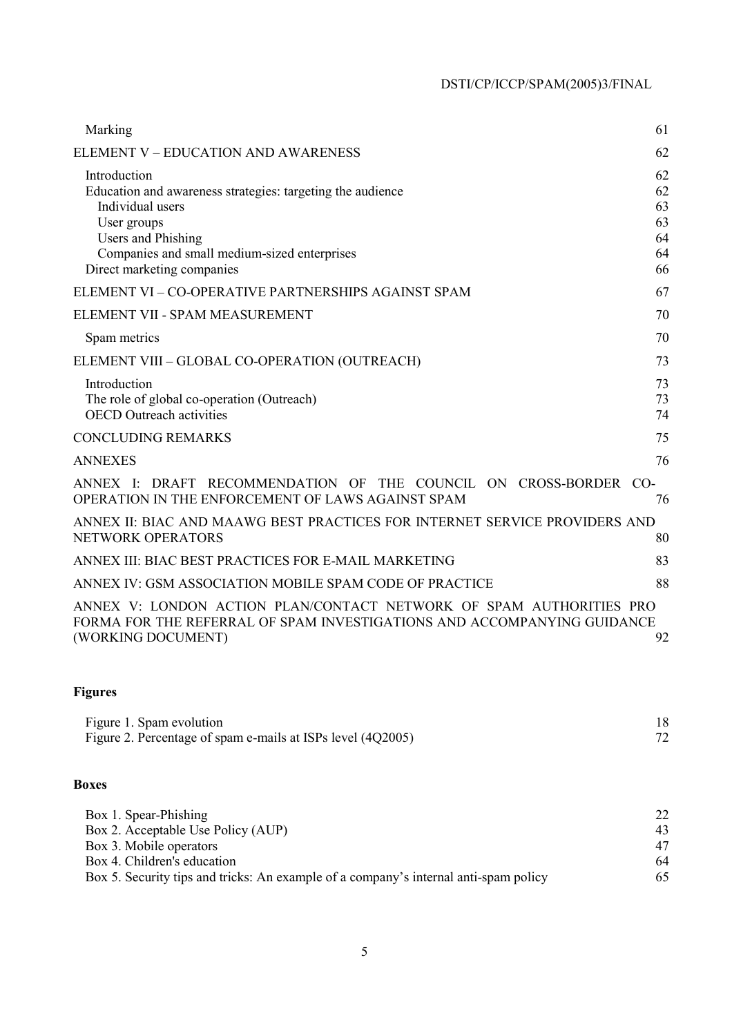| | |
|---|---|
| Marking | 61 |
| ELEMENT V – EDUCATION AND AWARENESS | 62 |
| Introduction | 62 |
| Education and awareness strategies: targeting the audience | 62 |
| Individual users | 63 |
| User groups | 63 |
| Users and Phishing | 64 |
| Companies and small medium-sized enterprises | 64 |
| Direct marketing companies | 66 |
| ELEMENT VI – CO-OPERATIVE PARTNERSHIPS AGAINST SPAM | 67 |
| ELEMENT VII - SPAM MEASUREMENT | 70 |
| Spam metrics | 70 |
| ELEMENT VIII – GLOBAL CO-OPERATION (OUTREACH) | 73 |
| Introduction | 73 |
| The role of global co-operation (Outreach) | 73 |
| OECD Outreach activities | 74 |
| CONCLUDING REMARKS | 75 |
| ANNEXES | 76 |
| ANNEX I: DRAFT RECOMMENDATION OF THE COUNCIL ON CROSS-BORDER CO-OPERATION IN THE ENFORCEMENT OF LAWS AGAINST SPAM | 76 |
| ANNEX II: BIAC AND MAAWG BEST PRACTICES FOR INTERNET SERVICE PROVIDERS AND NETWORK OPERATORS | 80 |
| ANNEX III: BIAC BEST PRACTICES FOR E-MAIL MARKETING | 83 |
| ANNEX IV: GSM ASSOCIATION MOBILE SPAM CODE OF PRACTICE | 88 |
| ANNEX V: LONDON ACTION PLAN/CONTACT NETWORK OF SPAM AUTHORITIES PRO FORMA FOR THE REFERRAL OF SPAM INVESTIGATIONS AND ACCOMPANYING GUIDANCE (WORKING DOCUMENT) | 92 |

**Figures**

| | |
|---|---|
| Figure 1. Spam evolution | 18 |
| Figure 2. Percentage of spam e-mails at ISPs level (4Q2005) | 72 |

**Boxes**

| | |
|---|---|
| Box 1. Spear-Phishing | 22 |
| Box 2. Acceptable Use Policy (AUP) | 43 |
| Box 3. Mobile operators | 47 |
| Box 4. Children's education | 64 |
| Box 5. Security tips and tricks: An example of a company's internal anti-spam policy | 65 |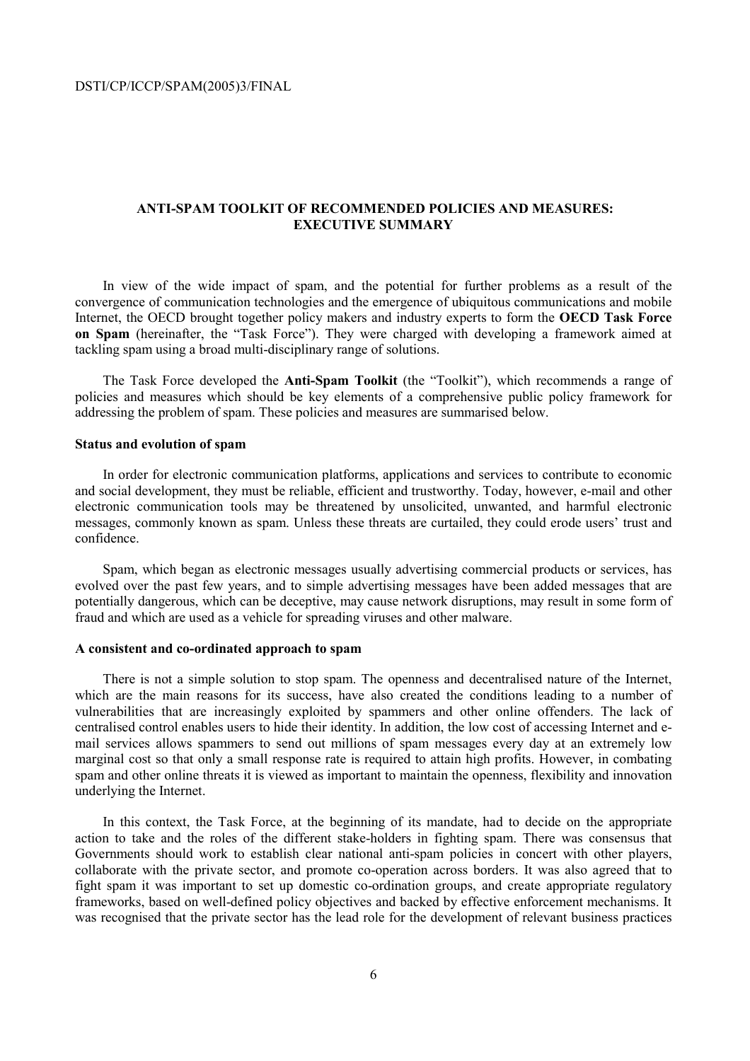## ANTI-SPAM TOOLKIT OF RECOMMENDED POLICIES AND MEASURES: EXECUTIVE SUMMARY

In view of the wide impact of spam, and the potential for further problems as a result of the convergence of communication technologies and the emergence of ubiquitous communications and mobile Internet, the OECD brought together policy makers and industry experts to form the **OECD Task Force on Spam** (hereinafter, the "Task Force"). They were charged with developing a framework aimed at tackling spam using a broad multi-disciplinary range of solutions.

The Task Force developed the **Anti-Spam Toolkit** (the "Toolkit"), which recommends a range of policies and measures which should be key elements of a comprehensive public policy framework for addressing the problem of spam. These policies and measures are summarised below.

### Status and evolution of spam

In order for electronic communication platforms, applications and services to contribute to economic and social development, they must be reliable, efficient and trustworthy. Today, however, e-mail and other electronic communication tools may be threatened by unsolicited, unwanted, and harmful electronic messages, commonly known as spam. Unless these threats are curtailed, they could erode users' trust and confidence.

Spam, which began as electronic messages usually advertising commercial products or services, has evolved over the past few years, and to simple advertising messages have been added messages that are potentially dangerous, which can be deceptive, may cause network disruptions, may result in some form of fraud and which are used as a vehicle for spreading viruses and other malware.

### A consistent and co-ordinated approach to spam

There is not a simple solution to stop spam. The openness and decentralised nature of the Internet, which are the main reasons for its success, have also created the conditions leading to a number of vulnerabilities that are increasingly exploited by spammers and other online offenders. The lack of centralised control enables users to hide their identity. In addition, the low cost of accessing Internet and e-mail services allows spammers to send out millions of spam messages every day at an extremely low marginal cost so that only a small response rate is required to attain high profits. However, in combating spam and other online threats it is viewed as important to maintain the openness, flexibility and innovation underlying the Internet.

In this context, the Task Force, at the beginning of its mandate, had to decide on the appropriate action to take and the roles of the different stake-holders in fighting spam. There was consensus that Governments should work to establish clear national anti-spam policies in concert with other players, collaborate with the private sector, and promote co-operation across borders. It was also agreed that to fight spam it was important to set up domestic co-ordination groups, and create appropriate regulatory frameworks, based on well-defined policy objectives and backed by effective enforcement mechanisms. It was recognised that the private sector has the lead role for the development of relevant business practices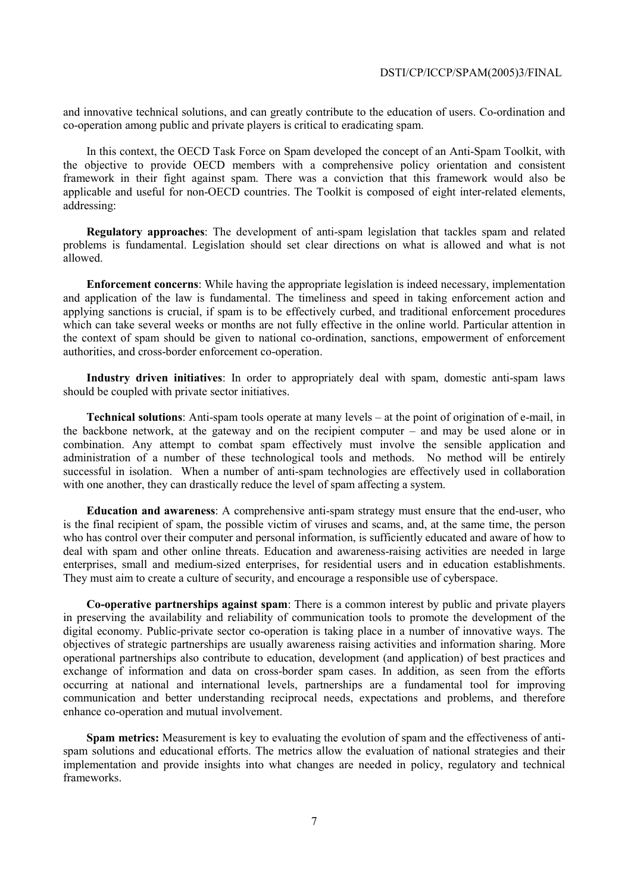and innovative technical solutions, and can greatly contribute to the education of users. Co-ordination and co-operation among public and private players is critical to eradicating spam.

In this context, the OECD Task Force on Spam developed the concept of an Anti-Spam Toolkit, with the objective to provide OECD members with a comprehensive policy orientation and consistent framework in their fight against spam. There was a conviction that this framework would also be applicable and useful for non-OECD countries. The Toolkit is composed of eight inter-related elements, addressing:

**Regulatory approaches**: The development of anti-spam legislation that tackles spam and related problems is fundamental. Legislation should set clear directions on what is allowed and what is not allowed.

**Enforcement concerns**: While having the appropriate legislation is indeed necessary, implementation and application of the law is fundamental. The timeliness and speed in taking enforcement action and applying sanctions is crucial, if spam is to be effectively curbed, and traditional enforcement procedures which can take several weeks or months are not fully effective in the online world. Particular attention in the context of spam should be given to national co-ordination, sanctions, empowerment of enforcement authorities, and cross-border enforcement co-operation.

**Industry driven initiatives**: In order to appropriately deal with spam, domestic anti-spam laws should be coupled with private sector initiatives.

**Technical solutions**: Anti-spam tools operate at many levels – at the point of origination of e-mail, in the backbone network, at the gateway and on the recipient computer – and may be used alone or in combination. Any attempt to combat spam effectively must involve the sensible application and administration of a number of these technological tools and methods. No method will be entirely successful in isolation. When a number of anti-spam technologies are effectively used in collaboration with one another, they can drastically reduce the level of spam affecting a system.

**Education and awareness**: A comprehensive anti-spam strategy must ensure that the end-user, who is the final recipient of spam, the possible victim of viruses and scams, and, at the same time, the person who has control over their computer and personal information, is sufficiently educated and aware of how to deal with spam and other online threats. Education and awareness-raising activities are needed in large enterprises, small and medium-sized enterprises, for residential users and in education establishments. They must aim to create a culture of security, and encourage a responsible use of cyberspace.

**Co-operative partnerships against spam**: There is a common interest by public and private players in preserving the availability and reliability of communication tools to promote the development of the digital economy. Public-private sector co-operation is taking place in a number of innovative ways. The objectives of strategic partnerships are usually awareness raising activities and information sharing. More operational partnerships also contribute to education, development (and application) of best practices and exchange of information and data on cross-border spam cases. In addition, as seen from the efforts occurring at national and international levels, partnerships are a fundamental tool for improving communication and better understanding reciprocal needs, expectations and problems, and therefore enhance co-operation and mutual involvement.

**Spam metrics:** Measurement is key to evaluating the evolution of spam and the effectiveness of anti-spam solutions and educational efforts. The metrics allow the evaluation of national strategies and their implementation and provide insights into what changes are needed in policy, regulatory and technical frameworks.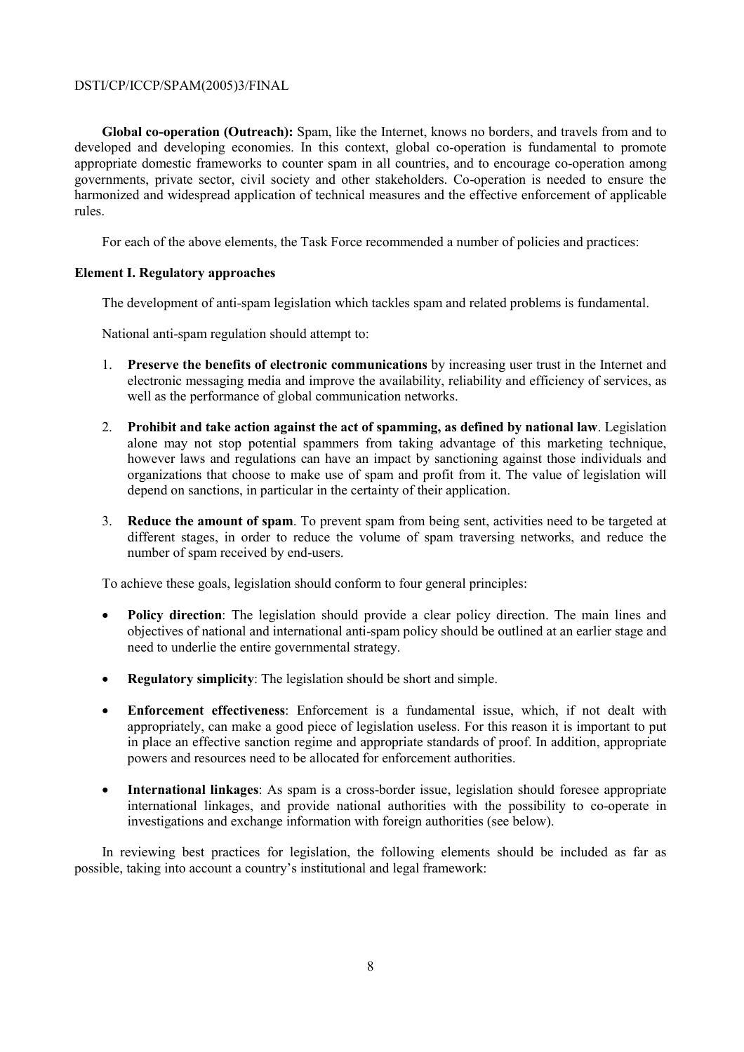**Global co-operation (Outreach):** Spam, like the Internet, knows no borders, and travels from and to developed and developing economies. In this context, global co-operation is fundamental to promote appropriate domestic frameworks to counter spam in all countries, and to encourage co-operation among governments, private sector, civil society and other stakeholders. Co-operation is needed to ensure the harmonized and widespread application of technical measures and the effective enforcement of applicable rules.

For each of the above elements, the Task Force recommended a number of policies and practices:

**Element I. Regulatory approaches**

The development of anti-spam legislation which tackles spam and related problems is fundamental.

National anti-spam regulation should attempt to:

1. **Preserve the benefits of electronic communications** by increasing user trust in the Internet and electronic messaging media and improve the availability, reliability and efficiency of services, as well as the performance of global communication networks.

2. **Prohibit and take action against the act of spamming, as defined by national law**. Legislation alone may not stop potential spammers from taking advantage of this marketing technique, however laws and regulations can have an impact by sanctioning against those individuals and organizations that choose to make use of spam and profit from it. The value of legislation will depend on sanctions, in particular in the certainty of their application.

3. **Reduce the amount of spam**. To prevent spam from being sent, activities need to be targeted at different stages, in order to reduce the volume of spam traversing networks, and reduce the number of spam received by end-users.

To achieve these goals, legislation should conform to four general principles:

- **Policy direction**: The legislation should provide a clear policy direction. The main lines and objectives of national and international anti-spam policy should be outlined at an earlier stage and need to underlie the entire governmental strategy.

- **Regulatory simplicity**: The legislation should be short and simple.

- **Enforcement effectiveness**: Enforcement is a fundamental issue, which, if not dealt with appropriately, can make a good piece of legislation useless. For this reason it is important to put in place an effective sanction regime and appropriate standards of proof. In addition, appropriate powers and resources need to be allocated for enforcement authorities.

- **International linkages**: As spam is a cross-border issue, legislation should foresee appropriate international linkages, and provide national authorities with the possibility to co-operate in investigations and exchange information with foreign authorities (see below).

In reviewing best practices for legislation, the following elements should be included as far as possible, taking into account a country's institutional and legal framework: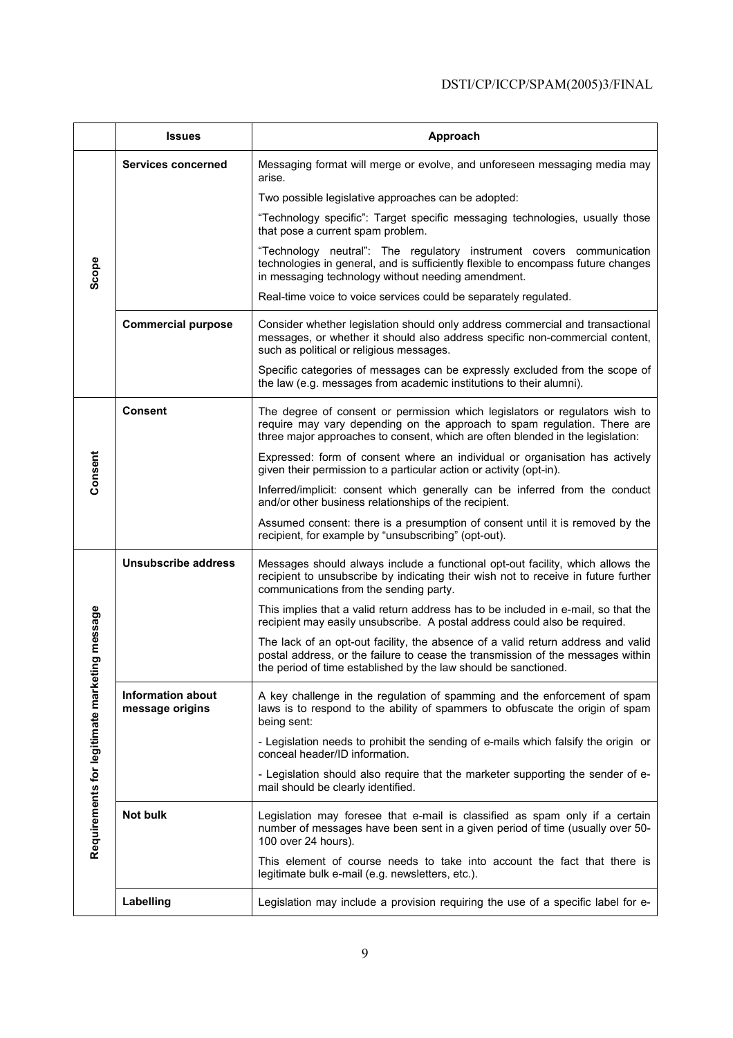| | Issues | Approach |
|---|---|---|
| Scope | **Services concerned** | Messaging format will merge or evolve, and unforeseen messaging media may arise.<br><br>Two possible legislative approaches can be adopted:<br><br>"Technology specific": Target specific messaging technologies, usually those that pose a current spam problem.<br><br>"Technology neutral": The regulatory instrument covers communication technologies in general, and is sufficiently flexible to encompass future changes in messaging technology without needing amendment.<br><br>Real-time voice to voice services could be separately regulated. |
| | **Commercial purpose** | Consider whether legislation should only address commercial and transactional messages, or whether it should also address specific non-commercial content, such as political or religious messages.<br><br>Specific categories of messages can be expressly excluded from the scope of the law (e.g. messages from academic institutions to their alumni). |
| Consent | **Consent** | The degree of consent or permission which legislators or regulators wish to require may vary depending on the approach to spam regulation. There are three major approaches to consent, which are often blended in the legislation:<br><br>Expressed: form of consent where an individual or organisation has actively given their permission to a particular action or activity (opt-in).<br><br>Inferred/implicit: consent which generally can be inferred from the conduct and/or other business relationships of the recipient.<br><br>Assumed consent: there is a presumption of consent until it is removed by the recipient, for example by "unsubscribing" (opt-out). |
| Requirements for legitimate marketing message | **Unsubscribe address** | Messages should always include a functional opt-out facility, which allows the recipient to unsubscribe by indicating their wish not to receive in future further communications from the sending party.<br><br>This implies that a valid return address has to be included in e-mail, so that the recipient may easily unsubscribe. A postal address could also be required.<br><br>The lack of an opt-out facility, the absence of a valid return address and valid postal address, or the failure to cease the transmission of the messages within the period of time established by the law should be sanctioned. |
| | **Information about message origins** | A key challenge in the regulation of spamming and the enforcement of spam laws is to respond to the ability of spammers to obfuscate the origin of spam being sent:<br><br>- Legislation needs to prohibit the sending of e-mails which falsify the origin or conceal header/ID information.<br><br>- Legislation should also require that the marketer supporting the sender of e-mail should be clearly identified. |
| | **Not bulk** | Legislation may foresee that e-mail is classified as spam only if a certain number of messages have been sent in a given period of time (usually over 50-100 over 24 hours).<br><br>This element of course needs to take into account the fact that there is legitimate bulk e-mail (e.g. newsletters, etc.). |
| | **Labelling** | Legislation may include a provision requiring the use of a specific label for e- |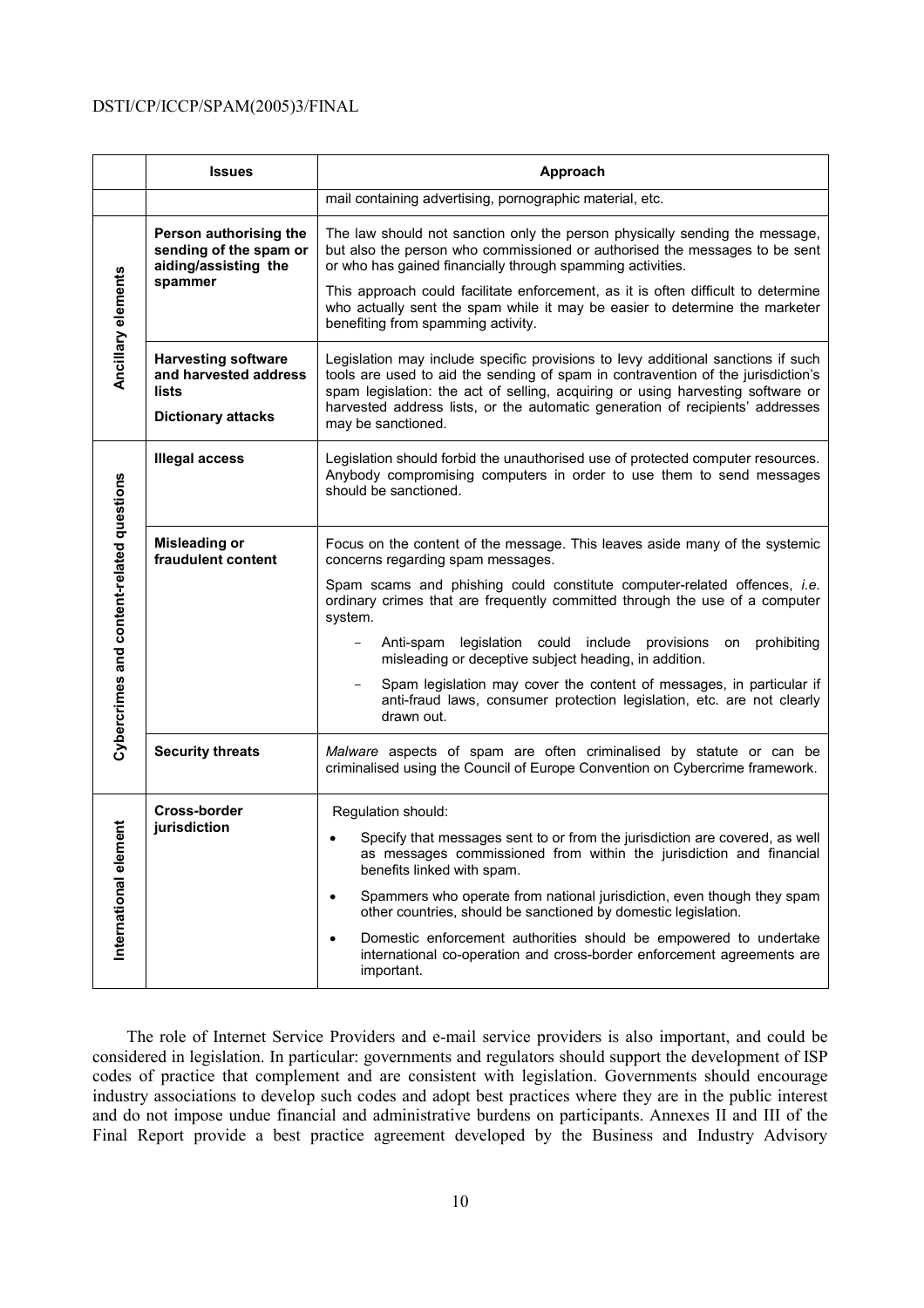|  | Issues | Approach |
|---|---|---|
|  |  | mail containing advertising, pornographic material, etc. |
| Ancillary elements | **Person authorising the sending of the spam or aiding/assisting the spammer** | The law should not sanction only the person physically sending the message, but also the person who commissioned or authorised the messages to be sent or who has gained financially through spamming activities.<br><br>This approach could facilitate enforcement, as it is often difficult to determine who actually sent the spam while it may be easier to determine the marketer benefiting from spamming activity. |
|  | **Harvesting software and harvested address lists**<br><br>**Dictionary attacks** | Legislation may include specific provisions to levy additional sanctions if such tools are used to aid the sending of spam in contravention of the jurisdiction's spam legislation: the act of selling, acquiring or using harvesting software or harvested address lists, or the automatic generation of recipients' addresses may be sanctioned. |
| Cybercrimes and content-related questions | **Illegal access** | Legislation should forbid the unauthorised use of protected computer resources. Anybody compromising computers in order to use them to send messages should be sanctioned. |
|  | **Misleading or fraudulent content** | Focus on the content of the message. This leaves aside many of the systemic concerns regarding spam messages.<br><br>Spam scams and phishing could constitute computer-related offences, *i.e.* ordinary crimes that are frequently committed through the use of a computer system.<br><br>- Anti-spam legislation could include provisions on prohibiting misleading or deceptive subject heading, in addition.<br>- Spam legislation may cover the content of messages, in particular if anti-fraud laws, consumer protection legislation, etc. are not clearly drawn out. |
|  | **Security threats** | *Malware* aspects of spam are often criminalised by statute or can be criminalised using the Council of Europe Convention on Cybercrime framework. |
| International element | **Cross-border jurisdiction** | Regulation should:<br><br>• Specify that messages sent to or from the jurisdiction are covered, as well as messages commissioned from within the jurisdiction and financial benefits linked with spam.<br>• Spammers who operate from national jurisdiction, even though they spam other countries, should be sanctioned by domestic legislation.<br>• Domestic enforcement authorities should be empowered to undertake international co-operation and cross-border enforcement agreements are important. |

The role of Internet Service Providers and e-mail service providers is also important, and could be considered in legislation. In particular: governments and regulators should support the development of ISP codes of practice that complement and are consistent with legislation. Governments should encourage industry associations to develop such codes and adopt best practices where they are in the public interest and do not impose undue financial and administrative burdens on participants. Annexes II and III of the Final Report provide a best practice agreement developed by the Business and Industry Advisory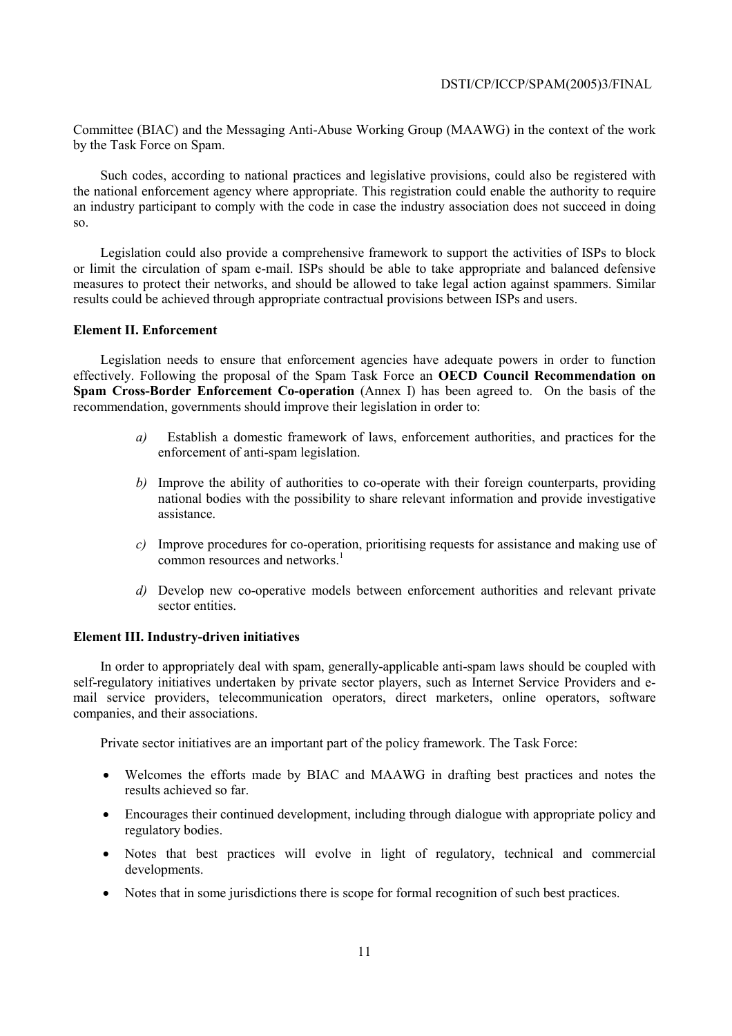Committee (BIAC) and the Messaging Anti-Abuse Working Group (MAAWG) in the context of the work by the Task Force on Spam.

Such codes, according to national practices and legislative provisions, could also be registered with the national enforcement agency where appropriate. This registration could enable the authority to require an industry participant to comply with the code in case the industry association does not succeed in doing so.

Legislation could also provide a comprehensive framework to support the activities of ISPs to block or limit the circulation of spam e-mail. ISPs should be able to take appropriate and balanced defensive measures to protect their networks, and should be allowed to take legal action against spammers. Similar results could be achieved through appropriate contractual provisions between ISPs and users.

**Element II. Enforcement**

Legislation needs to ensure that enforcement agencies have adequate powers in order to function effectively. Following the proposal of the Spam Task Force an **OECD Council Recommendation on Spam Cross-Border Enforcement Co-operation** (Annex I) has been agreed to. On the basis of the recommendation, governments should improve their legislation in order to:

*a)* Establish a domestic framework of laws, enforcement authorities, and practices for the enforcement of anti-spam legislation.

*b)* Improve the ability of authorities to co-operate with their foreign counterparts, providing national bodies with the possibility to share relevant information and provide investigative assistance.

*c)* Improve procedures for co-operation, prioritising requests for assistance and making use of common resources and networks.[1]

*d)* Develop new co-operative models between enforcement authorities and relevant private sector entities.

**Element III. Industry-driven initiatives**

In order to appropriately deal with spam, generally-applicable anti-spam laws should be coupled with self-regulatory initiatives undertaken by private sector players, such as Internet Service Providers and e-mail service providers, telecommunication operators, direct marketers, online operators, software companies, and their associations.

Private sector initiatives are an important part of the policy framework. The Task Force:

- Welcomes the efforts made by BIAC and MAAWG in drafting best practices and notes the results achieved so far.
- Encourages their continued development, including through dialogue with appropriate policy and regulatory bodies.
- Notes that best practices will evolve in light of regulatory, technical and commercial developments.
- Notes that in some jurisdictions there is scope for formal recognition of such best practices.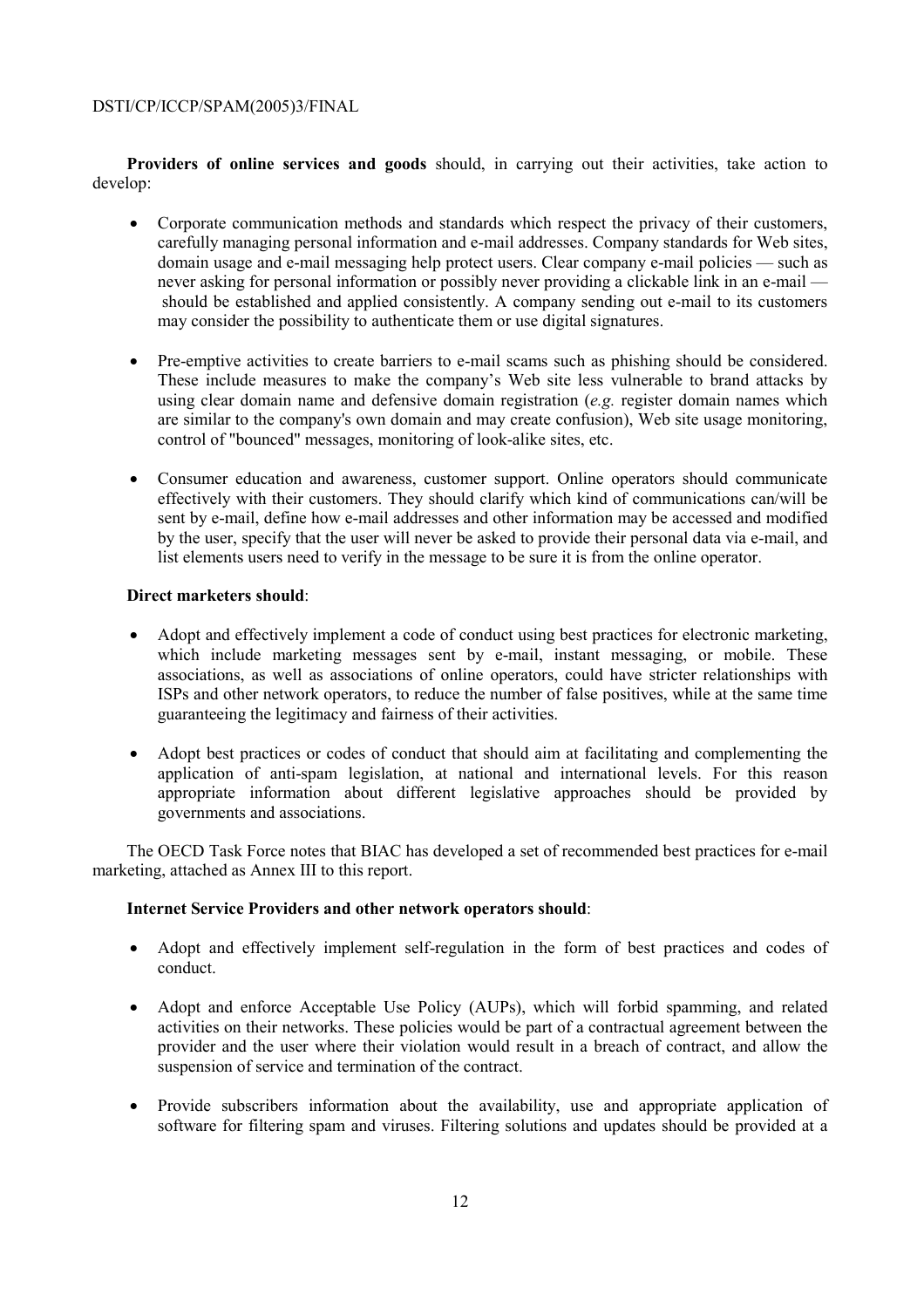**Providers of online services and goods** should, in carrying out their activities, take action to develop:

- Corporate communication methods and standards which respect the privacy of their customers, carefully managing personal information and e-mail addresses. Company standards for Web sites, domain usage and e-mail messaging help protect users. Clear company e-mail policies — such as never asking for personal information or possibly never providing a clickable link in an e-mail — should be established and applied consistently. A company sending out e-mail to its customers may consider the possibility to authenticate them or use digital signatures.

- Pre-emptive activities to create barriers to e-mail scams such as phishing should be considered. These include measures to make the company's Web site less vulnerable to brand attacks by using clear domain name and defensive domain registration (*e.g.* register domain names which are similar to the company's own domain and may create confusion), Web site usage monitoring, control of "bounced" messages, monitoring of look-alike sites, etc.

- Consumer education and awareness, customer support. Online operators should communicate effectively with their customers. They should clarify which kind of communications can/will be sent by e-mail, define how e-mail addresses and other information may be accessed and modified by the user, specify that the user will never be asked to provide their personal data via e-mail, and list elements users need to verify in the message to be sure it is from the online operator.

**Direct marketers should**:

- Adopt and effectively implement a code of conduct using best practices for electronic marketing, which include marketing messages sent by e-mail, instant messaging, or mobile. These associations, as well as associations of online operators, could have stricter relationships with ISPs and other network operators, to reduce the number of false positives, while at the same time guaranteeing the legitimacy and fairness of their activities.

- Adopt best practices or codes of conduct that should aim at facilitating and complementing the application of anti-spam legislation, at national and international levels. For this reason appropriate information about different legislative approaches should be provided by governments and associations.

The OECD Task Force notes that BIAC has developed a set of recommended best practices for e-mail marketing, attached as Annex III to this report.

**Internet Service Providers and other network operators should**:

- Adopt and effectively implement self-regulation in the form of best practices and codes of conduct.

- Adopt and enforce Acceptable Use Policy (AUPs), which will forbid spamming, and related activities on their networks. These policies would be part of a contractual agreement between the provider and the user where their violation would result in a breach of contract, and allow the suspension of service and termination of the contract.

- Provide subscribers information about the availability, use and appropriate application of software for filtering spam and viruses. Filtering solutions and updates should be provided at a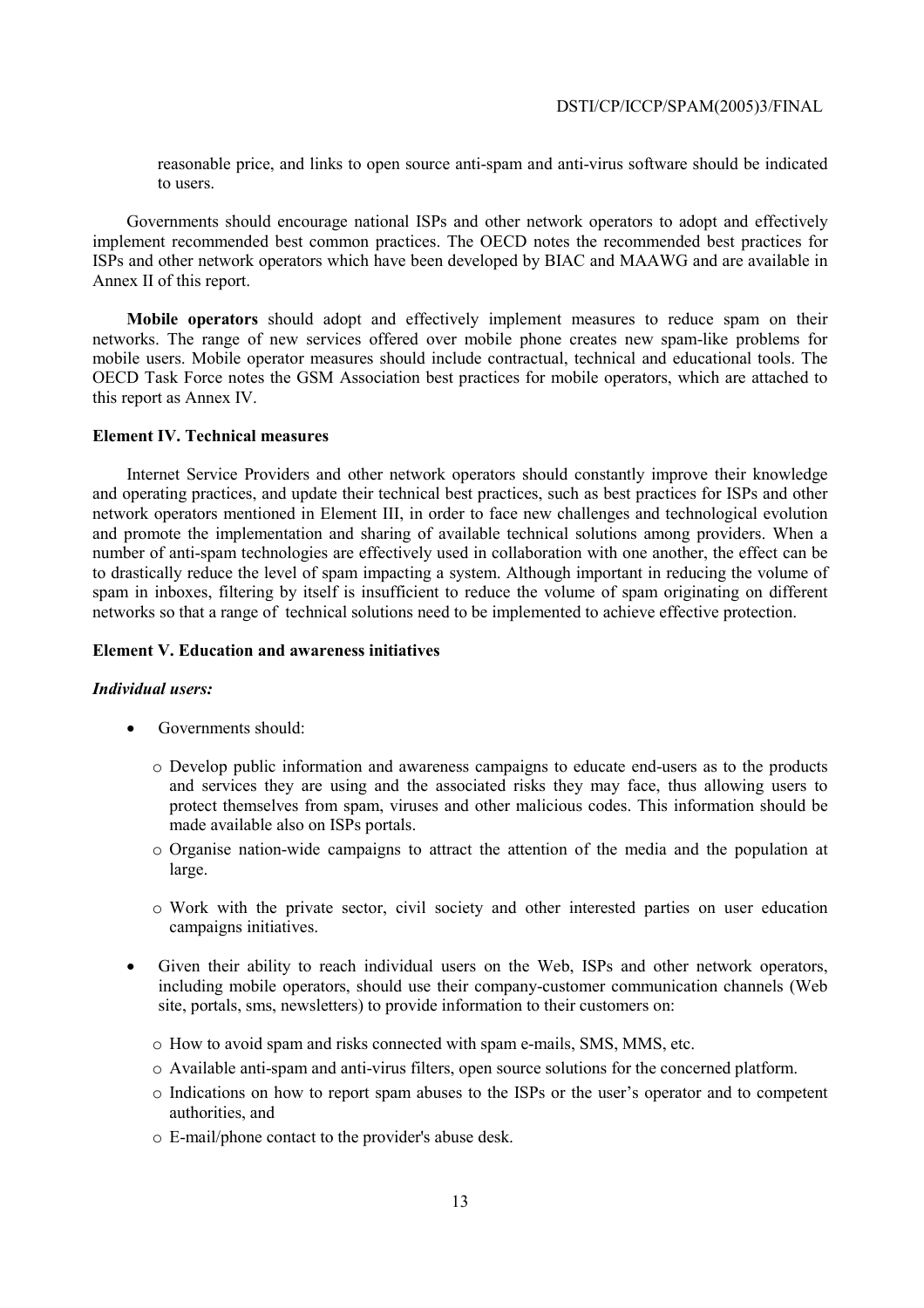reasonable price, and links to open source anti-spam and anti-virus software should be indicated to users.

Governments should encourage national ISPs and other network operators to adopt and effectively implement recommended best common practices. The OECD notes the recommended best practices for ISPs and other network operators which have been developed by BIAC and MAAWG and are available in Annex II of this report.

**Mobile operators** should adopt and effectively implement measures to reduce spam on their networks. The range of new services offered over mobile phone creates new spam-like problems for mobile users. Mobile operator measures should include contractual, technical and educational tools. The OECD Task Force notes the GSM Association best practices for mobile operators, which are attached to this report as Annex IV.

**Element IV. Technical measures**

Internet Service Providers and other network operators should constantly improve their knowledge and operating practices, and update their technical best practices, such as best practices for ISPs and other network operators mentioned in Element III, in order to face new challenges and technological evolution and promote the implementation and sharing of available technical solutions among providers. When a number of anti-spam technologies are effectively used in collaboration with one another, the effect can be to drastically reduce the level of spam impacting a system. Although important in reducing the volume of spam in inboxes, filtering by itself is insufficient to reduce the volume of spam originating on different networks so that a range of technical solutions need to be implemented to achieve effective protection.

**Element V. Education and awareness initiatives**

***Individual users:***

- Governments should:
  - Develop public information and awareness campaigns to educate end-users as to the products and services they are using and the associated risks they may face, thus allowing users to protect themselves from spam, viruses and other malicious codes. This information should be made available also on ISPs portals.
  - Organise nation-wide campaigns to attract the attention of the media and the population at large.
  - Work with the private sector, civil society and other interested parties on user education campaigns initiatives.
- Given their ability to reach individual users on the Web, ISPs and other network operators, including mobile operators, should use their company-customer communication channels (Web site, portals, sms, newsletters) to provide information to their customers on:
  - How to avoid spam and risks connected with spam e-mails, SMS, MMS, etc.
  - Available anti-spam and anti-virus filters, open source solutions for the concerned platform.
  - Indications on how to report spam abuses to the ISPs or the user's operator and to competent authorities, and
  - E-mail/phone contact to the provider's abuse desk.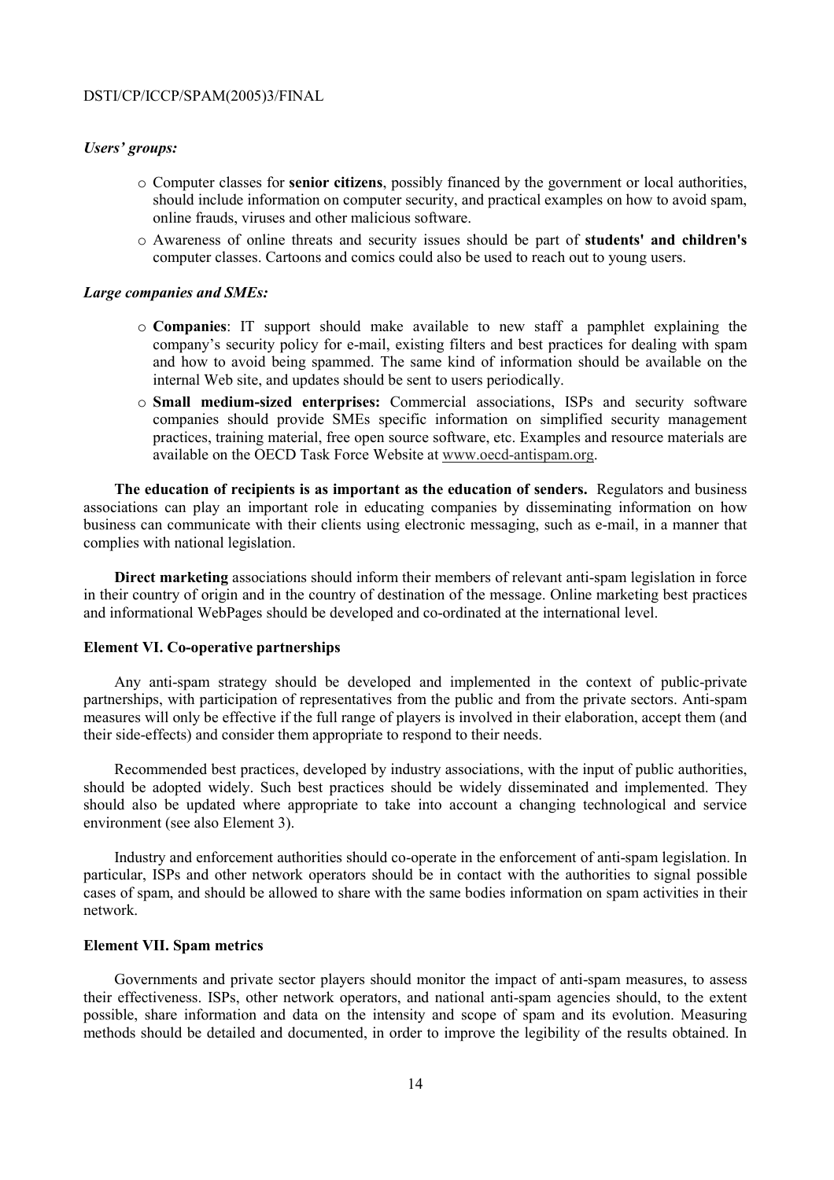*Users' groups:*

- Computer classes for **senior citizens**, possibly financed by the government or local authorities, should include information on computer security, and practical examples on how to avoid spam, online frauds, viruses and other malicious software.
- Awareness of online threats and security issues should be part of **students' and children's** computer classes. Cartoons and comics could also be used to reach out to young users.

*Large companies and SMEs:*

- **Companies**: IT support should make available to new staff a pamphlet explaining the company's security policy for e-mail, existing filters and best practices for dealing with spam and how to avoid being spammed. The same kind of information should be available on the internal Web site, and updates should be sent to users periodically.
- **Small medium-sized enterprises:** Commercial associations, ISPs and security software companies should provide SMEs specific information on simplified security management practices, training material, free open source software, etc. Examples and resource materials are available on the OECD Task Force Website at www.oecd-antispam.org.

**The education of recipients is as important as the education of senders.** Regulators and business associations can play an important role in educating companies by disseminating information on how business can communicate with their clients using electronic messaging, such as e-mail, in a manner that complies with national legislation.

**Direct marketing** associations should inform their members of relevant anti-spam legislation in force in their country of origin and in the country of destination of the message. Online marketing best practices and informational WebPages should be developed and co-ordinated at the international level.

**Element VI. Co-operative partnerships**

Any anti-spam strategy should be developed and implemented in the context of public-private partnerships, with participation of representatives from the public and from the private sectors. Anti-spam measures will only be effective if the full range of players is involved in their elaboration, accept them (and their side-effects) and consider them appropriate to respond to their needs.

Recommended best practices, developed by industry associations, with the input of public authorities, should be adopted widely. Such best practices should be widely disseminated and implemented. They should also be updated where appropriate to take into account a changing technological and service environment (see also Element 3).

Industry and enforcement authorities should co-operate in the enforcement of anti-spam legislation. In particular, ISPs and other network operators should be in contact with the authorities to signal possible cases of spam, and should be allowed to share with the same bodies information on spam activities in their network.

**Element VII. Spam metrics**

Governments and private sector players should monitor the impact of anti-spam measures, to assess their effectiveness. ISPs, other network operators, and national anti-spam agencies should, to the extent possible, share information and data on the intensity and scope of spam and its evolution. Measuring methods should be detailed and documented, in order to improve the legibility of the results obtained. In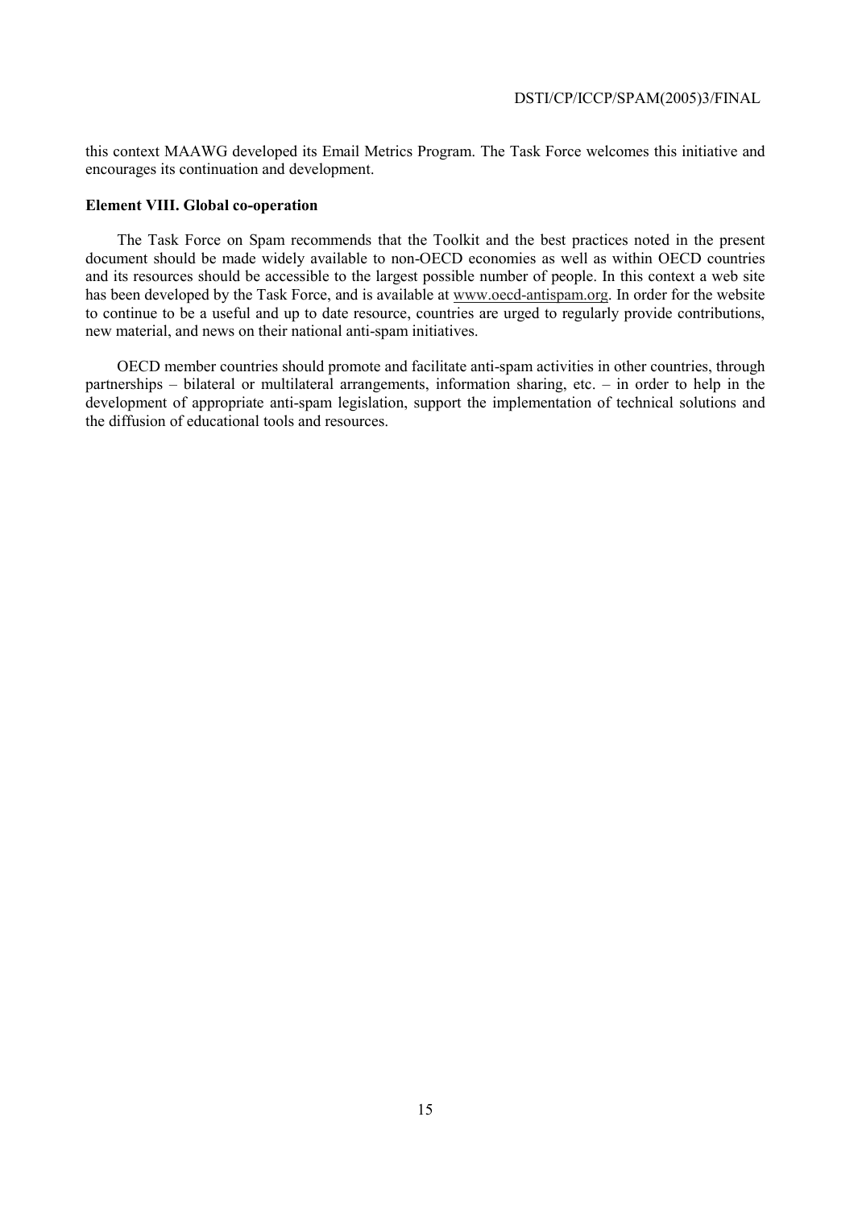this context MAAWG developed its Email Metrics Program. The Task Force welcomes this initiative and encourages its continuation and development.

**Element VIII. Global co-operation**

The Task Force on Spam recommends that the Toolkit and the best practices noted in the present document should be made widely available to non-OECD economies as well as within OECD countries and its resources should be accessible to the largest possible number of people. In this context a web site has been developed by the Task Force, and is available at www.oecd-antispam.org. In order for the website to continue to be a useful and up to date resource, countries are urged to regularly provide contributions, new material, and news on their national anti-spam initiatives.

OECD member countries should promote and facilitate anti-spam activities in other countries, through partnerships – bilateral or multilateral arrangements, information sharing, etc. – in order to help in the development of appropriate anti-spam legislation, support the implementation of technical solutions and the diffusion of educational tools and resources.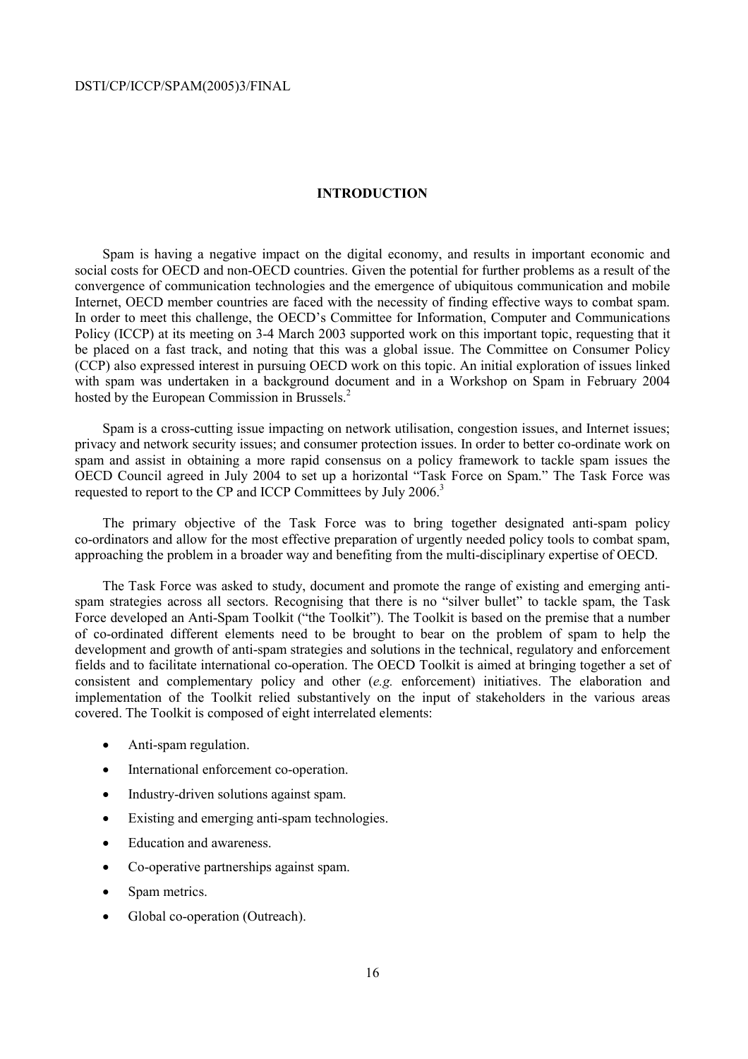# INTRODUCTION

Spam is having a negative impact on the digital economy, and results in important economic and social costs for OECD and non-OECD countries. Given the potential for further problems as a result of the convergence of communication technologies and the emergence of ubiquitous communication and mobile Internet, OECD member countries are faced with the necessity of finding effective ways to combat spam. In order to meet this challenge, the OECD's Committee for Information, Computer and Communications Policy (ICCP) at its meeting on 3-4 March 2003 supported work on this important topic, requesting that it be placed on a fast track, and noting that this was a global issue. The Committee on Consumer Policy (CCP) also expressed interest in pursuing OECD work on this topic. An initial exploration of issues linked with spam was undertaken in a background document and in a Workshop on Spam in February 2004 hosted by the European Commission in Brussels.[2]

Spam is a cross-cutting issue impacting on network utilisation, congestion issues, and Internet issues; privacy and network security issues; and consumer protection issues. In order to better co-ordinate work on spam and assist in obtaining a more rapid consensus on a policy framework to tackle spam issues the OECD Council agreed in July 2004 to set up a horizontal "Task Force on Spam." The Task Force was requested to report to the CP and ICCP Committees by July 2006.[3]

The primary objective of the Task Force was to bring together designated anti-spam policy co-ordinators and allow for the most effective preparation of urgently needed policy tools to combat spam, approaching the problem in a broader way and benefiting from the multi-disciplinary expertise of OECD.

The Task Force was asked to study, document and promote the range of existing and emerging anti-spam strategies across all sectors. Recognising that there is no "silver bullet" to tackle spam, the Task Force developed an Anti-Spam Toolkit ("the Toolkit"). The Toolkit is based on the premise that a number of co-ordinated different elements need to be brought to bear on the problem of spam to help the development and growth of anti-spam strategies and solutions in the technical, regulatory and enforcement fields and to facilitate international co-operation. The OECD Toolkit is aimed at bringing together a set of consistent and complementary policy and other (*e.g.* enforcement) initiatives. The elaboration and implementation of the Toolkit relied substantively on the input of stakeholders in the various areas covered. The Toolkit is composed of eight interrelated elements:

- Anti-spam regulation.
- International enforcement co-operation.
- Industry-driven solutions against spam.
- Existing and emerging anti-spam technologies.
- Education and awareness.
- Co-operative partnerships against spam.
- Spam metrics.
- Global co-operation (Outreach).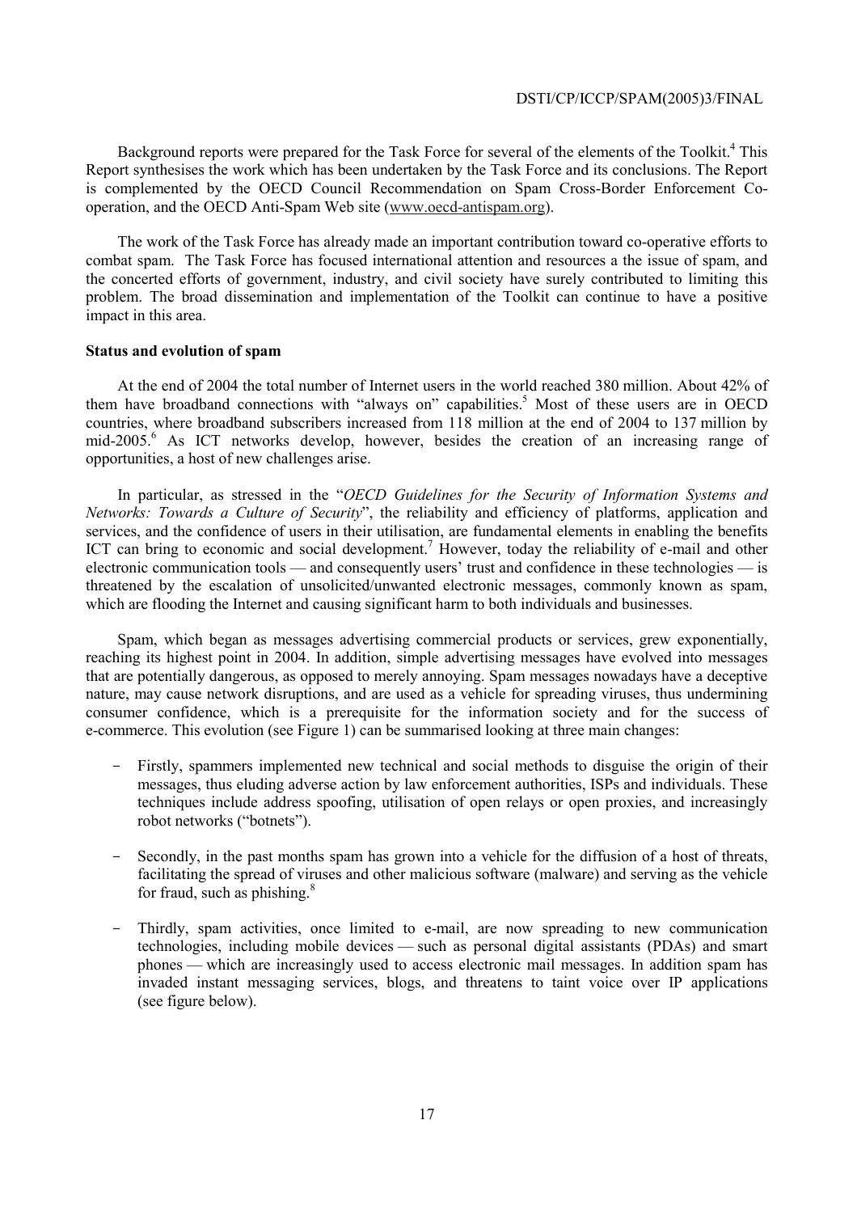Background reports were prepared for the Task Force for several of the elements of the Toolkit.[4] This Report synthesises the work which has been undertaken by the Task Force and its conclusions. The Report is complemented by the OECD Council Recommendation on Spam Cross-Border Enforcement Co-operation, and the OECD Anti-Spam Web site (www.oecd-antispam.org).

The work of the Task Force has already made an important contribution toward co-operative efforts to combat spam. The Task Force has focused international attention and resources a the issue of spam, and the concerted efforts of government, industry, and civil society have surely contributed to limiting this problem. The broad dissemination and implementation of the Toolkit can continue to have a positive impact in this area.

**Status and evolution of spam**

At the end of 2004 the total number of Internet users in the world reached 380 million. About 42% of them have broadband connections with "always on" capabilities.[5] Most of these users are in OECD countries, where broadband subscribers increased from 118 million at the end of 2004 to 137 million by mid-2005.[6] As ICT networks develop, however, besides the creation of an increasing range of opportunities, a host of new challenges arise.

In particular, as stressed in the "*OECD Guidelines for the Security of Information Systems and Networks: Towards a Culture of Security*", the reliability and efficiency of platforms, application and services, and the confidence of users in their utilisation, are fundamental elements in enabling the benefits ICT can bring to economic and social development.[7] However, today the reliability of e-mail and other electronic communication tools — and consequently users' trust and confidence in these technologies — is threatened by the escalation of unsolicited/unwanted electronic messages, commonly known as spam, which are flooding the Internet and causing significant harm to both individuals and businesses.

Spam, which began as messages advertising commercial products or services, grew exponentially, reaching its highest point in 2004. In addition, simple advertising messages have evolved into messages that are potentially dangerous, as opposed to merely annoying. Spam messages nowadays have a deceptive nature, may cause network disruptions, and are used as a vehicle for spreading viruses, thus undermining consumer confidence, which is a prerequisite for the information society and for the success of e-commerce. This evolution (see Figure 1) can be summarised looking at three main changes:

- Firstly, spammers implemented new technical and social methods to disguise the origin of their messages, thus eluding adverse action by law enforcement authorities, ISPs and individuals. These techniques include address spoofing, utilisation of open relays or open proxies, and increasingly robot networks ("botnets").
- Secondly, in the past months spam has grown into a vehicle for the diffusion of a host of threats, facilitating the spread of viruses and other malicious software (malware) and serving as the vehicle for fraud, such as phishing.[8]
- Thirdly, spam activities, once limited to e-mail, are now spreading to new communication technologies, including mobile devices — such as personal digital assistants (PDAs) and smart phones — which are increasingly used to access electronic mail messages. In addition spam has invaded instant messaging services, blogs, and threatens to taint voice over IP applications (see figure below).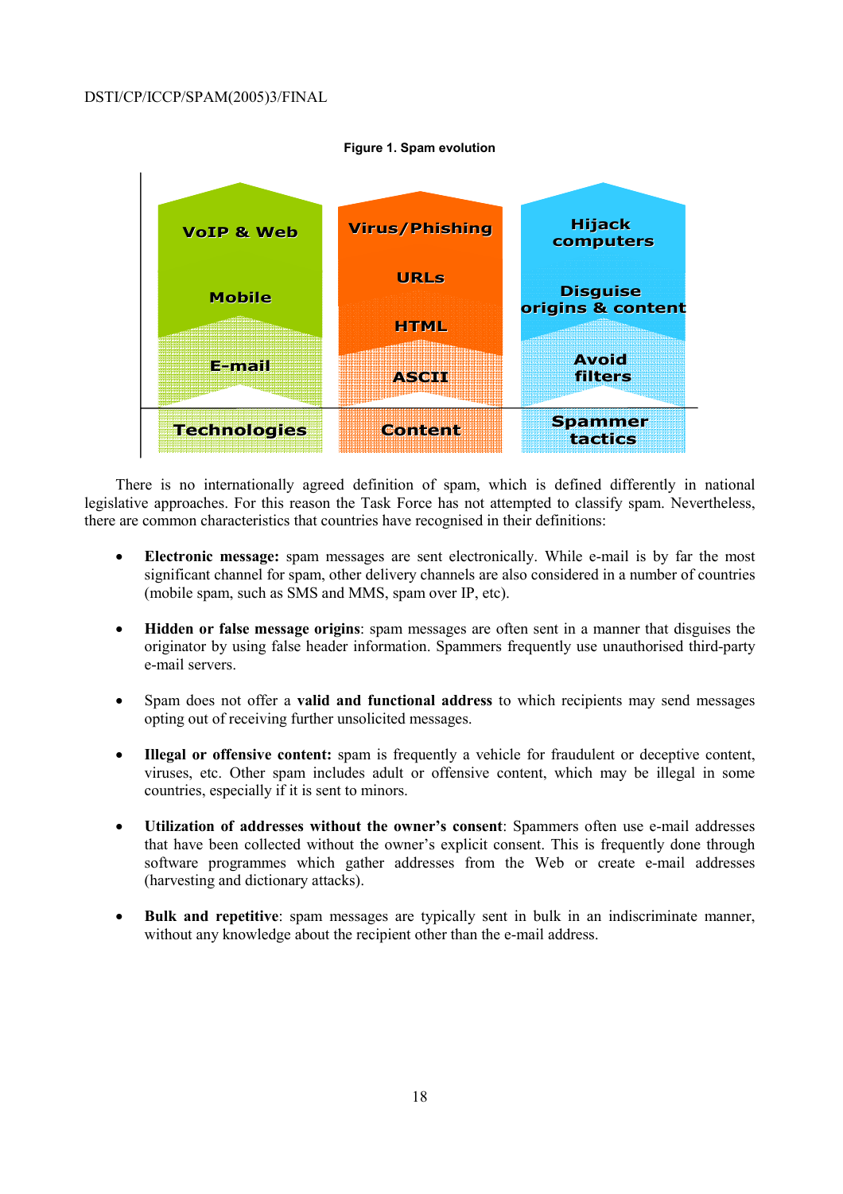**Figure 1. Spam evolution**

| Technologies | Content | Spammer tactics |
| --- | --- | --- |
| VoIP & Web | Virus/Phishing | Hijack computers |
| Mobile | URLs | Disguise origins & content |
| E-mail | HTML | Avoid filters |
| | ASCII | |

There is no internationally agreed definition of spam, which is defined differently in national legislative approaches. For this reason the Task Force has not attempted to classify spam. Nevertheless, there are common characteristics that countries have recognised in their definitions:

- **Electronic message:** spam messages are sent electronically. While e-mail is by far the most significant channel for spam, other delivery channels are also considered in a number of countries (mobile spam, such as SMS and MMS, spam over IP, etc).

- **Hidden or false message origins**: spam messages are often sent in a manner that disguises the originator by using false header information. Spammers frequently use unauthorised third-party e-mail servers.

- Spam does not offer a **valid and functional address** to which recipients may send messages opting out of receiving further unsolicited messages.

- **Illegal or offensive content:** spam is frequently a vehicle for fraudulent or deceptive content, viruses, etc. Other spam includes adult or offensive content, which may be illegal in some countries, especially if it is sent to minors.

- **Utilization of addresses without the owner's consent**: Spammers often use e-mail addresses that have been collected without the owner's explicit consent. This is frequently done through software programmes which gather addresses from the Web or create e-mail addresses (harvesting and dictionary attacks).

- **Bulk and repetitive**: spam messages are typically sent in bulk in an indiscriminate manner, without any knowledge about the recipient other than the e-mail address.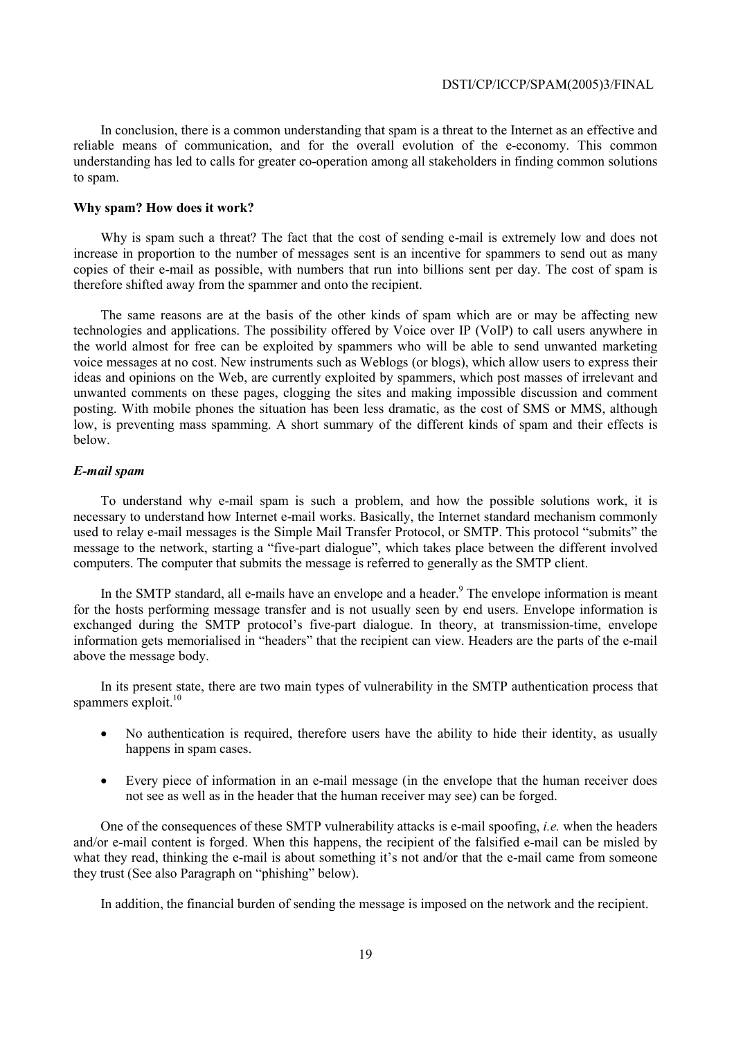In conclusion, there is a common understanding that spam is a threat to the Internet as an effective and reliable means of communication, and for the overall evolution of the e-economy. This common understanding has led to calls for greater co-operation among all stakeholders in finding common solutions to spam.

**Why spam? How does it work?**

Why is spam such a threat? The fact that the cost of sending e-mail is extremely low and does not increase in proportion to the number of messages sent is an incentive for spammers to send out as many copies of their e-mail as possible, with numbers that run into billions sent per day. The cost of spam is therefore shifted away from the spammer and onto the recipient.

The same reasons are at the basis of the other kinds of spam which are or may be affecting new technologies and applications. The possibility offered by Voice over IP (VoIP) to call users anywhere in the world almost for free can be exploited by spammers who will be able to send unwanted marketing voice messages at no cost. New instruments such as Weblogs (or blogs), which allow users to express their ideas and opinions on the Web, are currently exploited by spammers, which post masses of irrelevant and unwanted comments on these pages, clogging the sites and making impossible discussion and comment posting. With mobile phones the situation has been less dramatic, as the cost of SMS or MMS, although low, is preventing mass spamming. A short summary of the different kinds of spam and their effects is below.

***E-mail spam***

To understand why e-mail spam is such a problem, and how the possible solutions work, it is necessary to understand how Internet e-mail works. Basically, the Internet standard mechanism commonly used to relay e-mail messages is the Simple Mail Transfer Protocol, or SMTP. This protocol "submits" the message to the network, starting a "five-part dialogue", which takes place between the different involved computers. The computer that submits the message is referred to generally as the SMTP client.

In the SMTP standard, all e-mails have an envelope and a header.[9] The envelope information is meant for the hosts performing message transfer and is not usually seen by end users. Envelope information is exchanged during the SMTP protocol's five-part dialogue. In theory, at transmission-time, envelope information gets memorialised in "headers" that the recipient can view. Headers are the parts of the e-mail above the message body.

In its present state, there are two main types of vulnerability in the SMTP authentication process that spammers exploit.[10]

- No authentication is required, therefore users have the ability to hide their identity, as usually happens in spam cases.
- Every piece of information in an e-mail message (in the envelope that the human receiver does not see as well as in the header that the human receiver may see) can be forged.

One of the consequences of these SMTP vulnerability attacks is e-mail spoofing, *i.e.* when the headers and/or e-mail content is forged. When this happens, the recipient of the falsified e-mail can be misled by what they read, thinking the e-mail is about something it's not and/or that the e-mail came from someone they trust (See also Paragraph on "phishing" below).

In addition, the financial burden of sending the message is imposed on the network and the recipient.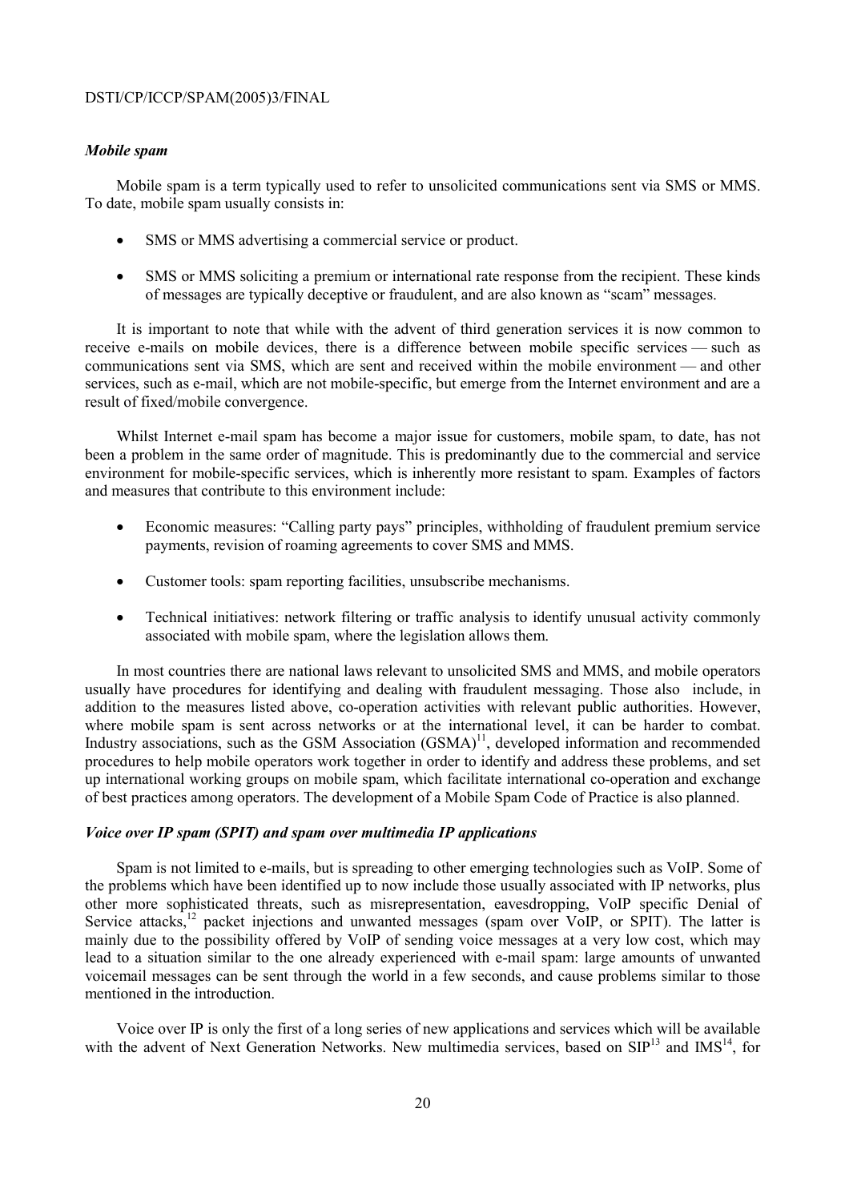### *Mobile spam*

Mobile spam is a term typically used to refer to unsolicited communications sent via SMS or MMS. To date, mobile spam usually consists in:

- SMS or MMS advertising a commercial service or product.
- SMS or MMS soliciting a premium or international rate response from the recipient. These kinds of messages are typically deceptive or fraudulent, and are also known as "scam" messages.

It is important to note that while with the advent of third generation services it is now common to receive e-mails on mobile devices, there is a difference between mobile specific services — such as communications sent via SMS, which are sent and received within the mobile environment — and other services, such as e-mail, which are not mobile-specific, but emerge from the Internet environment and are a result of fixed/mobile convergence.

Whilst Internet e-mail spam has become a major issue for customers, mobile spam, to date, has not been a problem in the same order of magnitude. This is predominantly due to the commercial and service environment for mobile-specific services, which is inherently more resistant to spam. Examples of factors and measures that contribute to this environment include:

- Economic measures: "Calling party pays" principles, withholding of fraudulent premium service payments, revision of roaming agreements to cover SMS and MMS.
- Customer tools: spam reporting facilities, unsubscribe mechanisms.
- Technical initiatives: network filtering or traffic analysis to identify unusual activity commonly associated with mobile spam, where the legislation allows them.

In most countries there are national laws relevant to unsolicited SMS and MMS, and mobile operators usually have procedures for identifying and dealing with fraudulent messaging. Those also include, in addition to the measures listed above, co-operation activities with relevant public authorities. However, where mobile spam is sent across networks or at the international level, it can be harder to combat. Industry associations, such as the GSM Association (GSMA)[11], developed information and recommended procedures to help mobile operators work together in order to identify and address these problems, and set up international working groups on mobile spam, which facilitate international co-operation and exchange of best practices among operators. The development of a Mobile Spam Code of Practice is also planned.

### *Voice over IP spam (SPIT) and spam over multimedia IP applications*

Spam is not limited to e-mails, but is spreading to other emerging technologies such as VoIP. Some of the problems which have been identified up to now include those usually associated with IP networks, plus other more sophisticated threats, such as misrepresentation, eavesdropping, VoIP specific Denial of Service attacks,[12] packet injections and unwanted messages (spam over VoIP, or SPIT). The latter is mainly due to the possibility offered by VoIP of sending voice messages at a very low cost, which may lead to a situation similar to the one already experienced with e-mail spam: large amounts of unwanted voicemail messages can be sent through the world in a few seconds, and cause problems similar to those mentioned in the introduction.

Voice over IP is only the first of a long series of new applications and services which will be available with the advent of Next Generation Networks. New multimedia services, based on SIP[13] and IMS[14], for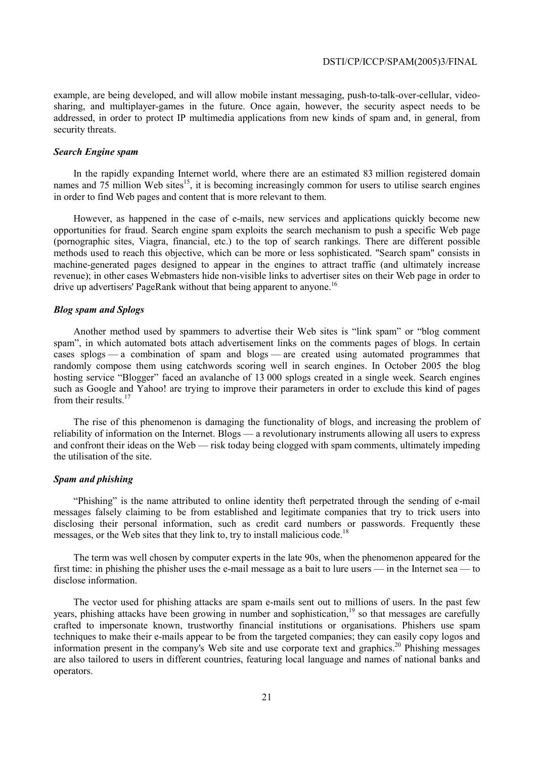example, are being developed, and will allow mobile instant messaging, push-to-talk-over-cellular, video-sharing, and multiplayer-games in the future. Once again, however, the security aspect needs to be addressed, in order to protect IP multimedia applications from new kinds of spam and, in general, from security threats.

### *Search Engine spam*

In the rapidly expanding Internet world, where there are an estimated 83 million registered domain names and 75 million Web sites[15], it is becoming increasingly common for users to utilise search engines in order to find Web pages and content that is more relevant to them.

However, as happened in the case of e-mails, new services and applications quickly become new opportunities for fraud. Search engine spam exploits the search mechanism to push a specific Web page (pornographic sites, Viagra, financial, etc.) to the top of search rankings. There are different possible methods used to reach this objective, which can be more or less sophisticated. "Search spam" consists in machine-generated pages designed to appear in the engines to attract traffic (and ultimately increase revenue); in other cases Webmasters hide non-visible links to advertiser sites on their Web page in order to drive up advertisers' PageRank without that being apparent to anyone.[16]

### *Blog spam and Splogs*

Another method used by spammers to advertise their Web sites is "link spam" or "blog comment spam", in which automated bots attach advertisement links on the comments pages of blogs. In certain cases splogs — a combination of spam and blogs — are created using automated programmes that randomly compose them using catchwords scoring well in search engines. In October 2005 the blog hosting service "Blogger" faced an avalanche of 13 000 splogs created in a single week. Search engines such as Google and Yahoo! are trying to improve their parameters in order to exclude this kind of pages from their results.[17]

The rise of this phenomenon is damaging the functionality of blogs, and increasing the problem of reliability of information on the Internet. Blogs — a revolutionary instruments allowing all users to express and confront their ideas on the Web — risk today being clogged with spam comments, ultimately impeding the utilisation of the site.

### *Spam and phishing*

"Phishing" is the name attributed to online identity theft perpetrated through the sending of e-mail messages falsely claiming to be from established and legitimate companies that try to trick users into disclosing their personal information, such as credit card numbers or passwords. Frequently these messages, or the Web sites that they link to, try to install malicious code.[18]

The term was well chosen by computer experts in the late 90s, when the phenomenon appeared for the first time: in phishing the phisher uses the e-mail message as a bait to lure users — in the Internet sea — to disclose information.

The vector used for phishing attacks are spam e-mails sent out to millions of users. In the past few years, phishing attacks have been growing in number and sophistication,[19] so that messages are carefully crafted to impersonate known, trustworthy financial institutions or organisations. Phishers use spam techniques to make their e-mails appear to be from the targeted companies; they can easily copy logos and information present in the company's Web site and use corporate text and graphics.[20] Phishing messages are also tailored to users in different countries, featuring local language and names of national banks and operators.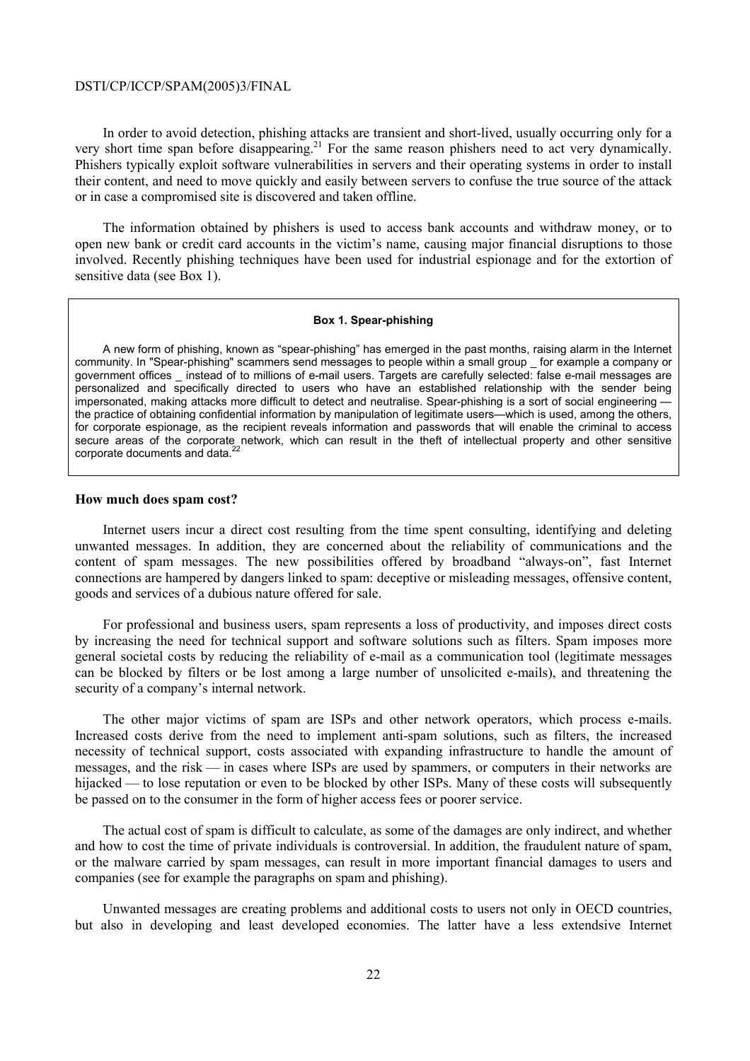In order to avoid detection, phishing attacks are transient and short-lived, usually occurring only for a very short time span before disappearing.[21] For the same reason phishers need to act very dynamically. Phishers typically exploit software vulnerabilities in servers and their operating systems in order to install their content, and need to move quickly and easily between servers to confuse the true source of the attack or in case a compromised site is discovered and taken offline.

The information obtained by phishers is used to access bank accounts and withdraw money, or to open new bank or credit card accounts in the victim's name, causing major financial disruptions to those involved. Recently phishing techniques have been used for industrial espionage and for the extortion of sensitive data (see Box 1).

> **Box 1. Spear-phishing**
>
> A new form of phishing, known as "spear-phishing" has emerged in the past months, raising alarm in the Internet community. In "Spear-phishing" scammers send messages to people within a small group _ for example a company or government offices _ instead of to millions of e-mail users. Targets are carefully selected: false e-mail messages are personalized and specifically directed to users who have an established relationship with the sender being impersonated, making attacks more difficult to detect and neutralise. Spear-phishing is a sort of social engineering — the practice of obtaining confidential information by manipulation of legitimate users—which is used, among the others, for corporate espionage, as the recipient reveals information and passwords that will enable the criminal to access secure areas of the corporate network, which can result in the theft of intellectual property and other sensitive corporate documents and data.[22]

**How much does spam cost?**

Internet users incur a direct cost resulting from the time spent consulting, identifying and deleting unwanted messages. In addition, they are concerned about the reliability of communications and the content of spam messages. The new possibilities offered by broadband "always-on", fast Internet connections are hampered by dangers linked to spam: deceptive or misleading messages, offensive content, goods and services of a dubious nature offered for sale.

For professional and business users, spam represents a loss of productivity, and imposes direct costs by increasing the need for technical support and software solutions such as filters. Spam imposes more general societal costs by reducing the reliability of e-mail as a communication tool (legitimate messages can be blocked by filters or be lost among a large number of unsolicited e-mails), and threatening the security of a company's internal network.

The other major victims of spam are ISPs and other network operators, which process e-mails. Increased costs derive from the need to implement anti-spam solutions, such as filters, the increased necessity of technical support, costs associated with expanding infrastructure to handle the amount of messages, and the risk — in cases where ISPs are used by spammers, or computers in their networks are hijacked — to lose reputation or even to be blocked by other ISPs. Many of these costs will subsequently be passed on to the consumer in the form of higher access fees or poorer service.

The actual cost of spam is difficult to calculate, as some of the damages are only indirect, and whether and how to cost the time of private individuals is controversial. In addition, the fraudulent nature of spam, or the malware carried by spam messages, can result in more important financial damages to users and companies (see for example the paragraphs on spam and phishing).

Unwanted messages are creating problems and additional costs to users not only in OECD countries, but also in developing and least developed economies. The latter have a less extendsive Internet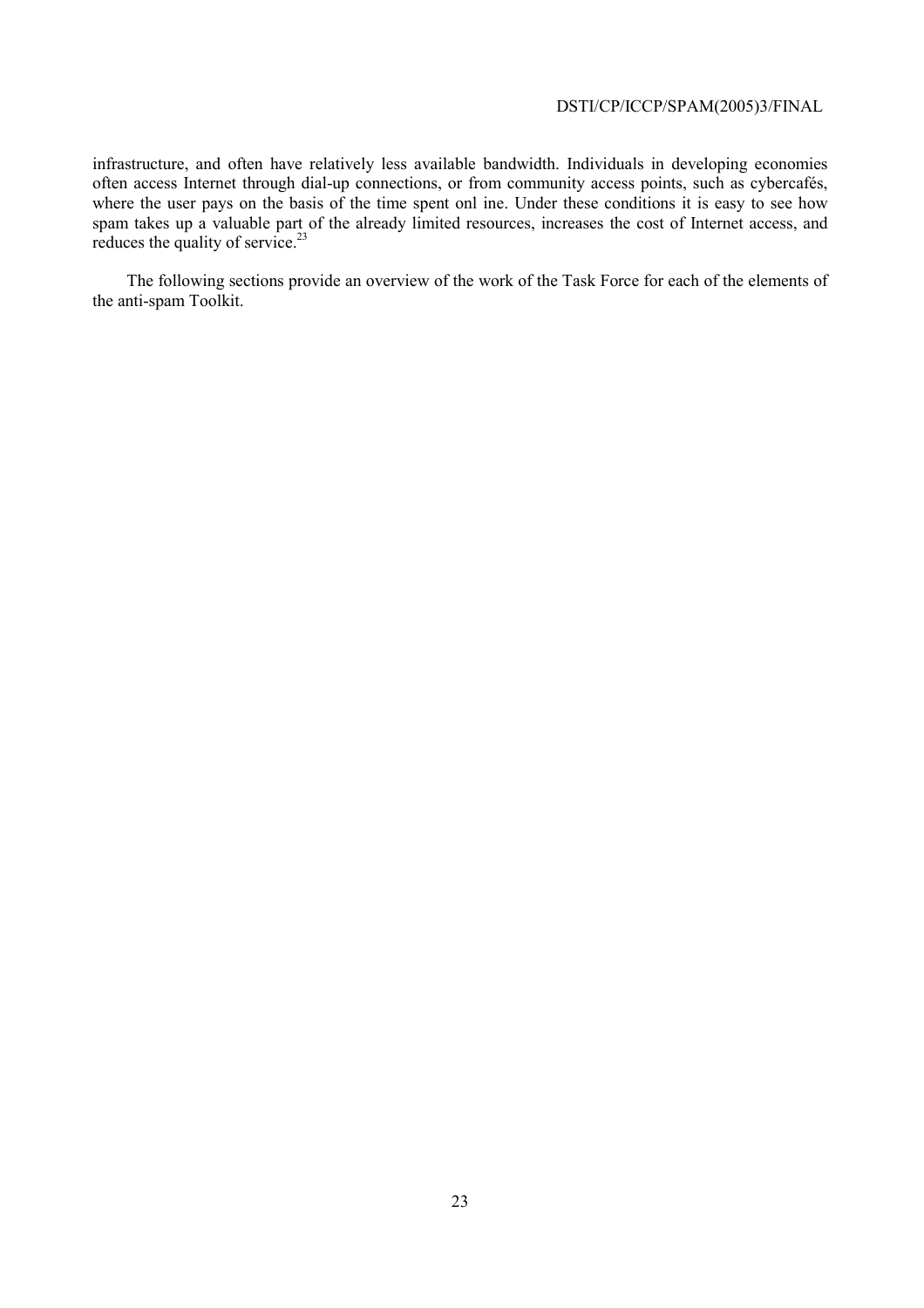infrastructure, and often have relatively less available bandwidth. Individuals in developing economies often access Internet through dial-up connections, or from community access points, such as cybercafés, where the user pays on the basis of the time spent onl ine. Under these conditions it is easy to see how spam takes up a valuable part of the already limited resources, increases the cost of Internet access, and reduces the quality of service.[23]

The following sections provide an overview of the work of the Task Force for each of the elements of the anti-spam Toolkit.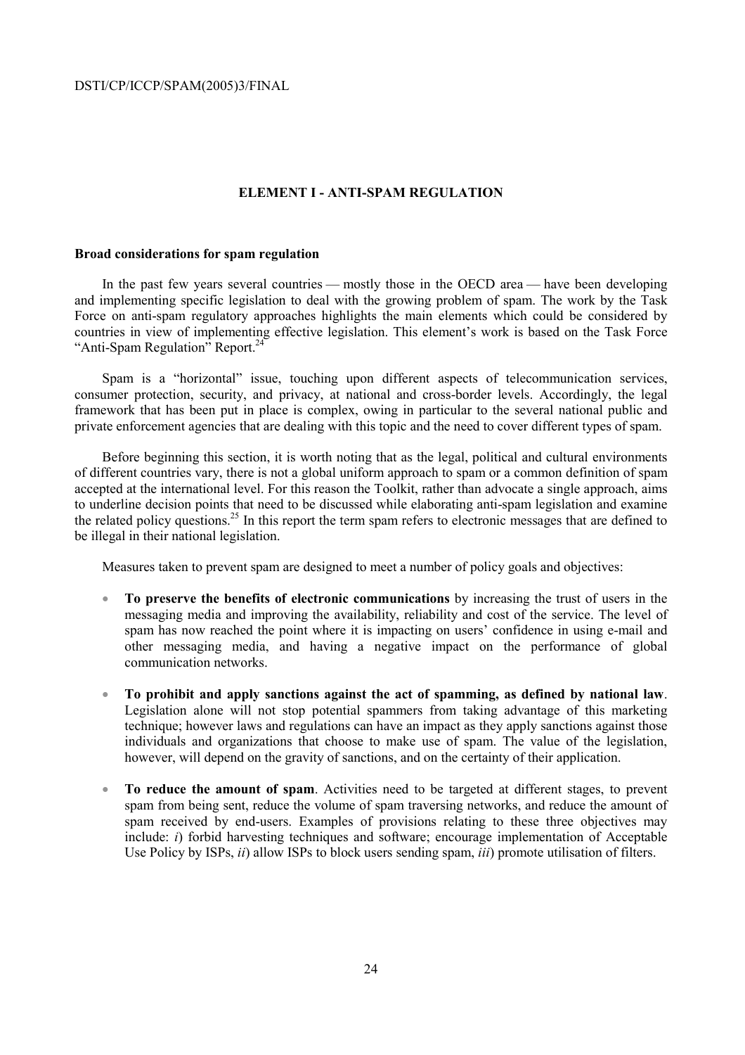## ELEMENT I - ANTI-SPAM REGULATION

### Broad considerations for spam regulation

In the past few years several countries — mostly those in the OECD area — have been developing and implementing specific legislation to deal with the growing problem of spam. The work by the Task Force on anti-spam regulatory approaches highlights the main elements which could be considered by countries in view of implementing effective legislation. This element's work is based on the Task Force "Anti-Spam Regulation" Report.[24]

Spam is a "horizontal" issue, touching upon different aspects of telecommunication services, consumer protection, security, and privacy, at national and cross-border levels. Accordingly, the legal framework that has been put in place is complex, owing in particular to the several national public and private enforcement agencies that are dealing with this topic and the need to cover different types of spam.

Before beginning this section, it is worth noting that as the legal, political and cultural environments of different countries vary, there is not a global uniform approach to spam or a common definition of spam accepted at the international level. For this reason the Toolkit, rather than advocate a single approach, aims to underline decision points that need to be discussed while elaborating anti-spam legislation and examine the related policy questions.[25] In this report the term spam refers to electronic messages that are defined to be illegal in their national legislation.

Measures taken to prevent spam are designed to meet a number of policy goals and objectives:

- **To preserve the benefits of electronic communications** by increasing the trust of users in the messaging media and improving the availability, reliability and cost of the service. The level of spam has now reached the point where it is impacting on users' confidence in using e-mail and other messaging media, and having a negative impact on the performance of global communication networks.
- **To prohibit and apply sanctions against the act of spamming, as defined by national law**. Legislation alone will not stop potential spammers from taking advantage of this marketing technique; however laws and regulations can have an impact as they apply sanctions against those individuals and organizations that choose to make use of spam. The value of the legislation, however, will depend on the gravity of sanctions, and on the certainty of their application.
- **To reduce the amount of spam**. Activities need to be targeted at different stages, to prevent spam from being sent, reduce the volume of spam traversing networks, and reduce the amount of spam received by end-users. Examples of provisions relating to these three objectives may include: *i*) forbid harvesting techniques and software; encourage implementation of Acceptable Use Policy by ISPs, *ii*) allow ISPs to block users sending spam, *iii*) promote utilisation of filters.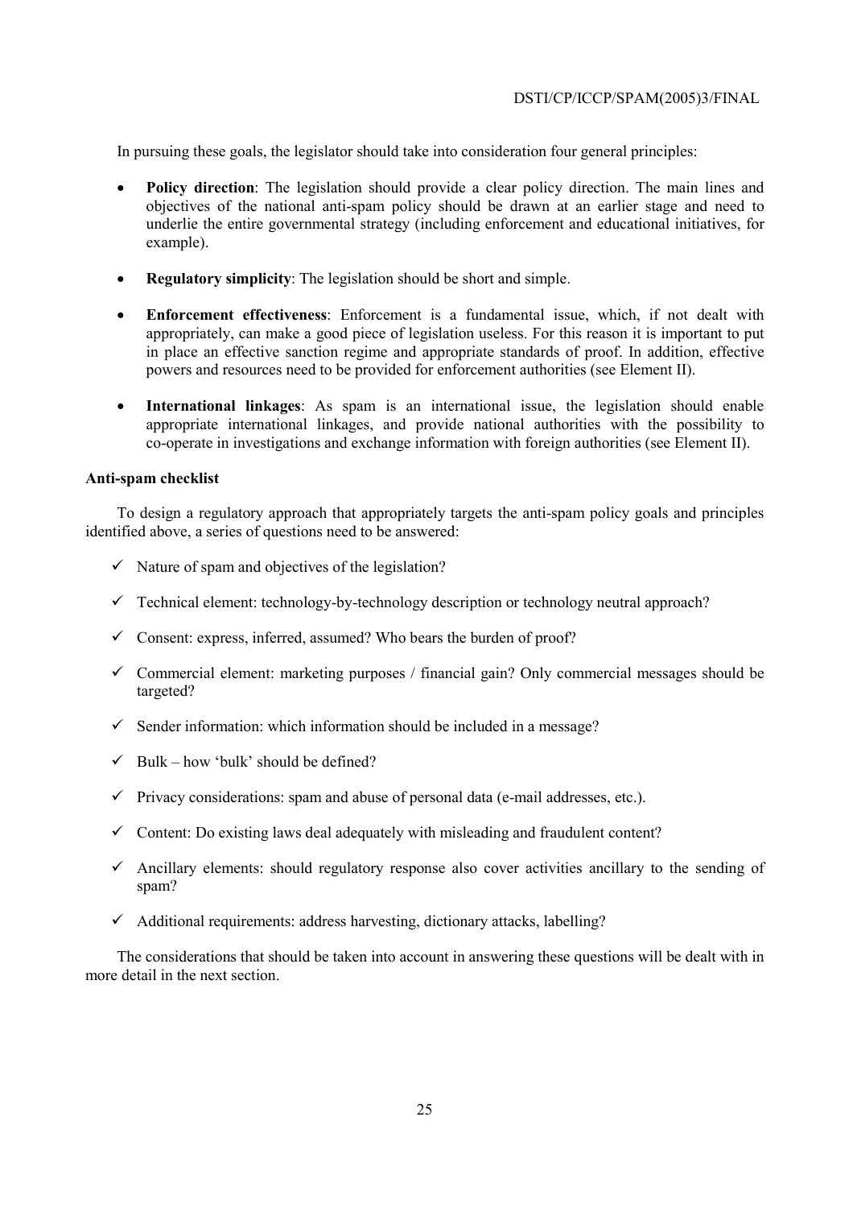In pursuing these goals, the legislator should take into consideration four general principles:

- **Policy direction**: The legislation should provide a clear policy direction. The main lines and objectives of the national anti-spam policy should be drawn at an earlier stage and need to underlie the entire governmental strategy (including enforcement and educational initiatives, for example).
- **Regulatory simplicity**: The legislation should be short and simple.
- **Enforcement effectiveness**: Enforcement is a fundamental issue, which, if not dealt with appropriately, can make a good piece of legislation useless. For this reason it is important to put in place an effective sanction regime and appropriate standards of proof. In addition, effective powers and resources need to be provided for enforcement authorities (see Element II).
- **International linkages**: As spam is an international issue, the legislation should enable appropriate international linkages, and provide national authorities with the possibility to co-operate in investigations and exchange information with foreign authorities (see Element II).

**Anti-spam checklist**

To design a regulatory approach that appropriately targets the anti-spam policy goals and principles identified above, a series of questions need to be answered:

- ✓ Nature of spam and objectives of the legislation?
- ✓ Technical element: technology-by-technology description or technology neutral approach?
- ✓ Consent: express, inferred, assumed? Who bears the burden of proof?
- ✓ Commercial element: marketing purposes / financial gain? Only commercial messages should be targeted?
- ✓ Sender information: which information should be included in a message?
- ✓ Bulk – how 'bulk' should be defined?
- ✓ Privacy considerations: spam and abuse of personal data (e-mail addresses, etc.).
- ✓ Content: Do existing laws deal adequately with misleading and fraudulent content?
- ✓ Ancillary elements: should regulatory response also cover activities ancillary to the sending of spam?
- ✓ Additional requirements: address harvesting, dictionary attacks, labelling?

The considerations that should be taken into account in answering these questions will be dealt with in more detail in the next section.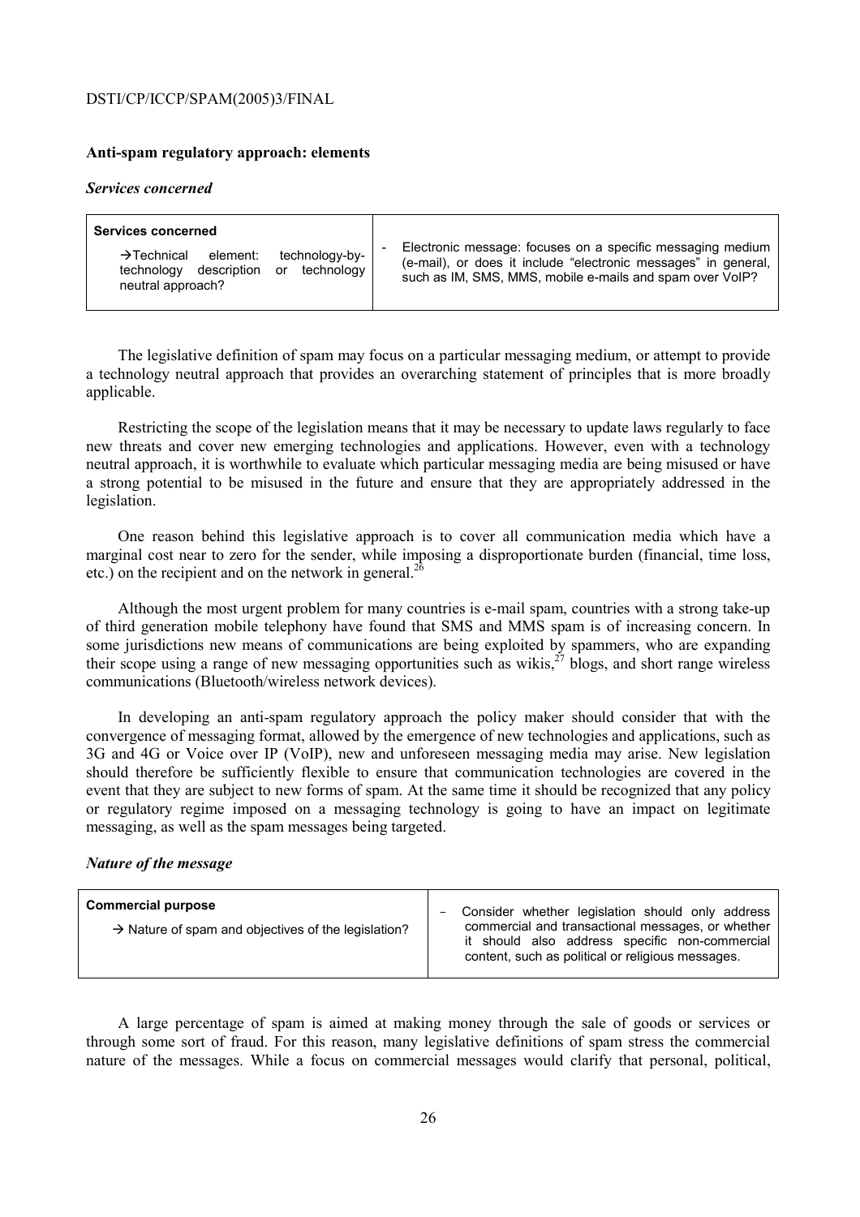**Anti-spam regulatory approach: elements**

***Services concerned***

| | |
|---|---|
| **Services concerned**<br>→Technical element: technology-by-technology description or technology neutral approach? | - Electronic message: focuses on a specific messaging medium (e-mail), or does it include "electronic messages" in general, such as IM, SMS, MMS, mobile e-mails and spam over VoIP? |

The legislative definition of spam may focus on a particular messaging medium, or attempt to provide a technology neutral approach that provides an overarching statement of principles that is more broadly applicable.

Restricting the scope of the legislation means that it may be necessary to update laws regularly to face new threats and cover new emerging technologies and applications. However, even with a technology neutral approach, it is worthwhile to evaluate which particular messaging media are being misused or have a strong potential to be misused in the future and ensure that they are appropriately addressed in the legislation.

One reason behind this legislative approach is to cover all communication media which have a marginal cost near to zero for the sender, while imposing a disproportionate burden (financial, time loss, etc.) on the recipient and on the network in general.[26]

Although the most urgent problem for many countries is e-mail spam, countries with a strong take-up of third generation mobile telephony have found that SMS and MMS spam is of increasing concern. In some jurisdictions new means of communications are being exploited by spammers, who are expanding their scope using a range of new messaging opportunities such as wikis,[27] blogs, and short range wireless communications (Bluetooth/wireless network devices).

In developing an anti-spam regulatory approach the policy maker should consider that with the convergence of messaging format, allowed by the emergence of new technologies and applications, such as 3G and 4G or Voice over IP (VoIP), new and unforeseen messaging media may arise. New legislation should therefore be sufficiently flexible to ensure that communication technologies are covered in the event that they are subject to new forms of spam. At the same time it should be recognized that any policy or regulatory regime imposed on a messaging technology is going to have an impact on legitimate messaging, as well as the spam messages being targeted.

***Nature of the message***

| | |
|---|---|
| **Commercial purpose**<br>→ Nature of spam and objectives of the legislation? | – Consider whether legislation should only address commercial and transactional messages, or whether it should also address specific non-commercial content, such as political or religious messages. |

A large percentage of spam is aimed at making money through the sale of goods or services or through some sort of fraud. For this reason, many legislative definitions of spam stress the commercial nature of the messages. While a focus on commercial messages would clarify that personal, political,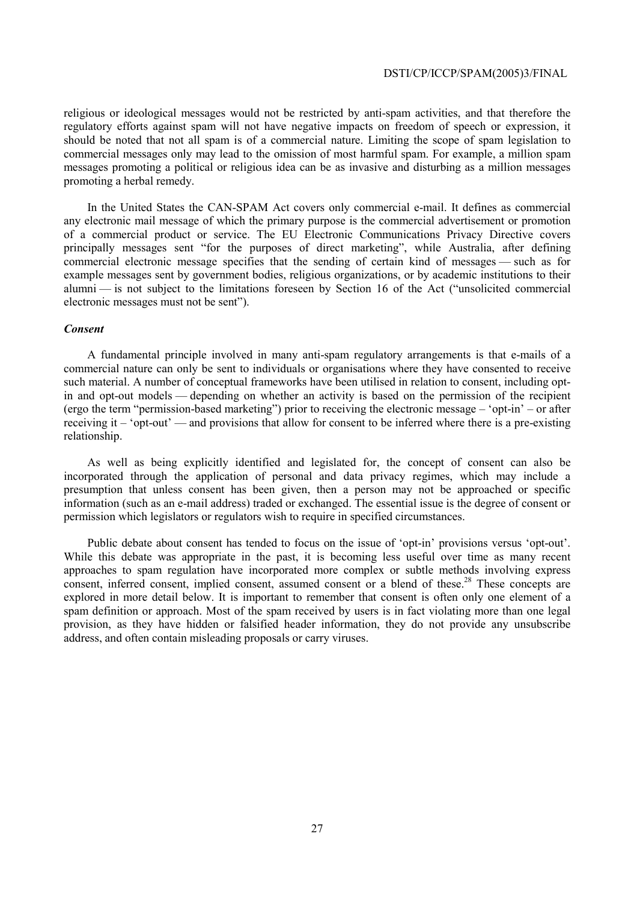religious or ideological messages would not be restricted by anti-spam activities, and that therefore the regulatory efforts against spam will not have negative impacts on freedom of speech or expression, it should be noted that not all spam is of a commercial nature. Limiting the scope of spam legislation to commercial messages only may lead to the omission of most harmful spam. For example, a million spam messages promoting a political or religious idea can be as invasive and disturbing as a million messages promoting a herbal remedy.

In the United States the CAN-SPAM Act covers only commercial e-mail. It defines as commercial any electronic mail message of which the primary purpose is the commercial advertisement or promotion of a commercial product or service. The EU Electronic Communications Privacy Directive covers principally messages sent "for the purposes of direct marketing", while Australia, after defining commercial electronic message specifies that the sending of certain kind of messages — such as for example messages sent by government bodies, religious organizations, or by academic institutions to their alumni — is not subject to the limitations foreseen by Section 16 of the Act ("unsolicited commercial electronic messages must not be sent").

### *Consent*

A fundamental principle involved in many anti-spam regulatory arrangements is that e-mails of a commercial nature can only be sent to individuals or organisations where they have consented to receive such material. A number of conceptual frameworks have been utilised in relation to consent, including opt-in and opt-out models — depending on whether an activity is based on the permission of the recipient (ergo the term "permission-based marketing") prior to receiving the electronic message – 'opt-in' – or after receiving it – 'opt-out' — and provisions that allow for consent to be inferred where there is a pre-existing relationship.

As well as being explicitly identified and legislated for, the concept of consent can also be incorporated through the application of personal and data privacy regimes, which may include a presumption that unless consent has been given, then a person may not be approached or specific information (such as an e-mail address) traded or exchanged. The essential issue is the degree of consent or permission which legislators or regulators wish to require in specified circumstances.

Public debate about consent has tended to focus on the issue of 'opt-in' provisions versus 'opt-out'. While this debate was appropriate in the past, it is becoming less useful over time as many recent approaches to spam regulation have incorporated more complex or subtle methods involving express consent, inferred consent, implied consent, assumed consent or a blend of these.[28] These concepts are explored in more detail below. It is important to remember that consent is often only one element of a spam definition or approach. Most of the spam received by users is in fact violating more than one legal provision, as they have hidden or falsified header information, they do not provide any unsubscribe address, and often contain misleading proposals or carry viruses.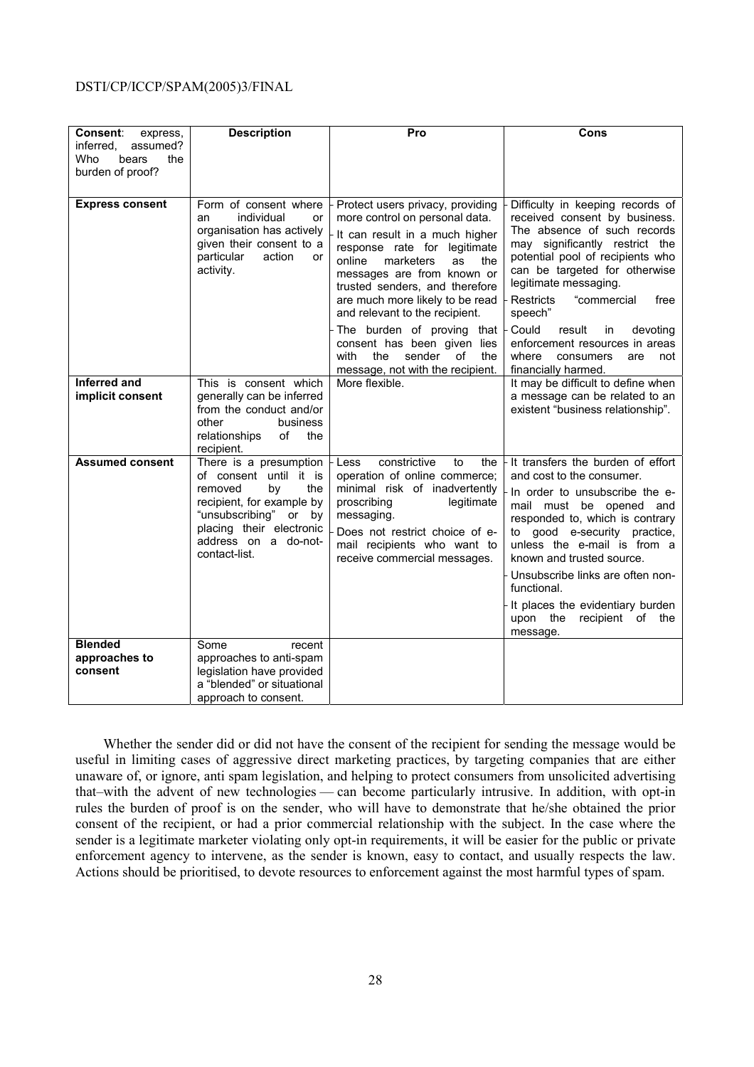| **Consent**: express, inferred, assumed? Who bears the burden of proof? | **Description** | **Pro** | **Cons** |
|---|---|---|---|
| **Express consent** | Form of consent where an individual or organisation has actively given their consent to a particular action or activity. | - Protect users privacy, providing more control on personal data.<br>- It can result in a much higher response rate for legitimate online marketers as the messages are from known or trusted senders, and therefore are much more likely to be read and relevant to the recipient.<br>- The burden of proving that consent has been given lies with the sender of the message, not with the recipient. | - Difficulty in keeping records of received consent by business. The absence of such records may significantly restrict the potential pool of recipients who can be targeted for otherwise legitimate messaging.<br>- Restricts "commercial free speech"<br>- Could result in devoting enforcement resources in areas where consumers are not financially harmed. |
| **Inferred and implicit consent** | This is consent which generally can be inferred from the conduct and/or other business relationships of the recipient. | More flexible. | It may be difficult to define when a message can be related to an existent "business relationship". |
| **Assumed consent** | There is a presumption of consent until it is removed by the recipient, for example by "unsubscribing" or by placing their electronic address on a do-not-contact-list. | - Less constrictive to the operation of online commerce; minimal risk of inadvertently proscribing legitimate messaging.<br>- Does not restrict choice of e-mail recipients who want to receive commercial messages. | - It transfers the burden of effort and cost to the consumer.<br>- In order to unsubscribe the e-mail must be opened and responded to, which is contrary to good e-security practice, unless the e-mail is from a known and trusted source.<br>- Unsubscribe links are often non-functional.<br>- It places the evidentiary burden upon the recipient of the message. |
| **Blended approaches to consent** | Some recent approaches to anti-spam legislation have provided a "blended" or situational approach to consent. | | |

Whether the sender did or did not have the consent of the recipient for sending the message would be useful in limiting cases of aggressive direct marketing practices, by targeting companies that are either unaware of, or ignore, anti spam legislation, and helping to protect consumers from unsolicited advertising that–with the advent of new technologies — can become particularly intrusive. In addition, with opt-in rules the burden of proof is on the sender, who will have to demonstrate that he/she obtained the prior consent of the recipient, or had a prior commercial relationship with the subject. In the case where the sender is a legitimate marketer violating only opt-in requirements, it will be easier for the public or private enforcement agency to intervene, as the sender is known, easy to contact, and usually respects the law. Actions should be prioritised, to devote resources to enforcement against the most harmful types of spam.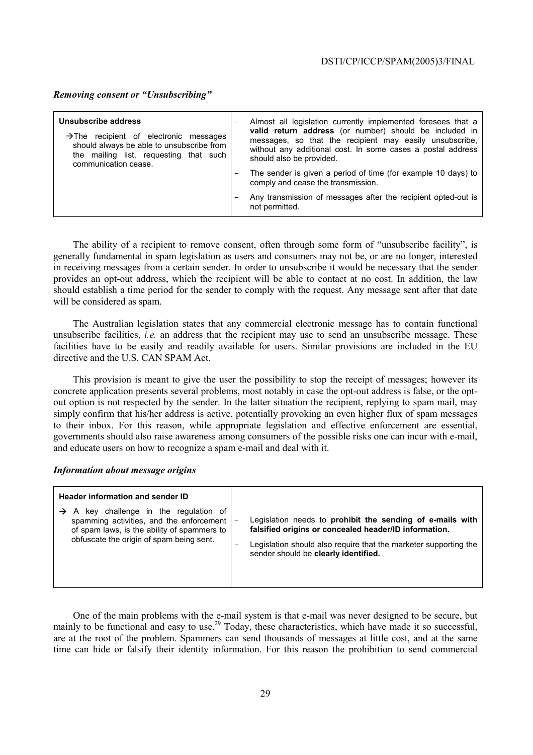### *Removing consent or "Unsubscribing"*

| | |
|---|---|
| **Unsubscribe address**<br><br>→The recipient of electronic messages should always be able to unsubscribe from the mailing list, requesting that such communication cease. | – Almost all legislation currently implemented foresees that a **valid return address** (or number) should be included in messages, so that the recipient may easily unsubscribe, without any additional cost. In some cases a postal address should also be provided.<br><br>– The sender is given a period of time (for example 10 days) to comply and cease the transmission.<br><br>– Any transmission of messages after the recipient opted-out is not permitted. |

The ability of a recipient to remove consent, often through some form of "unsubscribe facility", is generally fundamental in spam legislation as users and consumers may not be, or are no longer, interested in receiving messages from a certain sender. In order to unsubscribe it would be necessary that the sender provides an opt-out address, which the recipient will be able to contact at no cost. In addition, the law should establish a time period for the sender to comply with the request. Any message sent after that date will be considered as spam.

The Australian legislation states that any commercial electronic message has to contain functional unsubscribe facilities, *i.e.* an address that the recipient may use to send an unsubscribe message. These facilities have to be easily and readily available for users. Similar provisions are included in the EU directive and the U.S. CAN SPAM Act.

This provision is meant to give the user the possibility to stop the receipt of messages; however its concrete application presents several problems, most notably in case the opt-out address is false, or the opt-out option is not respected by the sender. In the latter situation the recipient, replying to spam mail, may simply confirm that his/her address is active, potentially provoking an even higher flux of spam messages to their inbox. For this reason, while appropriate legislation and effective enforcement are essential, governments should also raise awareness among consumers of the possible risks one can incur with e-mail, and educate users on how to recognize a spam e-mail and deal with it.

### *Information about message origins*

| | |
|---|---|
| **Header information and sender ID**<br><br>→ A key challenge in the regulation of spamming activities, and the enforcement of spam laws, is the ability of spammers to obfuscate the origin of spam being sent. | – Legislation needs to **prohibit the sending of e-mails with falsified origins or concealed header/ID information.**<br><br>– Legislation should also require that the marketer supporting the sender should be **clearly identified.** |

One of the main problems with the e-mail system is that e-mail was never designed to be secure, but mainly to be functional and easy to use.[29] Today, these characteristics, which have made it so successful, are at the root of the problem. Spammers can send thousands of messages at little cost, and at the same time can hide or falsify their identity information. For this reason the prohibition to send commercial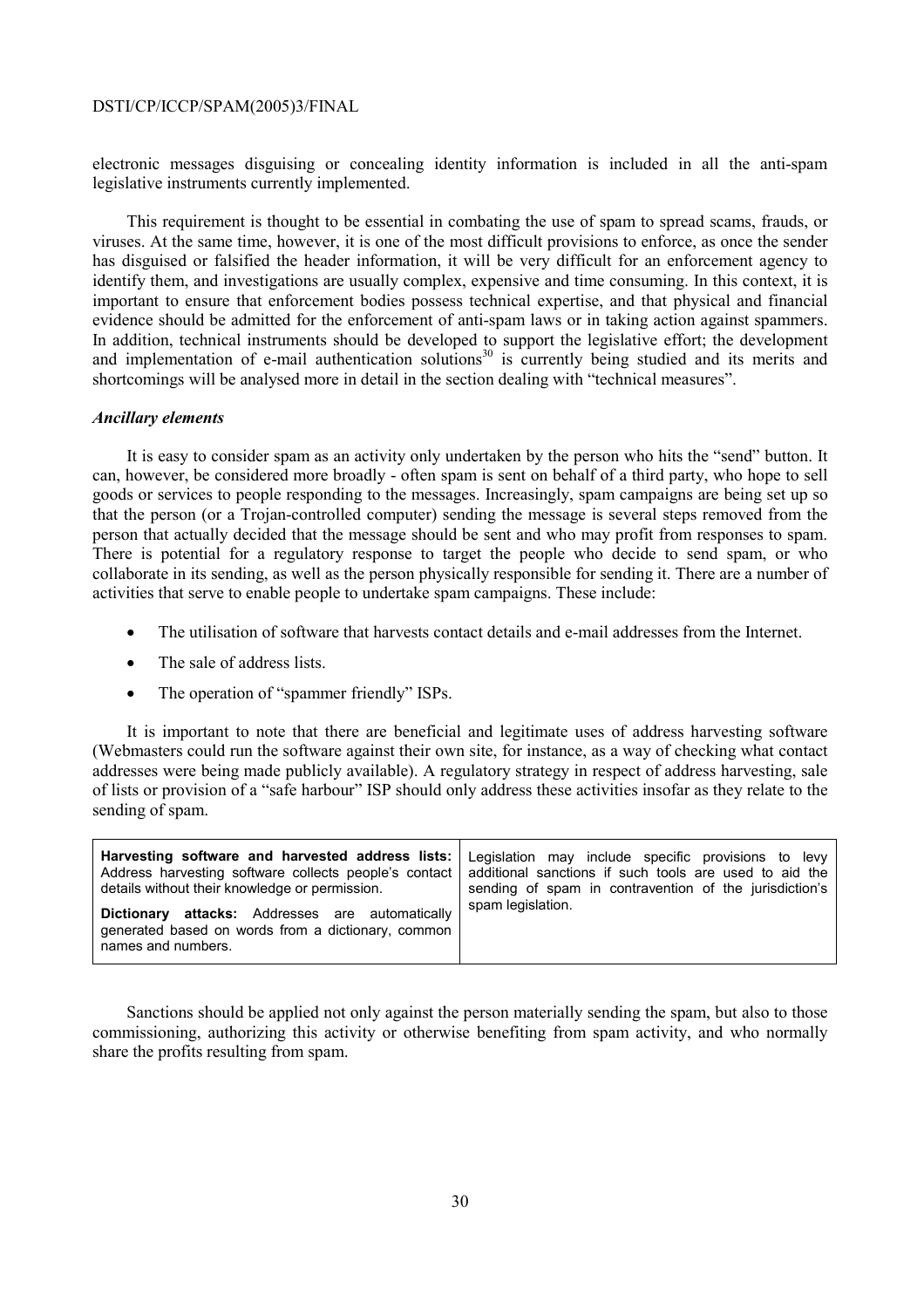electronic messages disguising or concealing identity information is included in all the anti-spam legislative instruments currently implemented.

This requirement is thought to be essential in combating the use of spam to spread scams, frauds, or viruses. At the same time, however, it is one of the most difficult provisions to enforce, as once the sender has disguised or falsified the header information, it will be very difficult for an enforcement agency to identify them, and investigations are usually complex, expensive and time consuming. In this context, it is important to ensure that enforcement bodies possess technical expertise, and that physical and financial evidence should be admitted for the enforcement of anti-spam laws or in taking action against spammers. In addition, technical instruments should be developed to support the legislative effort; the development and implementation of e-mail authentication solutions[30] is currently being studied and its merits and shortcomings will be analysed more in detail in the section dealing with "technical measures".

### *Ancillary elements*

It is easy to consider spam as an activity only undertaken by the person who hits the "send" button. It can, however, be considered more broadly - often spam is sent on behalf of a third party, who hope to sell goods or services to people responding to the messages. Increasingly, spam campaigns are being set up so that the person (or a Trojan-controlled computer) sending the message is several steps removed from the person that actually decided that the message should be sent and who may profit from responses to spam. There is potential for a regulatory response to target the people who decide to send spam, or who collaborate in its sending, as well as the person physically responsible for sending it. There are a number of activities that serve to enable people to undertake spam campaigns. These include:

- The utilisation of software that harvests contact details and e-mail addresses from the Internet.
- The sale of address lists.
- The operation of "spammer friendly" ISPs.

It is important to note that there are beneficial and legitimate uses of address harvesting software (Webmasters could run the software against their own site, for instance, as a way of checking what contact addresses were being made publicly available). A regulatory strategy in respect of address harvesting, sale of lists or provision of a "safe harbour" ISP should only address these activities insofar as they relate to the sending of spam.

| | |
|---|---|
| **Harvesting software and harvested address lists:** Address harvesting software collects people's contact details without their knowledge or permission.<br><br>**Dictionary attacks:** Addresses are automatically generated based on words from a dictionary, common names and numbers. | Legislation may include specific provisions to levy additional sanctions if such tools are used to aid the sending of spam in contravention of the jurisdiction's spam legislation. |

Sanctions should be applied not only against the person materially sending the spam, but also to those commissioning, authorizing this activity or otherwise benefiting from spam activity, and who normally share the profits resulting from spam.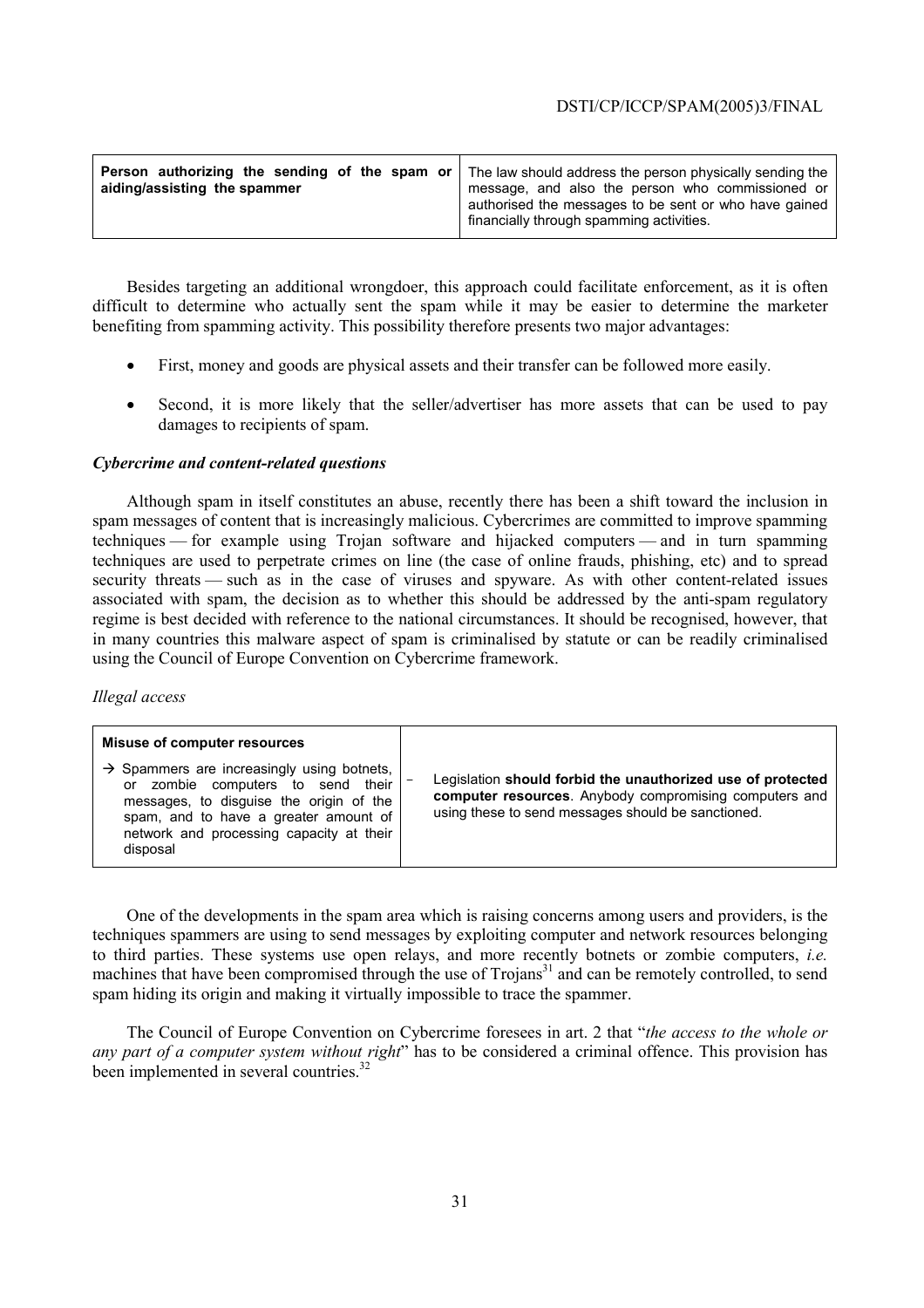| **Person authorizing the sending of the spam or aiding/assisting the spammer** | The law should address the person physically sending the message, and also the person who commissioned or authorised the messages to be sent or who have gained financially through spamming activities. |
|---|---|

Besides targeting an additional wrongdoer, this approach could facilitate enforcement, as it is often difficult to determine who actually sent the spam while it may be easier to determine the marketer benefiting from spamming activity. This possibility therefore presents two major advantages:

- First, money and goods are physical assets and their transfer can be followed more easily.
- Second, it is more likely that the seller/advertiser has more assets that can be used to pay damages to recipients of spam.

### *Cybercrime and content-related questions*

Although spam in itself constitutes an abuse, recently there has been a shift toward the inclusion in spam messages of content that is increasingly malicious. Cybercrimes are committed to improve spamming techniques — for example using Trojan software and hijacked computers — and in turn spamming techniques are used to perpetrate crimes on line (the case of online frauds, phishing, etc) and to spread security threats — such as in the case of viruses and spyware. As with other content-related issues associated with spam, the decision as to whether this should be addressed by the anti-spam regulatory regime is best decided with reference to the national circumstances. It should be recognised, however, that in many countries this malware aspect of spam is criminalised by statute or can be readily criminalised using the Council of Europe Convention on Cybercrime framework.

*Illegal access*

| **Misuse of computer resources**<br><br>→ Spammers are increasingly using botnets, or zombie computers to send their messages, to disguise the origin of the spam, and to have a greater amount of network and processing capacity at their disposal | - Legislation **should forbid the unauthorized use of protected computer resources**. Anybody compromising computers and using these to send messages should be sanctioned. |
|---|---|

One of the developments in the spam area which is raising concerns among users and providers, is the techniques spammers are using to send messages by exploiting computer and network resources belonging to third parties. These systems use open relays, and more recently botnets or zombie computers, *i.e.* machines that have been compromised through the use of Trojans[31] and can be remotely controlled, to send spam hiding its origin and making it virtually impossible to trace the spammer.

The Council of Europe Convention on Cybercrime foresees in art. 2 that "*the access to the whole or any part of a computer system without right*" has to be considered a criminal offence. This provision has been implemented in several countries.[32]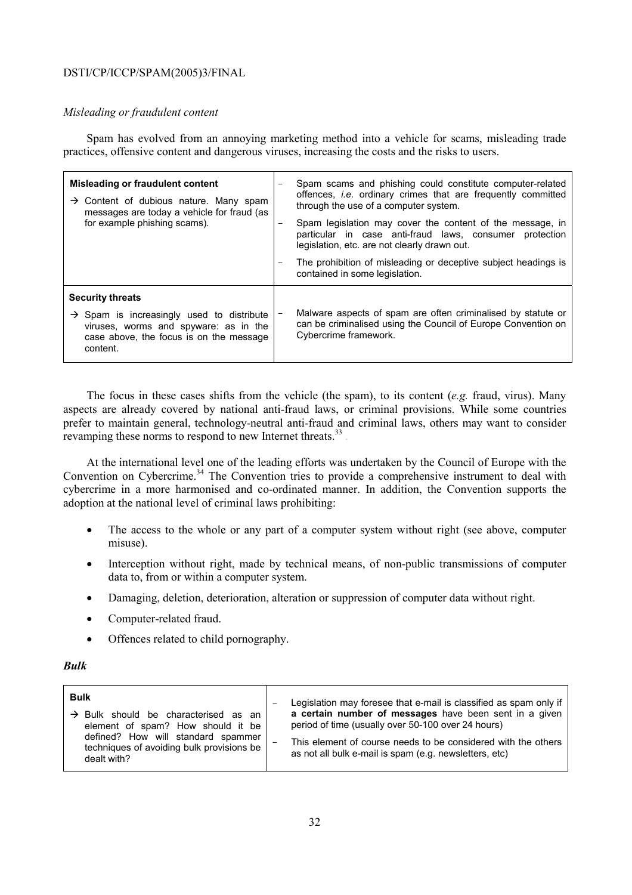### *Misleading or fraudulent content*

Spam has evolved from an annoying marketing method into a vehicle for scams, misleading trade practices, offensive content and dangerous viruses, increasing the costs and the risks to users.

| | |
|---|---|
| **Misleading or fraudulent content**<br>→ Content of dubious nature. Many spam messages are today a vehicle for fraud (as for example phishing scams). | – Spam scams and phishing could constitute computer-related offences, *i.e.* ordinary crimes that are frequently committed through the use of a computer system.<br>– Spam legislation may cover the content of the message, in particular in case anti-fraud laws, consumer protection legislation, etc. are not clearly drawn out.<br>– The prohibition of misleading or deceptive subject headings is contained in some legislation. |
| **Security threats**<br>→ Spam is increasingly used to distribute viruses, worms and spyware: as in the case above, the focus is on the message content. | – Malware aspects of spam are often criminalised by statute or can be criminalised using the Council of Europe Convention on Cybercrime framework. |

The focus in these cases shifts from the vehicle (the spam), to its content (*e.g.* fraud, virus). Many aspects are already covered by national anti-fraud laws, or criminal provisions. While some countries prefer to maintain general, technology-neutral anti-fraud and criminal laws, others may want to consider revamping these norms to respond to new Internet threats.[33]

At the international level one of the leading efforts was undertaken by the Council of Europe with the Convention on Cybercrime.[34] The Convention tries to provide a comprehensive instrument to deal with cybercrime in a more harmonised and co-ordinated manner. In addition, the Convention supports the adoption at the national level of criminal laws prohibiting:

- The access to the whole or any part of a computer system without right (see above, computer misuse).
- Interception without right, made by technical means, of non-public transmissions of computer data to, from or within a computer system.
- Damaging, deletion, deterioration, alteration or suppression of computer data without right.
- Computer-related fraud.
- Offences related to child pornography.

### ***Bulk***

| | |
|---|---|
| **Bulk**<br>→ Bulk should be characterised as an element of spam? How should it be defined? How will standard spammer techniques of avoiding bulk provisions be dealt with? | – Legislation may foresee that e-mail is classified as spam only if **a certain number of messages** have been sent in a given period of time (usually over 50-100 over 24 hours)<br>– This element of course needs to be considered with the others as not all bulk e-mail is spam (e.g. newsletters, etc) |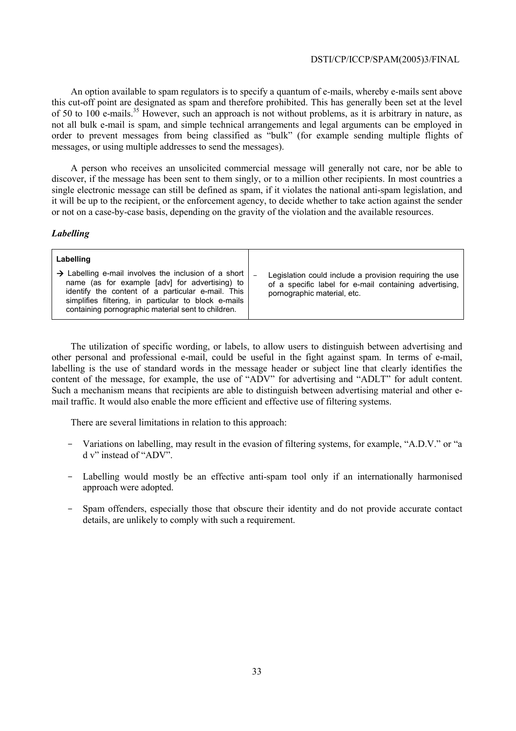An option available to spam regulators is to specify a quantum of e-mails, whereby e-mails sent above this cut-off point are designated as spam and therefore prohibited. This has generally been set at the level of 50 to 100 e-mails.[35] However, such an approach is not without problems, as it is arbitrary in nature, as not all bulk e-mail is spam, and simple technical arrangements and legal arguments can be employed in order to prevent messages from being classified as "bulk" (for example sending multiple flights of messages, or using multiple addresses to send the messages).

A person who receives an unsolicited commercial message will generally not care, nor be able to discover, if the message has been sent to them singly, or to a million other recipients. In most countries a single electronic message can still be defined as spam, if it violates the national anti-spam legislation, and it will be up to the recipient, or the enforcement agency, to decide whether to take action against the sender or not on a case-by-case basis, depending on the gravity of the violation and the available resources.

### *Labelling*

| **Labelling** | |
|---|---|
| → Labelling e-mail involves the inclusion of a short name (as for example [adv] for advertising) to identify the content of a particular e-mail. This simplifies filtering, in particular to block e-mails containing pornographic material sent to children. | – Legislation could include a provision requiring the use of a specific label for e-mail containing advertising, pornographic material, etc. |

The utilization of specific wording, or labels, to allow users to distinguish between advertising and other personal and professional e-mail, could be useful in the fight against spam. In terms of e-mail, labelling is the use of standard words in the message header or subject line that clearly identifies the content of the message, for example, the use of "ADV" for advertising and "ADLT" for adult content. Such a mechanism means that recipients are able to distinguish between advertising material and other e-mail traffic. It would also enable the more efficient and effective use of filtering systems.

There are several limitations in relation to this approach:

- Variations on labelling, may result in the evasion of filtering systems, for example, "A.D.V." or "a d v" instead of "ADV".
- Labelling would mostly be an effective anti-spam tool only if an internationally harmonised approach were adopted.
- Spam offenders, especially those that obscure their identity and do not provide accurate contact details, are unlikely to comply with such a requirement.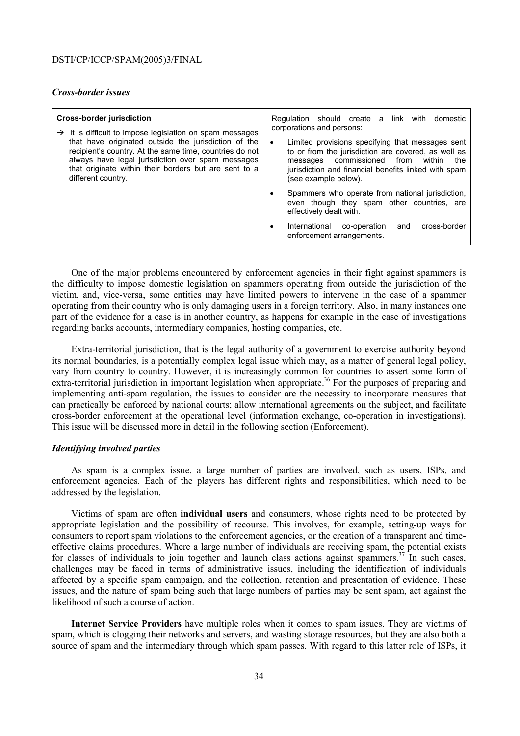### *Cross-border issues*

| | |
|---|---|
| **Cross-border jurisdiction**<br><br>→ It is difficult to impose legislation on spam messages that have originated outside the jurisdiction of the recipient's country. At the same time, countries do not always have legal jurisdiction over spam messages that originate within their borders but are sent to a different country. | Regulation should create a link with domestic corporations and persons:<br><br>• Limited provisions specifying that messages sent to or from the jurisdiction are covered, as well as messages commissioned from within the jurisdiction and financial benefits linked with spam (see example below).<br><br>• Spammers who operate from national jurisdiction, even though they spam other countries, are effectively dealt with.<br><br>• International co-operation and cross-border enforcement arrangements. |

One of the major problems encountered by enforcement agencies in their fight against spammers is the difficulty to impose domestic legislation on spammers operating from outside the jurisdiction of the victim, and, vice-versa, some entities may have limited powers to intervene in the case of a spammer operating from their country who is only damaging users in a foreign territory. Also, in many instances one part of the evidence for a case is in another country, as happens for example in the case of investigations regarding banks accounts, intermediary companies, hosting companies, etc.

Extra-territorial jurisdiction, that is the legal authority of a government to exercise authority beyond its normal boundaries, is a potentially complex legal issue which may, as a matter of general legal policy, vary from country to country. However, it is increasingly common for countries to assert some form of extra-territorial jurisdiction in important legislation when appropriate.[36] For the purposes of preparing and implementing anti-spam regulation, the issues to consider are the necessity to incorporate measures that can practically be enforced by national courts; allow international agreements on the subject, and facilitate cross-border enforcement at the operational level (information exchange, co-operation in investigations). This issue will be discussed more in detail in the following section (Enforcement).

### *Identifying involved parties*

As spam is a complex issue, a large number of parties are involved, such as users, ISPs, and enforcement agencies. Each of the players has different rights and responsibilities, which need to be addressed by the legislation.

Victims of spam are often **individual users** and consumers, whose rights need to be protected by appropriate legislation and the possibility of recourse. This involves, for example, setting-up ways for consumers to report spam violations to the enforcement agencies, or the creation of a transparent and time-effective claims procedures. Where a large number of individuals are receiving spam, the potential exists for classes of individuals to join together and launch class actions against spammers.[37] In such cases, challenges may be faced in terms of administrative issues, including the identification of individuals affected by a specific spam campaign, and the collection, retention and presentation of evidence. These issues, and the nature of spam being such that large numbers of parties may be sent spam, act against the likelihood of such a course of action.

**Internet Service Providers** have multiple roles when it comes to spam issues. They are victims of spam, which is clogging their networks and servers, and wasting storage resources, but they are also both a source of spam and the intermediary through which spam passes. With regard to this latter role of ISPs, it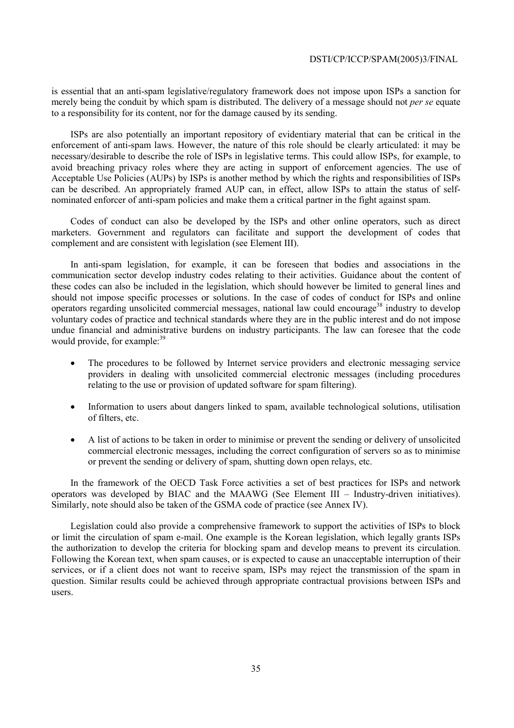is essential that an anti-spam legislative/regulatory framework does not impose upon ISPs a sanction for merely being the conduit by which spam is distributed. The delivery of a message should not *per se* equate to a responsibility for its content, nor for the damage caused by its sending.

ISPs are also potentially an important repository of evidentiary material that can be critical in the enforcement of anti-spam laws. However, the nature of this role should be clearly articulated: it may be necessary/desirable to describe the role of ISPs in legislative terms. This could allow ISPs, for example, to avoid breaching privacy roles where they are acting in support of enforcement agencies. The use of Acceptable Use Policies (AUPs) by ISPs is another method by which the rights and responsibilities of ISPs can be described. An appropriately framed AUP can, in effect, allow ISPs to attain the status of self-nominated enforcer of anti-spam policies and make them a critical partner in the fight against spam.

Codes of conduct can also be developed by the ISPs and other online operators, such as direct marketers. Government and regulators can facilitate and support the development of codes that complement and are consistent with legislation (see Element III).

In anti-spam legislation, for example, it can be foreseen that bodies and associations in the communication sector develop industry codes relating to their activities. Guidance about the content of these codes can also be included in the legislation, which should however be limited to general lines and should not impose specific processes or solutions. In the case of codes of conduct for ISPs and online operators regarding unsolicited commercial messages, national law could encourage[38] industry to develop voluntary codes of practice and technical standards where they are in the public interest and do not impose undue financial and administrative burdens on industry participants. The law can foresee that the code would provide, for example:[39]

- The procedures to be followed by Internet service providers and electronic messaging service providers in dealing with unsolicited commercial electronic messages (including procedures relating to the use or provision of updated software for spam filtering).
- Information to users about dangers linked to spam, available technological solutions, utilisation of filters, etc.
- A list of actions to be taken in order to minimise or prevent the sending or delivery of unsolicited commercial electronic messages, including the correct configuration of servers so as to minimise or prevent the sending or delivery of spam, shutting down open relays, etc.

In the framework of the OECD Task Force activities a set of best practices for ISPs and network operators was developed by BIAC and the MAAWG (See Element III – Industry-driven initiatives). Similarly, note should also be taken of the GSMA code of practice (see Annex IV).

Legislation could also provide a comprehensive framework to support the activities of ISPs to block or limit the circulation of spam e-mail. One example is the Korean legislation, which legally grants ISPs the authorization to develop the criteria for blocking spam and develop means to prevent its circulation. Following the Korean text, when spam causes, or is expected to cause an unacceptable interruption of their services, or if a client does not want to receive spam, ISPs may reject the transmission of the spam in question. Similar results could be achieved through appropriate contractual provisions between ISPs and users.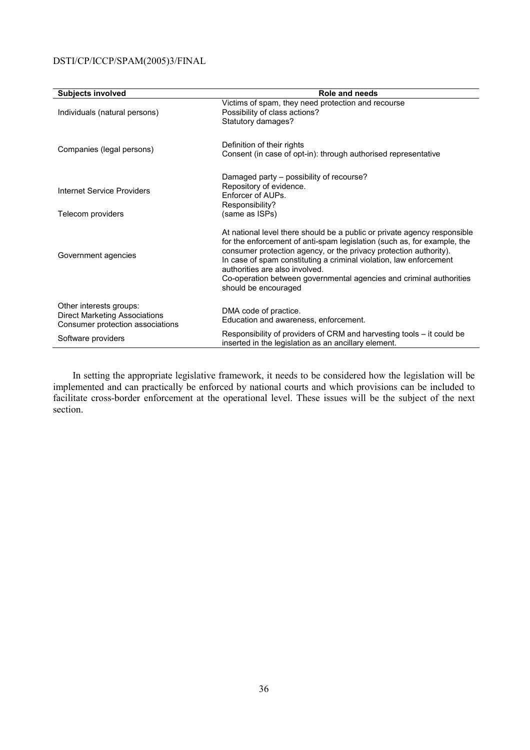| Subjects involved | Role and needs |
|---|---|
| Individuals (natural persons) | Victims of spam, they need protection and recourse<br>Possibility of class actions?<br>Statutory damages? |
| Companies (legal persons) | Definition of their rights<br>Consent (in case of opt-in): through authorised representative |
| Internet Service Providers | Damaged party – possibility of recourse?<br>Repository of evidence.<br>Enforcer of AUPs.<br>Responsibility? |
| Telecom providers | (same as ISPs) |
| Government agencies | At national level there should be a public or private agency responsible for the enforcement of anti-spam legislation (such as, for example, the consumer protection agency, or the privacy protection authority).<br>In case of spam constituting a criminal violation, law enforcement authorities are also involved.<br>Co-operation between governmental agencies and criminal authorities should be encouraged |
| Other interests groups:<br>Direct Marketing Associations<br>Consumer protection associations | DMA code of practice.<br>Education and awareness, enforcement. |
| Software providers | Responsibility of providers of CRM and harvesting tools – it could be inserted in the legislation as an ancillary element. |

In setting the appropriate legislative framework, it needs to be considered how the legislation will be implemented and can practically be enforced by national courts and which provisions can be included to facilitate cross-border enforcement at the operational level. These issues will be the subject of the next section.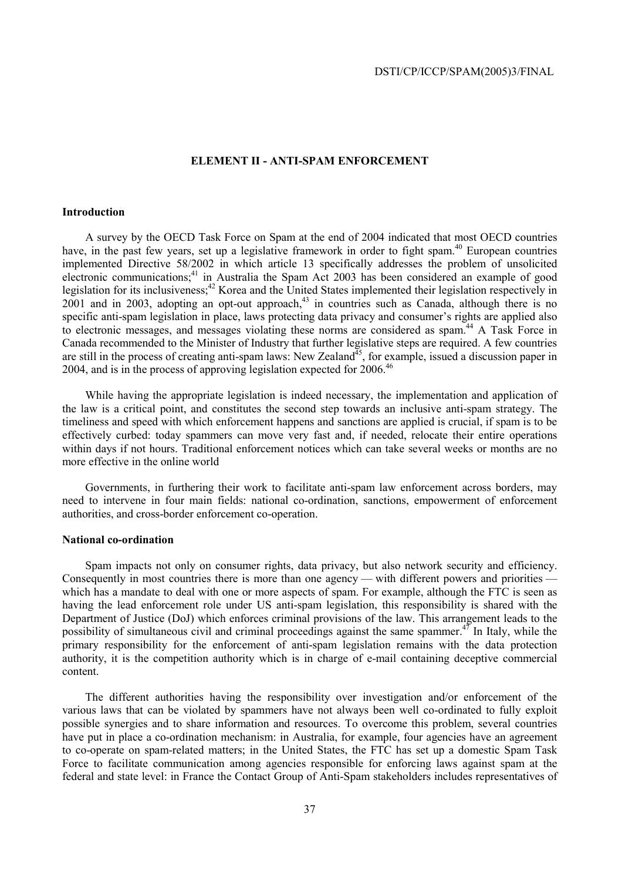## ELEMENT II - ANTI-SPAM ENFORCEMENT

### Introduction

A survey by the OECD Task Force on Spam at the end of 2004 indicated that most OECD countries have, in the past few years, set up a legislative framework in order to fight spam.[40] European countries implemented Directive 58/2002 in which article 13 specifically addresses the problem of unsolicited electronic communications;[41] in Australia the Spam Act 2003 has been considered an example of good legislation for its inclusiveness;[42] Korea and the United States implemented their legislation respectively in 2001 and in 2003, adopting an opt-out approach,[43] in countries such as Canada, although there is no specific anti-spam legislation in place, laws protecting data privacy and consumer's rights are applied also to electronic messages, and messages violating these norms are considered as spam.[44] A Task Force in Canada recommended to the Minister of Industry that further legislative steps are required. A few countries are still in the process of creating anti-spam laws: New Zealand[45], for example, issued a discussion paper in 2004, and is in the process of approving legislation expected for 2006.[46]

While having the appropriate legislation is indeed necessary, the implementation and application of the law is a critical point, and constitutes the second step towards an inclusive anti-spam strategy. The timeliness and speed with which enforcement happens and sanctions are applied is crucial, if spam is to be effectively curbed: today spammers can move very fast and, if needed, relocate their entire operations within days if not hours. Traditional enforcement notices which can take several weeks or months are no more effective in the online world

Governments, in furthering their work to facilitate anti-spam law enforcement across borders, may need to intervene in four main fields: national co-ordination, sanctions, empowerment of enforcement authorities, and cross-border enforcement co-operation.

### National co-ordination

Spam impacts not only on consumer rights, data privacy, but also network security and efficiency. Consequently in most countries there is more than one agency — with different powers and priorities — which has a mandate to deal with one or more aspects of spam. For example, although the FTC is seen as having the lead enforcement role under US anti-spam legislation, this responsibility is shared with the Department of Justice (DoJ) which enforces criminal provisions of the law. This arrangement leads to the possibility of simultaneous civil and criminal proceedings against the same spammer.[47] In Italy, while the primary responsibility for the enforcement of anti-spam legislation remains with the data protection authority, it is the competition authority which is in charge of e-mail containing deceptive commercial content.

The different authorities having the responsibility over investigation and/or enforcement of the various laws that can be violated by spammers have not always been well co-ordinated to fully exploit possible synergies and to share information and resources. To overcome this problem, several countries have put in place a co-ordination mechanism: in Australia, for example, four agencies have an agreement to co-operate on spam-related matters; in the United States, the FTC has set up a domestic Spam Task Force to facilitate communication among agencies responsible for enforcing laws against spam at the federal and state level: in France the Contact Group of Anti-Spam stakeholders includes representatives of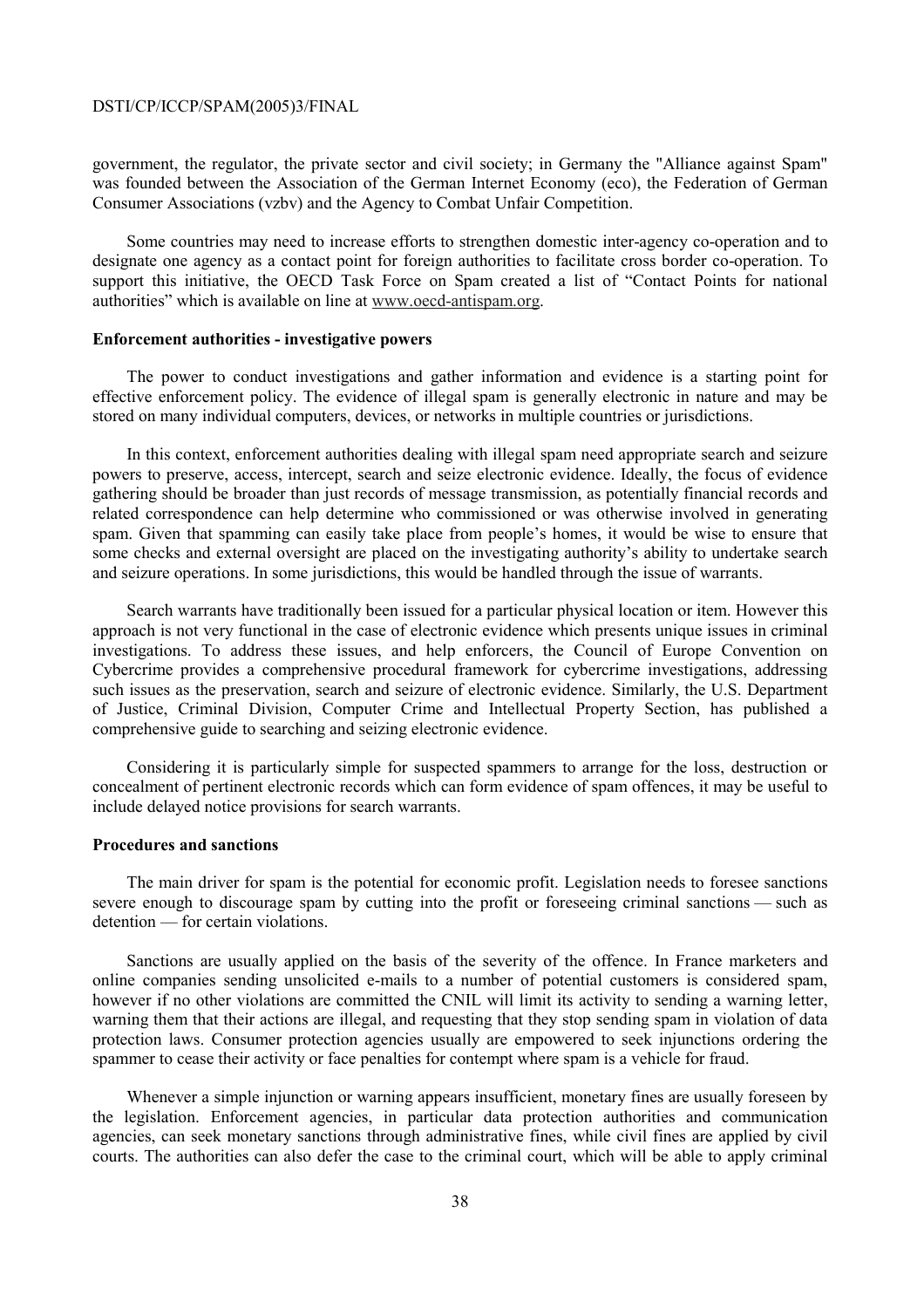government, the regulator, the private sector and civil society; in Germany the "Alliance against Spam" was founded between the Association of the German Internet Economy (eco), the Federation of German Consumer Associations (vzbv) and the Agency to Combat Unfair Competition.

Some countries may need to increase efforts to strengthen domestic inter-agency co-operation and to designate one agency as a contact point for foreign authorities to facilitate cross border co-operation. To support this initiative, the OECD Task Force on Spam created a list of "Contact Points for national authorities" which is available on line at www.oecd-antispam.org.

**Enforcement authorities - investigative powers**

The power to conduct investigations and gather information and evidence is a starting point for effective enforcement policy. The evidence of illegal spam is generally electronic in nature and may be stored on many individual computers, devices, or networks in multiple countries or jurisdictions.

In this context, enforcement authorities dealing with illegal spam need appropriate search and seizure powers to preserve, access, intercept, search and seize electronic evidence. Ideally, the focus of evidence gathering should be broader than just records of message transmission, as potentially financial records and related correspondence can help determine who commissioned or was otherwise involved in generating spam. Given that spamming can easily take place from people's homes, it would be wise to ensure that some checks and external oversight are placed on the investigating authority's ability to undertake search and seizure operations. In some jurisdictions, this would be handled through the issue of warrants.

Search warrants have traditionally been issued for a particular physical location or item. However this approach is not very functional in the case of electronic evidence which presents unique issues in criminal investigations. To address these issues, and help enforcers, the Council of Europe Convention on Cybercrime provides a comprehensive procedural framework for cybercrime investigations, addressing such issues as the preservation, search and seizure of electronic evidence. Similarly, the U.S. Department of Justice, Criminal Division, Computer Crime and Intellectual Property Section, has published a comprehensive guide to searching and seizing electronic evidence.

Considering it is particularly simple for suspected spammers to arrange for the loss, destruction or concealment of pertinent electronic records which can form evidence of spam offences, it may be useful to include delayed notice provisions for search warrants.

**Procedures and sanctions**

The main driver for spam is the potential for economic profit. Legislation needs to foresee sanctions severe enough to discourage spam by cutting into the profit or foreseeing criminal sanctions — such as detention — for certain violations.

Sanctions are usually applied on the basis of the severity of the offence. In France marketers and online companies sending unsolicited e-mails to a number of potential customers is considered spam, however if no other violations are committed the CNIL will limit its activity to sending a warning letter, warning them that their actions are illegal, and requesting that they stop sending spam in violation of data protection laws. Consumer protection agencies usually are empowered to seek injunctions ordering the spammer to cease their activity or face penalties for contempt where spam is a vehicle for fraud.

Whenever a simple injunction or warning appears insufficient, monetary fines are usually foreseen by the legislation. Enforcement agencies, in particular data protection authorities and communication agencies, can seek monetary sanctions through administrative fines, while civil fines are applied by civil courts. The authorities can also defer the case to the criminal court, which will be able to apply criminal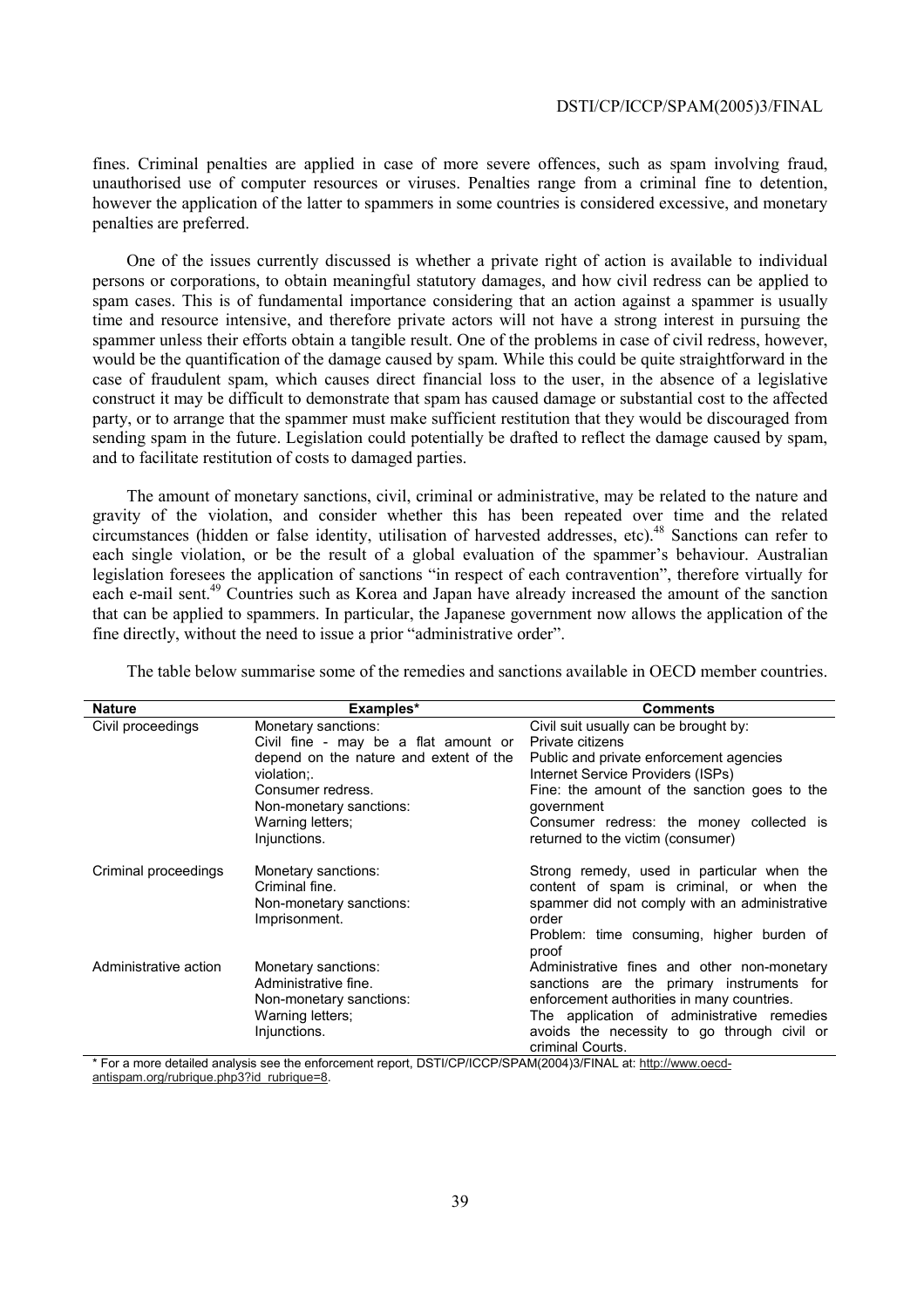fines. Criminal penalties are applied in case of more severe offences, such as spam involving fraud, unauthorised use of computer resources or viruses. Penalties range from a criminal fine to detention, however the application of the latter to spammers in some countries is considered excessive, and monetary penalties are preferred.

One of the issues currently discussed is whether a private right of action is available to individual persons or corporations, to obtain meaningful statutory damages, and how civil redress can be applied to spam cases. This is of fundamental importance considering that an action against a spammer is usually time and resource intensive, and therefore private actors will not have a strong interest in pursuing the spammer unless their efforts obtain a tangible result. One of the problems in case of civil redress, however, would be the quantification of the damage caused by spam. While this could be quite straightforward in the case of fraudulent spam, which causes direct financial loss to the user, in the absence of a legislative construct it may be difficult to demonstrate that spam has caused damage or substantial cost to the affected party, or to arrange that the spammer must make sufficient restitution that they would be discouraged from sending spam in the future. Legislation could potentially be drafted to reflect the damage caused by spam, and to facilitate restitution of costs to damaged parties.

The amount of monetary sanctions, civil, criminal or administrative, may be related to the nature and gravity of the violation, and consider whether this has been repeated over time and the related circumstances (hidden or false identity, utilisation of harvested addresses, etc).[48] Sanctions can refer to each single violation, or be the result of a global evaluation of the spammer's behaviour. Australian legislation foresees the application of sanctions "in respect of each contravention", therefore virtually for each e-mail sent.[49] Countries such as Korea and Japan have already increased the amount of the sanction that can be applied to spammers. In particular, the Japanese government now allows the application of the fine directly, without the need to issue a prior "administrative order".

The table below summarise some of the remedies and sanctions available in OECD member countries.

| Nature | Examples* | Comments |
|---|---|---|
| Civil proceedings | Monetary sanctions:<br>Civil fine - may be a flat amount or depend on the nature and extent of the violation;.<br>Consumer redress.<br>Non-monetary sanctions:<br>Warning letters;<br>Injunctions. | Civil suit usually can be brought by:<br>Private citizens<br>Public and private enforcement agencies<br>Internet Service Providers (ISPs)<br>Fine: the amount of the sanction goes to the government<br>Consumer redress: the money collected is returned to the victim (consumer) |
| Criminal proceedings | Monetary sanctions:<br>Criminal fine.<br>Non-monetary sanctions:<br>Imprisonment. | Strong remedy, used in particular when the content of spam is criminal, or when the spammer did not comply with an administrative order<br>Problem: time consuming, higher burden of proof |
| Administrative action | Monetary sanctions:<br>Administrative fine.<br>Non-monetary sanctions:<br>Warning letters;<br>Injunctions. | Administrative fines and other non-monetary sanctions are the primary instruments for enforcement authorities in many countries.<br>The application of administrative remedies avoids the necessity to go through civil or criminal Courts. |

* For a more detailed analysis see the enforcement report, DSTI/CP/ICCP/SPAM(2004)3/FINAL at: http://www.oecd-antispam.org/rubrique.php3?id_rubrique=8.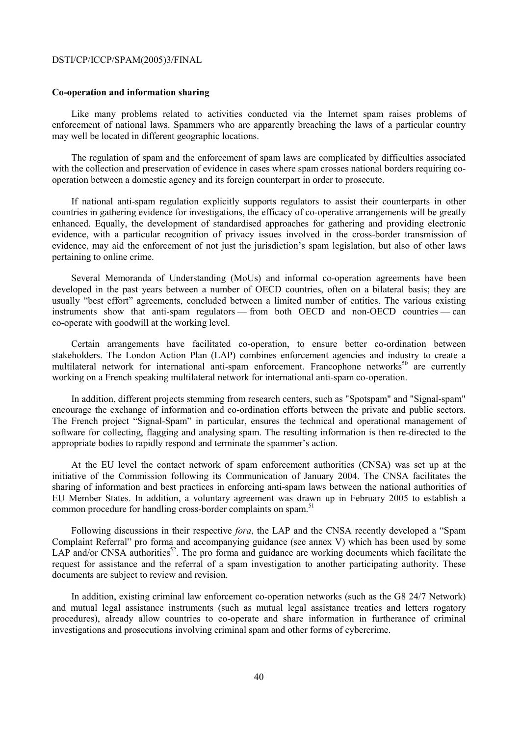**Co-operation and information sharing**

Like many problems related to activities conducted via the Internet spam raises problems of enforcement of national laws. Spammers who are apparently breaching the laws of a particular country may well be located in different geographic locations.

The regulation of spam and the enforcement of spam laws are complicated by difficulties associated with the collection and preservation of evidence in cases where spam crosses national borders requiring co-operation between a domestic agency and its foreign counterpart in order to prosecute.

If national anti-spam regulation explicitly supports regulators to assist their counterparts in other countries in gathering evidence for investigations, the efficacy of co-operative arrangements will be greatly enhanced. Equally, the development of standardised approaches for gathering and providing electronic evidence, with a particular recognition of privacy issues involved in the cross-border transmission of evidence, may aid the enforcement of not just the jurisdiction's spam legislation, but also of other laws pertaining to online crime.

Several Memoranda of Understanding (MoUs) and informal co-operation agreements have been developed in the past years between a number of OECD countries, often on a bilateral basis; they are usually "best effort" agreements, concluded between a limited number of entities. The various existing instruments show that anti-spam regulators — from both OECD and non-OECD countries — can co-operate with goodwill at the working level.

Certain arrangements have facilitated co-operation, to ensure better co-ordination between stakeholders. The London Action Plan (LAP) combines enforcement agencies and industry to create a multilateral network for international anti-spam enforcement. Francophone networks[50] are currently working on a French speaking multilateral network for international anti-spam co-operation.

In addition, different projects stemming from research centers, such as "Spotspam" and "Signal-spam" encourage the exchange of information and co-ordination efforts between the private and public sectors. The French project "Signal-Spam" in particular, ensures the technical and operational management of software for collecting, flagging and analysing spam. The resulting information is then re-directed to the appropriate bodies to rapidly respond and terminate the spammer's action.

At the EU level the contact network of spam enforcement authorities (CNSA) was set up at the initiative of the Commission following its Communication of January 2004. The CNSA facilitates the sharing of information and best practices in enforcing anti-spam laws between the national authorities of EU Member States. In addition, a voluntary agreement was drawn up in February 2005 to establish a common procedure for handling cross-border complaints on spam.[51]

Following discussions in their respective *fora*, the LAP and the CNSA recently developed a "Spam Complaint Referral" pro forma and accompanying guidance (see annex V) which has been used by some LAP and/or CNSA authorities[52]. The pro forma and guidance are working documents which facilitate the request for assistance and the referral of a spam investigation to another participating authority. These documents are subject to review and revision.

In addition, existing criminal law enforcement co-operation networks (such as the G8 24/7 Network) and mutual legal assistance instruments (such as mutual legal assistance treaties and letters rogatory procedures), already allow countries to co-operate and share information in furtherance of criminal investigations and prosecutions involving criminal spam and other forms of cybercrime.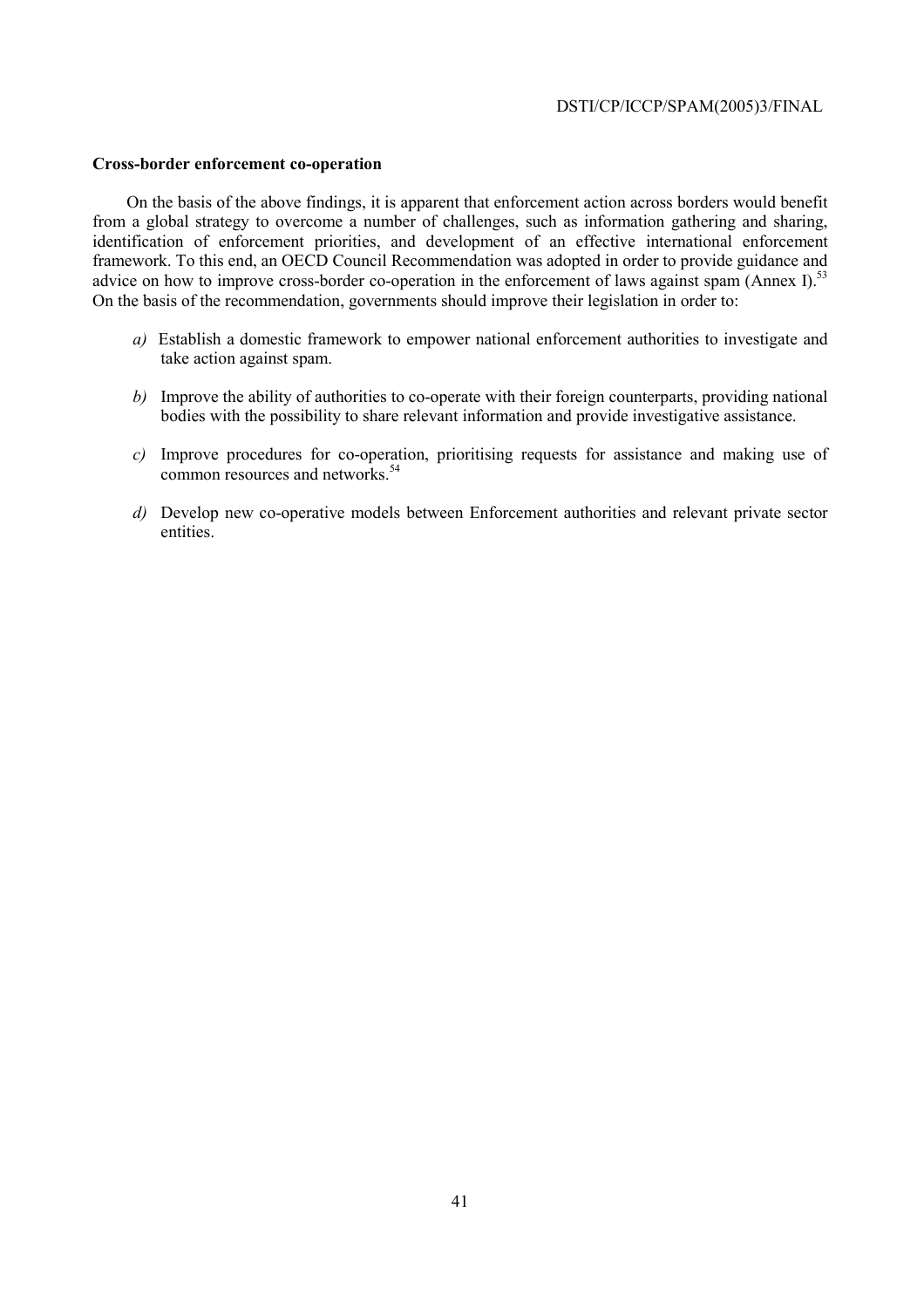**Cross-border enforcement co-operation**

On the basis of the above findings, it is apparent that enforcement action across borders would benefit from a global strategy to overcome a number of challenges, such as information gathering and sharing, identification of enforcement priorities, and development of an effective international enforcement framework. To this end, an OECD Council Recommendation was adopted in order to provide guidance and advice on how to improve cross-border co-operation in the enforcement of laws against spam (Annex I).[53] On the basis of the recommendation, governments should improve their legislation in order to:

*a)* Establish a domestic framework to empower national enforcement authorities to investigate and take action against spam.

*b)* Improve the ability of authorities to co-operate with their foreign counterparts, providing national bodies with the possibility to share relevant information and provide investigative assistance.

*c)* Improve procedures for co-operation, prioritising requests for assistance and making use of common resources and networks.[54]

*d)* Develop new co-operative models between Enforcement authorities and relevant private sector entities.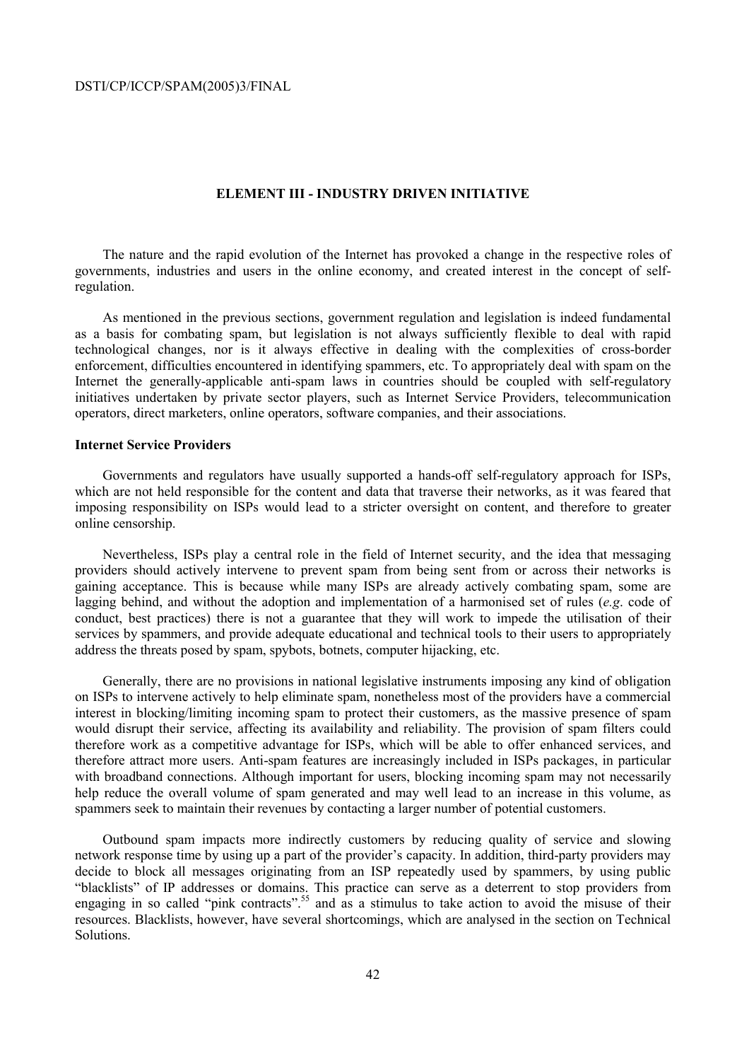## ELEMENT III - INDUSTRY DRIVEN INITIATIVE

The nature and the rapid evolution of the Internet has provoked a change in the respective roles of governments, industries and users in the online economy, and created interest in the concept of self-regulation.

As mentioned in the previous sections, government regulation and legislation is indeed fundamental as a basis for combating spam, but legislation is not always sufficiently flexible to deal with rapid technological changes, nor is it always effective in dealing with the complexities of cross-border enforcement, difficulties encountered in identifying spammers, etc. To appropriately deal with spam on the Internet the generally-applicable anti-spam laws in countries should be coupled with self-regulatory initiatives undertaken by private sector players, such as Internet Service Providers, telecommunication operators, direct marketers, online operators, software companies, and their associations.

### Internet Service Providers

Governments and regulators have usually supported a hands-off self-regulatory approach for ISPs, which are not held responsible for the content and data that traverse their networks, as it was feared that imposing responsibility on ISPs would lead to a stricter oversight on content, and therefore to greater online censorship.

Nevertheless, ISPs play a central role in the field of Internet security, and the idea that messaging providers should actively intervene to prevent spam from being sent from or across their networks is gaining acceptance. This is because while many ISPs are already actively combating spam, some are lagging behind, and without the adoption and implementation of a harmonised set of rules (*e.g*. code of conduct, best practices) there is not a guarantee that they will work to impede the utilisation of their services by spammers, and provide adequate educational and technical tools to their users to appropriately address the threats posed by spam, spybots, botnets, computer hijacking, etc.

Generally, there are no provisions in national legislative instruments imposing any kind of obligation on ISPs to intervene actively to help eliminate spam, nonetheless most of the providers have a commercial interest in blocking/limiting incoming spam to protect their customers, as the massive presence of spam would disrupt their service, affecting its availability and reliability. The provision of spam filters could therefore work as a competitive advantage for ISPs, which will be able to offer enhanced services, and therefore attract more users. Anti-spam features are increasingly included in ISPs packages, in particular with broadband connections. Although important for users, blocking incoming spam may not necessarily help reduce the overall volume of spam generated and may well lead to an increase in this volume, as spammers seek to maintain their revenues by contacting a larger number of potential customers.

Outbound spam impacts more indirectly customers by reducing quality of service and slowing network response time by using up a part of the provider's capacity. In addition, third-party providers may decide to block all messages originating from an ISP repeatedly used by spammers, by using public "blacklists" of IP addresses or domains. This practice can serve as a deterrent to stop providers from engaging in so called "pink contracts".[55] and as a stimulus to take action to avoid the misuse of their resources. Blacklists, however, have several shortcomings, which are analysed in the section on Technical Solutions.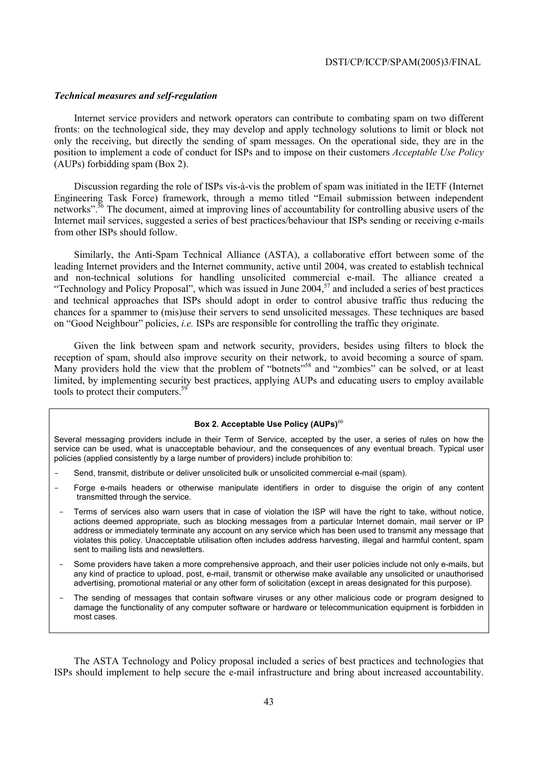### *Technical measures and self-regulation*

Internet service providers and network operators can contribute to combating spam on two different fronts: on the technological side, they may develop and apply technology solutions to limit or block not only the receiving, but directly the sending of spam messages. On the operational side, they are in the position to implement a code of conduct for ISPs and to impose on their customers *Acceptable Use Policy* (AUPs) forbidding spam (Box 2).

Discussion regarding the role of ISPs vis-à-vis the problem of spam was initiated in the IETF (Internet Engineering Task Force) framework, through a memo titled "Email submission between independent networks".[56] The document, aimed at improving lines of accountability for controlling abusive users of the Internet mail services, suggested a series of best practices/behaviour that ISPs sending or receiving e-mails from other ISPs should follow.

Similarly, the Anti-Spam Technical Alliance (ASTA), a collaborative effort between some of the leading Internet providers and the Internet community, active until 2004, was created to establish technical and non-technical solutions for handling unsolicited commercial e-mail. The alliance created a "Technology and Policy Proposal", which was issued in June 2004,[57] and included a series of best practices and technical approaches that ISPs should adopt in order to control abusive traffic thus reducing the chances for a spammer to (mis)use their servers to send unsolicited messages. These techniques are based on "Good Neighbour" policies, *i.e.* ISPs are responsible for controlling the traffic they originate.

Given the link between spam and network security, providers, besides using filters to block the reception of spam, should also improve security on their network, to avoid becoming a source of spam. Many providers hold the view that the problem of "botnets"[58] and "zombies" can be solved, or at least limited, by implementing security best practices, applying AUPs and educating users to employ available tools to protect their computers.[59]

**Box 2. Acceptable Use Policy (AUPs)**[60]

Several messaging providers include in their Term of Service, accepted by the user, a series of rules on how the service can be used, what is unacceptable behaviour, and the consequences of any eventual breach. Typical user policies (applied consistently by a large number of providers) include prohibition to:

- Send, transmit, distribute or deliver unsolicited bulk or unsolicited commercial e-mail (spam).
- Forge e-mails headers or otherwise manipulate identifiers in order to disguise the origin of any content transmitted through the service.
- Terms of services also warn users that in case of violation the ISP will have the right to take, without notice, actions deemed appropriate, such as blocking messages from a particular Internet domain, mail server or IP address or immediately terminate any account on any service which has been used to transmit any message that violates this policy. Unacceptable utilisation often includes address harvesting, illegal and harmful content, spam sent to mailing lists and newsletters.
- Some providers have taken a more comprehensive approach, and their user policies include not only e-mails, but any kind of practice to upload, post, e-mail, transmit or otherwise make available any unsolicited or unauthorised advertising, promotional material or any other form of solicitation (except in areas designated for this purpose).
- The sending of messages that contain software viruses or any other malicious code or program designed to damage the functionality of any computer software or hardware or telecommunication equipment is forbidden in most cases.

The ASTA Technology and Policy proposal included a series of best practices and technologies that ISPs should implement to help secure the e-mail infrastructure and bring about increased accountability.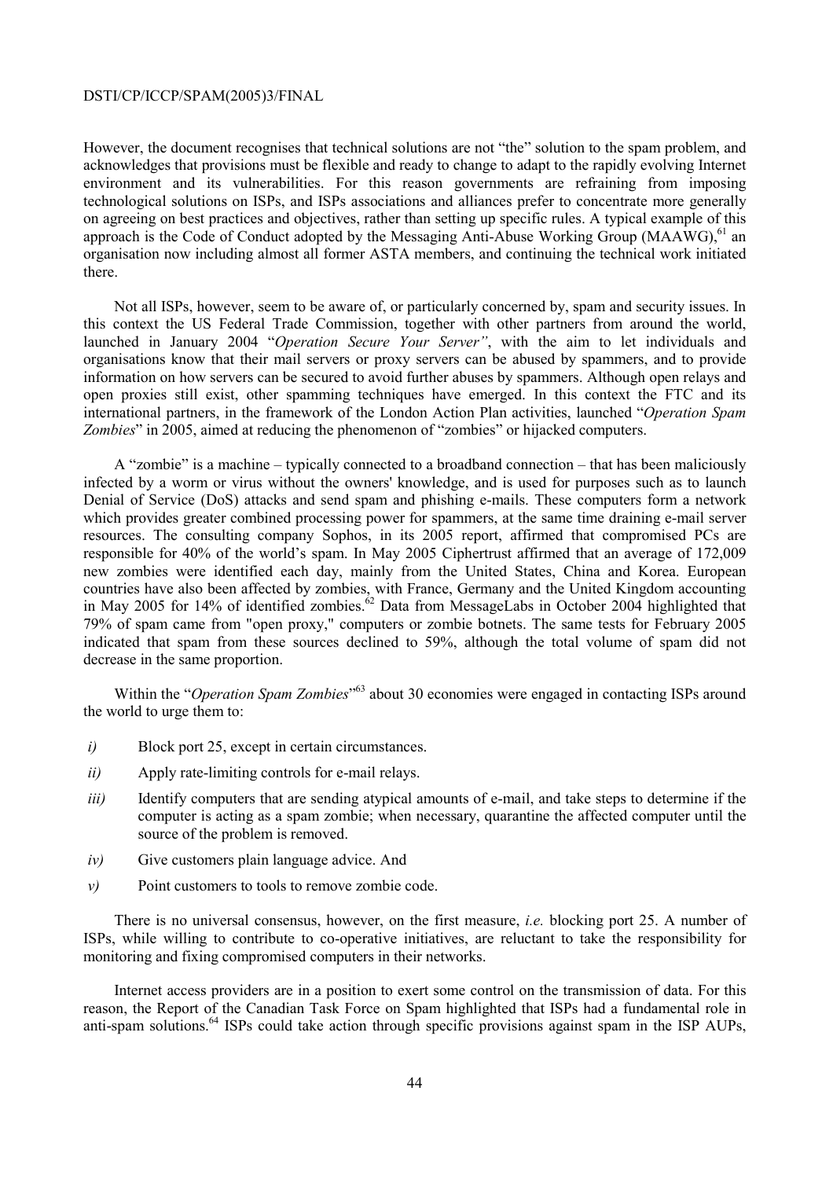However, the document recognises that technical solutions are not "the" solution to the spam problem, and acknowledges that provisions must be flexible and ready to change to adapt to the rapidly evolving Internet environment and its vulnerabilities. For this reason governments are refraining from imposing technological solutions on ISPs, and ISPs associations and alliances prefer to concentrate more generally on agreeing on best practices and objectives, rather than setting up specific rules. A typical example of this approach is the Code of Conduct adopted by the Messaging Anti-Abuse Working Group (MAAWG),[61] an organisation now including almost all former ASTA members, and continuing the technical work initiated there.

Not all ISPs, however, seem to be aware of, or particularly concerned by, spam and security issues. In this context the US Federal Trade Commission, together with other partners from around the world, launched in January 2004 "*Operation Secure Your Server*", with the aim to let individuals and organisations know that their mail servers or proxy servers can be abused by spammers, and to provide information on how servers can be secured to avoid further abuses by spammers. Although open relays and open proxies still exist, other spamming techniques have emerged. In this context the FTC and its international partners, in the framework of the London Action Plan activities, launched "*Operation Spam Zombies*" in 2005, aimed at reducing the phenomenon of "zombies" or hijacked computers.

A "zombie" is a machine – typically connected to a broadband connection – that has been maliciously infected by a worm or virus without the owners' knowledge, and is used for purposes such as to launch Denial of Service (DoS) attacks and send spam and phishing e-mails. These computers form a network which provides greater combined processing power for spammers, at the same time draining e-mail server resources. The consulting company Sophos, in its 2005 report, affirmed that compromised PCs are responsible for 40% of the world's spam. In May 2005 Ciphertrust affirmed that an average of 172,009 new zombies were identified each day, mainly from the United States, China and Korea. European countries have also been affected by zombies, with France, Germany and the United Kingdom accounting in May 2005 for 14% of identified zombies.[62] Data from MessageLabs in October 2004 highlighted that 79% of spam came from "open proxy," computers or zombie botnets. The same tests for February 2005 indicated that spam from these sources declined to 59%, although the total volume of spam did not decrease in the same proportion.

Within the "*Operation Spam Zombies*"[63] about 30 economies were engaged in contacting ISPs around the world to urge them to:

- *i)* Block port 25, except in certain circumstances.
- *ii)* Apply rate-limiting controls for e-mail relays.
- *iii)* Identify computers that are sending atypical amounts of e-mail, and take steps to determine if the computer is acting as a spam zombie; when necessary, quarantine the affected computer until the source of the problem is removed.
- *iv)* Give customers plain language advice. And
- *v)* Point customers to tools to remove zombie code.

There is no universal consensus, however, on the first measure, *i.e.* blocking port 25. A number of ISPs, while willing to contribute to co-operative initiatives, are reluctant to take the responsibility for monitoring and fixing compromised computers in their networks.

Internet access providers are in a position to exert some control on the transmission of data. For this reason, the Report of the Canadian Task Force on Spam highlighted that ISPs had a fundamental role in anti-spam solutions.[64] ISPs could take action through specific provisions against spam in the ISP AUPs,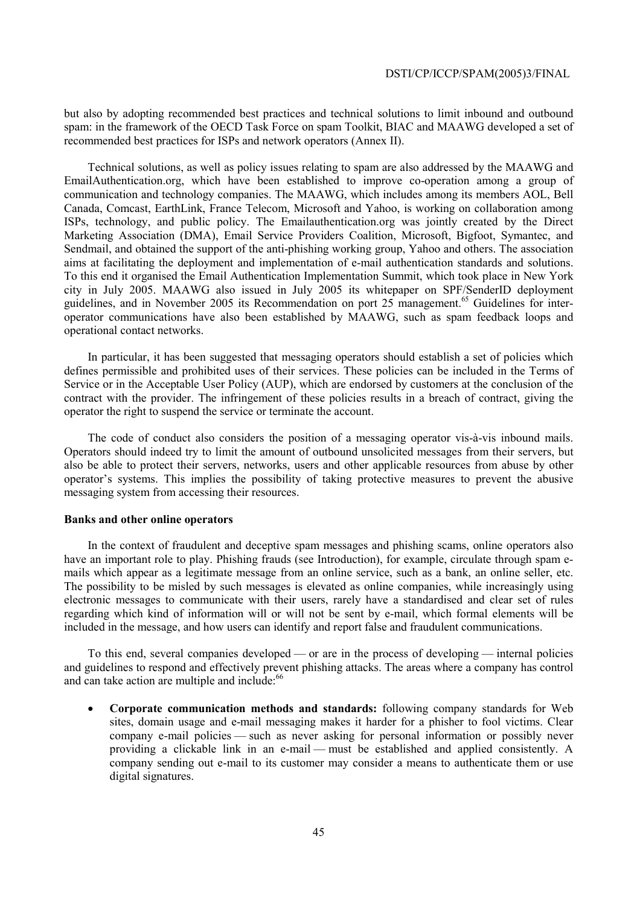but also by adopting recommended best practices and technical solutions to limit inbound and outbound spam: in the framework of the OECD Task Force on spam Toolkit, BIAC and MAAWG developed a set of recommended best practices for ISPs and network operators (Annex II).

Technical solutions, as well as policy issues relating to spam are also addressed by the MAAWG and EmailAuthentication.org, which have been established to improve co-operation among a group of communication and technology companies. The MAAWG, which includes among its members AOL, Bell Canada, Comcast, EarthLink, France Telecom, Microsoft and Yahoo, is working on collaboration among ISPs, technology, and public policy. The Emailauthentication.org was jointly created by the Direct Marketing Association (DMA), Email Service Providers Coalition, Microsoft, Bigfoot, Symantec, and Sendmail, and obtained the support of the anti-phishing working group, Yahoo and others. The association aims at facilitating the deployment and implementation of e-mail authentication standards and solutions. To this end it organised the Email Authentication Implementation Summit, which took place in New York city in July 2005. MAAWG also issued in July 2005 its whitepaper on SPF/SenderID deployment guidelines, and in November 2005 its Recommendation on port 25 management.[65] Guidelines for inter-operator communications have also been established by MAAWG, such as spam feedback loops and operational contact networks.

In particular, it has been suggested that messaging operators should establish a set of policies which defines permissible and prohibited uses of their services. These policies can be included in the Terms of Service or in the Acceptable User Policy (AUP), which are endorsed by customers at the conclusion of the contract with the provider. The infringement of these policies results in a breach of contract, giving the operator the right to suspend the service or terminate the account.

The code of conduct also considers the position of a messaging operator vis-à-vis inbound mails. Operators should indeed try to limit the amount of outbound unsolicited messages from their servers, but also be able to protect their servers, networks, users and other applicable resources from abuse by other operator's systems. This implies the possibility of taking protective measures to prevent the abusive messaging system from accessing their resources.

**Banks and other online operators**

In the context of fraudulent and deceptive spam messages and phishing scams, online operators also have an important role to play. Phishing frauds (see Introduction), for example, circulate through spam e-mails which appear as a legitimate message from an online service, such as a bank, an online seller, etc. The possibility to be misled by such messages is elevated as online companies, while increasingly using electronic messages to communicate with their users, rarely have a standardised and clear set of rules regarding which kind of information will or will not be sent by e-mail, which formal elements will be included in the message, and how users can identify and report false and fraudulent communications.

To this end, several companies developed — or are in the process of developing — internal policies and guidelines to respond and effectively prevent phishing attacks. The areas where a company has control and can take action are multiple and include:[66]

- **Corporate communication methods and standards:** following company standards for Web sites, domain usage and e-mail messaging makes it harder for a phisher to fool victims. Clear company e-mail policies — such as never asking for personal information or possibly never providing a clickable link in an e-mail — must be established and applied consistently. A company sending out e-mail to its customer may consider a means to authenticate them or use digital signatures.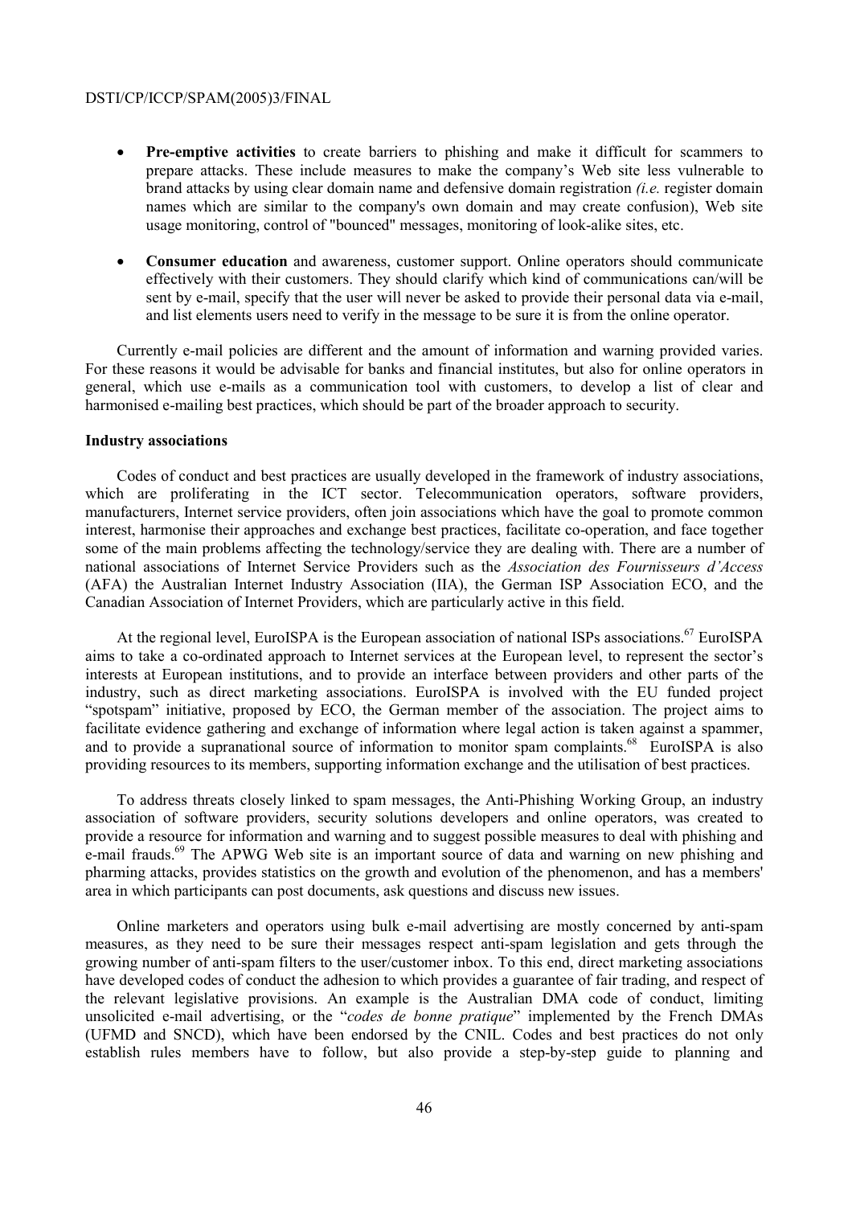- **Pre-emptive activities** to create barriers to phishing and make it difficult for scammers to prepare attacks. These include measures to make the company's Web site less vulnerable to brand attacks by using clear domain name and defensive domain registration *(i.e.* register domain names which are similar to the company's own domain and may create confusion), Web site usage monitoring, control of "bounced" messages, monitoring of look-alike sites, etc.

- **Consumer education** and awareness, customer support. Online operators should communicate effectively with their customers. They should clarify which kind of communications can/will be sent by e-mail, specify that the user will never be asked to provide their personal data via e-mail, and list elements users need to verify in the message to be sure it is from the online operator.

Currently e-mail policies are different and the amount of information and warning provided varies. For these reasons it would be advisable for banks and financial institutes, but also for online operators in general, which use e-mails as a communication tool with customers, to develop a list of clear and harmonised e-mailing best practices, which should be part of the broader approach to security.

**Industry associations**

Codes of conduct and best practices are usually developed in the framework of industry associations, which are proliferating in the ICT sector. Telecommunication operators, software providers, manufacturers, Internet service providers, often join associations which have the goal to promote common interest, harmonise their approaches and exchange best practices, facilitate co-operation, and face together some of the main problems affecting the technology/service they are dealing with. There are a number of national associations of Internet Service Providers such as the *Association des Fournisseurs d'Access* (AFA) the Australian Internet Industry Association (IIA), the German ISP Association ECO, and the Canadian Association of Internet Providers, which are particularly active in this field.

At the regional level, EuroISPA is the European association of national ISPs associations.[67] EuroISPA aims to take a co-ordinated approach to Internet services at the European level, to represent the sector's interests at European institutions, and to provide an interface between providers and other parts of the industry, such as direct marketing associations. EuroISPA is involved with the EU funded project "spotspam" initiative, proposed by ECO, the German member of the association. The project aims to facilitate evidence gathering and exchange of information where legal action is taken against a spammer, and to provide a supranational source of information to monitor spam complaints.[68] EuroISPA is also providing resources to its members, supporting information exchange and the utilisation of best practices.

To address threats closely linked to spam messages, the Anti-Phishing Working Group, an industry association of software providers, security solutions developers and online operators, was created to provide a resource for information and warning and to suggest possible measures to deal with phishing and e-mail frauds.[69] The APWG Web site is an important source of data and warning on new phishing and pharming attacks, provides statistics on the growth and evolution of the phenomenon, and has a members' area in which participants can post documents, ask questions and discuss new issues.

Online marketers and operators using bulk e-mail advertising are mostly concerned by anti-spam measures, as they need to be sure their messages respect anti-spam legislation and gets through the growing number of anti-spam filters to the user/customer inbox. To this end, direct marketing associations have developed codes of conduct the adhesion to which provides a guarantee of fair trading, and respect of the relevant legislative provisions. An example is the Australian DMA code of conduct, limiting unsolicited e-mail advertising, or the "*codes de bonne pratique*" implemented by the French DMAs (UFMD and SNCD), which have been endorsed by the CNIL. Codes and best practices do not only establish rules members have to follow, but also provide a step-by-step guide to planning and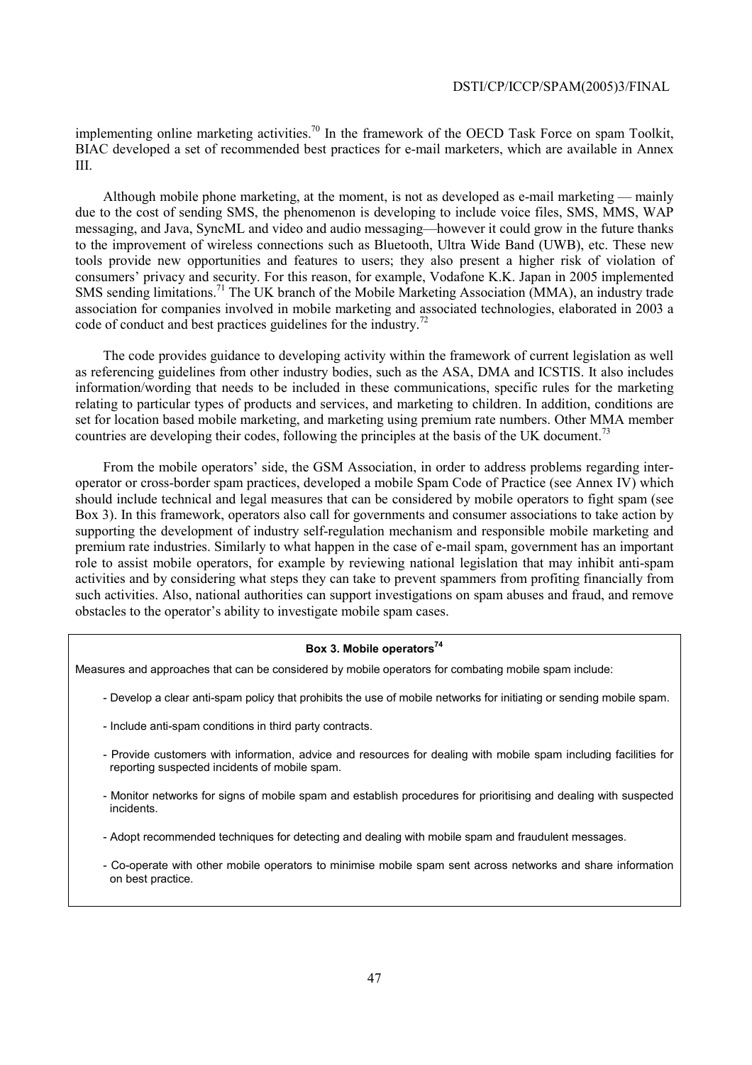implementing online marketing activities.[70] In the framework of the OECD Task Force on spam Toolkit, BIAC developed a set of recommended best practices for e-mail marketers, which are available in Annex III.

Although mobile phone marketing, at the moment, is not as developed as e-mail marketing — mainly due to the cost of sending SMS, the phenomenon is developing to include voice files, SMS, MMS, WAP messaging, and Java, SyncML and video and audio messaging—however it could grow in the future thanks to the improvement of wireless connections such as Bluetooth, Ultra Wide Band (UWB), etc. These new tools provide new opportunities and features to users; they also present a higher risk of violation of consumers' privacy and security. For this reason, for example, Vodafone K.K. Japan in 2005 implemented SMS sending limitations.[71] The UK branch of the Mobile Marketing Association (MMA), an industry trade association for companies involved in mobile marketing and associated technologies, elaborated in 2003 a code of conduct and best practices guidelines for the industry.[72]

The code provides guidance to developing activity within the framework of current legislation as well as referencing guidelines from other industry bodies, such as the ASA, DMA and ICSTIS. It also includes information/wording that needs to be included in these communications, specific rules for the marketing relating to particular types of products and services, and marketing to children. In addition, conditions are set for location based mobile marketing, and marketing using premium rate numbers. Other MMA member countries are developing their codes, following the principles at the basis of the UK document.[73]

From the mobile operators' side, the GSM Association, in order to address problems regarding inter-operator or cross-border spam practices, developed a mobile Spam Code of Practice (see Annex IV) which should include technical and legal measures that can be considered by mobile operators to fight spam (see Box 3). In this framework, operators also call for governments and consumer associations to take action by supporting the development of industry self-regulation mechanism and responsible mobile marketing and premium rate industries. Similarly to what happen in the case of e-mail spam, government has an important role to assist mobile operators, for example by reviewing national legislation that may inhibit anti-spam activities and by considering what steps they can take to prevent spammers from profiting financially from such activities. Also, national authorities can support investigations on spam abuses and fraud, and remove obstacles to the operator's ability to investigate mobile spam cases.

**Box 3. Mobile operators[74]**

Measures and approaches that can be considered by mobile operators for combating mobile spam include:

- Develop a clear anti-spam policy that prohibits the use of mobile networks for initiating or sending mobile spam.
- Include anti-spam conditions in third party contracts.
- Provide customers with information, advice and resources for dealing with mobile spam including facilities for reporting suspected incidents of mobile spam.
- Monitor networks for signs of mobile spam and establish procedures for prioritising and dealing with suspected incidents.
- Adopt recommended techniques for detecting and dealing with mobile spam and fraudulent messages.
- Co-operate with other mobile operators to minimise mobile spam sent across networks and share information on best practice.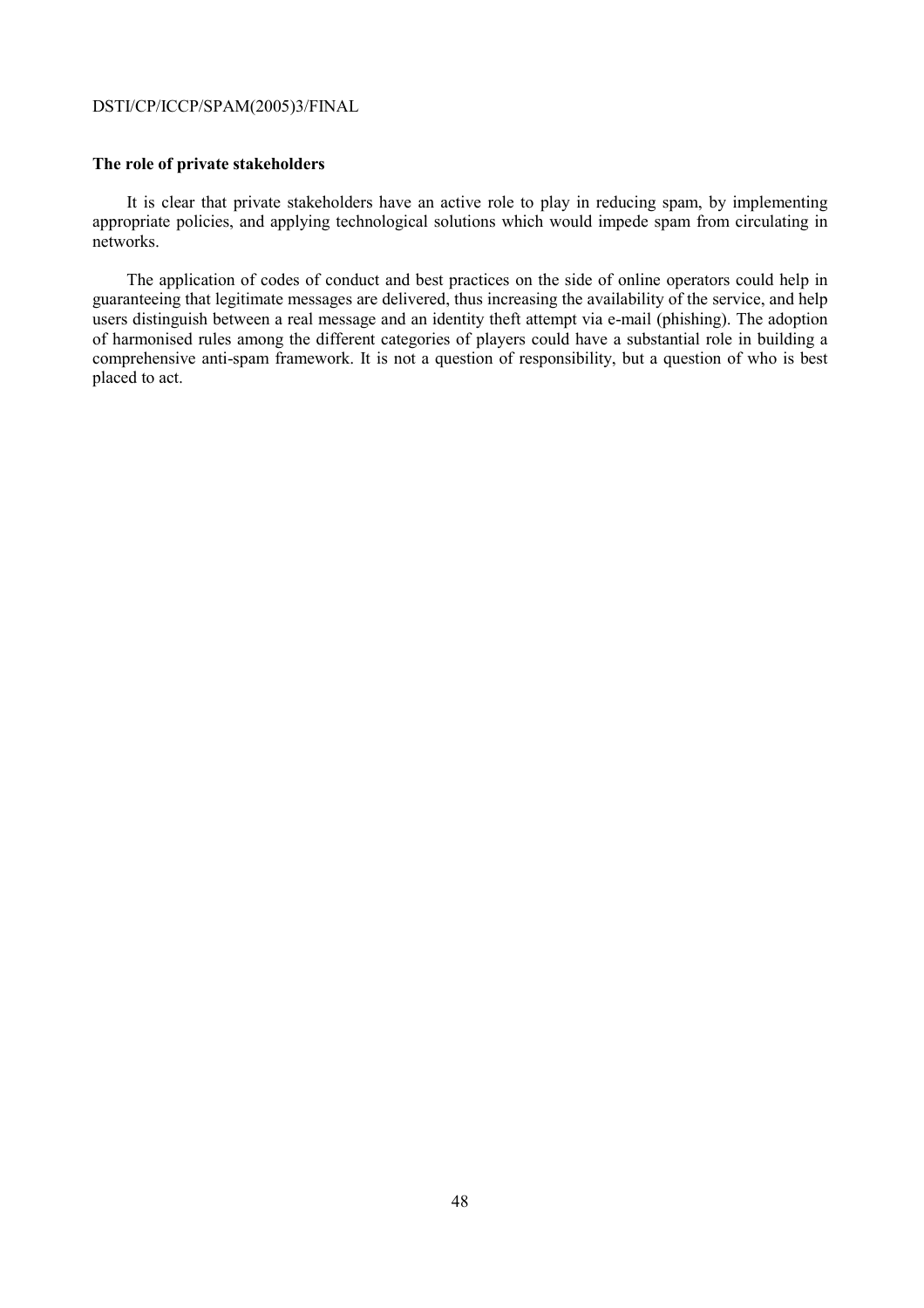**The role of private stakeholders**

It is clear that private stakeholders have an active role to play in reducing spam, by implementing appropriate policies, and applying technological solutions which would impede spam from circulating in networks.

The application of codes of conduct and best practices on the side of online operators could help in guaranteeing that legitimate messages are delivered, thus increasing the availability of the service, and help users distinguish between a real message and an identity theft attempt via e-mail (phishing). The adoption of harmonised rules among the different categories of players could have a substantial role in building a comprehensive anti-spam framework. It is not a question of responsibility, but a question of who is best placed to act.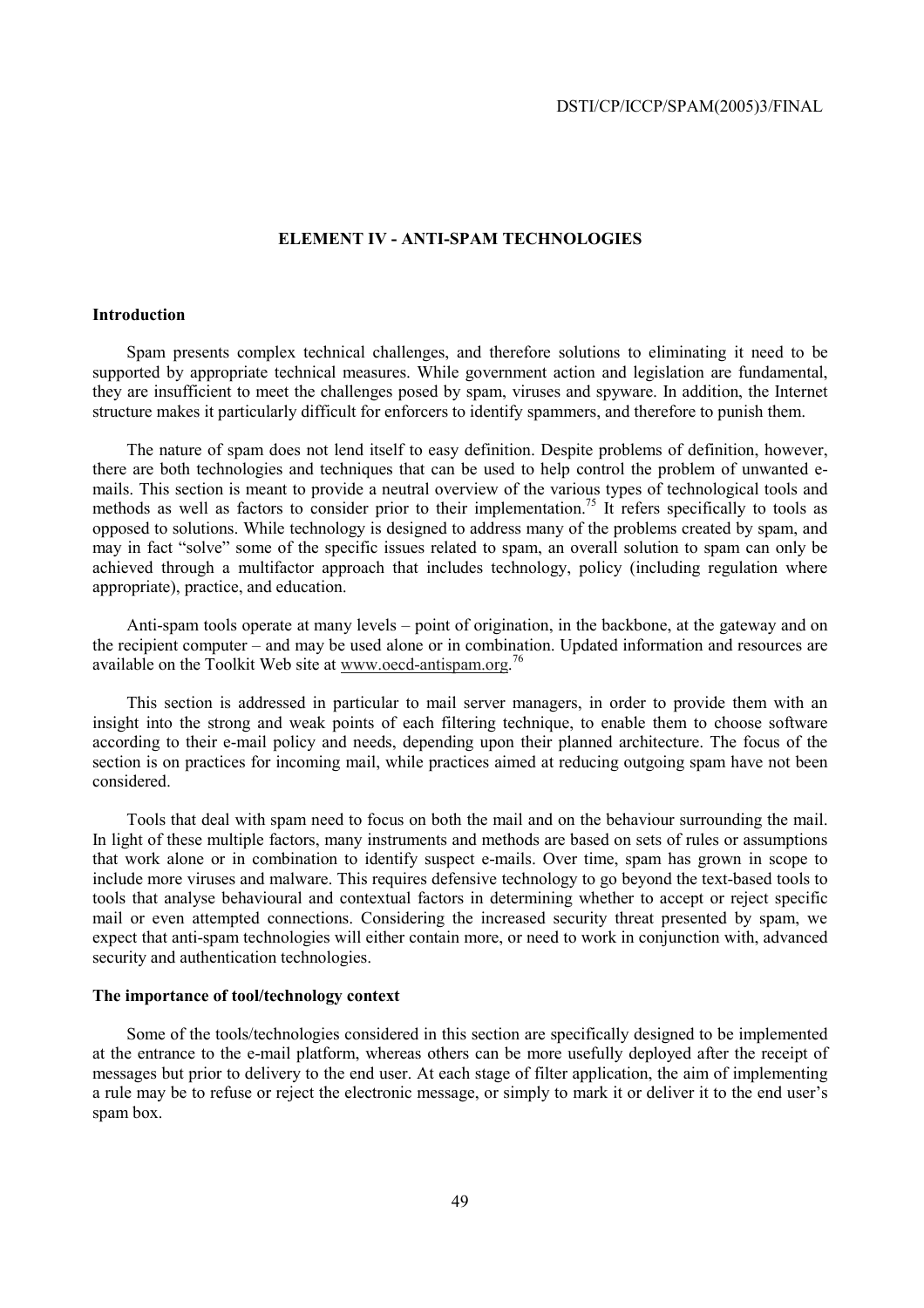## ELEMENT IV - ANTI-SPAM TECHNOLOGIES

### Introduction

Spam presents complex technical challenges, and therefore solutions to eliminating it need to be supported by appropriate technical measures. While government action and legislation are fundamental, they are insufficient to meet the challenges posed by spam, viruses and spyware. In addition, the Internet structure makes it particularly difficult for enforcers to identify spammers, and therefore to punish them.

The nature of spam does not lend itself to easy definition. Despite problems of definition, however, there are both technologies and techniques that can be used to help control the problem of unwanted e-mails. This section is meant to provide a neutral overview of the various types of technological tools and methods as well as factors to consider prior to their implementation.[75] It refers specifically to tools as opposed to solutions. While technology is designed to address many of the problems created by spam, and may in fact "solve" some of the specific issues related to spam, an overall solution to spam can only be achieved through a multifactor approach that includes technology, policy (including regulation where appropriate), practice, and education.

Anti-spam tools operate at many levels – point of origination, in the backbone, at the gateway and on the recipient computer – and may be used alone or in combination. Updated information and resources are available on the Toolkit Web site at www.oecd-antispam.org.[76]

This section is addressed in particular to mail server managers, in order to provide them with an insight into the strong and weak points of each filtering technique, to enable them to choose software according to their e-mail policy and needs, depending upon their planned architecture. The focus of the section is on practices for incoming mail, while practices aimed at reducing outgoing spam have not been considered.

Tools that deal with spam need to focus on both the mail and on the behaviour surrounding the mail. In light of these multiple factors, many instruments and methods are based on sets of rules or assumptions that work alone or in combination to identify suspect e-mails. Over time, spam has grown in scope to include more viruses and malware. This requires defensive technology to go beyond the text-based tools to tools that analyse behavioural and contextual factors in determining whether to accept or reject specific mail or even attempted connections. Considering the increased security threat presented by spam, we expect that anti-spam technologies will either contain more, or need to work in conjunction with, advanced security and authentication technologies.

### The importance of tool/technology context

Some of the tools/technologies considered in this section are specifically designed to be implemented at the entrance to the e-mail platform, whereas others can be more usefully deployed after the receipt of messages but prior to delivery to the end user. At each stage of filter application, the aim of implementing a rule may be to refuse or reject the electronic message, or simply to mark it or deliver it to the end user's spam box.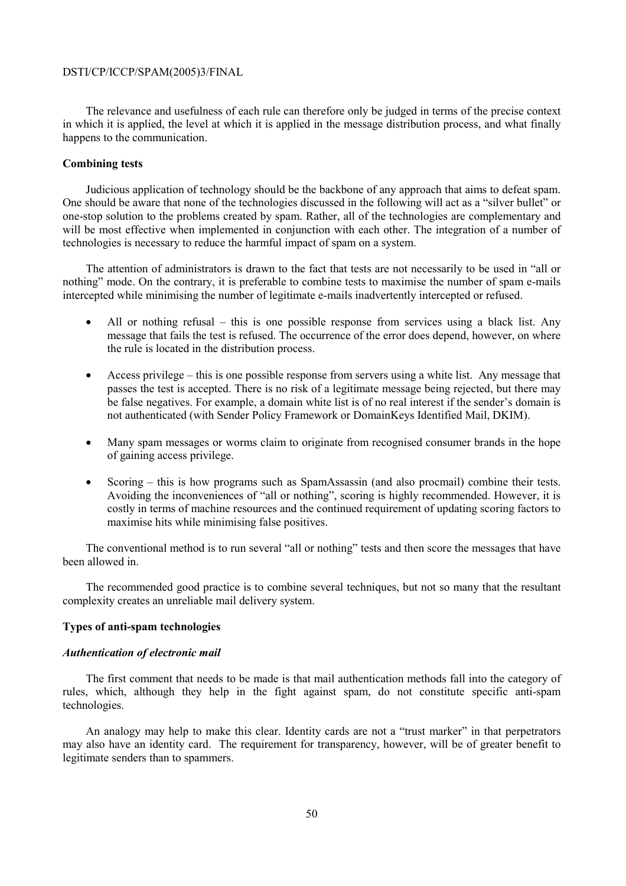The relevance and usefulness of each rule can therefore only be judged in terms of the precise context in which it is applied, the level at which it is applied in the message distribution process, and what finally happens to the communication.

**Combining tests**

Judicious application of technology should be the backbone of any approach that aims to defeat spam. One should be aware that none of the technologies discussed in the following will act as a "silver bullet" or one-stop solution to the problems created by spam. Rather, all of the technologies are complementary and will be most effective when implemented in conjunction with each other. The integration of a number of technologies is necessary to reduce the harmful impact of spam on a system.

The attention of administrators is drawn to the fact that tests are not necessarily to be used in "all or nothing" mode. On the contrary, it is preferable to combine tests to maximise the number of spam e-mails intercepted while minimising the number of legitimate e-mails inadvertently intercepted or refused.

- All or nothing refusal – this is one possible response from services using a black list. Any message that fails the test is refused. The occurrence of the error does depend, however, on where the rule is located in the distribution process.
- Access privilege – this is one possible response from servers using a white list. Any message that passes the test is accepted. There is no risk of a legitimate message being rejected, but there may be false negatives. For example, a domain white list is of no real interest if the sender's domain is not authenticated (with Sender Policy Framework or DomainKeys Identified Mail, DKIM).
- Many spam messages or worms claim to originate from recognised consumer brands in the hope of gaining access privilege.
- Scoring – this is how programs such as SpamAssassin (and also procmail) combine their tests. Avoiding the inconveniences of "all or nothing", scoring is highly recommended. However, it is costly in terms of machine resources and the continued requirement of updating scoring factors to maximise hits while minimising false positives.

The conventional method is to run several "all or nothing" tests and then score the messages that have been allowed in.

The recommended good practice is to combine several techniques, but not so many that the resultant complexity creates an unreliable mail delivery system.

**Types of anti-spam technologies**

***Authentication of electronic mail***

The first comment that needs to be made is that mail authentication methods fall into the category of rules, which, although they help in the fight against spam, do not constitute specific anti-spam technologies.

An analogy may help to make this clear. Identity cards are not a "trust marker" in that perpetrators may also have an identity card. The requirement for transparency, however, will be of greater benefit to legitimate senders than to spammers.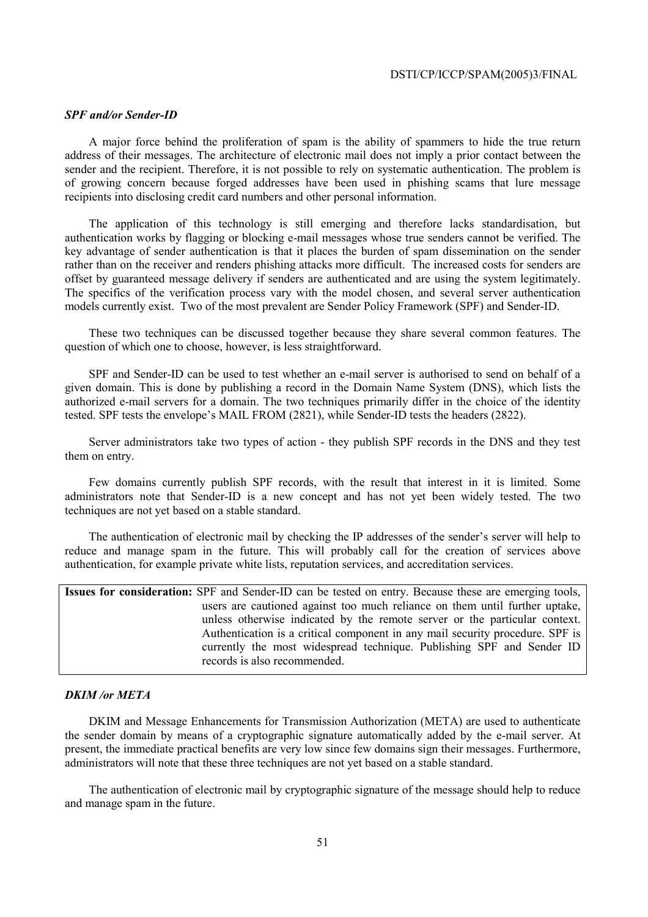### *SPF and/or Sender-ID*

A major force behind the proliferation of spam is the ability of spammers to hide the true return address of their messages. The architecture of electronic mail does not imply a prior contact between the sender and the recipient. Therefore, it is not possible to rely on systematic authentication. The problem is of growing concern because forged addresses have been used in phishing scams that lure message recipients into disclosing credit card numbers and other personal information.

The application of this technology is still emerging and therefore lacks standardisation, but authentication works by flagging or blocking e-mail messages whose true senders cannot be verified. The key advantage of sender authentication is that it places the burden of spam dissemination on the sender rather than on the receiver and renders phishing attacks more difficult. The increased costs for senders are offset by guaranteed message delivery if senders are authenticated and are using the system legitimately. The specifics of the verification process vary with the model chosen, and several server authentication models currently exist. Two of the most prevalent are Sender Policy Framework (SPF) and Sender-ID.

These two techniques can be discussed together because they share several common features. The question of which one to choose, however, is less straightforward.

SPF and Sender-ID can be used to test whether an e-mail server is authorised to send on behalf of a given domain. This is done by publishing a record in the Domain Name System (DNS), which lists the authorized e-mail servers for a domain. The two techniques primarily differ in the choice of the identity tested. SPF tests the envelope's MAIL FROM (2821), while Sender-ID tests the headers (2822).

Server administrators take two types of action - they publish SPF records in the DNS and they test them on entry.

Few domains currently publish SPF records, with the result that interest in it is limited. Some administrators note that Sender-ID is a new concept and has not yet been widely tested. The two techniques are not yet based on a stable standard.

The authentication of electronic mail by checking the IP addresses of the sender's server will help to reduce and manage spam in the future. This will probably call for the creation of services above authentication, for example private white lists, reputation services, and accreditation services.

| **Issues for consideration:** | SPF and Sender-ID can be tested on entry. Because these are emerging tools, users are cautioned against too much reliance on them until further uptake, unless otherwise indicated by the remote server or the particular context. Authentication is a critical component in any mail security procedure. SPF is currently the most widespread technique. Publishing SPF and Sender ID records is also recommended. |
|---|---|

### *DKIM /or META*

DKIM and Message Enhancements for Transmission Authorization (META) are used to authenticate the sender domain by means of a cryptographic signature automatically added by the e-mail server. At present, the immediate practical benefits are very low since few domains sign their messages. Furthermore, administrators will note that these three techniques are not yet based on a stable standard.

The authentication of electronic mail by cryptographic signature of the message should help to reduce and manage spam in the future.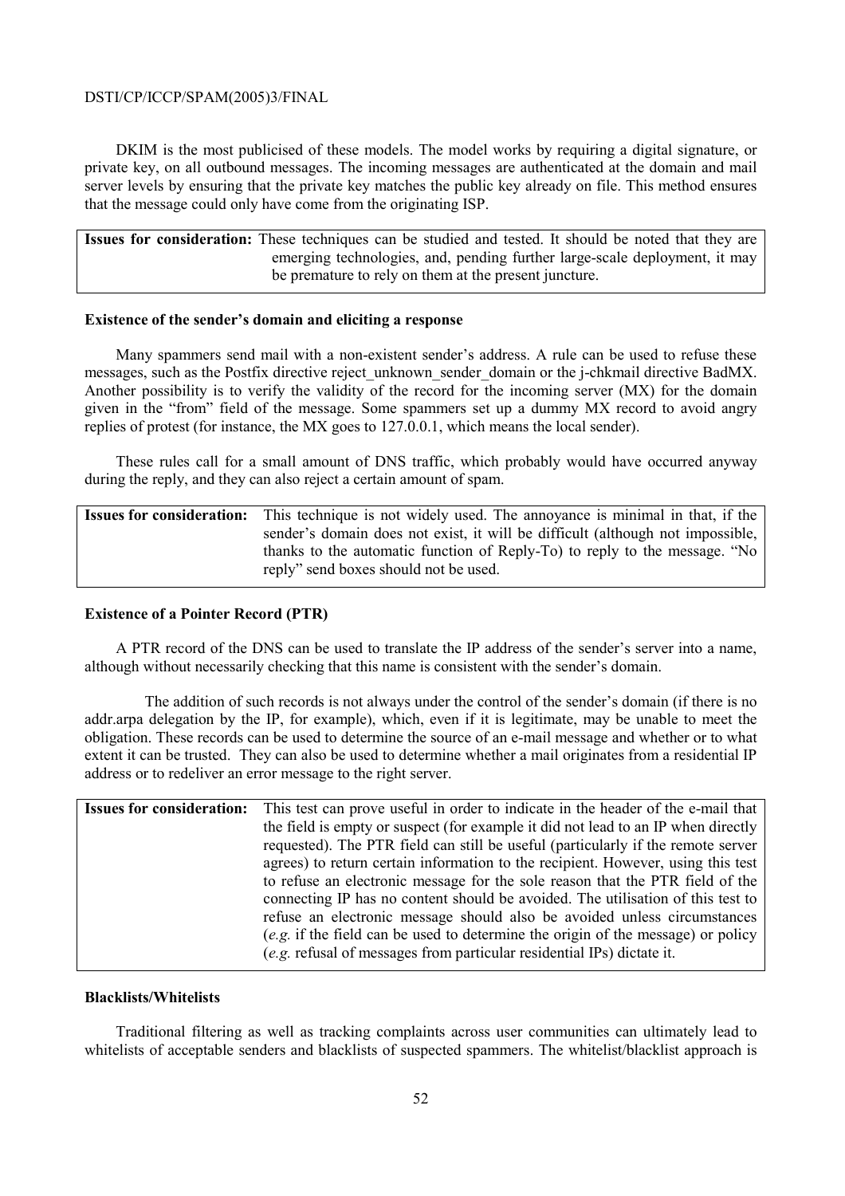DKIM is the most publicised of these models. The model works by requiring a digital signature, or private key, on all outbound messages. The incoming messages are authenticated at the domain and mail server levels by ensuring that the private key matches the public key already on file. This method ensures that the message could only have come from the originating ISP.

| **Issues for consideration:** | These techniques can be studied and tested. It should be noted that they are emerging technologies, and, pending further large-scale deployment, it may be premature to rely on them at the present juncture. |
|---|---|

**Existence of the sender's domain and eliciting a response**

Many spammers send mail with a non-existent sender's address. A rule can be used to refuse these messages, such as the Postfix directive reject_unknown_sender_domain or the j-chkmail directive BadMX. Another possibility is to verify the validity of the record for the incoming server (MX) for the domain given in the "from" field of the message. Some spammers set up a dummy MX record to avoid angry replies of protest (for instance, the MX goes to 127.0.0.1, which means the local sender).

These rules call for a small amount of DNS traffic, which probably would have occurred anyway during the reply, and they can also reject a certain amount of spam.

| **Issues for consideration:** | This technique is not widely used. The annoyance is minimal in that, if the sender's domain does not exist, it will be difficult (although not impossible, thanks to the automatic function of Reply-To) to reply to the message. "No reply" send boxes should not be used. |
|---|---|

**Existence of a Pointer Record (PTR)**

A PTR record of the DNS can be used to translate the IP address of the sender's server into a name, although without necessarily checking that this name is consistent with the sender's domain.

The addition of such records is not always under the control of the sender's domain (if there is no addr.arpa delegation by the IP, for example), which, even if it is legitimate, may be unable to meet the obligation. These records can be used to determine the source of an e-mail message and whether or to what extent it can be trusted. They can also be used to determine whether a mail originates from a residential IP address or to redeliver an error message to the right server.

| **Issues for consideration:** | This test can prove useful in order to indicate in the header of the e-mail that the field is empty or suspect (for example it did not lead to an IP when directly requested). The PTR field can still be useful (particularly if the remote server agrees) to return certain information to the recipient. However, using this test to refuse an electronic message for the sole reason that the PTR field of the connecting IP has no content should be avoided. The utilisation of this test to refuse an electronic message should also be avoided unless circumstances (*e.g.* if the field can be used to determine the origin of the message) or policy (*e.g.* refusal of messages from particular residential IPs) dictate it. |
|---|---|

**Blacklists/Whitelists**

Traditional filtering as well as tracking complaints across user communities can ultimately lead to whitelists of acceptable senders and blacklists of suspected spammers. The whitelist/blacklist approach is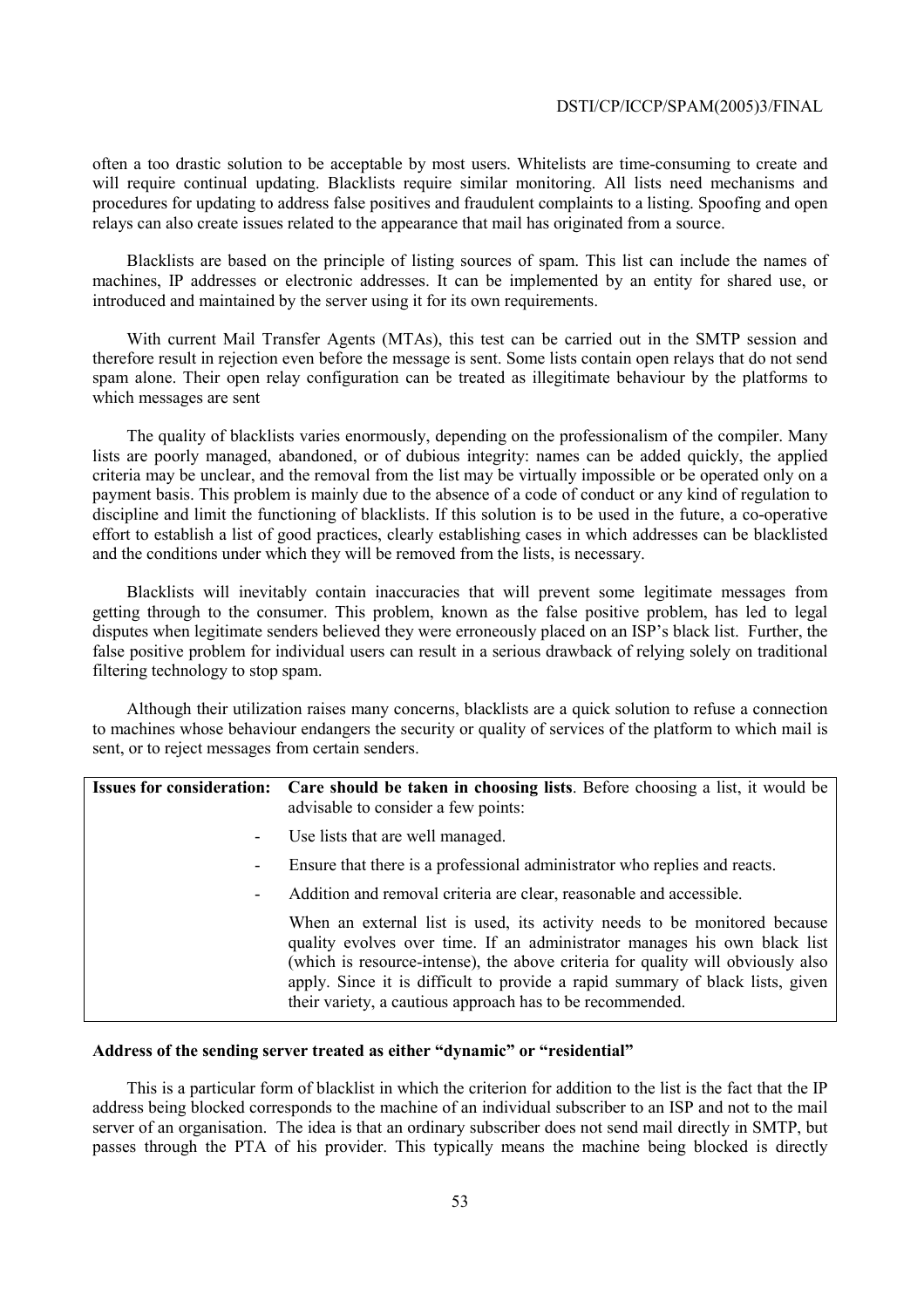often a too drastic solution to be acceptable by most users. Whitelists are time-consuming to create and will require continual updating. Blacklists require similar monitoring. All lists need mechanisms and procedures for updating to address false positives and fraudulent complaints to a listing. Spoofing and open relays can also create issues related to the appearance that mail has originated from a source.

Blacklists are based on the principle of listing sources of spam. This list can include the names of machines, IP addresses or electronic addresses. It can be implemented by an entity for shared use, or introduced and maintained by the server using it for its own requirements.

With current Mail Transfer Agents (MTAs), this test can be carried out in the SMTP session and therefore result in rejection even before the message is sent. Some lists contain open relays that do not send spam alone. Their open relay configuration can be treated as illegitimate behaviour by the platforms to which messages are sent

The quality of blacklists varies enormously, depending on the professionalism of the compiler. Many lists are poorly managed, abandoned, or of dubious integrity: names can be added quickly, the applied criteria may be unclear, and the removal from the list may be virtually impossible or be operated only on a payment basis. This problem is mainly due to the absence of a code of conduct or any kind of regulation to discipline and limit the functioning of blacklists. If this solution is to be used in the future, a co-operative effort to establish a list of good practices, clearly establishing cases in which addresses can be blacklisted and the conditions under which they will be removed from the lists, is necessary.

Blacklists will inevitably contain inaccuracies that will prevent some legitimate messages from getting through to the consumer. This problem, known as the false positive problem, has led to legal disputes when legitimate senders believed they were erroneously placed on an ISP's black list. Further, the false positive problem for individual users can result in a serious drawback of relying solely on traditional filtering technology to stop spam.

Although their utilization raises many concerns, blacklists are a quick solution to refuse a connection to machines whose behaviour endangers the security or quality of services of the platform to which mail is sent, or to reject messages from certain senders.

| | |
|---|---|
| **Issues for consideration:** | **Care should be taken in choosing lists**. Before choosing a list, it would be advisable to consider a few points: |
| - | Use lists that are well managed. |
| - | Ensure that there is a professional administrator who replies and reacts. |
| - | Addition and removal criteria are clear, reasonable and accessible. |
| | When an external list is used, its activity needs to be monitored because quality evolves over time. If an administrator manages his own black list (which is resource-intense), the above criteria for quality will obviously also apply. Since it is difficult to provide a rapid summary of black lists, given their variety, a cautious approach has to be recommended. |

**Address of the sending server treated as either "dynamic" or "residential"**

This is a particular form of blacklist in which the criterion for addition to the list is the fact that the IP address being blocked corresponds to the machine of an individual subscriber to an ISP and not to the mail server of an organisation. The idea is that an ordinary subscriber does not send mail directly in SMTP, but passes through the PTA of his provider. This typically means the machine being blocked is directly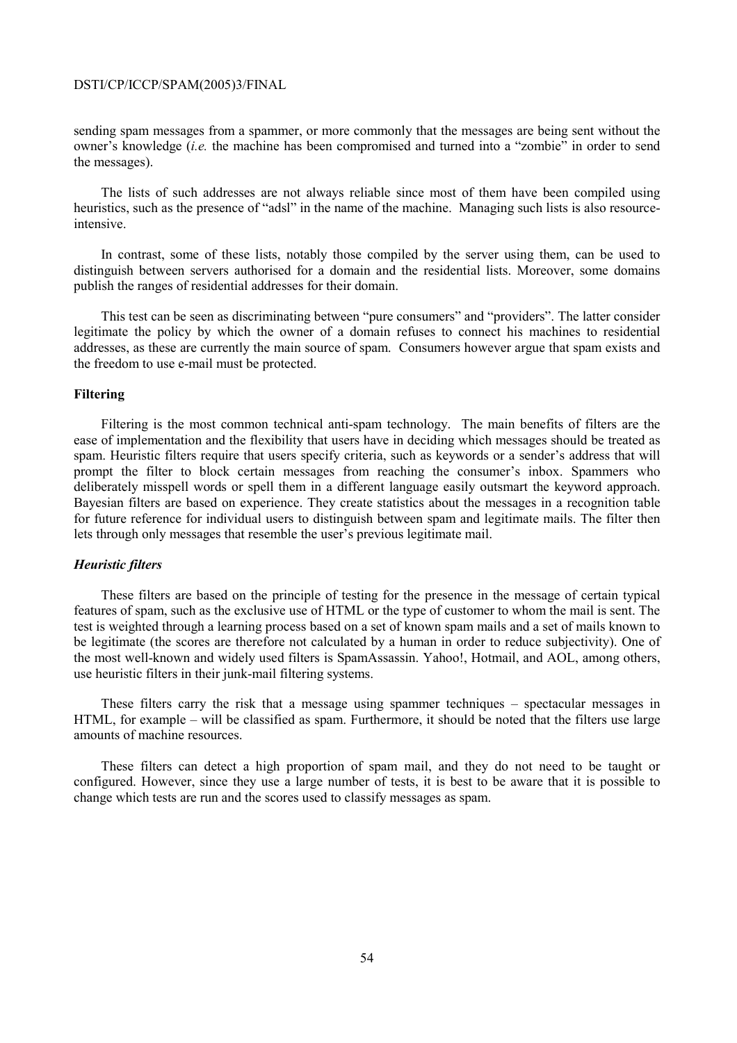sending spam messages from a spammer, or more commonly that the messages are being sent without the owner's knowledge (*i.e.* the machine has been compromised and turned into a "zombie" in order to send the messages).

The lists of such addresses are not always reliable since most of them have been compiled using heuristics, such as the presence of "adsl" in the name of the machine. Managing such lists is also resource-intensive.

In contrast, some of these lists, notably those compiled by the server using them, can be used to distinguish between servers authorised for a domain and the residential lists. Moreover, some domains publish the ranges of residential addresses for their domain.

This test can be seen as discriminating between "pure consumers" and "providers". The latter consider legitimate the policy by which the owner of a domain refuses to connect his machines to residential addresses, as these are currently the main source of spam. Consumers however argue that spam exists and the freedom to use e-mail must be protected.

**Filtering**

Filtering is the most common technical anti-spam technology. The main benefits of filters are the ease of implementation and the flexibility that users have in deciding which messages should be treated as spam. Heuristic filters require that users specify criteria, such as keywords or a sender's address that will prompt the filter to block certain messages from reaching the consumer's inbox. Spammers who deliberately misspell words or spell them in a different language easily outsmart the keyword approach. Bayesian filters are based on experience. They create statistics about the messages in a recognition table for future reference for individual users to distinguish between spam and legitimate mails. The filter then lets through only messages that resemble the user's previous legitimate mail.

***Heuristic filters***

These filters are based on the principle of testing for the presence in the message of certain typical features of spam, such as the exclusive use of HTML or the type of customer to whom the mail is sent. The test is weighted through a learning process based on a set of known spam mails and a set of mails known to be legitimate (the scores are therefore not calculated by a human in order to reduce subjectivity). One of the most well-known and widely used filters is SpamAssassin. Yahoo!, Hotmail, and AOL, among others, use heuristic filters in their junk-mail filtering systems.

These filters carry the risk that a message using spammer techniques – spectacular messages in HTML, for example – will be classified as spam. Furthermore, it should be noted that the filters use large amounts of machine resources.

These filters can detect a high proportion of spam mail, and they do not need to be taught or configured. However, since they use a large number of tests, it is best to be aware that it is possible to change which tests are run and the scores used to classify messages as spam.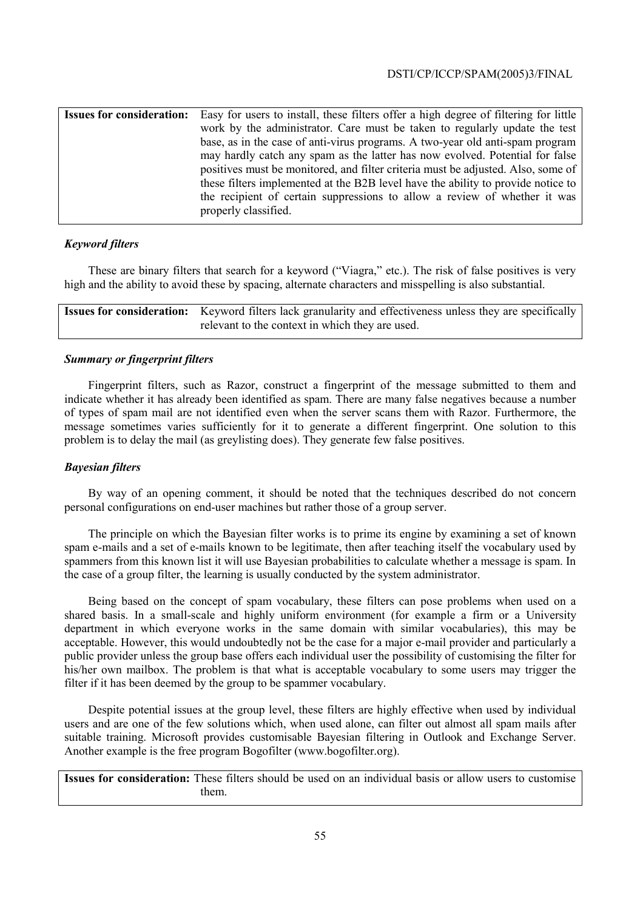| | |
|---|---|
| **Issues for consideration:** | Easy for users to install, these filters offer a high degree of filtering for little work by the administrator. Care must be taken to regularly update the test base, as in the case of anti-virus programs. A two-year old anti-spam program may hardly catch any spam as the latter has now evolved. Potential for false positives must be monitored, and filter criteria must be adjusted. Also, some of these filters implemented at the B2B level have the ability to provide notice to the recipient of certain suppressions to allow a review of whether it was properly classified. |

***Keyword filters***

These are binary filters that search for a keyword ("Viagra," etc.). The risk of false positives is very high and the ability to avoid these by spacing, alternate characters and misspelling is also substantial.

| | |
|---|---|
| **Issues for consideration:** | Keyword filters lack granularity and effectiveness unless they are specifically relevant to the context in which they are used. |

***Summary or fingerprint filters***

Fingerprint filters, such as Razor, construct a fingerprint of the message submitted to them and indicate whether it has already been identified as spam. There are many false negatives because a number of types of spam mail are not identified even when the server scans them with Razor. Furthermore, the message sometimes varies sufficiently for it to generate a different fingerprint. One solution to this problem is to delay the mail (as greylisting does). They generate few false positives.

***Bayesian filters***

By way of an opening comment, it should be noted that the techniques described do not concern personal configurations on end-user machines but rather those of a group server.

The principle on which the Bayesian filter works is to prime its engine by examining a set of known spam e-mails and a set of e-mails known to be legitimate, then after teaching itself the vocabulary used by spammers from this known list it will use Bayesian probabilities to calculate whether a message is spam. In the case of a group filter, the learning is usually conducted by the system administrator.

Being based on the concept of spam vocabulary, these filters can pose problems when used on a shared basis. In a small-scale and highly uniform environment (for example a firm or a University department in which everyone works in the same domain with similar vocabularies), this may be acceptable. However, this would undoubtedly not be the case for a major e-mail provider and particularly a public provider unless the group base offers each individual user the possibility of customising the filter for his/her own mailbox. The problem is that what is acceptable vocabulary to some users may trigger the filter if it has been deemed by the group to be spammer vocabulary.

Despite potential issues at the group level, these filters are highly effective when used by individual users and are one of the few solutions which, when used alone, can filter out almost all spam mails after suitable training. Microsoft provides customisable Bayesian filtering in Outlook and Exchange Server. Another example is the free program Bogofilter (www.bogofilter.org).

| | |
|---|---|
| **Issues for consideration:** | These filters should be used on an individual basis or allow users to customise them. |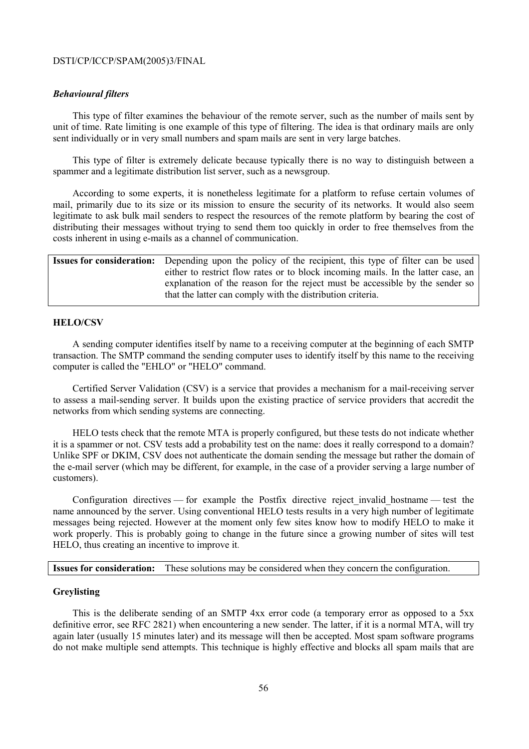### *Behavioural filters*

This type of filter examines the behaviour of the remote server, such as the number of mails sent by unit of time. Rate limiting is one example of this type of filtering. The idea is that ordinary mails are only sent individually or in very small numbers and spam mails are sent in very large batches.

This type of filter is extremely delicate because typically there is no way to distinguish between a spammer and a legitimate distribution list server, such as a newsgroup.

According to some experts, it is nonetheless legitimate for a platform to refuse certain volumes of mail, primarily due to its size or its mission to ensure the security of its networks. It would also seem legitimate to ask bulk mail senders to respect the resources of the remote platform by bearing the cost of distributing their messages without trying to send them too quickly in order to free themselves from the costs inherent in using e-mails as a channel of communication.

| **Issues for consideration:** | Depending upon the policy of the recipient, this type of filter can be used either to restrict flow rates or to block incoming mails. In the latter case, an explanation of the reason for the reject must be accessible by the sender so that the latter can comply with the distribution criteria. |
|---|---|

### HELO/CSV

A sending computer identifies itself by name to a receiving computer at the beginning of each SMTP transaction. The SMTP command the sending computer uses to identify itself by this name to the receiving computer is called the "EHLO" or "HELO" command.

Certified Server Validation (CSV) is a service that provides a mechanism for a mail-receiving server to assess a mail-sending server. It builds upon the existing practice of service providers that accredit the networks from which sending systems are connecting.

HELO tests check that the remote MTA is properly configured, but these tests do not indicate whether it is a spammer or not. CSV tests add a probability test on the name: does it really correspond to a domain? Unlike SPF or DKIM, CSV does not authenticate the domain sending the message but rather the domain of the e-mail server (which may be different, for example, in the case of a provider serving a large number of customers).

Configuration directives — for example the Postfix directive reject_invalid_hostname — test the name announced by the server. Using conventional HELO tests results in a very high number of legitimate messages being rejected. However at the moment only few sites know how to modify HELO to make it work properly. This is probably going to change in the future since a growing number of sites will test HELO, thus creating an incentive to improve it.

| **Issues for consideration:** | These solutions may be considered when they concern the configuration. |
|---|---|

### Greylisting

This is the deliberate sending of an SMTP 4xx error code (a temporary error as opposed to a 5xx definitive error, see RFC 2821) when encountering a new sender. The latter, if it is a normal MTA, will try again later (usually 15 minutes later) and its message will then be accepted. Most spam software programs do not make multiple send attempts. This technique is highly effective and blocks all spam mails that are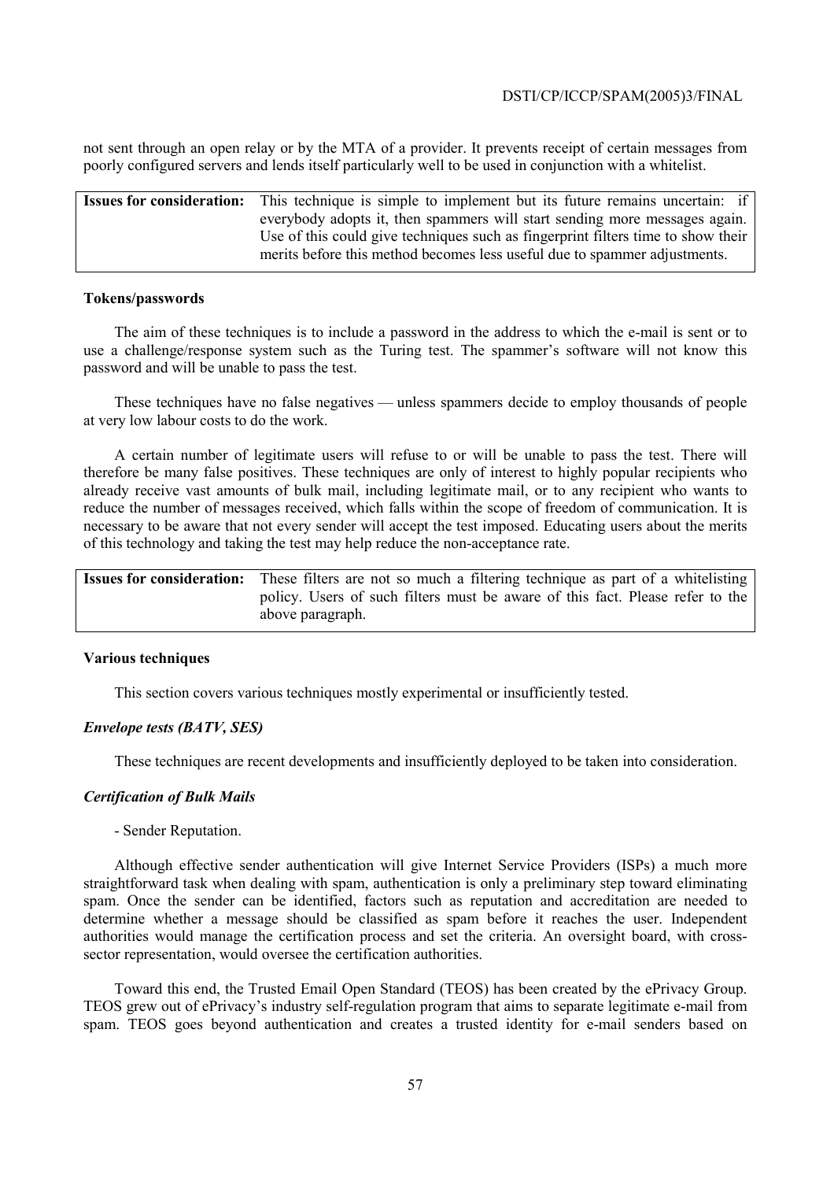not sent through an open relay or by the MTA of a provider. It prevents receipt of certain messages from poorly configured servers and lends itself particularly well to be used in conjunction with a whitelist.

| | |
|---|---|
| **Issues for consideration:** | This technique is simple to implement but its future remains uncertain: if everybody adopts it, then spammers will start sending more messages again. Use of this could give techniques such as fingerprint filters time to show their merits before this method becomes less useful due to spammer adjustments. |

#### Tokens/passwords

The aim of these techniques is to include a password in the address to which the e-mail is sent or to use a challenge/response system such as the Turing test. The spammer's software will not know this password and will be unable to pass the test.

These techniques have no false negatives — unless spammers decide to employ thousands of people at very low labour costs to do the work.

A certain number of legitimate users will refuse to or will be unable to pass the test. There will therefore be many false positives. These techniques are only of interest to highly popular recipients who already receive vast amounts of bulk mail, including legitimate mail, or to any recipient who wants to reduce the number of messages received, which falls within the scope of freedom of communication. It is necessary to be aware that not every sender will accept the test imposed. Educating users about the merits of this technology and taking the test may help reduce the non-acceptance rate.

| | |
|---|---|
| **Issues for consideration:** | These filters are not so much a filtering technique as part of a whitelisting policy. Users of such filters must be aware of this fact. Please refer to the above paragraph. |

#### Various techniques

This section covers various techniques mostly experimental or insufficiently tested.

##### *Envelope tests (BATV, SES)*

These techniques are recent developments and insufficiently deployed to be taken into consideration.

##### *Certification of Bulk Mails*

- Sender Reputation.

Although effective sender authentication will give Internet Service Providers (ISPs) a much more straightforward task when dealing with spam, authentication is only a preliminary step toward eliminating spam. Once the sender can be identified, factors such as reputation and accreditation are needed to determine whether a message should be classified as spam before it reaches the user. Independent authorities would manage the certification process and set the criteria. An oversight board, with cross-sector representation, would oversee the certification authorities.

Toward this end, the Trusted Email Open Standard (TEOS) has been created by the ePrivacy Group. TEOS grew out of ePrivacy's industry self-regulation program that aims to separate legitimate e-mail from spam. TEOS goes beyond authentication and creates a trusted identity for e-mail senders based on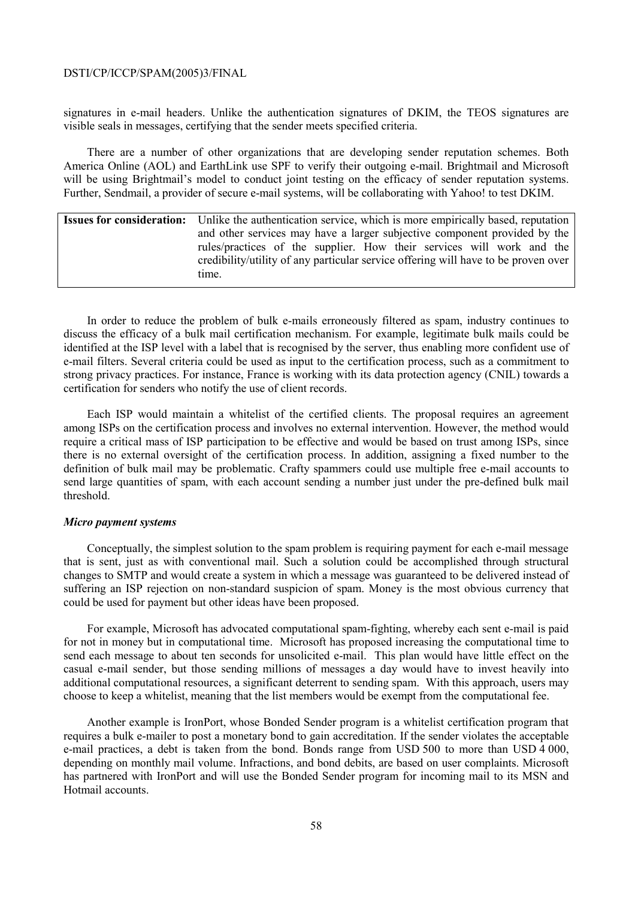signatures in e-mail headers. Unlike the authentication signatures of DKIM, the TEOS signatures are visible seals in messages, certifying that the sender meets specified criteria.

There are a number of other organizations that are developing sender reputation schemes. Both America Online (AOL) and EarthLink use SPF to verify their outgoing e-mail. Brightmail and Microsoft will be using Brightmail's model to conduct joint testing on the efficacy of sender reputation systems. Further, Sendmail, a provider of secure e-mail systems, will be collaborating with Yahoo! to test DKIM.

| **Issues for consideration:** | Unlike the authentication service, which is more empirically based, reputation and other services may have a larger subjective component provided by the rules/practices of the supplier. How their services will work and the credibility/utility of any particular service offering will have to be proven over time. |
|---|---|

In order to reduce the problem of bulk e-mails erroneously filtered as spam, industry continues to discuss the efficacy of a bulk mail certification mechanism. For example, legitimate bulk mails could be identified at the ISP level with a label that is recognised by the server, thus enabling more confident use of e-mail filters. Several criteria could be used as input to the certification process, such as a commitment to strong privacy practices. For instance, France is working with its data protection agency (CNIL) towards a certification for senders who notify the use of client records.

Each ISP would maintain a whitelist of the certified clients. The proposal requires an agreement among ISPs on the certification process and involves no external intervention. However, the method would require a critical mass of ISP participation to be effective and would be based on trust among ISPs, since there is no external oversight of the certification process. In addition, assigning a fixed number to the definition of bulk mail may be problematic. Crafty spammers could use multiple free e-mail accounts to send large quantities of spam, with each account sending a number just under the pre-defined bulk mail threshold.

***Micro payment systems***

Conceptually, the simplest solution to the spam problem is requiring payment for each e-mail message that is sent, just as with conventional mail. Such a solution could be accomplished through structural changes to SMTP and would create a system in which a message was guaranteed to be delivered instead of suffering an ISP rejection on non-standard suspicion of spam. Money is the most obvious currency that could be used for payment but other ideas have been proposed.

For example, Microsoft has advocated computational spam-fighting, whereby each sent e-mail is paid for not in money but in computational time. Microsoft has proposed increasing the computational time to send each message to about ten seconds for unsolicited e-mail. This plan would have little effect on the casual e-mail sender, but those sending millions of messages a day would have to invest heavily into additional computational resources, a significant deterrent to sending spam. With this approach, users may choose to keep a whitelist, meaning that the list members would be exempt from the computational fee.

Another example is IronPort, whose Bonded Sender program is a whitelist certification program that requires a bulk e-mailer to post a monetary bond to gain accreditation. If the sender violates the acceptable e-mail practices, a debt is taken from the bond. Bonds range from USD 500 to more than USD 4 000, depending on monthly mail volume. Infractions, and bond debits, are based on user complaints. Microsoft has partnered with IronPort and will use the Bonded Sender program for incoming mail to its MSN and Hotmail accounts.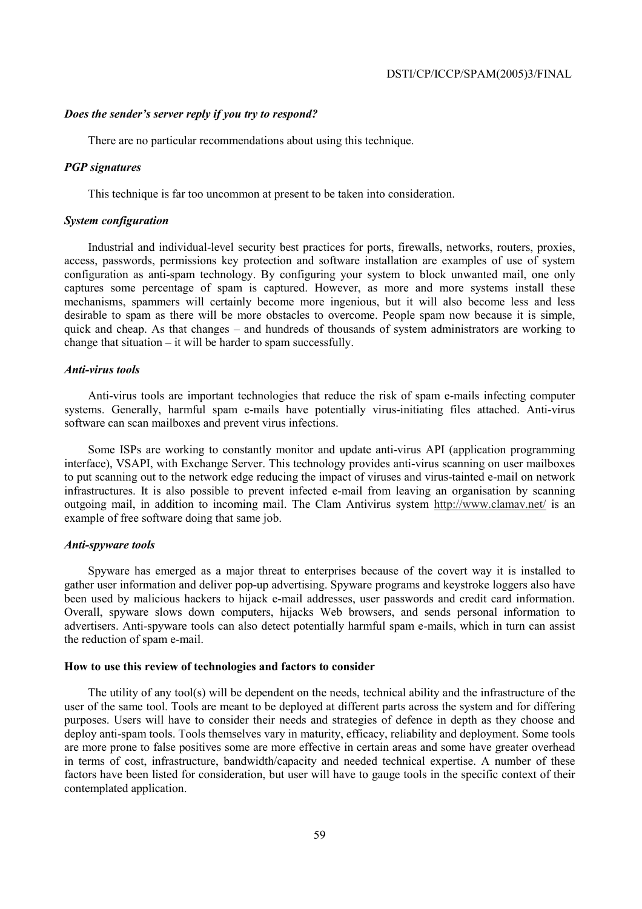*Does the sender's server reply if you try to respond?*

There are no particular recommendations about using this technique.

*PGP signatures*

This technique is far too uncommon at present to be taken into consideration.

*System configuration*

Industrial and individual-level security best practices for ports, firewalls, networks, routers, proxies, access, passwords, permissions key protection and software installation are examples of use of system configuration as anti-spam technology. By configuring your system to block unwanted mail, one only captures some percentage of spam is captured. However, as more and more systems install these mechanisms, spammers will certainly become more ingenious, but it will also become less and less desirable to spam as there will be more obstacles to overcome. People spam now because it is simple, quick and cheap. As that changes – and hundreds of thousands of system administrators are working to change that situation – it will be harder to spam successfully.

*Anti-virus tools*

Anti-virus tools are important technologies that reduce the risk of spam e-mails infecting computer systems. Generally, harmful spam e-mails have potentially virus-initiating files attached. Anti-virus software can scan mailboxes and prevent virus infections.

Some ISPs are working to constantly monitor and update anti-virus API (application programming interface), VSAPI, with Exchange Server. This technology provides anti-virus scanning on user mailboxes to put scanning out to the network edge reducing the impact of viruses and virus-tainted e-mail on network infrastructures. It is also possible to prevent infected e-mail from leaving an organisation by scanning outgoing mail, in addition to incoming mail. The Clam Antivirus system http://www.clamav.net/ is an example of free software doing that same job.

*Anti-spyware tools*

Spyware has emerged as a major threat to enterprises because of the covert way it is installed to gather user information and deliver pop-up advertising. Spyware programs and keystroke loggers also have been used by malicious hackers to hijack e-mail addresses, user passwords and credit card information. Overall, spyware slows down computers, hijacks Web browsers, and sends personal information to advertisers. Anti-spyware tools can also detect potentially harmful spam e-mails, which in turn can assist the reduction of spam e-mail.

**How to use this review of technologies and factors to consider**

The utility of any tool(s) will be dependent on the needs, technical ability and the infrastructure of the user of the same tool. Tools are meant to be deployed at different parts across the system and for differing purposes. Users will have to consider their needs and strategies of defence in depth as they choose and deploy anti-spam tools. Tools themselves vary in maturity, efficacy, reliability and deployment. Some tools are more prone to false positives some are more effective in certain areas and some have greater overhead in terms of cost, infrastructure, bandwidth/capacity and needed technical expertise. A number of these factors have been listed for consideration, but user will have to gauge tools in the specific context of their contemplated application.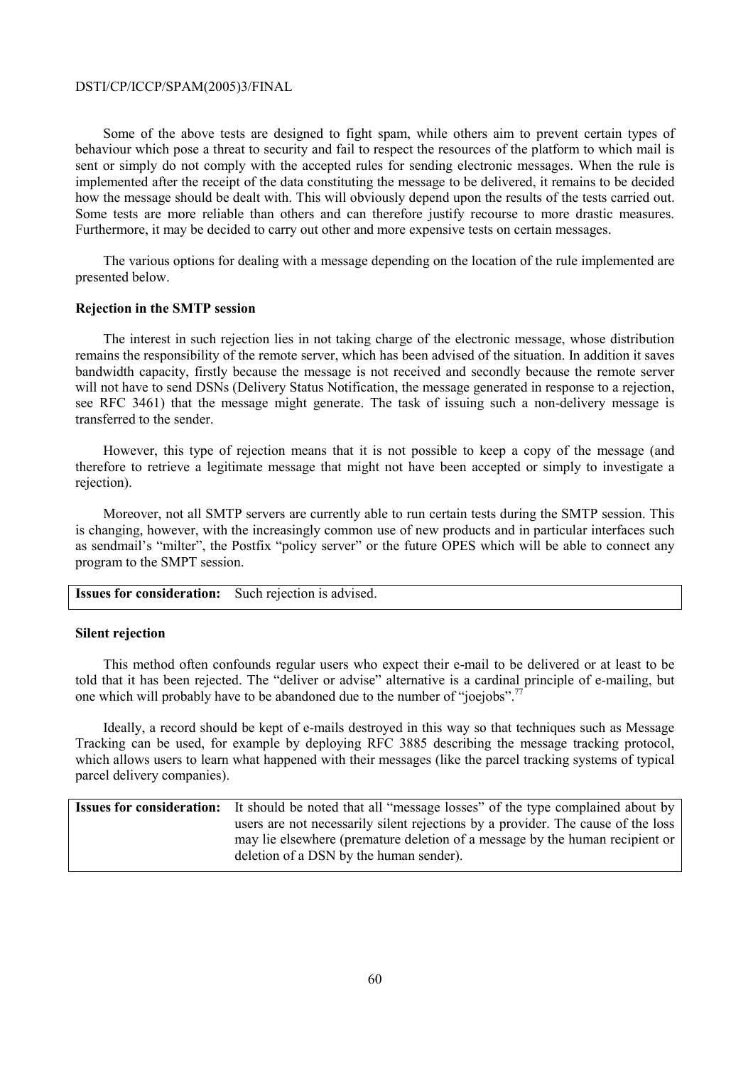Some of the above tests are designed to fight spam, while others aim to prevent certain types of behaviour which pose a threat to security and fail to respect the resources of the platform to which mail is sent or simply do not comply with the accepted rules for sending electronic messages. When the rule is implemented after the receipt of the data constituting the message to be delivered, it remains to be decided how the message should be dealt with. This will obviously depend upon the results of the tests carried out. Some tests are more reliable than others and can therefore justify recourse to more drastic measures. Furthermore, it may be decided to carry out other and more expensive tests on certain messages.

The various options for dealing with a message depending on the location of the rule implemented are presented below.

**Rejection in the SMTP session**

The interest in such rejection lies in not taking charge of the electronic message, whose distribution remains the responsibility of the remote server, which has been advised of the situation. In addition it saves bandwidth capacity, firstly because the message is not received and secondly because the remote server will not have to send DSNs (Delivery Status Notification, the message generated in response to a rejection, see RFC 3461) that the message might generate. The task of issuing such a non-delivery message is transferred to the sender.

However, this type of rejection means that it is not possible to keep a copy of the message (and therefore to retrieve a legitimate message that might not have been accepted or simply to investigate a rejection).

Moreover, not all SMTP servers are currently able to run certain tests during the SMTP session. This is changing, however, with the increasingly common use of new products and in particular interfaces such as sendmail's "milter", the Postfix "policy server" or the future OPES which will be able to connect any program to the SMPT session.

| **Issues for consideration:** | Such rejection is advised. |
|---|---|

**Silent rejection**

This method often confounds regular users who expect their e-mail to be delivered or at least to be told that it has been rejected. The "deliver or advise" alternative is a cardinal principle of e-mailing, but one which will probably have to be abandoned due to the number of "joejobs".[77]

Ideally, a record should be kept of e-mails destroyed in this way so that techniques such as Message Tracking can be used, for example by deploying RFC 3885 describing the message tracking protocol, which allows users to learn what happened with their messages (like the parcel tracking systems of typical parcel delivery companies).

| **Issues for consideration:** | It should be noted that all "message losses" of the type complained about by users are not necessarily silent rejections by a provider. The cause of the loss may lie elsewhere (premature deletion of a message by the human recipient or deletion of a DSN by the human sender). |
|---|---|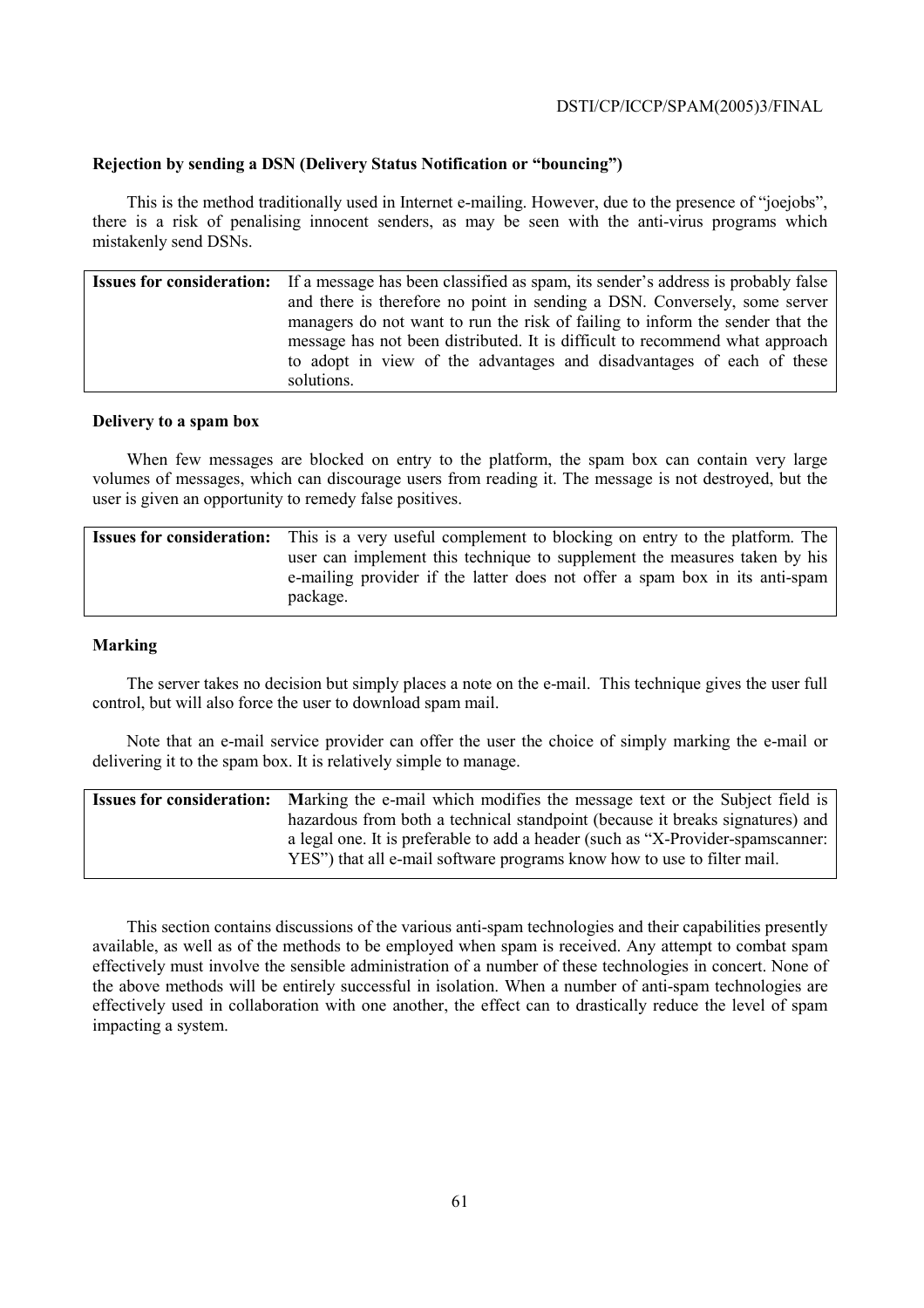**Rejection by sending a DSN (Delivery Status Notification or "bouncing")**

This is the method traditionally used in Internet e-mailing. However, due to the presence of "joejobs", there is a risk of penalising innocent senders, as may be seen with the anti-virus programs which mistakenly send DSNs.

| | |
|---|---|
| **Issues for consideration:** | If a message has been classified as spam, its sender's address is probably false and there is therefore no point in sending a DSN. Conversely, some server managers do not want to run the risk of failing to inform the sender that the message has not been distributed. It is difficult to recommend what approach to adopt in view of the advantages and disadvantages of each of these solutions. |

**Delivery to a spam box**

When few messages are blocked on entry to the platform, the spam box can contain very large volumes of messages, which can discourage users from reading it. The message is not destroyed, but the user is given an opportunity to remedy false positives.

| | |
|---|---|
| **Issues for consideration:** | This is a very useful complement to blocking on entry to the platform. The user can implement this technique to supplement the measures taken by his e-mailing provider if the latter does not offer a spam box in its anti-spam package. |

**Marking**

The server takes no decision but simply places a note on the e-mail. This technique gives the user full control, but will also force the user to download spam mail.

Note that an e-mail service provider can offer the user the choice of simply marking the e-mail or delivering it to the spam box. It is relatively simple to manage.

| | |
|---|---|
| **Issues for consideration:** | **M**arking the e-mail which modifies the message text or the Subject field is hazardous from both a technical standpoint (because it breaks signatures) and a legal one. It is preferable to add a header (such as "X-Provider-spamscanner: YES") that all e-mail software programs know how to use to filter mail. |

This section contains discussions of the various anti-spam technologies and their capabilities presently available, as well as of the methods to be employed when spam is received. Any attempt to combat spam effectively must involve the sensible administration of a number of these technologies in concert. None of the above methods will be entirely successful in isolation. When a number of anti-spam technologies are effectively used in collaboration with one another, the effect can to drastically reduce the level of spam impacting a system.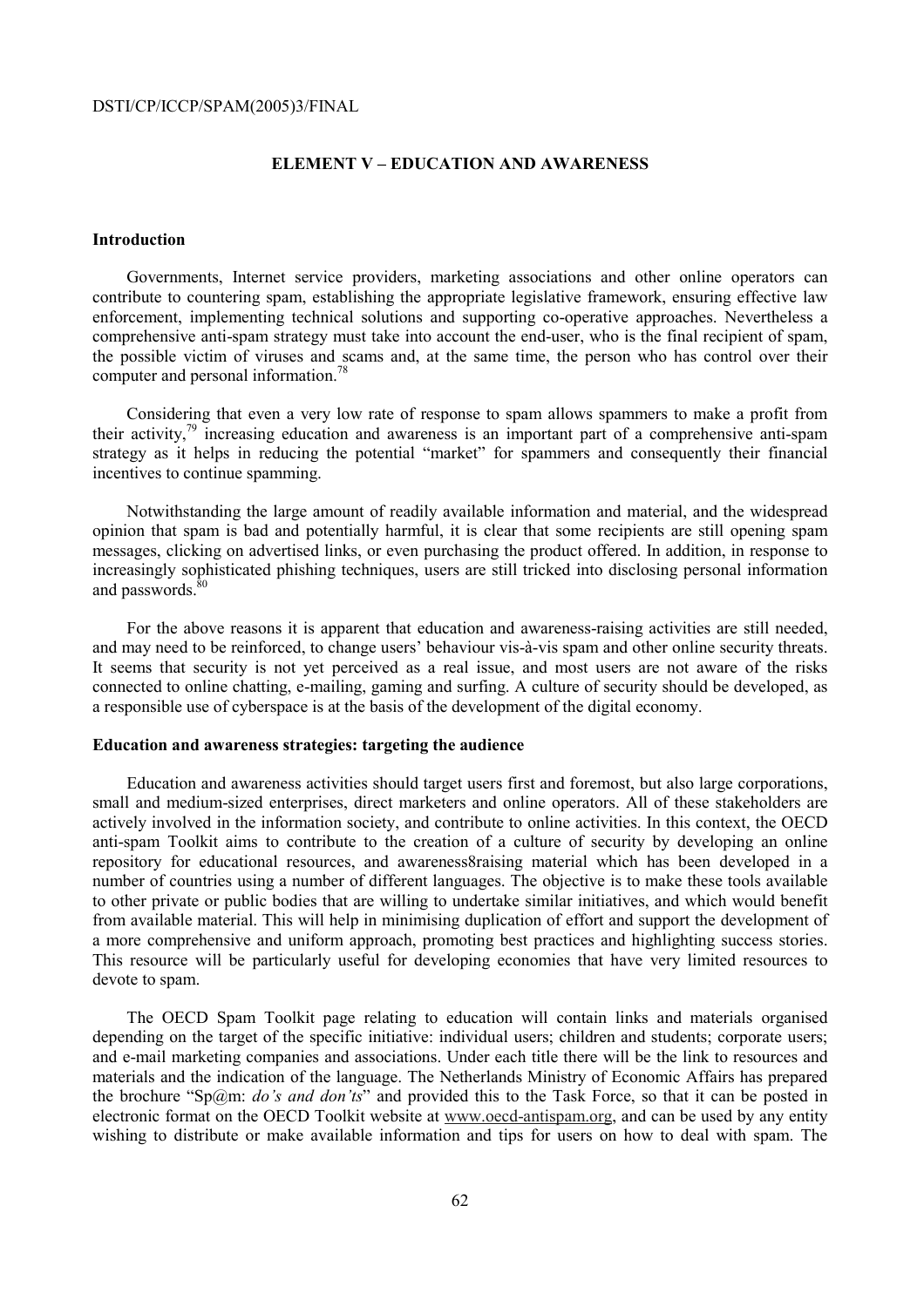## ELEMENT V – EDUCATION AND AWARENESS

### Introduction

Governments, Internet service providers, marketing associations and other online operators can contribute to countering spam, establishing the appropriate legislative framework, ensuring effective law enforcement, implementing technical solutions and supporting co-operative approaches. Nevertheless a comprehensive anti-spam strategy must take into account the end-user, who is the final recipient of spam, the possible victim of viruses and scams and, at the same time, the person who has control over their computer and personal information.[78]

Considering that even a very low rate of response to spam allows spammers to make a profit from their activity,[79] increasing education and awareness is an important part of a comprehensive anti-spam strategy as it helps in reducing the potential "market" for spammers and consequently their financial incentives to continue spamming.

Notwithstanding the large amount of readily available information and material, and the widespread opinion that spam is bad and potentially harmful, it is clear that some recipients are still opening spam messages, clicking on advertised links, or even purchasing the product offered. In addition, in response to increasingly sophisticated phishing techniques, users are still tricked into disclosing personal information and passwords.[80]

For the above reasons it is apparent that education and awareness-raising activities are still needed, and may need to be reinforced, to change users' behaviour vis-à-vis spam and other online security threats. It seems that security is not yet perceived as a real issue, and most users are not aware of the risks connected to online chatting, e-mailing, gaming and surfing. A culture of security should be developed, as a responsible use of cyberspace is at the basis of the development of the digital economy.

### Education and awareness strategies: targeting the audience

Education and awareness activities should target users first and foremost, but also large corporations, small and medium-sized enterprises, direct marketers and online operators. All of these stakeholders are actively involved in the information society, and contribute to online activities. In this context, the OECD anti-spam Toolkit aims to contribute to the creation of a culture of security by developing an online repository for educational resources, and awareness8raising material which has been developed in a number of countries using a number of different languages. The objective is to make these tools available to other private or public bodies that are willing to undertake similar initiatives, and which would benefit from available material. This will help in minimising duplication of effort and support the development of a more comprehensive and uniform approach, promoting best practices and highlighting success stories. This resource will be particularly useful for developing economies that have very limited resources to devote to spam.

The OECD Spam Toolkit page relating to education will contain links and materials organised depending on the target of the specific initiative: individual users; children and students; corporate users; and e-mail marketing companies and associations. Under each title there will be the link to resources and materials and the indication of the language. The Netherlands Ministry of Economic Affairs has prepared the brochure "Sp@m: *do's and don'ts*" and provided this to the Task Force, so that it can be posted in electronic format on the OECD Toolkit website at www.oecd-antispam.org, and can be used by any entity wishing to distribute or make available information and tips for users on how to deal with spam. The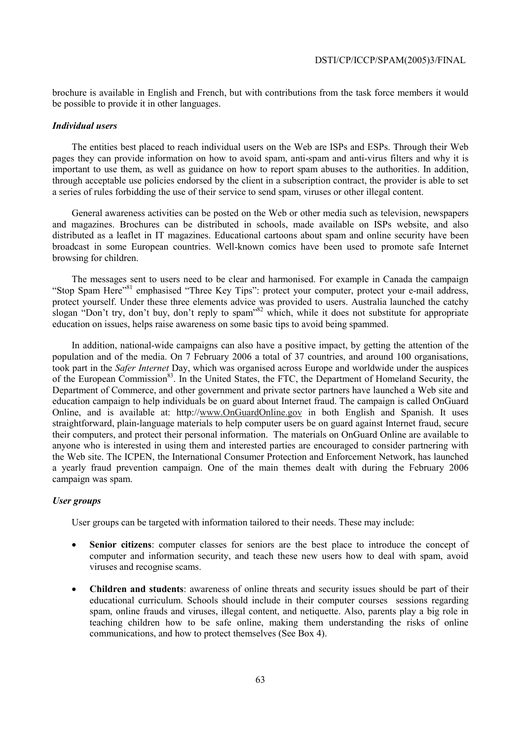brochure is available in English and French, but with contributions from the task force members it would be possible to provide it in other languages.

### *Individual users*

The entities best placed to reach individual users on the Web are ISPs and ESPs. Through their Web pages they can provide information on how to avoid spam, anti-spam and anti-virus filters and why it is important to use them, as well as guidance on how to report spam abuses to the authorities. In addition, through acceptable use policies endorsed by the client in a subscription contract, the provider is able to set a series of rules forbidding the use of their service to send spam, viruses or other illegal content.

General awareness activities can be posted on the Web or other media such as television, newspapers and magazines. Brochures can be distributed in schools, made available on ISPs website, and also distributed as a leaflet in IT magazines. Educational cartoons about spam and online security have been broadcast in some European countries. Well-known comics have been used to promote safe Internet browsing for children.

The messages sent to users need to be clear and harmonised. For example in Canada the campaign "Stop Spam Here"[81] emphasised "Three Key Tips": protect your computer, protect your e-mail address, protect yourself. Under these three elements advice was provided to users. Australia launched the catchy slogan "Don't try, don't buy, don't reply to spam"[82] which, while it does not substitute for appropriate education on issues, helps raise awareness on some basic tips to avoid being spammed.

In addition, national-wide campaigns can also have a positive impact, by getting the attention of the population and of the media. On 7 February 2006 a total of 37 countries, and around 100 organisations, took part in the *Safer Internet* Day, which was organised across Europe and worldwide under the auspices of the European Commission[83]. In the United States, the FTC, the Department of Homeland Security, the Department of Commerce, and other government and private sector partners have launched a Web site and education campaign to help individuals be on guard about Internet fraud. The campaign is called OnGuard Online, and is available at: http://www.OnGuardOnline.gov in both English and Spanish. It uses straightforward, plain-language materials to help computer users be on guard against Internet fraud, secure their computers, and protect their personal information. The materials on OnGuard Online are available to anyone who is interested in using them and interested parties are encouraged to consider partnering with the Web site. The ICPEN, the International Consumer Protection and Enforcement Network, has launched a yearly fraud prevention campaign. One of the main themes dealt with during the February 2006 campaign was spam.

### *User groups*

User groups can be targeted with information tailored to their needs. These may include:

- **Senior citizens**: computer classes for seniors are the best place to introduce the concept of computer and information security, and teach these new users how to deal with spam, avoid viruses and recognise scams.

- **Children and students**: awareness of online threats and security issues should be part of their educational curriculum. Schools should include in their computer courses sessions regarding spam, online frauds and viruses, illegal content, and netiquette. Also, parents play a big role in teaching children how to be safe online, making them understanding the risks of online communications, and how to protect themselves (See Box 4).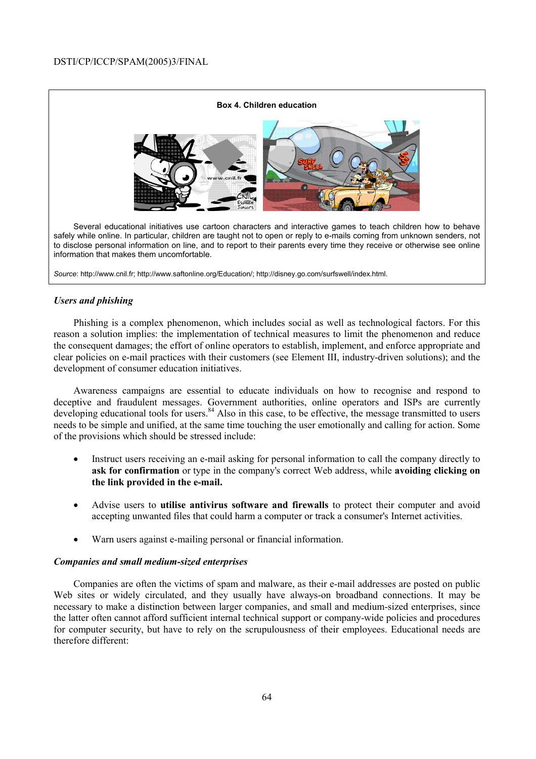**Box 4. Children education**

Several educational initiatives use cartoon characters and interactive games to teach children how to behave safely while online. In particular, children are taught not to open or reply to e-mails coming from unknown senders, not to disclose personal information on line, and to report to their parents every time they receive or otherwise see online information that makes them uncomfortable.

*Source*: http://www.cnil.fr; http://www.saftonline.org/Education/; http://disney.go.com/surfswell/index.html.

### *Users and phishing*

Phishing is a complex phenomenon, which includes social as well as technological factors. For this reason a solution implies: the implementation of technical measures to limit the phenomenon and reduce the consequent damages; the effort of online operators to establish, implement, and enforce appropriate and clear policies on e-mail practices with their customers (see Element III, industry-driven solutions); and the development of consumer education initiatives.

Awareness campaigns are essential to educate individuals on how to recognise and respond to deceptive and fraudulent messages. Government authorities, online operators and ISPs are currently developing educational tools for users.[84] Also in this case, to be effective, the message transmitted to users needs to be simple and unified, at the same time touching the user emotionally and calling for action. Some of the provisions which should be stressed include:

- Instruct users receiving an e-mail asking for personal information to call the company directly to **ask for confirmation** or type in the company's correct Web address, while **avoiding clicking on the link provided in the e-mail.**
- Advise users to **utilise antivirus software and firewalls** to protect their computer and avoid accepting unwanted files that could harm a computer or track a consumer's Internet activities.
- Warn users against e-mailing personal or financial information.

### *Companies and small medium-sized enterprises*

Companies are often the victims of spam and malware, as their e-mail addresses are posted on public Web sites or widely circulated, and they usually have always-on broadband connections. It may be necessary to make a distinction between larger companies, and small and medium-sized enterprises, since the latter often cannot afford sufficient internal technical support or company-wide policies and procedures for computer security, but have to rely on the scrupulousness of their employees. Educational needs are therefore different: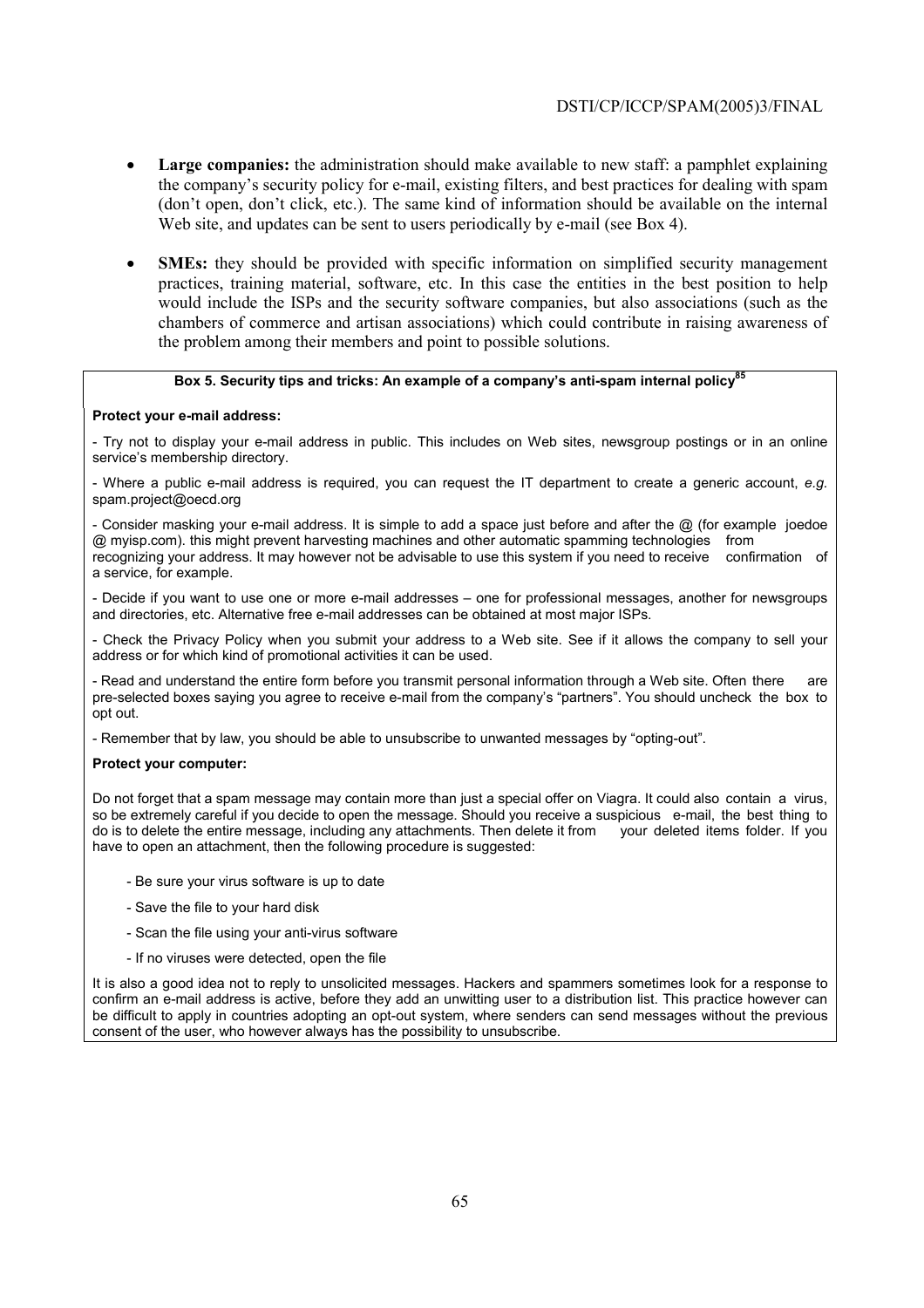- **Large companies:** the administration should make available to new staff: a pamphlet explaining the company's security policy for e-mail, existing filters, and best practices for dealing with spam (don't open, don't click, etc.). The same kind of information should be available on the internal Web site, and updates can be sent to users periodically by e-mail (see Box 4).

- **SMEs:** they should be provided with specific information on simplified security management practices, training material, software, etc. In this case the entities in the best position to help would include the ISPs and the security software companies, but also associations (such as the chambers of commerce and artisan associations) which could contribute in raising awareness of the problem among their members and point to possible solutions.

**Box 5. Security tips and tricks: An example of a company's anti-spam internal policy[85]**

**Protect your e-mail address:**

- Try not to display your e-mail address in public. This includes on Web sites, newsgroup postings or in an online service's membership directory.

- Where a public e-mail address is required, you can request the IT department to create a generic account, *e.g.* spam.project@oecd.org

- Consider masking your e-mail address. It is simple to add a space just before and after the @ (for example joedoe @ myisp.com). this might prevent harvesting machines and other automatic spamming technologies from recognizing your address. It may however not be advisable to use this system if you need to receive confirmation of a service, for example.

- Decide if you want to use one or more e-mail addresses – one for professional messages, another for newsgroups and directories, etc. Alternative free e-mail addresses can be obtained at most major ISPs.

- Check the Privacy Policy when you submit your address to a Web site. See if it allows the company to sell your address or for which kind of promotional activities it can be used.

- Read and understand the entire form before you transmit personal information through a Web site. Often there are pre-selected boxes saying you agree to receive e-mail from the company's "partners". You should uncheck the box to opt out.

- Remember that by law, you should be able to unsubscribe to unwanted messages by "opting-out".

**Protect your computer:**

Do not forget that a spam message may contain more than just a special offer on Viagra. It could also contain a virus, so be extremely careful if you decide to open the message. Should you receive a suspicious e-mail, the best thing to do is to delete the entire message, including any attachments. Then delete it from your deleted items folder. If you have to open an attachment, then the following procedure is suggested:

- Be sure your virus software is up to date
- Save the file to your hard disk
- Scan the file using your anti-virus software
- If no viruses were detected, open the file

It is also a good idea not to reply to unsolicited messages. Hackers and spammers sometimes look for a response to confirm an e-mail address is active, before they add an unwitting user to a distribution list. This practice however can be difficult to apply in countries adopting an opt-out system, where senders can send messages without the previous consent of the user, who however always has the possibility to unsubscribe.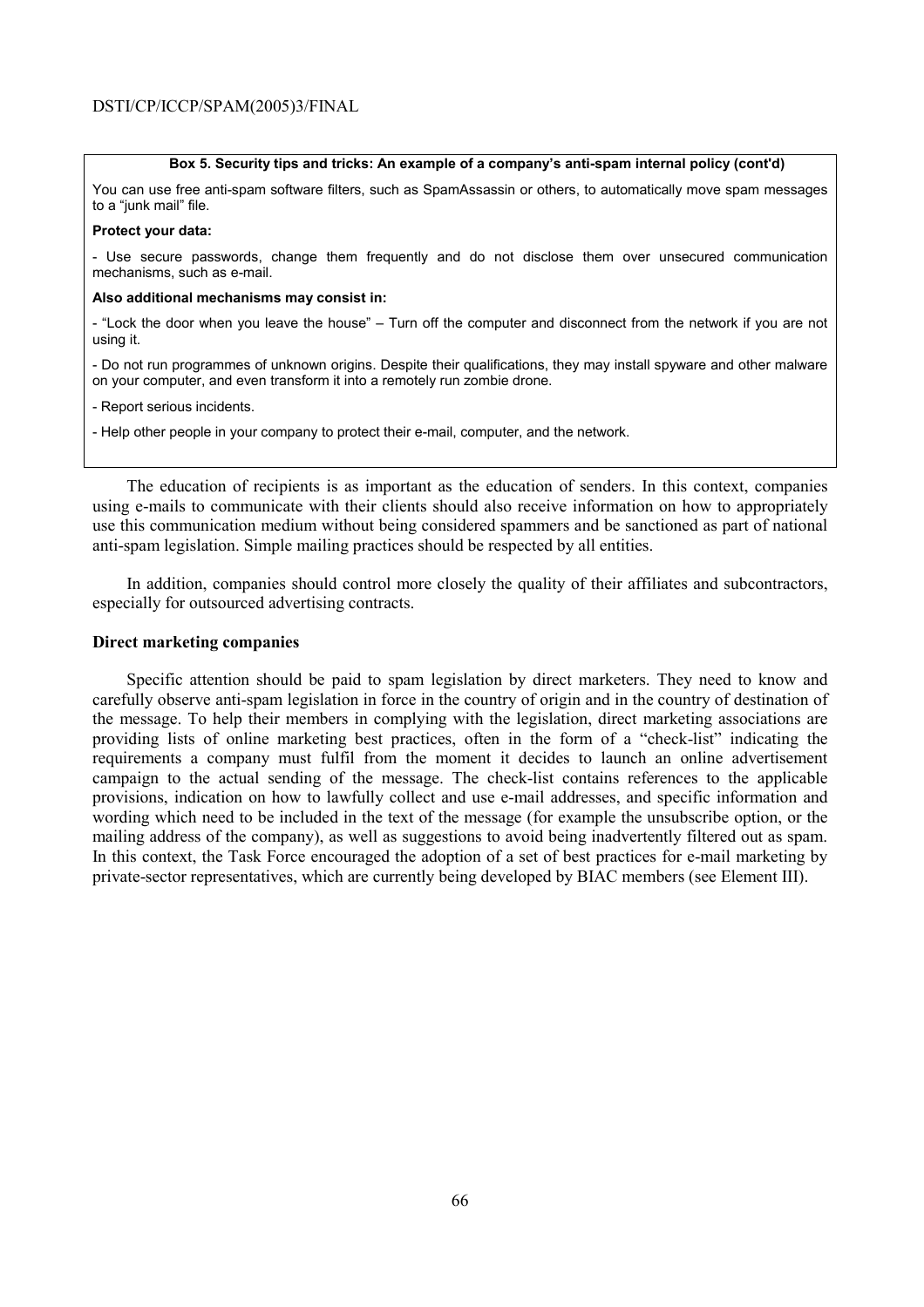**Box 5. Security tips and tricks: An example of a company's anti-spam internal policy (cont'd)**

You can use free anti-spam software filters, such as SpamAssassin or others, to automatically move spam messages to a "junk mail" file.

**Protect your data:**

- Use secure passwords, change them frequently and do not disclose them over unsecured communication mechanisms, such as e-mail.

**Also additional mechanisms may consist in:**

- "Lock the door when you leave the house" – Turn off the computer and disconnect from the network if you are not using it.

- Do not run programmes of unknown origins. Despite their qualifications, they may install spyware and other malware on your computer, and even transform it into a remotely run zombie drone.

- Report serious incidents.

- Help other people in your company to protect their e-mail, computer, and the network.

The education of recipients is as important as the education of senders. In this context, companies using e-mails to communicate with their clients should also receive information on how to appropriately use this communication medium without being considered spammers and be sanctioned as part of national anti-spam legislation. Simple mailing practices should be respected by all entities.

In addition, companies should control more closely the quality of their affiliates and subcontractors, especially for outsourced advertising contracts.

### Direct marketing companies

Specific attention should be paid to spam legislation by direct marketers. They need to know and carefully observe anti-spam legislation in force in the country of origin and in the country of destination of the message. To help their members in complying with the legislation, direct marketing associations are providing lists of online marketing best practices, often in the form of a "check-list" indicating the requirements a company must fulfil from the moment it decides to launch an online advertisement campaign to the actual sending of the message. The check-list contains references to the applicable provisions, indication on how to lawfully collect and use e-mail addresses, and specific information and wording which need to be included in the text of the message (for example the unsubscribe option, or the mailing address of the company), as well as suggestions to avoid being inadvertently filtered out as spam. In this context, the Task Force encouraged the adoption of a set of best practices for e-mail marketing by private-sector representatives, which are currently being developed by BIAC members (see Element III).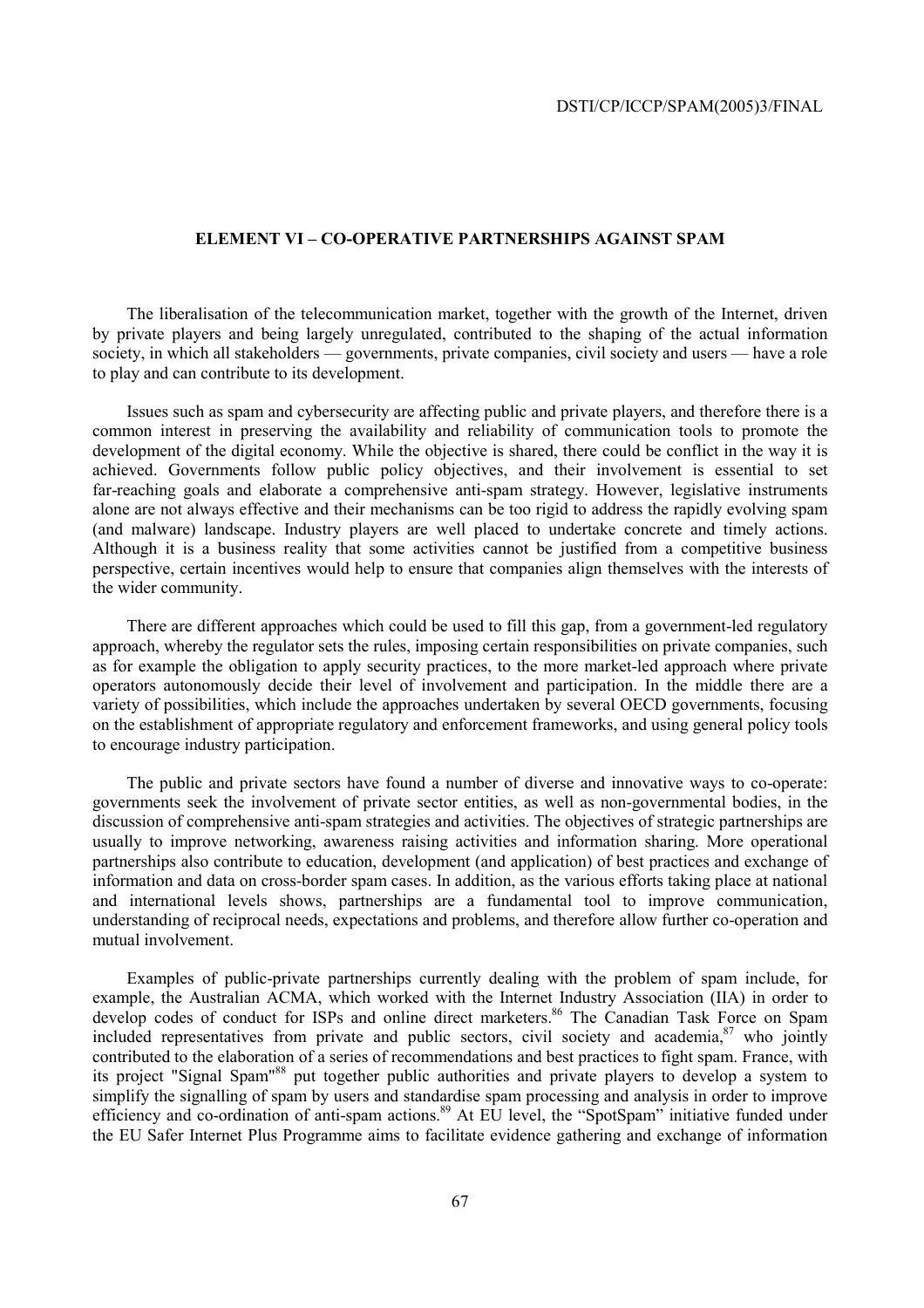## ELEMENT VI – CO-OPERATIVE PARTNERSHIPS AGAINST SPAM

The liberalisation of the telecommunication market, together with the growth of the Internet, driven by private players and being largely unregulated, contributed to the shaping of the actual information society, in which all stakeholders — governments, private companies, civil society and users — have a role to play and can contribute to its development.

Issues such as spam and cybersecurity are affecting public and private players, and therefore there is a common interest in preserving the availability and reliability of communication tools to promote the development of the digital economy. While the objective is shared, there could be conflict in the way it is achieved. Governments follow public policy objectives, and their involvement is essential to set far-reaching goals and elaborate a comprehensive anti-spam strategy. However, legislative instruments alone are not always effective and their mechanisms can be too rigid to address the rapidly evolving spam (and malware) landscape. Industry players are well placed to undertake concrete and timely actions. Although it is a business reality that some activities cannot be justified from a competitive business perspective, certain incentives would help to ensure that companies align themselves with the interests of the wider community.

There are different approaches which could be used to fill this gap, from a government-led regulatory approach, whereby the regulator sets the rules, imposing certain responsibilities on private companies, such as for example the obligation to apply security practices, to the more market-led approach where private operators autonomously decide their level of involvement and participation. In the middle there are a variety of possibilities, which include the approaches undertaken by several OECD governments, focusing on the establishment of appropriate regulatory and enforcement frameworks, and using general policy tools to encourage industry participation.

The public and private sectors have found a number of diverse and innovative ways to co-operate: governments seek the involvement of private sector entities, as well as non-governmental bodies, in the discussion of comprehensive anti-spam strategies and activities. The objectives of strategic partnerships are usually to improve networking, awareness raising activities and information sharing. More operational partnerships also contribute to education, development (and application) of best practices and exchange of information and data on cross-border spam cases. In addition, as the various efforts taking place at national and international levels shows, partnerships are a fundamental tool to improve communication, understanding of reciprocal needs, expectations and problems, and therefore allow further co-operation and mutual involvement.

Examples of public-private partnerships currently dealing with the problem of spam include, for example, the Australian ACMA, which worked with the Internet Industry Association (IIA) in order to develop codes of conduct for ISPs and online direct marketers.[86] The Canadian Task Force on Spam included representatives from private and public sectors, civil society and academia,[87] who jointly contributed to the elaboration of a series of recommendations and best practices to fight spam. France, with its project "Signal Spam"[88] put together public authorities and private players to develop a system to simplify the signalling of spam by users and standardise spam processing and analysis in order to improve efficiency and co-ordination of anti-spam actions.[89] At EU level, the "SpotSpam" initiative funded under the EU Safer Internet Plus Programme aims to facilitate evidence gathering and exchange of information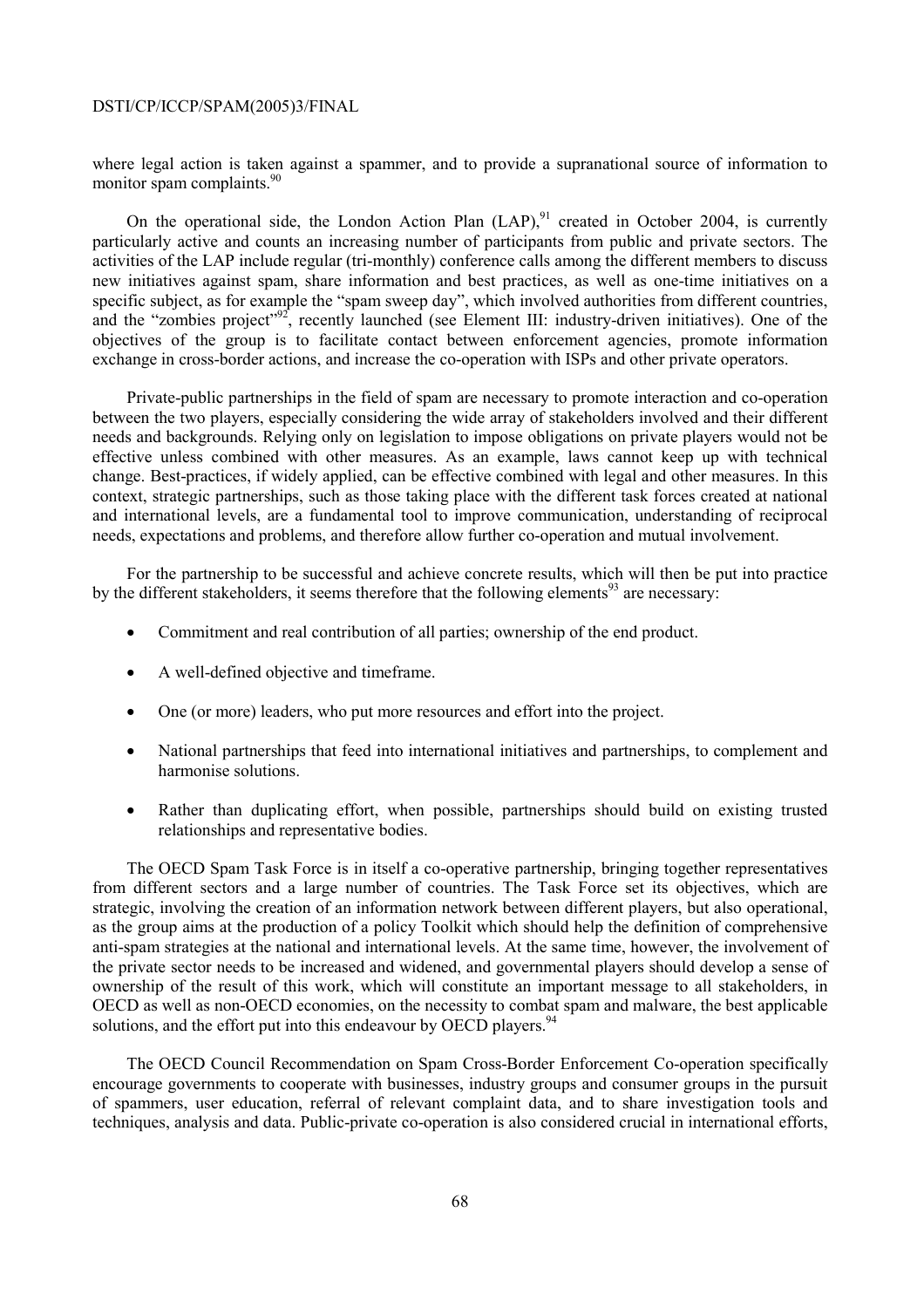where legal action is taken against a spammer, and to provide a supranational source of information to monitor spam complaints.[90]

On the operational side, the London Action Plan (LAP),[91] created in October 2004, is currently particularly active and counts an increasing number of participants from public and private sectors. The activities of the LAP include regular (tri-monthly) conference calls among the different members to discuss new initiatives against spam, share information and best practices, as well as one-time initiatives on a specific subject, as for example the "spam sweep day", which involved authorities from different countries, and the "zombies project"[92], recently launched (see Element III: industry-driven initiatives). One of the objectives of the group is to facilitate contact between enforcement agencies, promote information exchange in cross-border actions, and increase the co-operation with ISPs and other private operators.

Private-public partnerships in the field of spam are necessary to promote interaction and co-operation between the two players, especially considering the wide array of stakeholders involved and their different needs and backgrounds. Relying only on legislation to impose obligations on private players would not be effective unless combined with other measures. As an example, laws cannot keep up with technical change. Best-practices, if widely applied, can be effective combined with legal and other measures. In this context, strategic partnerships, such as those taking place with the different task forces created at national and international levels, are a fundamental tool to improve communication, understanding of reciprocal needs, expectations and problems, and therefore allow further co-operation and mutual involvement.

For the partnership to be successful and achieve concrete results, which will then be put into practice by the different stakeholders, it seems therefore that the following elements[93] are necessary:

- Commitment and real contribution of all parties; ownership of the end product.
- A well-defined objective and timeframe.
- One (or more) leaders, who put more resources and effort into the project.
- National partnerships that feed into international initiatives and partnerships, to complement and harmonise solutions.
- Rather than duplicating effort, when possible, partnerships should build on existing trusted relationships and representative bodies.

The OECD Spam Task Force is in itself a co-operative partnership, bringing together representatives from different sectors and a large number of countries. The Task Force set its objectives, which are strategic, involving the creation of an information network between different players, but also operational, as the group aims at the production of a policy Toolkit which should help the definition of comprehensive anti-spam strategies at the national and international levels. At the same time, however, the involvement of the private sector needs to be increased and widened, and governmental players should develop a sense of ownership of the result of this work, which will constitute an important message to all stakeholders, in OECD as well as non-OECD economies, on the necessity to combat spam and malware, the best applicable solutions, and the effort put into this endeavour by OECD players.[94]

The OECD Council Recommendation on Spam Cross-Border Enforcement Co-operation specifically encourage governments to cooperate with businesses, industry groups and consumer groups in the pursuit of spammers, user education, referral of relevant complaint data, and to share investigation tools and techniques, analysis and data. Public-private co-operation is also considered crucial in international efforts,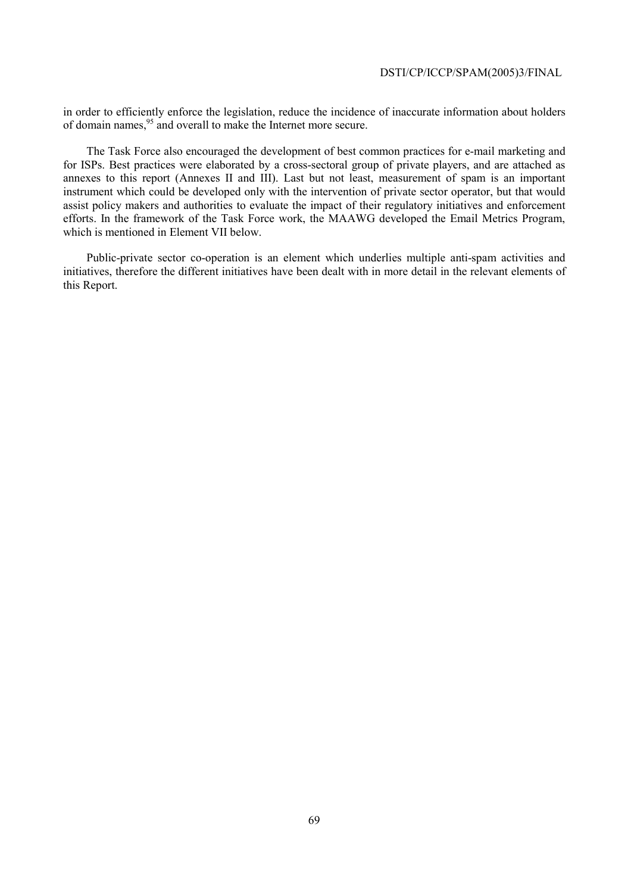in order to efficiently enforce the legislation, reduce the incidence of inaccurate information about holders of domain names,[95] and overall to make the Internet more secure.

The Task Force also encouraged the development of best common practices for e-mail marketing and for ISPs. Best practices were elaborated by a cross-sectoral group of private players, and are attached as annexes to this report (Annexes II and III). Last but not least, measurement of spam is an important instrument which could be developed only with the intervention of private sector operator, but that would assist policy makers and authorities to evaluate the impact of their regulatory initiatives and enforcement efforts. In the framework of the Task Force work, the MAAWG developed the Email Metrics Program, which is mentioned in Element VII below.

Public-private sector co-operation is an element which underlies multiple anti-spam activities and initiatives, therefore the different initiatives have been dealt with in more detail in the relevant elements of this Report.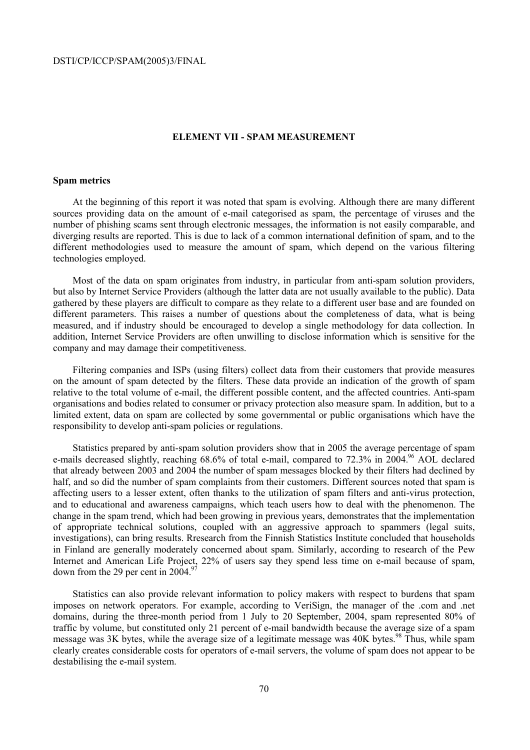## ELEMENT VII - SPAM MEASUREMENT

### Spam metrics

At the beginning of this report it was noted that spam is evolving. Although there are many different sources providing data on the amount of e-mail categorised as spam, the percentage of viruses and the number of phishing scams sent through electronic messages, the information is not easily comparable, and diverging results are reported. This is due to lack of a common international definition of spam, and to the different methodologies used to measure the amount of spam, which depend on the various filtering technologies employed.

Most of the data on spam originates from industry, in particular from anti-spam solution providers, but also by Internet Service Providers (although the latter data are not usually available to the public). Data gathered by these players are difficult to compare as they relate to a different user base and are founded on different parameters. This raises a number of questions about the completeness of data, what is being measured, and if industry should be encouraged to develop a single methodology for data collection. In addition, Internet Service Providers are often unwilling to disclose information which is sensitive for the company and may damage their competitiveness.

Filtering companies and ISPs (using filters) collect data from their customers that provide measures on the amount of spam detected by the filters. These data provide an indication of the growth of spam relative to the total volume of e-mail, the different possible content, and the affected countries. Anti-spam organisations and bodies related to consumer or privacy protection also measure spam. In addition, but to a limited extent, data on spam are collected by some governmental or public organisations which have the responsibility to develop anti-spam policies or regulations.

Statistics prepared by anti-spam solution providers show that in 2005 the average percentage of spam e-mails decreased slightly, reaching 68.6% of total e-mail, compared to 72.3% in 2004.[96] AOL declared that already between 2003 and 2004 the number of spam messages blocked by their filters had declined by half, and so did the number of spam complaints from their customers. Different sources noted that spam is affecting users to a lesser extent, often thanks to the utilization of spam filters and anti-virus protection, and to educational and awareness campaigns, which teach users how to deal with the phenomenon. The change in the spam trend, which had been growing in previous years, demonstrates that the implementation of appropriate technical solutions, coupled with an aggressive approach to spammers (legal suits, investigations), can bring results. Rresearch from the Finnish Statistics Institute concluded that households in Finland are generally moderately concerned about spam. Similarly, according to research of the Pew Internet and American Life Project, 22% of users say they spend less time on e-mail because of spam, down from the 29 per cent in 2004.[97]

Statistics can also provide relevant information to policy makers with respect to burdens that spam imposes on network operators. For example, according to VeriSign, the manager of the .com and .net domains, during the three-month period from 1 July to 20 September, 2004, spam represented 80% of traffic by volume, but constituted only 21 percent of e-mail bandwidth because the average size of a spam message was 3K bytes, while the average size of a legitimate message was 40K bytes.[98] Thus, while spam clearly creates considerable costs for operators of e-mail servers, the volume of spam does not appear to be destabilising the e-mail system.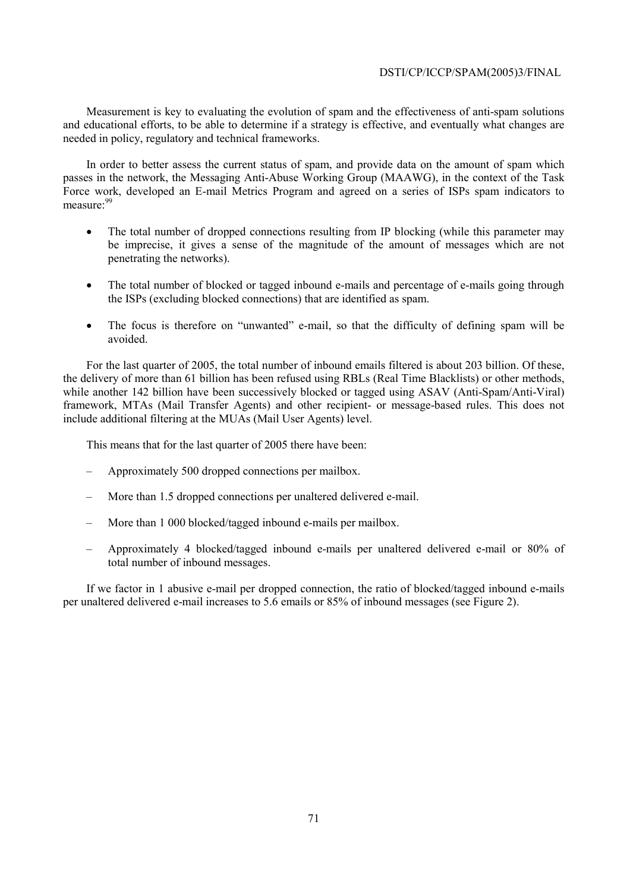Measurement is key to evaluating the evolution of spam and the effectiveness of anti-spam solutions and educational efforts, to be able to determine if a strategy is effective, and eventually what changes are needed in policy, regulatory and technical frameworks.

In order to better assess the current status of spam, and provide data on the amount of spam which passes in the network, the Messaging Anti-Abuse Working Group (MAAWG), in the context of the Task Force work, developed an E-mail Metrics Program and agreed on a series of ISPs spam indicators to measure:[99]

- The total number of dropped connections resulting from IP blocking (while this parameter may be imprecise, it gives a sense of the magnitude of the amount of messages which are not penetrating the networks).
- The total number of blocked or tagged inbound e-mails and percentage of e-mails going through the ISPs (excluding blocked connections) that are identified as spam.
- The focus is therefore on "unwanted" e-mail, so that the difficulty of defining spam will be avoided.

For the last quarter of 2005, the total number of inbound emails filtered is about 203 billion. Of these, the delivery of more than 61 billion has been refused using RBLs (Real Time Blacklists) or other methods, while another 142 billion have been successively blocked or tagged using ASAV (Anti-Spam/Anti-Viral) framework, MTAs (Mail Transfer Agents) and other recipient- or message-based rules. This does not include additional filtering at the MUAs (Mail User Agents) level.

This means that for the last quarter of 2005 there have been:

- Approximately 500 dropped connections per mailbox.
- More than 1.5 dropped connections per unaltered delivered e-mail.
- More than 1 000 blocked/tagged inbound e-mails per mailbox.
- Approximately 4 blocked/tagged inbound e-mails per unaltered delivered e-mail or 80% of total number of inbound messages.

If we factor in 1 abusive e-mail per dropped connection, the ratio of blocked/tagged inbound e-mails per unaltered delivered e-mail increases to 5.6 emails or 85% of inbound messages (see Figure 2).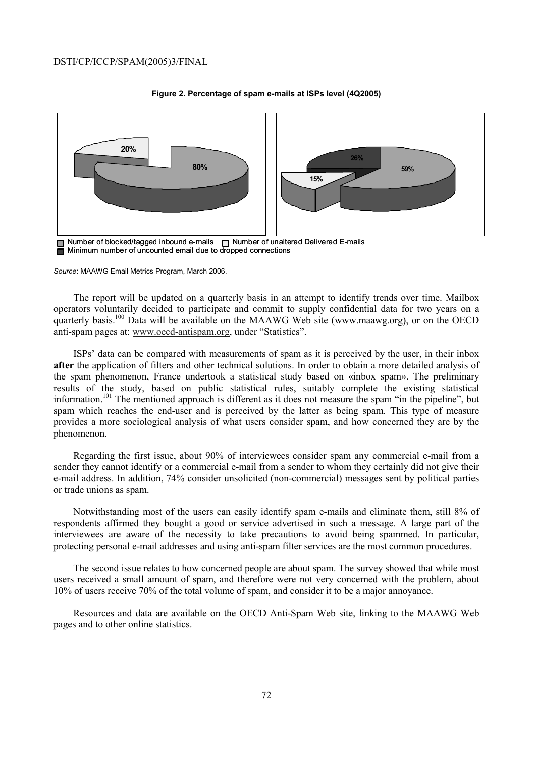**Figure 2. Percentage of spam e-mails at ISPs level (4Q2005)**

20%
80%

26%
15%
59%

Number of blocked/tagged inbound e-mails
Number of unaltered Delivered E-mails
Minimum number of uncounted email due to dropped connections

*Source*: MAAWG Email Metrics Program, March 2006.

The report will be updated on a quarterly basis in an attempt to identify trends over time. Mailbox operators voluntarily decided to participate and commit to supply confidential data for two years on a quarterly basis.[100] Data will be available on the MAAWG Web site (www.maawg.org), or on the OECD anti-spam pages at: www.oecd-antispam.org, under "Statistics".

ISPs' data can be compared with measurements of spam as it is perceived by the user, in their inbox **after** the application of filters and other technical solutions. In order to obtain a more detailed analysis of the spam phenomenon, France undertook a statistical study based on «inbox spam». The preliminary results of the study, based on public statistical rules, suitably complete the existing statistical information.[101] The mentioned approach is different as it does not measure the spam "in the pipeline", but spam which reaches the end-user and is perceived by the latter as being spam. This type of measure provides a more sociological analysis of what users consider spam, and how concerned they are by the phenomenon.

Regarding the first issue, about 90% of interviewees consider spam any commercial e-mail from a sender they cannot identify or a commercial e-mail from a sender to whom they certainly did not give their e-mail address. In addition, 74% consider unsolicited (non-commercial) messages sent by political parties or trade unions as spam.

Notwithstanding most of the users can easily identify spam e-mails and eliminate them, still 8% of respondents affirmed they bought a good or service advertised in such a message. A large part of the interviewees are aware of the necessity to take precautions to avoid being spammed. In particular, protecting personal e-mail addresses and using anti-spam filter services are the most common procedures.

The second issue relates to how concerned people are about spam. The survey showed that while most users received a small amount of spam, and therefore were not very concerned with the problem, about 10% of users receive 70% of the total volume of spam, and consider it to be a major annoyance.

Resources and data are available on the OECD Anti-Spam Web site, linking to the MAAWG Web pages and to other online statistics.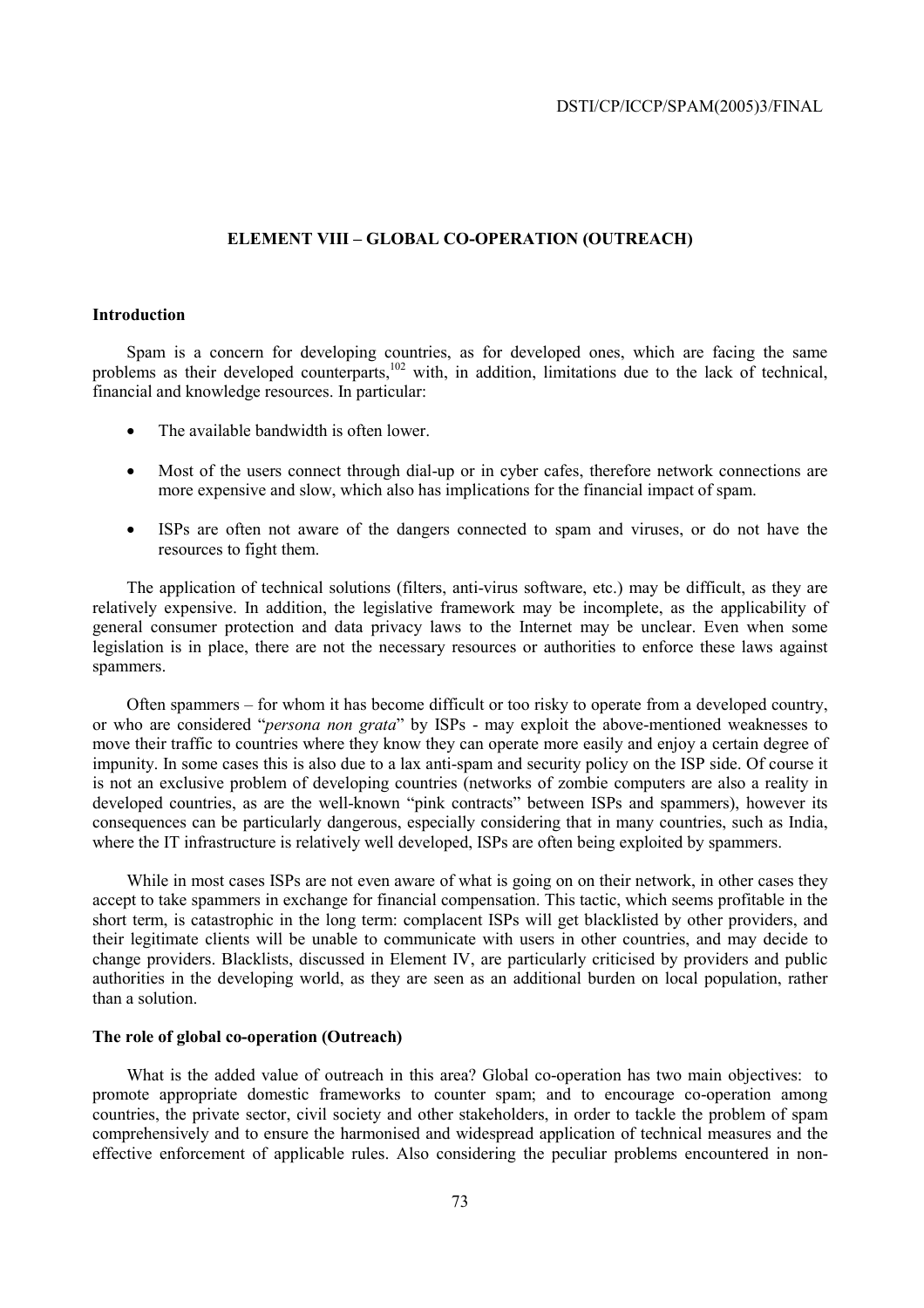## ELEMENT VIII – GLOBAL CO-OPERATION (OUTREACH)

### Introduction

Spam is a concern for developing countries, as for developed ones, which are facing the same problems as their developed counterparts,[102] with, in addition, limitations due to the lack of technical, financial and knowledge resources. In particular:

- The available bandwidth is often lower.
- Most of the users connect through dial-up or in cyber cafes, therefore network connections are more expensive and slow, which also has implications for the financial impact of spam.
- ISPs are often not aware of the dangers connected to spam and viruses, or do not have the resources to fight them.

The application of technical solutions (filters, anti-virus software, etc.) may be difficult, as they are relatively expensive. In addition, the legislative framework may be incomplete, as the applicability of general consumer protection and data privacy laws to the Internet may be unclear. Even when some legislation is in place, there are not the necessary resources or authorities to enforce these laws against spammers.

Often spammers – for whom it has become difficult or too risky to operate from a developed country, or who are considered "*persona non grata*" by ISPs - may exploit the above-mentioned weaknesses to move their traffic to countries where they know they can operate more easily and enjoy a certain degree of impunity. In some cases this is also due to a lax anti-spam and security policy on the ISP side. Of course it is not an exclusive problem of developing countries (networks of zombie computers are also a reality in developed countries, as are the well-known "pink contracts" between ISPs and spammers), however its consequences can be particularly dangerous, especially considering that in many countries, such as India, where the IT infrastructure is relatively well developed, ISPs are often being exploited by spammers.

While in most cases ISPs are not even aware of what is going on on their network, in other cases they accept to take spammers in exchange for financial compensation. This tactic, which seems profitable in the short term, is catastrophic in the long term: complacent ISPs will get blacklisted by other providers, and their legitimate clients will be unable to communicate with users in other countries, and may decide to change providers. Blacklists, discussed in Element IV, are particularly criticised by providers and public authorities in the developing world, as they are seen as an additional burden on local population, rather than a solution.

### The role of global co-operation (Outreach)

What is the added value of outreach in this area? Global co-operation has two main objectives: to promote appropriate domestic frameworks to counter spam; and to encourage co-operation among countries, the private sector, civil society and other stakeholders, in order to tackle the problem of spam comprehensively and to ensure the harmonised and widespread application of technical measures and the effective enforcement of applicable rules. Also considering the peculiar problems encountered in non-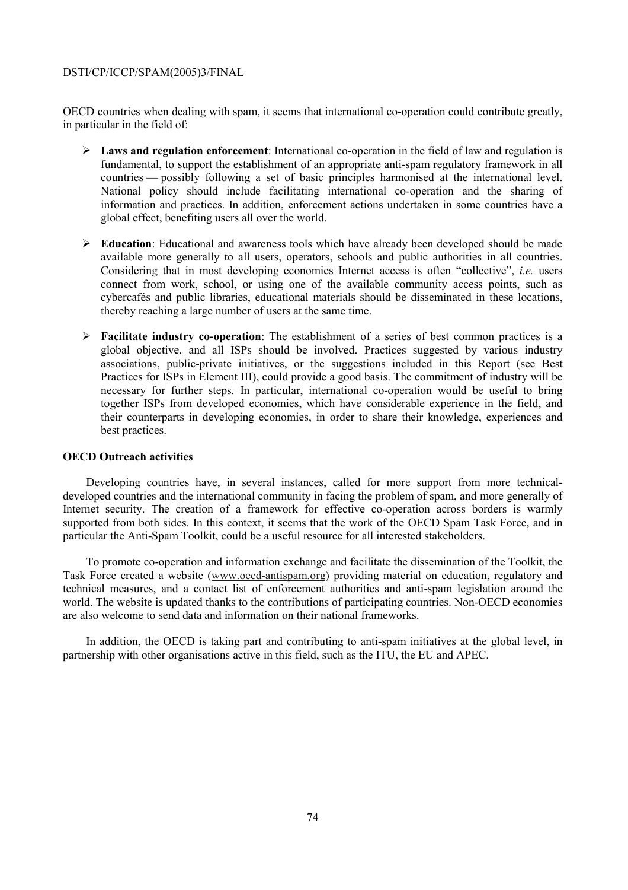OECD countries when dealing with spam, it seems that international co-operation could contribute greatly, in particular in the field of:

- **Laws and regulation enforcement**: International co-operation in the field of law and regulation is fundamental, to support the establishment of an appropriate anti-spam regulatory framework in all countries — possibly following a set of basic principles harmonised at the international level. National policy should include facilitating international co-operation and the sharing of information and practices. In addition, enforcement actions undertaken in some countries have a global effect, benefiting users all over the world.

- **Education**: Educational and awareness tools which have already been developed should be made available more generally to all users, operators, schools and public authorities in all countries. Considering that in most developing economies Internet access is often "collective", *i.e.* users connect from work, school, or using one of the available community access points, such as cybercafés and public libraries, educational materials should be disseminated in these locations, thereby reaching a large number of users at the same time.

- **Facilitate industry co-operation**: The establishment of a series of best common practices is a global objective, and all ISPs should be involved. Practices suggested by various industry associations, public-private initiatives, or the suggestions included in this Report (see Best Practices for ISPs in Element III), could provide a good basis. The commitment of industry will be necessary for further steps. In particular, international co-operation would be useful to bring together ISPs from developed economies, which have considerable experience in the field, and their counterparts in developing economies, in order to share their knowledge, experiences and best practices.

**OECD Outreach activities**

Developing countries have, in several instances, called for more support from more technical-developed countries and the international community in facing the problem of spam, and more generally of Internet security. The creation of a framework for effective co-operation across borders is warmly supported from both sides. In this context, it seems that the work of the OECD Spam Task Force, and in particular the Anti-Spam Toolkit, could be a useful resource for all interested stakeholders.

To promote co-operation and information exchange and facilitate the dissemination of the Toolkit, the Task Force created a website (www.oecd-antispam.org) providing material on education, regulatory and technical measures, and a contact list of enforcement authorities and anti-spam legislation around the world. The website is updated thanks to the contributions of participating countries. Non-OECD economies are also welcome to send data and information on their national frameworks.

In addition, the OECD is taking part and contributing to anti-spam initiatives at the global level, in partnership with other organisations active in this field, such as the ITU, the EU and APEC.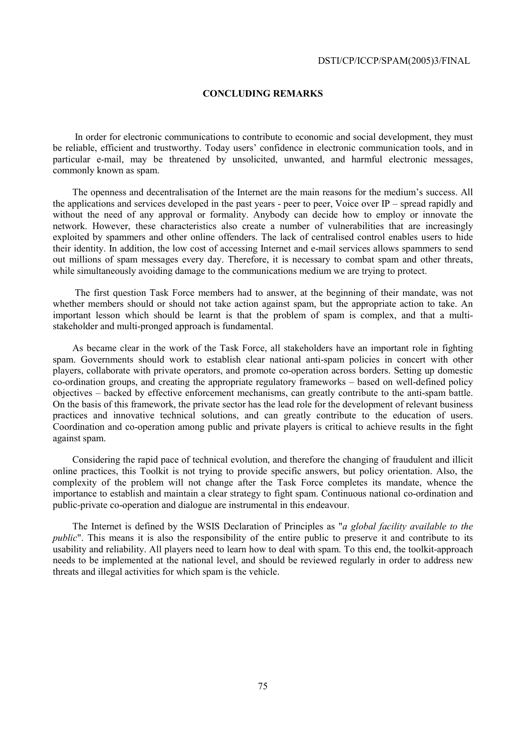## CONCLUDING REMARKS

In order for electronic communications to contribute to economic and social development, they must be reliable, efficient and trustworthy. Today users' confidence in electronic communication tools, and in particular e-mail, may be threatened by unsolicited, unwanted, and harmful electronic messages, commonly known as spam.

The openness and decentralisation of the Internet are the main reasons for the medium's success. All the applications and services developed in the past years - peer to peer, Voice over IP – spread rapidly and without the need of any approval or formality. Anybody can decide how to employ or innovate the network. However, these characteristics also create a number of vulnerabilities that are increasingly exploited by spammers and other online offenders. The lack of centralised control enables users to hide their identity. In addition, the low cost of accessing Internet and e-mail services allows spammers to send out millions of spam messages every day. Therefore, it is necessary to combat spam and other threats, while simultaneously avoiding damage to the communications medium we are trying to protect.

The first question Task Force members had to answer, at the beginning of their mandate, was not whether members should or should not take action against spam, but the appropriate action to take. An important lesson which should be learnt is that the problem of spam is complex, and that a multi-stakeholder and multi-pronged approach is fundamental.

As became clear in the work of the Task Force, all stakeholders have an important role in fighting spam. Governments should work to establish clear national anti-spam policies in concert with other players, collaborate with private operators, and promote co-operation across borders. Setting up domestic co-ordination groups, and creating the appropriate regulatory frameworks – based on well-defined policy objectives – backed by effective enforcement mechanisms, can greatly contribute to the anti-spam battle. On the basis of this framework, the private sector has the lead role for the development of relevant business practices and innovative technical solutions, and can greatly contribute to the education of users. Coordination and co-operation among public and private players is critical to achieve results in the fight against spam.

Considering the rapid pace of technical evolution, and therefore the changing of fraudulent and illicit online practices, this Toolkit is not trying to provide specific answers, but policy orientation. Also, the complexity of the problem will not change after the Task Force completes its mandate, whence the importance to establish and maintain a clear strategy to fight spam. Continuous national co-ordination and public-private co-operation and dialogue are instrumental in this endeavour.

The Internet is defined by the WSIS Declaration of Principles as "*a global facility available to the public*". This means it is also the responsibility of the entire public to preserve it and contribute to its usability and reliability. All players need to learn how to deal with spam. To this end, the toolkit-approach needs to be implemented at the national level, and should be reviewed regularly in order to address new threats and illegal activities for which spam is the vehicle.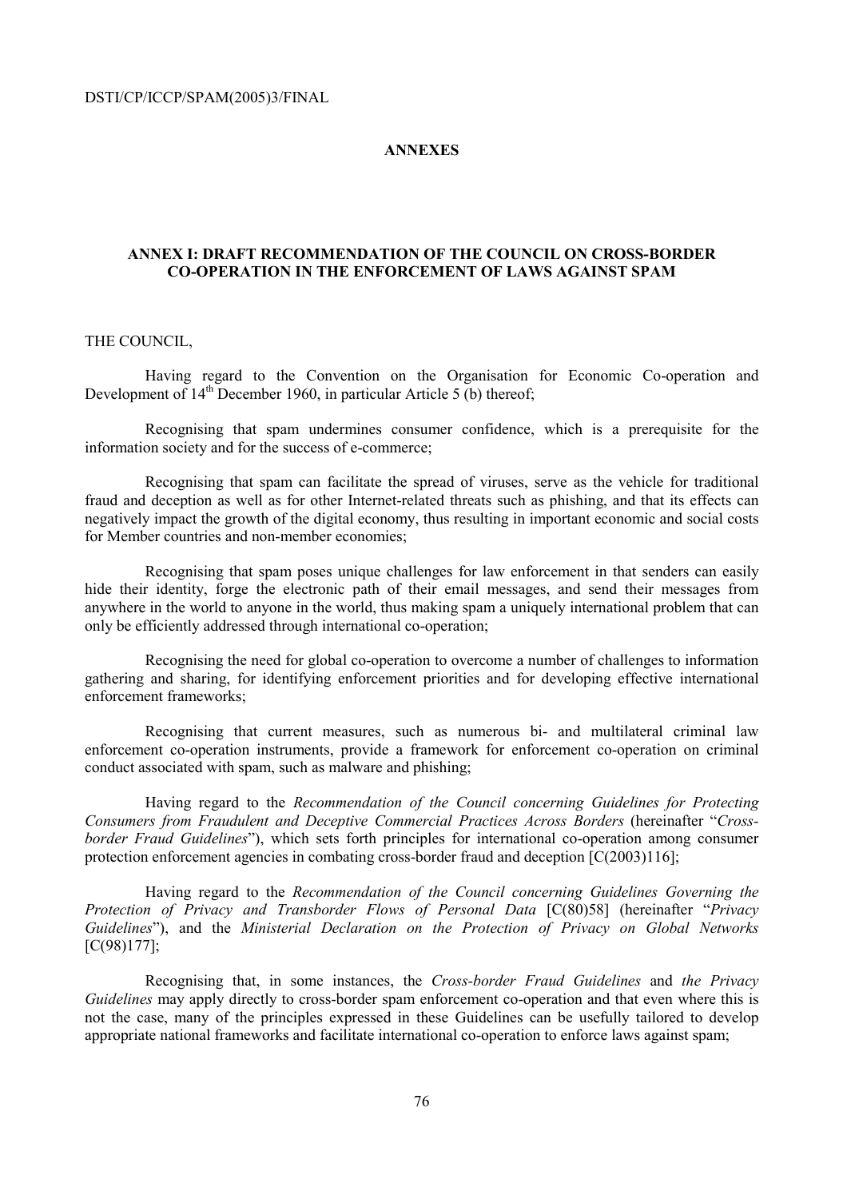## ANNEXES

### ANNEX I: DRAFT RECOMMENDATION OF THE COUNCIL ON CROSS-BORDER CO-OPERATION IN THE ENFORCEMENT OF LAWS AGAINST SPAM

THE COUNCIL,

Having regard to the Convention on the Organisation for Economic Co-operation and Development of 14th December 1960, in particular Article 5 (b) thereof;

Recognising that spam undermines consumer confidence, which is a prerequisite for the information society and for the success of e-commerce;

Recognising that spam can facilitate the spread of viruses, serve as the vehicle for traditional fraud and deception as well as for other Internet-related threats such as phishing, and that its effects can negatively impact the growth of the digital economy, thus resulting in important economic and social costs for Member countries and non-member economies;

Recognising that spam poses unique challenges for law enforcement in that senders can easily hide their identity, forge the electronic path of their email messages, and send their messages from anywhere in the world to anyone in the world, thus making spam a uniquely international problem that can only be efficiently addressed through international co-operation;

Recognising the need for global co-operation to overcome a number of challenges to information gathering and sharing, for identifying enforcement priorities and for developing effective international enforcement frameworks;

Recognising that current measures, such as numerous bi- and multilateral criminal law enforcement co-operation instruments, provide a framework for enforcement co-operation on criminal conduct associated with spam, such as malware and phishing;

Having regard to the *Recommendation of the Council concerning Guidelines for Protecting Consumers from Fraudulent and Deceptive Commercial Practices Across Borders* (hereinafter "*Cross-border Fraud Guidelines*"), which sets forth principles for international co-operation among consumer protection enforcement agencies in combating cross-border fraud and deception [C(2003)116];

Having regard to the *Recommendation of the Council concerning Guidelines Governing the Protection of Privacy and Transborder Flows of Personal Data* [C(80)58] (hereinafter "*Privacy Guidelines*"), and the *Ministerial Declaration on the Protection of Privacy on Global Networks* [C(98)177];

Recognising that, in some instances, the *Cross-border Fraud Guidelines* and *the Privacy Guidelines* may apply directly to cross-border spam enforcement co-operation and that even where this is not the case, many of the principles expressed in these Guidelines can be usefully tailored to develop appropriate national frameworks and facilitate international co-operation to enforce laws against spam;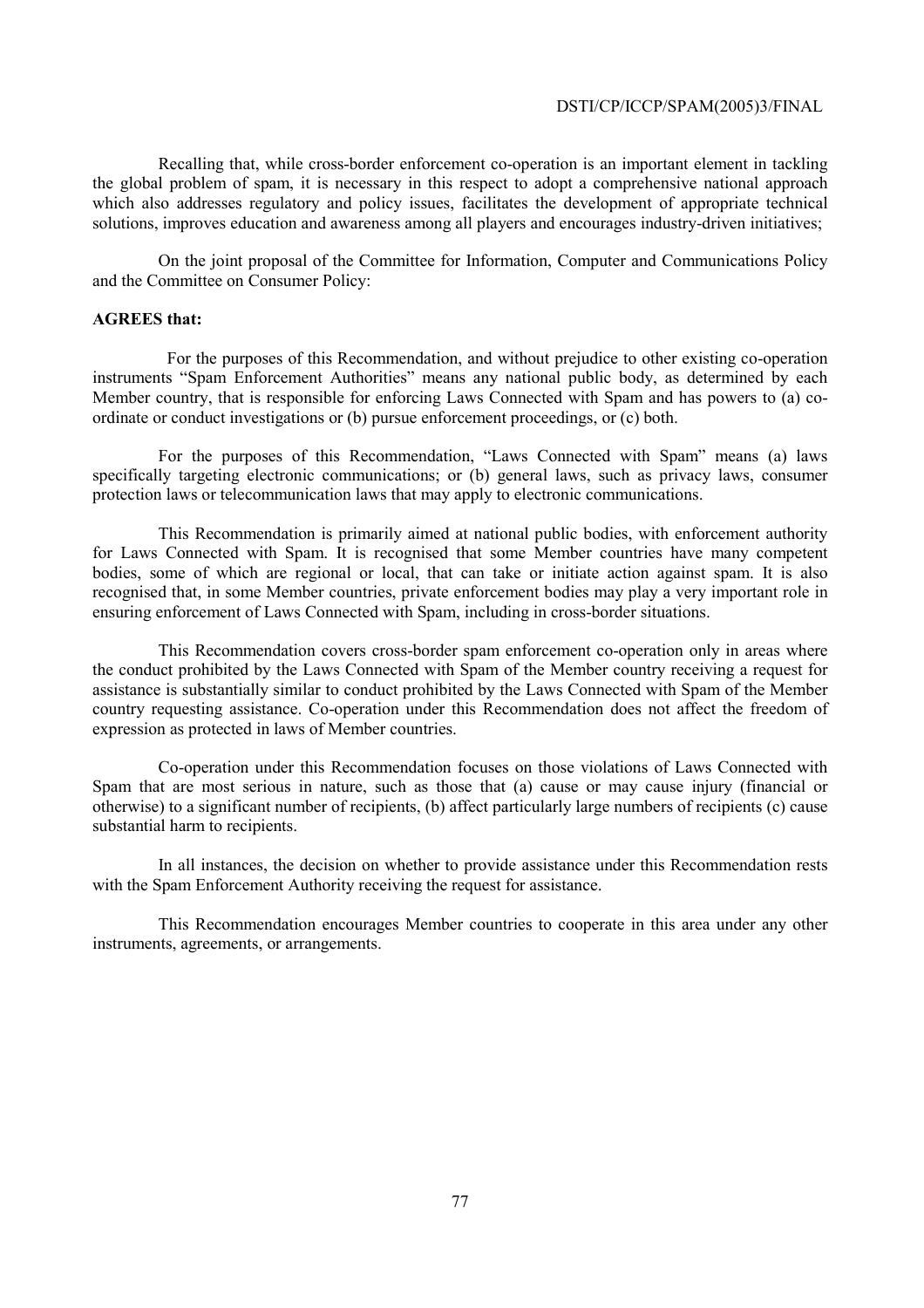Recalling that, while cross-border enforcement co-operation is an important element in tackling the global problem of spam, it is necessary in this respect to adopt a comprehensive national approach which also addresses regulatory and policy issues, facilitates the development of appropriate technical solutions, improves education and awareness among all players and encourages industry-driven initiatives;

On the joint proposal of the Committee for Information, Computer and Communications Policy and the Committee on Consumer Policy:

**AGREES that:**

For the purposes of this Recommendation, and without prejudice to other existing co-operation instruments "Spam Enforcement Authorities" means any national public body, as determined by each Member country, that is responsible for enforcing Laws Connected with Spam and has powers to (a) co-ordinate or conduct investigations or (b) pursue enforcement proceedings, or (c) both.

For the purposes of this Recommendation, "Laws Connected with Spam" means (a) laws specifically targeting electronic communications; or (b) general laws, such as privacy laws, consumer protection laws or telecommunication laws that may apply to electronic communications.

This Recommendation is primarily aimed at national public bodies, with enforcement authority for Laws Connected with Spam. It is recognised that some Member countries have many competent bodies, some of which are regional or local, that can take or initiate action against spam. It is also recognised that, in some Member countries, private enforcement bodies may play a very important role in ensuring enforcement of Laws Connected with Spam, including in cross-border situations.

This Recommendation covers cross-border spam enforcement co-operation only in areas where the conduct prohibited by the Laws Connected with Spam of the Member country receiving a request for assistance is substantially similar to conduct prohibited by the Laws Connected with Spam of the Member country requesting assistance. Co-operation under this Recommendation does not affect the freedom of expression as protected in laws of Member countries.

Co-operation under this Recommendation focuses on those violations of Laws Connected with Spam that are most serious in nature, such as those that (a) cause or may cause injury (financial or otherwise) to a significant number of recipients, (b) affect particularly large numbers of recipients (c) cause substantial harm to recipients.

In all instances, the decision on whether to provide assistance under this Recommendation rests with the Spam Enforcement Authority receiving the request for assistance.

This Recommendation encourages Member countries to cooperate in this area under any other instruments, agreements, or arrangements.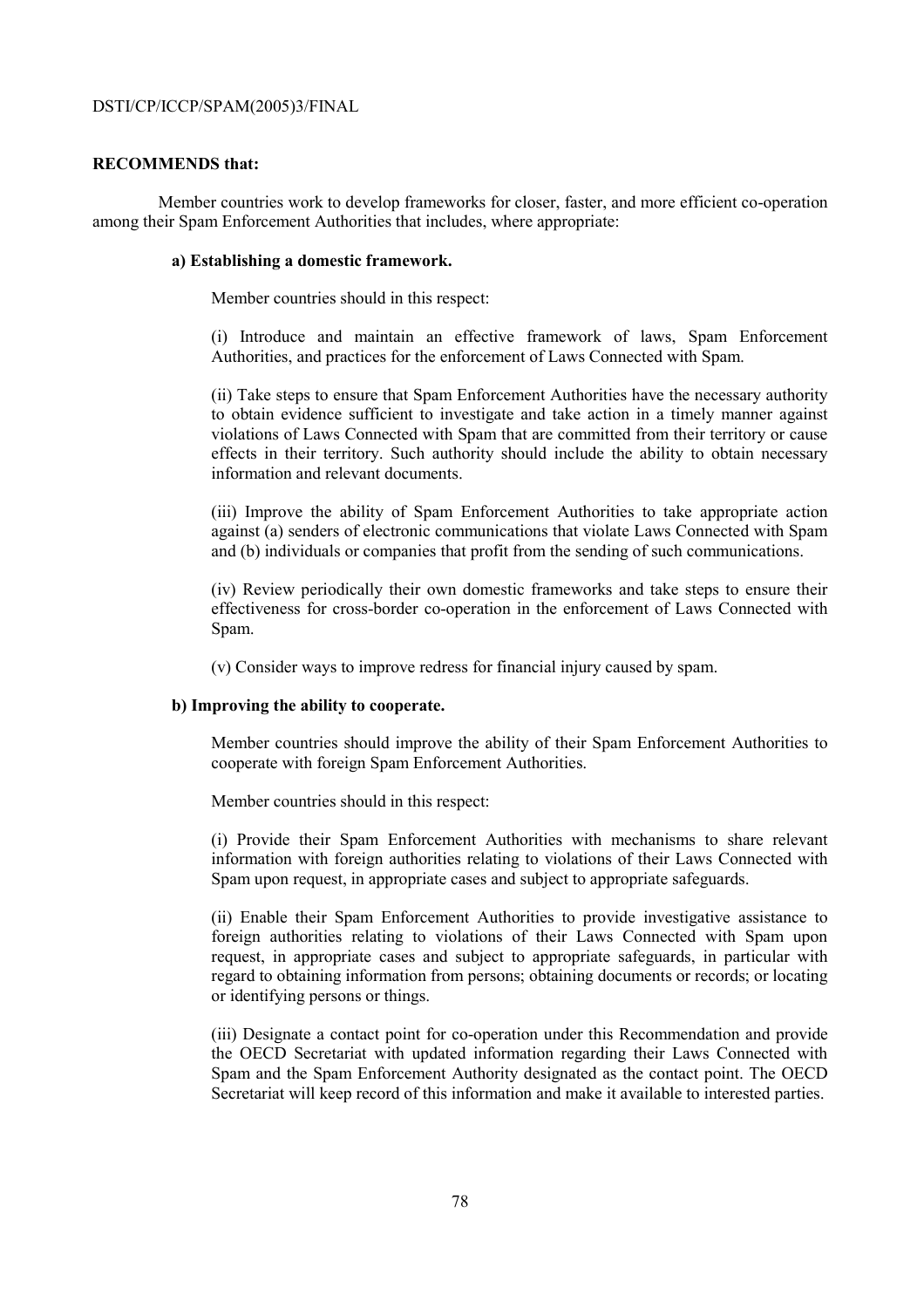**RECOMMENDS that:**

Member countries work to develop frameworks for closer, faster, and more efficient co-operation among their Spam Enforcement Authorities that includes, where appropriate:

**a) Establishing a domestic framework.**

Member countries should in this respect:

(i) Introduce and maintain an effective framework of laws, Spam Enforcement Authorities, and practices for the enforcement of Laws Connected with Spam.

(ii) Take steps to ensure that Spam Enforcement Authorities have the necessary authority to obtain evidence sufficient to investigate and take action in a timely manner against violations of Laws Connected with Spam that are committed from their territory or cause effects in their territory. Such authority should include the ability to obtain necessary information and relevant documents.

(iii) Improve the ability of Spam Enforcement Authorities to take appropriate action against (a) senders of electronic communications that violate Laws Connected with Spam and (b) individuals or companies that profit from the sending of such communications.

(iv) Review periodically their own domestic frameworks and take steps to ensure their effectiveness for cross-border co-operation in the enforcement of Laws Connected with Spam.

(v) Consider ways to improve redress for financial injury caused by spam.

**b) Improving the ability to cooperate.**

Member countries should improve the ability of their Spam Enforcement Authorities to cooperate with foreign Spam Enforcement Authorities.

Member countries should in this respect:

(i) Provide their Spam Enforcement Authorities with mechanisms to share relevant information with foreign authorities relating to violations of their Laws Connected with Spam upon request, in appropriate cases and subject to appropriate safeguards.

(ii) Enable their Spam Enforcement Authorities to provide investigative assistance to foreign authorities relating to violations of their Laws Connected with Spam upon request, in appropriate cases and subject to appropriate safeguards, in particular with regard to obtaining information from persons; obtaining documents or records; or locating or identifying persons or things.

(iii) Designate a contact point for co-operation under this Recommendation and provide the OECD Secretariat with updated information regarding their Laws Connected with Spam and the Spam Enforcement Authority designated as the contact point. The OECD Secretariat will keep record of this information and make it available to interested parties.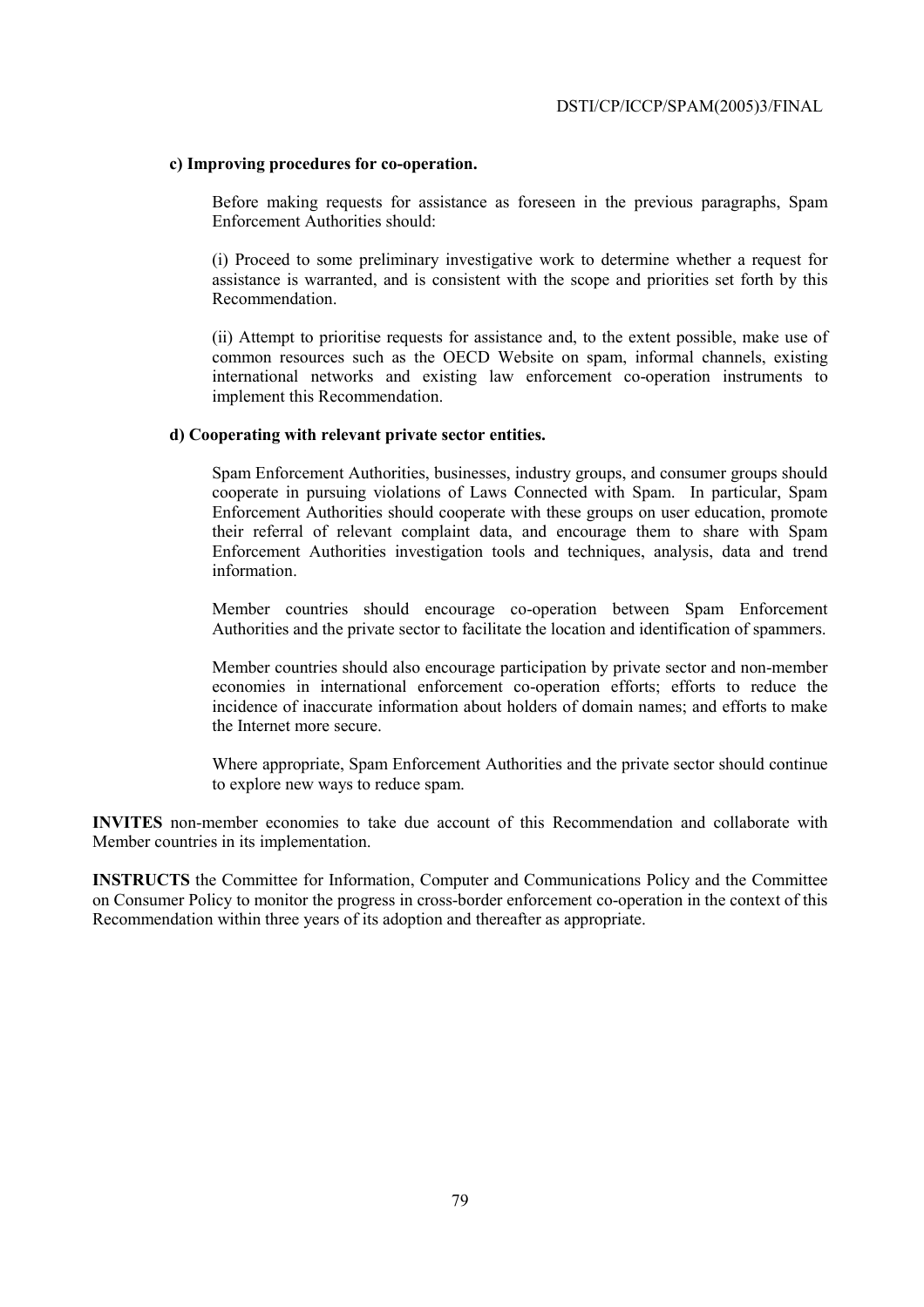**c) Improving procedures for co-operation.**

Before making requests for assistance as foreseen in the previous paragraphs, Spam Enforcement Authorities should:

(i) Proceed to some preliminary investigative work to determine whether a request for assistance is warranted, and is consistent with the scope and priorities set forth by this Recommendation.

(ii) Attempt to prioritise requests for assistance and, to the extent possible, make use of common resources such as the OECD Website on spam, informal channels, existing international networks and existing law enforcement co-operation instruments to implement this Recommendation.

**d) Cooperating with relevant private sector entities.**

Spam Enforcement Authorities, businesses, industry groups, and consumer groups should cooperate in pursuing violations of Laws Connected with Spam. In particular, Spam Enforcement Authorities should cooperate with these groups on user education, promote their referral of relevant complaint data, and encourage them to share with Spam Enforcement Authorities investigation tools and techniques, analysis, data and trend information.

Member countries should encourage co-operation between Spam Enforcement Authorities and the private sector to facilitate the location and identification of spammers.

Member countries should also encourage participation by private sector and non-member economies in international enforcement co-operation efforts; efforts to reduce the incidence of inaccurate information about holders of domain names; and efforts to make the Internet more secure.

Where appropriate, Spam Enforcement Authorities and the private sector should continue to explore new ways to reduce spam.

**INVITES** non-member economies to take due account of this Recommendation and collaborate with Member countries in its implementation.

**INSTRUCTS** the Committee for Information, Computer and Communications Policy and the Committee on Consumer Policy to monitor the progress in cross-border enforcement co-operation in the context of this Recommendation within three years of its adoption and thereafter as appropriate.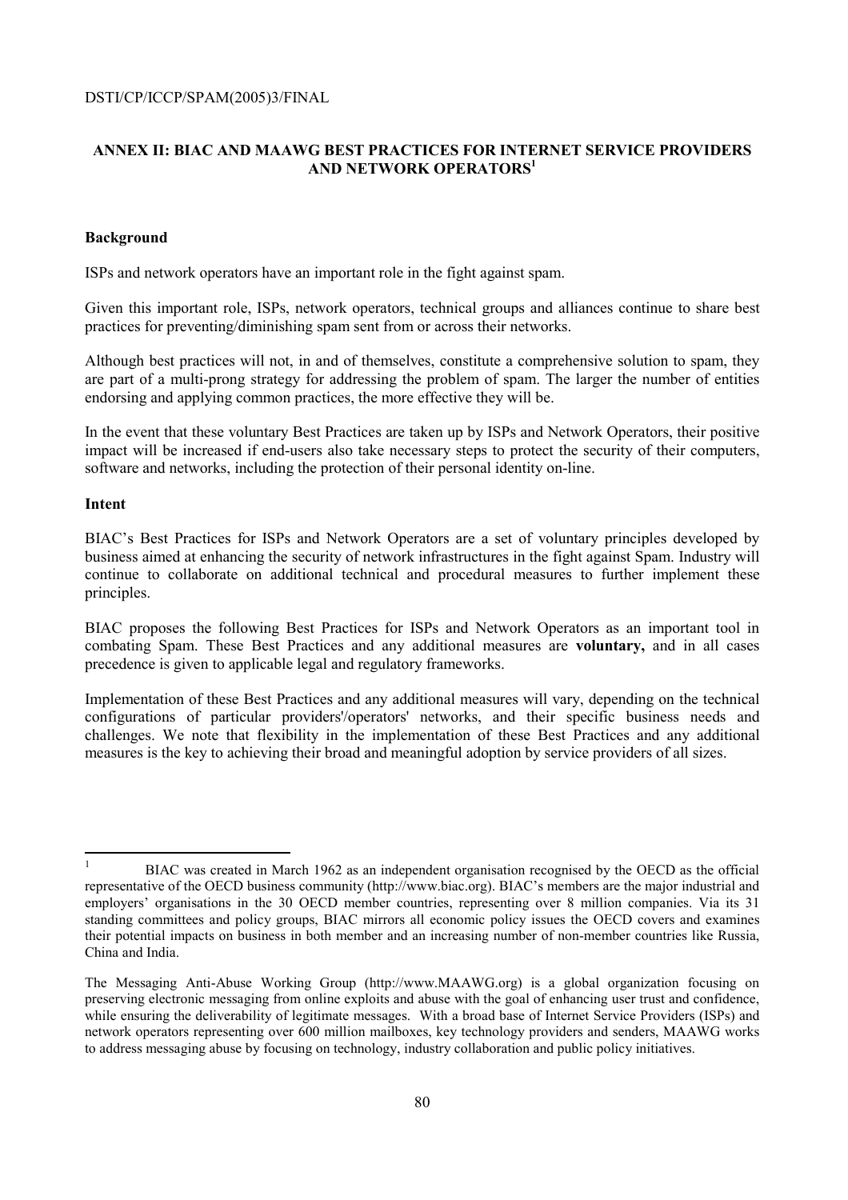## ANNEX II: BIAC AND MAAWG BEST PRACTICES FOR INTERNET SERVICE PROVIDERS AND NETWORK OPERATORS[1]

**Background**

ISPs and network operators have an important role in the fight against spam.

Given this important role, ISPs, network operators, technical groups and alliances continue to share best practices for preventing/diminishing spam sent from or across their networks.

Although best practices will not, in and of themselves, constitute a comprehensive solution to spam, they are part of a multi-prong strategy for addressing the problem of spam. The larger the number of entities endorsing and applying common practices, the more effective they will be.

In the event that these voluntary Best Practices are taken up by ISPs and Network Operators, their positive impact will be increased if end-users also take necessary steps to protect the security of their computers, software and networks, including the protection of their personal identity on-line.

**Intent**

BIAC's Best Practices for ISPs and Network Operators are a set of voluntary principles developed by business aimed at enhancing the security of network infrastructures in the fight against Spam. Industry will continue to collaborate on additional technical and procedural measures to further implement these principles.

BIAC proposes the following Best Practices for ISPs and Network Operators as an important tool in combating Spam. These Best Practices and any additional measures are **voluntary,** and in all cases precedence is given to applicable legal and regulatory frameworks.

Implementation of these Best Practices and any additional measures will vary, depending on the technical configurations of particular providers'/operators' networks, and their specific business needs and challenges. We note that flexibility in the implementation of these Best Practices and any additional measures is the key to achieving their broad and meaningful adoption by service providers of all sizes.

---

[1] BIAC was created in March 1962 as an independent organisation recognised by the OECD as the official representative of the OECD business community (http://www.biac.org). BIAC's members are the major industrial and employers' organisations in the 30 OECD member countries, representing over 8 million companies. Via its 31 standing committees and policy groups, BIAC mirrors all economic policy issues the OECD covers and examines their potential impacts on business in both member and an increasing number of non-member countries like Russia, China and India.

The Messaging Anti-Abuse Working Group (http://www.MAAWG.org) is a global organization focusing on preserving electronic messaging from online exploits and abuse with the goal of enhancing user trust and confidence, while ensuring the deliverability of legitimate messages. With a broad base of Internet Service Providers (ISPs) and network operators representing over 600 million mailboxes, key technology providers and senders, MAAWG works to address messaging abuse by focusing on technology, industry collaboration and public policy initiatives.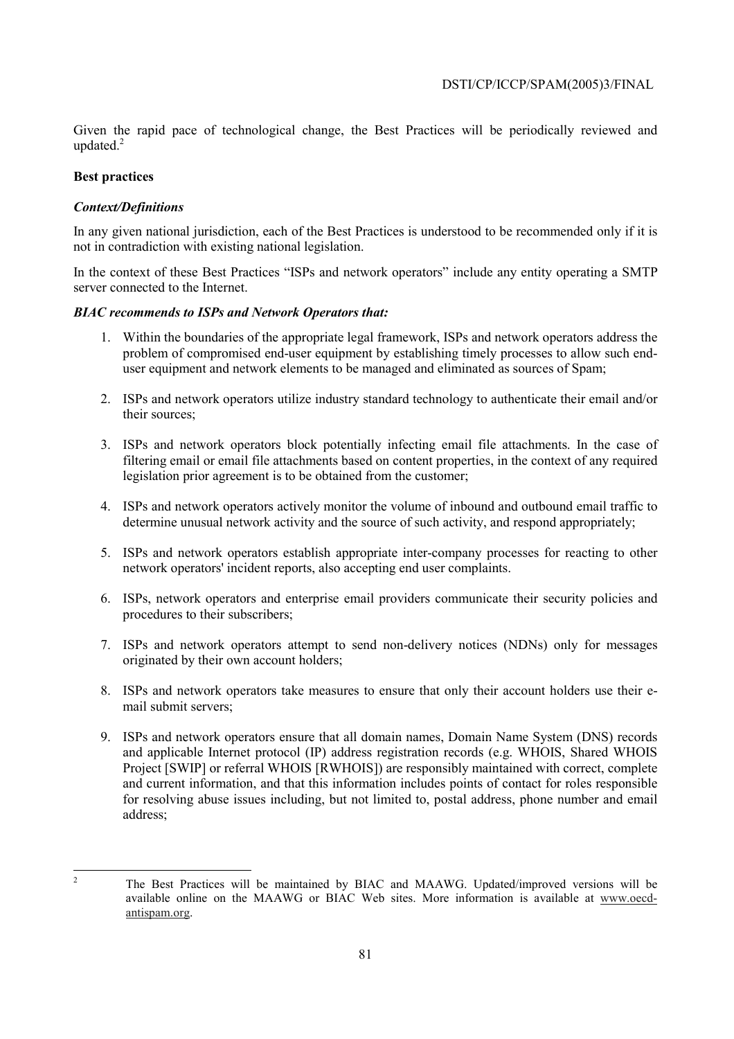Given the rapid pace of technological change, the Best Practices will be periodically reviewed and updated.[2]

**Best practices**

***Context/Definitions***

In any given national jurisdiction, each of the Best Practices is understood to be recommended only if it is not in contradiction with existing national legislation.

In the context of these Best Practices "ISPs and network operators" include any entity operating a SMTP server connected to the Internet.

***BIAC recommends to ISPs and Network Operators that:***

1. Within the boundaries of the appropriate legal framework, ISPs and network operators address the problem of compromised end-user equipment by establishing timely processes to allow such end-user equipment and network elements to be managed and eliminated as sources of Spam;

2. ISPs and network operators utilize industry standard technology to authenticate their email and/or their sources;

3. ISPs and network operators block potentially infecting email file attachments. In the case of filtering email or email file attachments based on content properties, in the context of any required legislation prior agreement is to be obtained from the customer;

4. ISPs and network operators actively monitor the volume of inbound and outbound email traffic to determine unusual network activity and the source of such activity, and respond appropriately;

5. ISPs and network operators establish appropriate inter-company processes for reacting to other network operators' incident reports, also accepting end user complaints.

6. ISPs, network operators and enterprise email providers communicate their security policies and procedures to their subscribers;

7. ISPs and network operators attempt to send non-delivery notices (NDNs) only for messages originated by their own account holders;

8. ISPs and network operators take measures to ensure that only their account holders use their e-mail submit servers;

9. ISPs and network operators ensure that all domain names, Domain Name System (DNS) records and applicable Internet protocol (IP) address registration records (e.g. WHOIS, Shared WHOIS Project [SWIP] or referral WHOIS [RWHOIS]) are responsibly maintained with correct, complete and current information, and that this information includes points of contact for roles responsible for resolving abuse issues including, but not limited to, postal address, phone number and email address;

---

[2] The Best Practices will be maintained by BIAC and MAAWG. Updated/improved versions will be available online on the MAAWG or BIAC Web sites. More information is available at www.oecd-antispam.org.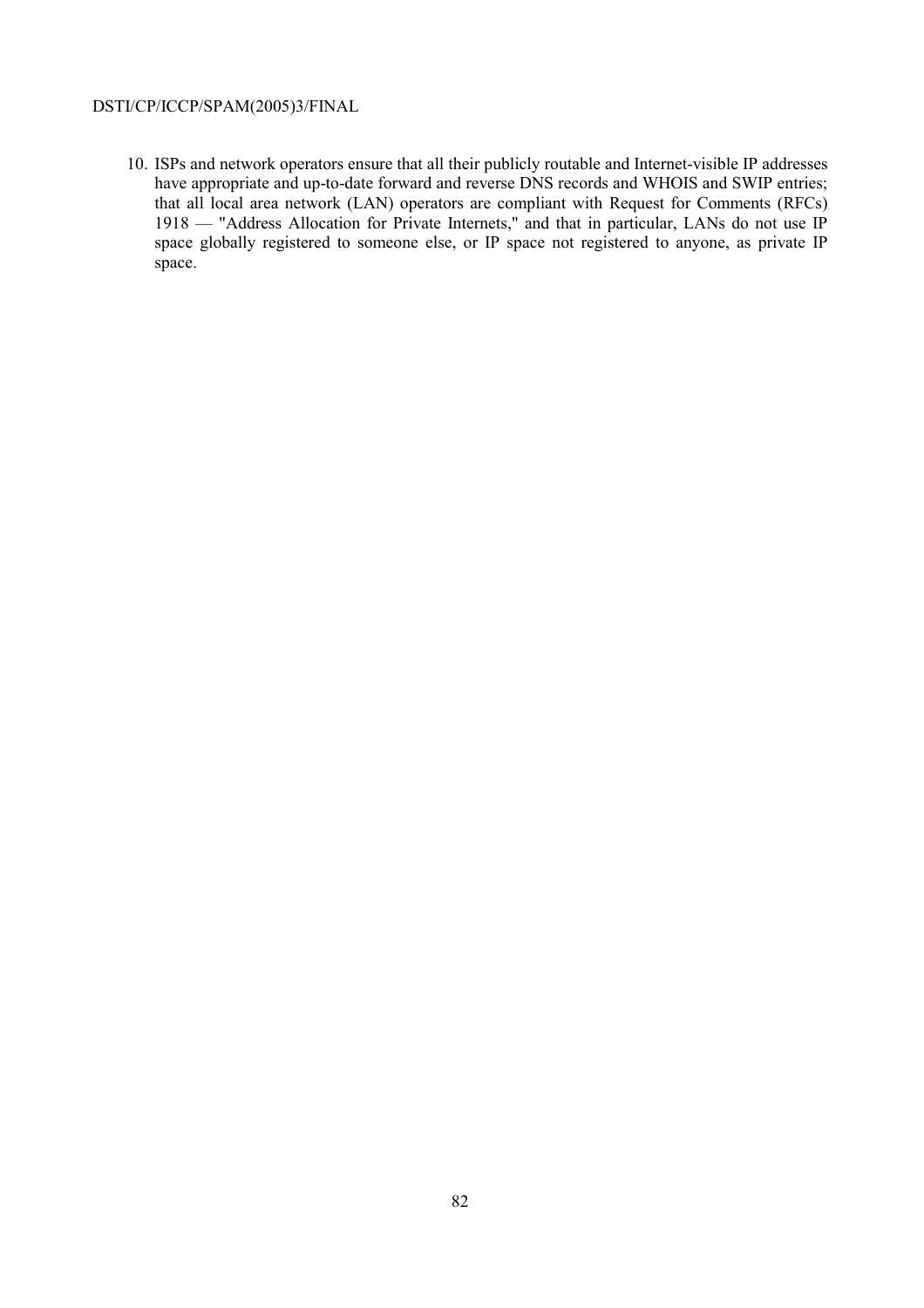10. ISPs and network operators ensure that all their publicly routable and Internet-visible IP addresses have appropriate and up-to-date forward and reverse DNS records and WHOIS and SWIP entries; that all local area network (LAN) operators are compliant with Request for Comments (RFCs) 1918 — "Address Allocation for Private Internets," and that in particular, LANs do not use IP space globally registered to someone else, or IP space not registered to anyone, as private IP space.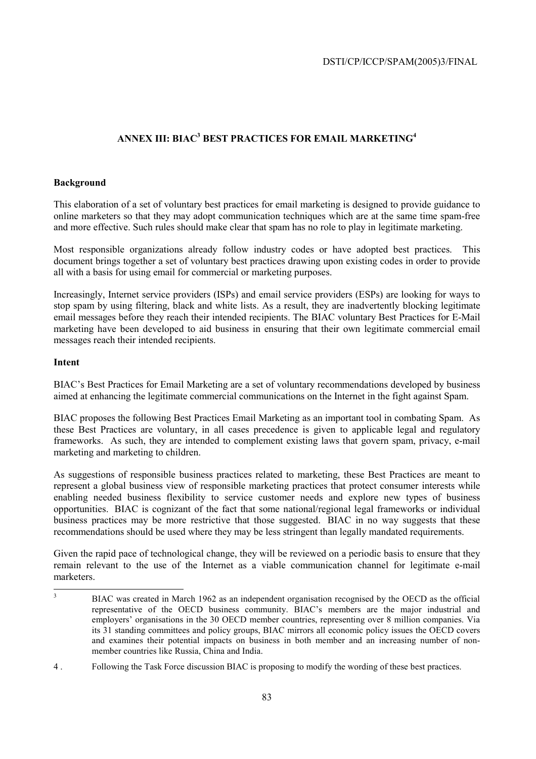## ANNEX III: BIAC[3] BEST PRACTICES FOR EMAIL MARKETING[4]

**Background**

This elaboration of a set of voluntary best practices for email marketing is designed to provide guidance to online marketers so that they may adopt communication techniques which are at the same time spam-free and more effective. Such rules should make clear that spam has no role to play in legitimate marketing.

Most responsible organizations already follow industry codes or have adopted best practices. This document brings together a set of voluntary best practices drawing upon existing codes in order to provide all with a basis for using email for commercial or marketing purposes.

Increasingly, Internet service providers (ISPs) and email service providers (ESPs) are looking for ways to stop spam by using filtering, black and white lists. As a result, they are inadvertently blocking legitimate email messages before they reach their intended recipients. The BIAC voluntary Best Practices for E-Mail marketing have been developed to aid business in ensuring that their own legitimate commercial email messages reach their intended recipients.

**Intent**

BIAC's Best Practices for Email Marketing are a set of voluntary recommendations developed by business aimed at enhancing the legitimate commercial communications on the Internet in the fight against Spam.

BIAC proposes the following Best Practices Email Marketing as an important tool in combating Spam. As these Best Practices are voluntary, in all cases precedence is given to applicable legal and regulatory frameworks. As such, they are intended to complement existing laws that govern spam, privacy, e-mail marketing and marketing to children.

As suggestions of responsible business practices related to marketing, these Best Practices are meant to represent a global business view of responsible marketing practices that protect consumer interests while enabling needed business flexibility to service customer needs and explore new types of business opportunities. BIAC is cognizant of the fact that some national/regional legal frameworks or individual business practices may be more restrictive that those suggested. BIAC in no way suggests that these recommendations should be used where they may be less stringent than legally mandated requirements.

Given the rapid pace of technological change, they will be reviewed on a periodic basis to ensure that they remain relevant to the use of the Internet as a viable communication channel for legitimate e-mail marketers.

---

3. BIAC was created in March 1962 as an independent organisation recognised by the OECD as the official representative of the OECD business community. BIAC's members are the major industrial and employers' organisations in the 30 OECD member countries, representing over 8 million companies. Via its 31 standing committees and policy groups, BIAC mirrors all economic policy issues the OECD covers and examines their potential impacts on business in both member and an increasing number of non-member countries like Russia, China and India.

4. Following the Task Force discussion BIAC is proposing to modify the wording of these best practices.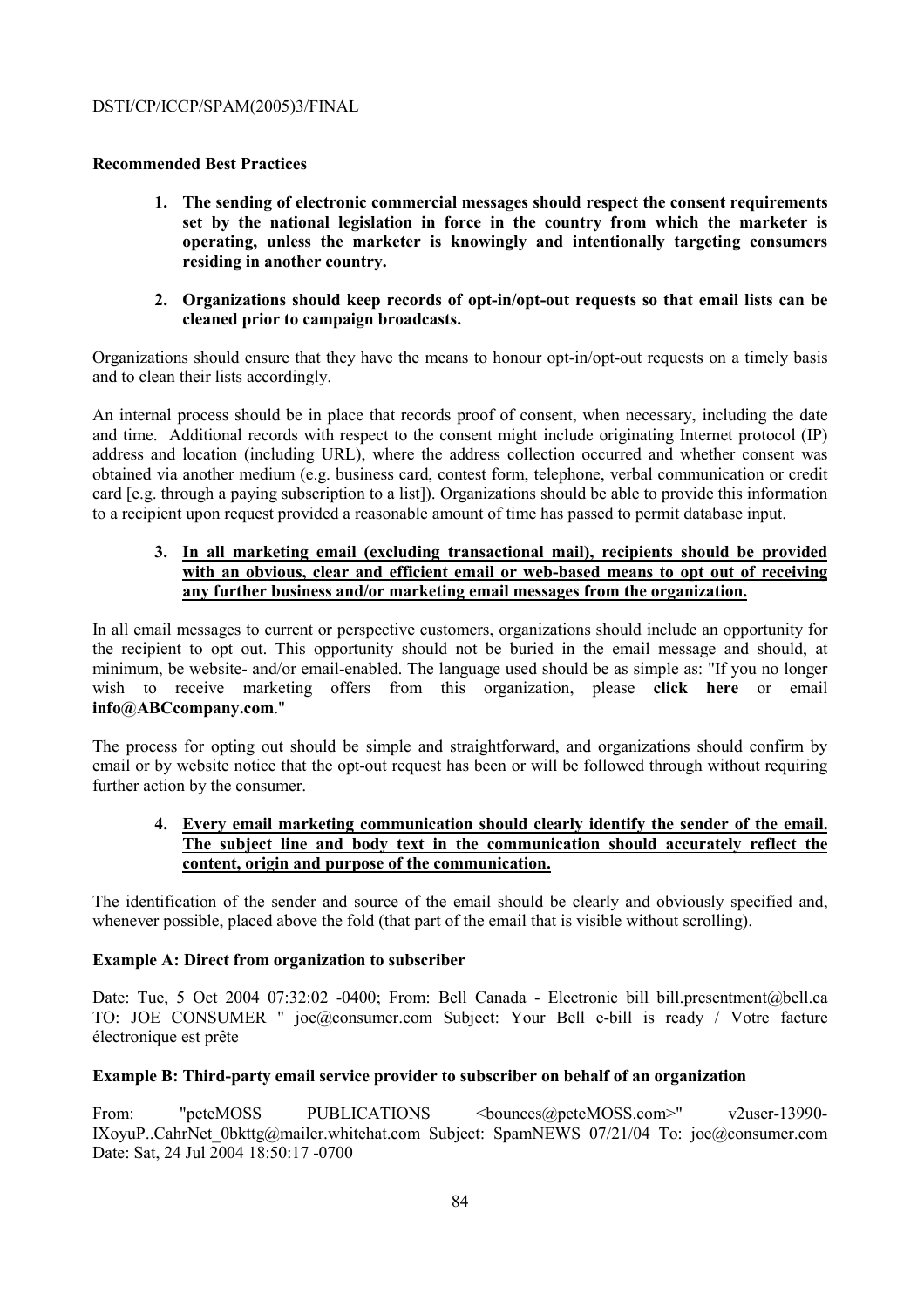**Recommended Best Practices**

1. **The sending of electronic commercial messages should respect the consent requirements set by the national legislation in force in the country from which the marketer is operating, unless the marketer is knowingly and intentionally targeting consumers residing in another country.**

2. **Organizations should keep records of opt-in/opt-out requests so that email lists can be cleaned prior to campaign broadcasts.**

Organizations should ensure that they have the means to honour opt-in/opt-out requests on a timely basis and to clean their lists accordingly.

An internal process should be in place that records proof of consent, when necessary, including the date and time. Additional records with respect to the consent might include originating Internet protocol (IP) address and location (including URL), where the address collection occurred and whether consent was obtained via another medium (e.g. business card, contest form, telephone, verbal communication or credit card [e.g. through a paying subscription to a list]). Organizations should be able to provide this information to a recipient upon request provided a reasonable amount of time has passed to permit database input.

3. **In all marketing email (excluding transactional mail), recipients should be provided with an obvious, clear and efficient email or web-based means to opt out of receiving any further business and/or marketing email messages from the organization.**

In all email messages to current or perspective customers, organizations should include an opportunity for the recipient to opt out. This opportunity should not be buried in the email message and should, at minimum, be website- and/or email-enabled. The language used should be as simple as: "If you no longer wish to receive marketing offers from this organization, please **click here** or email **info@ABCcompany.com**."

The process for opting out should be simple and straightforward, and organizations should confirm by email or by website notice that the opt-out request has been or will be followed through without requiring further action by the consumer.

4. **Every email marketing communication should clearly identify the sender of the email. The subject line and body text in the communication should accurately reflect the content, origin and purpose of the communication.**

The identification of the sender and source of the email should be clearly and obviously specified and, whenever possible, placed above the fold (that part of the email that is visible without scrolling).

**Example A: Direct from organization to subscriber**

Date: Tue, 5 Oct 2004 07:32:02 -0400; From: Bell Canada - Electronic bill bill.presentment@bell.ca TO: JOE CONSUMER " joe@consumer.com Subject: Your Bell e-bill is ready / Votre facture électronique est prête

**Example B: Third-party email service provider to subscriber on behalf of an organization**

From: "peteMOSS PUBLICATIONS <bounces@peteMOSS.com>" v2user-13990-IXoyuP..CahrNet_0bkttg@mailer.whitehat.com Subject: SpamNEWS 07/21/04 To: joe@consumer.com Date: Sat, 24 Jul 2004 18:50:17 -0700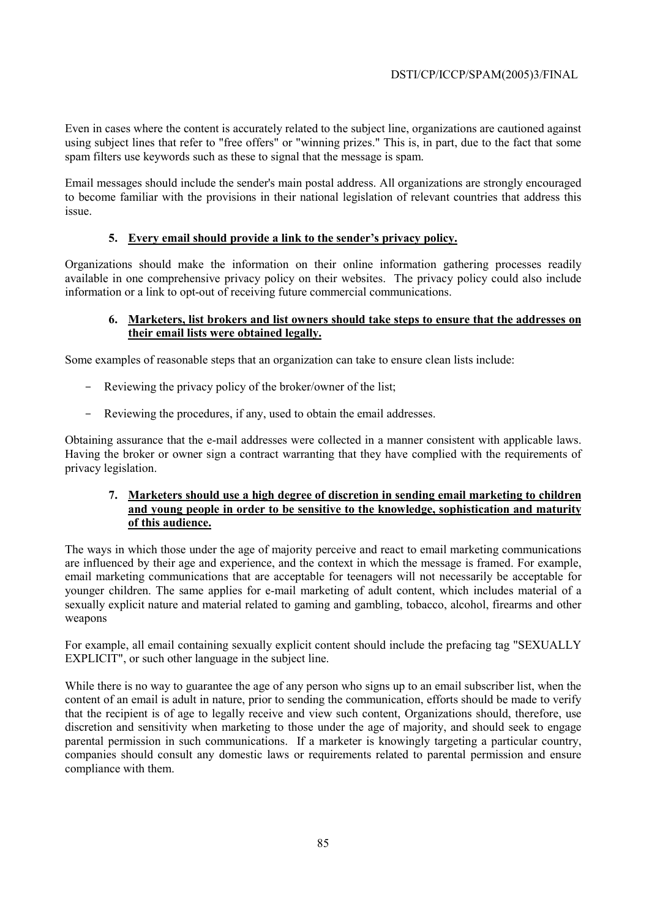Even in cases where the content is accurately related to the subject line, organizations are cautioned against using subject lines that refer to "free offers" or "winning prizes." This is, in part, due to the fact that some spam filters use keywords such as these to signal that the message is spam.

Email messages should include the sender's main postal address. All organizations are strongly encouraged to become familiar with the provisions in their national legislation of relevant countries that address this issue.

5. **Every email should provide a link to the sender's privacy policy.**

Organizations should make the information on their online information gathering processes readily available in one comprehensive privacy policy on their websites. The privacy policy could also include information or a link to opt-out of receiving future commercial communications.

6. **Marketers, list brokers and list owners should take steps to ensure that the addresses on their email lists were obtained legally.**

Some examples of reasonable steps that an organization can take to ensure clean lists include:

- Reviewing the privacy policy of the broker/owner of the list;
- Reviewing the procedures, if any, used to obtain the email addresses.

Obtaining assurance that the e-mail addresses were collected in a manner consistent with applicable laws. Having the broker or owner sign a contract warranting that they have complied with the requirements of privacy legislation.

7. **Marketers should use a high degree of discretion in sending email marketing to children and young people in order to be sensitive to the knowledge, sophistication and maturity of this audience.**

The ways in which those under the age of majority perceive and react to email marketing communications are influenced by their age and experience, and the context in which the message is framed. For example, email marketing communications that are acceptable for teenagers will not necessarily be acceptable for younger children. The same applies for e-mail marketing of adult content, which includes material of a sexually explicit nature and material related to gaming and gambling, tobacco, alcohol, firearms and other weapons

For example, all email containing sexually explicit content should include the prefacing tag "SEXUALLY EXPLICIT", or such other language in the subject line.

While there is no way to guarantee the age of any person who signs up to an email subscriber list, when the content of an email is adult in nature, prior to sending the communication, efforts should be made to verify that the recipient is of age to legally receive and view such content, Organizations should, therefore, use discretion and sensitivity when marketing to those under the age of majority, and should seek to engage parental permission in such communications. If a marketer is knowingly targeting a particular country, companies should consult any domestic laws or requirements related to parental permission and ensure compliance with them.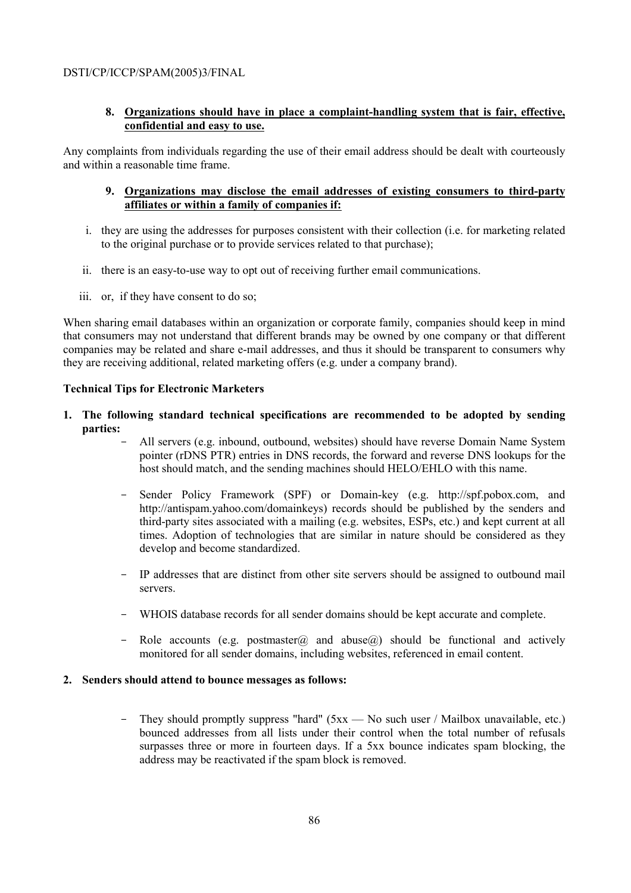**8. <u>Organizations should have in place a complaint-handling system that is fair, effective, confidential and easy to use.</u>**

Any complaints from individuals regarding the use of their email address should be dealt with courteously and within a reasonable time frame.

**9. <u>Organizations may disclose the email addresses of existing consumers to third-party affiliates or within a family of companies if:</u>**

i. they are using the addresses for purposes consistent with their collection (i.e. for marketing related to the original purchase or to provide services related to that purchase);

ii. there is an easy-to-use way to opt out of receiving further email communications.

iii. or, if they have consent to do so;

When sharing email databases within an organization or corporate family, companies should keep in mind that consumers may not understand that different brands may be owned by one company or that different companies may be related and share e-mail addresses, and thus it should be transparent to consumers why they are receiving additional, related marketing offers (e.g. under a company brand).

**Technical Tips for Electronic Marketers**

**1. The following standard technical specifications are recommended to be adopted by sending parties:**

- All servers (e.g. inbound, outbound, websites) should have reverse Domain Name System pointer (rDNS PTR) entries in DNS records, the forward and reverse DNS lookups for the host should match, and the sending machines should HELO/EHLO with this name.

- Sender Policy Framework (SPF) or Domain-key (e.g. http://spf.pobox.com, and http://antispam.yahoo.com/domainkeys) records should be published by the senders and third-party sites associated with a mailing (e.g. websites, ESPs, etc.) and kept current at all times. Adoption of technologies that are similar in nature should be considered as they develop and become standardized.

- IP addresses that are distinct from other site servers should be assigned to outbound mail servers.

- WHOIS database records for all sender domains should be kept accurate and complete.

- Role accounts (e.g. postmaster@ and abuse@) should be functional and actively monitored for all sender domains, including websites, referenced in email content.

**2. Senders should attend to bounce messages as follows:**

- They should promptly suppress "hard" (5xx — No such user / Mailbox unavailable, etc.) bounced addresses from all lists under their control when the total number of refusals surpasses three or more in fourteen days. If a 5xx bounce indicates spam blocking, the address may be reactivated if the spam block is removed.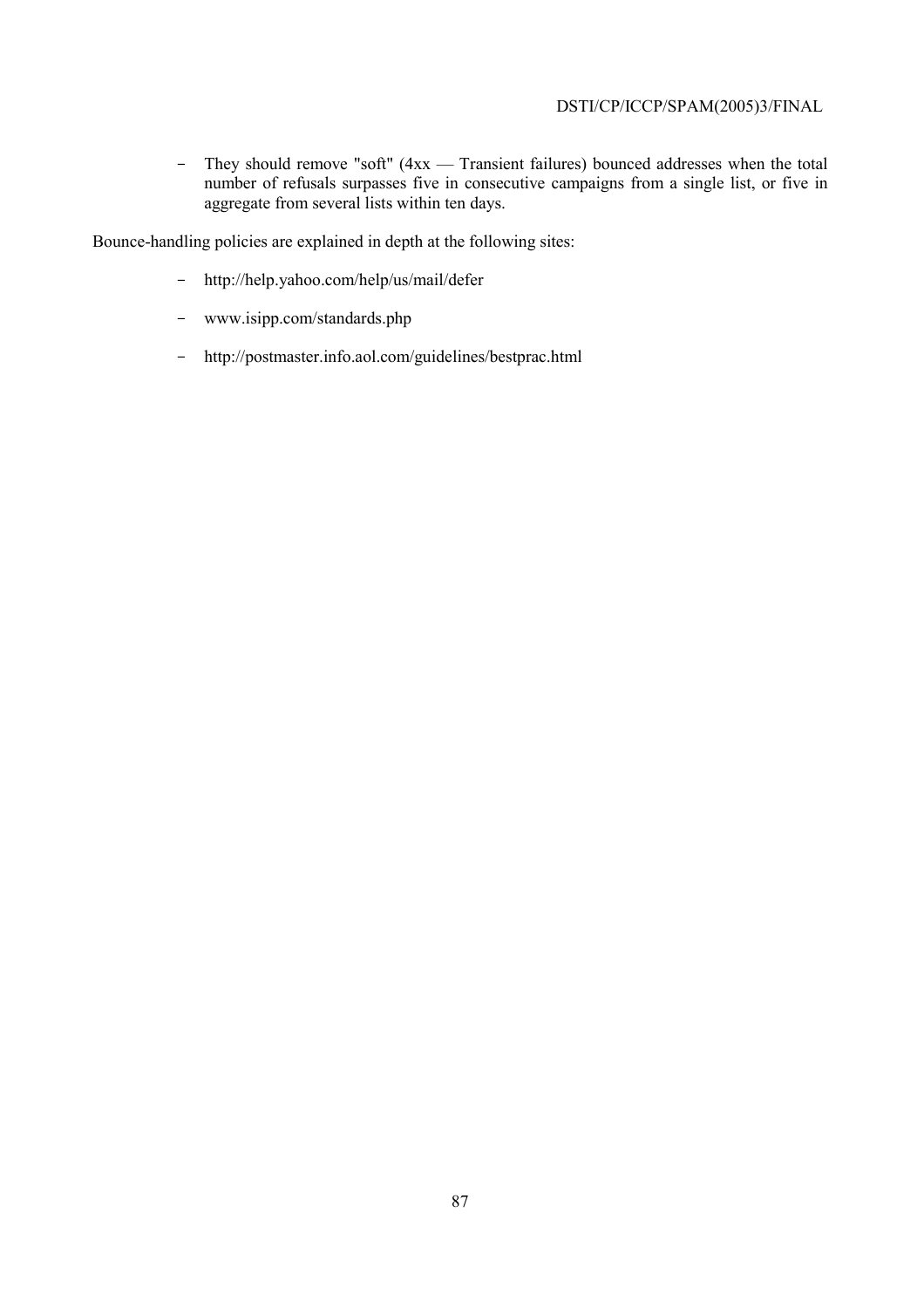- They should remove "soft" (4xx — Transient failures) bounced addresses when the total number of refusals surpasses five in consecutive campaigns from a single list, or five in aggregate from several lists within ten days.

Bounce-handling policies are explained in depth at the following sites:

- http://help.yahoo.com/help/us/mail/defer
- www.isipp.com/standards.php
- http://postmaster.info.aol.com/guidelines/bestprac.html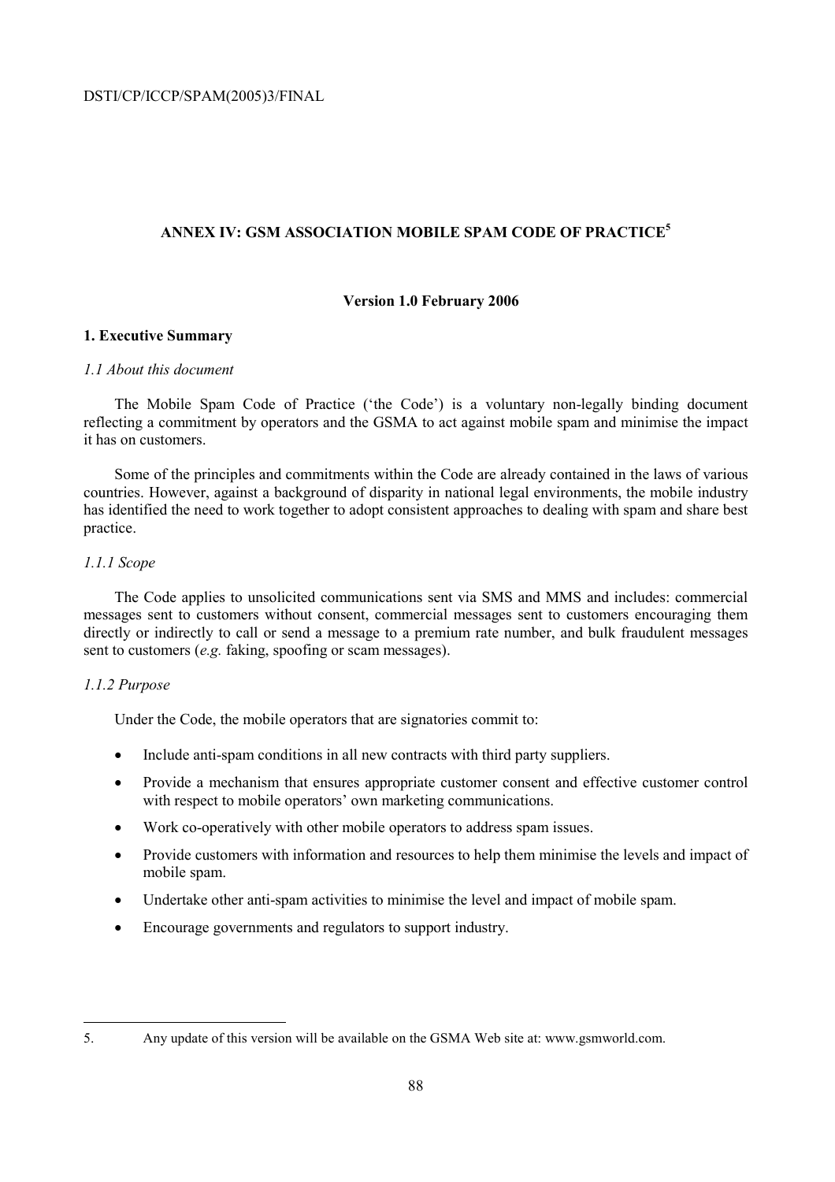## ANNEX IV: GSM ASSOCIATION MOBILE SPAM CODE OF PRACTICE[5]

**Version 1.0 February 2006**

### 1. Executive Summary

*1.1 About this document*

The Mobile Spam Code of Practice ('the Code') is a voluntary non-legally binding document reflecting a commitment by operators and the GSMA to act against mobile spam and minimise the impact it has on customers.

Some of the principles and commitments within the Code are already contained in the laws of various countries. However, against a background of disparity in national legal environments, the mobile industry has identified the need to work together to adopt consistent approaches to dealing with spam and share best practice.

*1.1.1 Scope*

The Code applies to unsolicited communications sent via SMS and MMS and includes: commercial messages sent to customers without consent, commercial messages sent to customers encouraging them directly or indirectly to call or send a message to a premium rate number, and bulk fraudulent messages sent to customers (*e.g.* faking, spoofing or scam messages).

*1.1.2 Purpose*

Under the Code, the mobile operators that are signatories commit to:

- Include anti-spam conditions in all new contracts with third party suppliers.
- Provide a mechanism that ensures appropriate customer consent and effective customer control with respect to mobile operators' own marketing communications.
- Work co-operatively with other mobile operators to address spam issues.
- Provide customers with information and resources to help them minimise the levels and impact of mobile spam.
- Undertake other anti-spam activities to minimise the level and impact of mobile spam.
- Encourage governments and regulators to support industry.

---

5. Any update of this version will be available on the GSMA Web site at: www.gsmworld.com.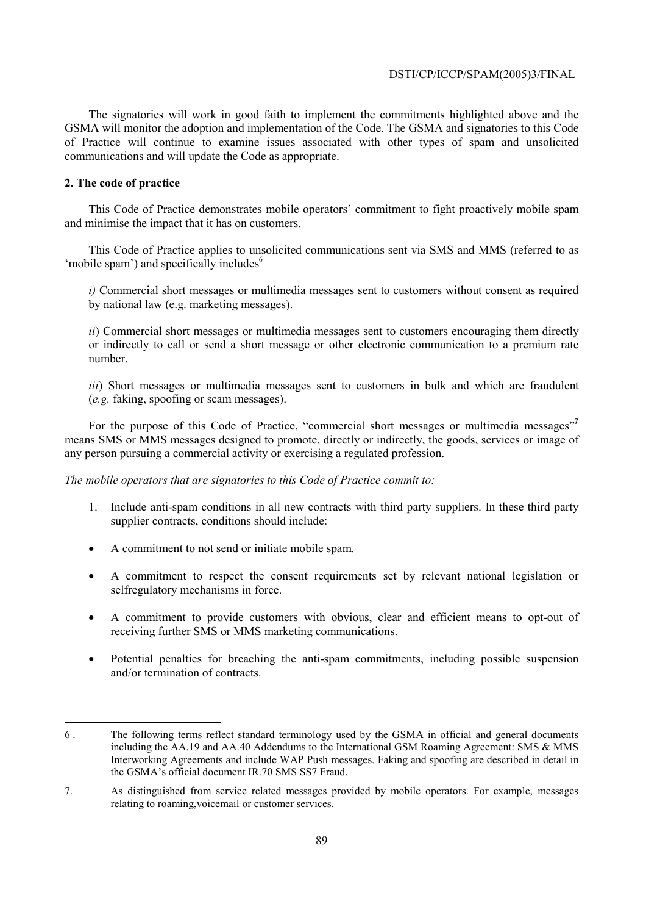The signatories will work in good faith to implement the commitments highlighted above and the GSMA will monitor the adoption and implementation of the Code. The GSMA and signatories to this Code of Practice will continue to examine issues associated with other types of spam and unsolicited communications and will update the Code as appropriate.

**2. The code of practice**

This Code of Practice demonstrates mobile operators' commitment to fight proactively mobile spam and minimise the impact that it has on customers.

This Code of Practice applies to unsolicited communications sent via SMS and MMS (referred to as 'mobile spam') and specifically includes[6]

*i)* Commercial short messages or multimedia messages sent to customers without consent as required by national law (e.g. marketing messages).

*ii*) Commercial short messages or multimedia messages sent to customers encouraging them directly or indirectly to call or send a short message or other electronic communication to a premium rate number.

*iii*) Short messages or multimedia messages sent to customers in bulk and which are fraudulent (*e.g.* faking, spoofing or scam messages).

For the purpose of this Code of Practice, "commercial short messages or multimedia messages"[7] means SMS or MMS messages designed to promote, directly or indirectly, the goods, services or image of any person pursuing a commercial activity or exercising a regulated profession.

*The mobile operators that are signatories to this Code of Practice commit to:*

1. Include anti-spam conditions in all new contracts with third party suppliers. In these third party supplier contracts, conditions should include:

- A commitment to not send or initiate mobile spam.
- A commitment to respect the consent requirements set by relevant national legislation or selfregulatory mechanisms in force.
- A commitment to provide customers with obvious, clear and efficient means to opt-out of receiving further SMS or MMS marketing communications.
- Potential penalties for breaching the anti-spam commitments, including possible suspension and/or termination of contracts.

---

6 . The following terms reflect standard terminology used by the GSMA in official and general documents including the AA.19 and AA.40 Addendums to the International GSM Roaming Agreement: SMS & MMS Interworking Agreements and include WAP Push messages. Faking and spoofing are described in detail in the GSMA's official document IR.70 SMS SS7 Fraud.

7. As distinguished from service related messages provided by mobile operators. For example, messages relating to roaming,voicemail or customer services.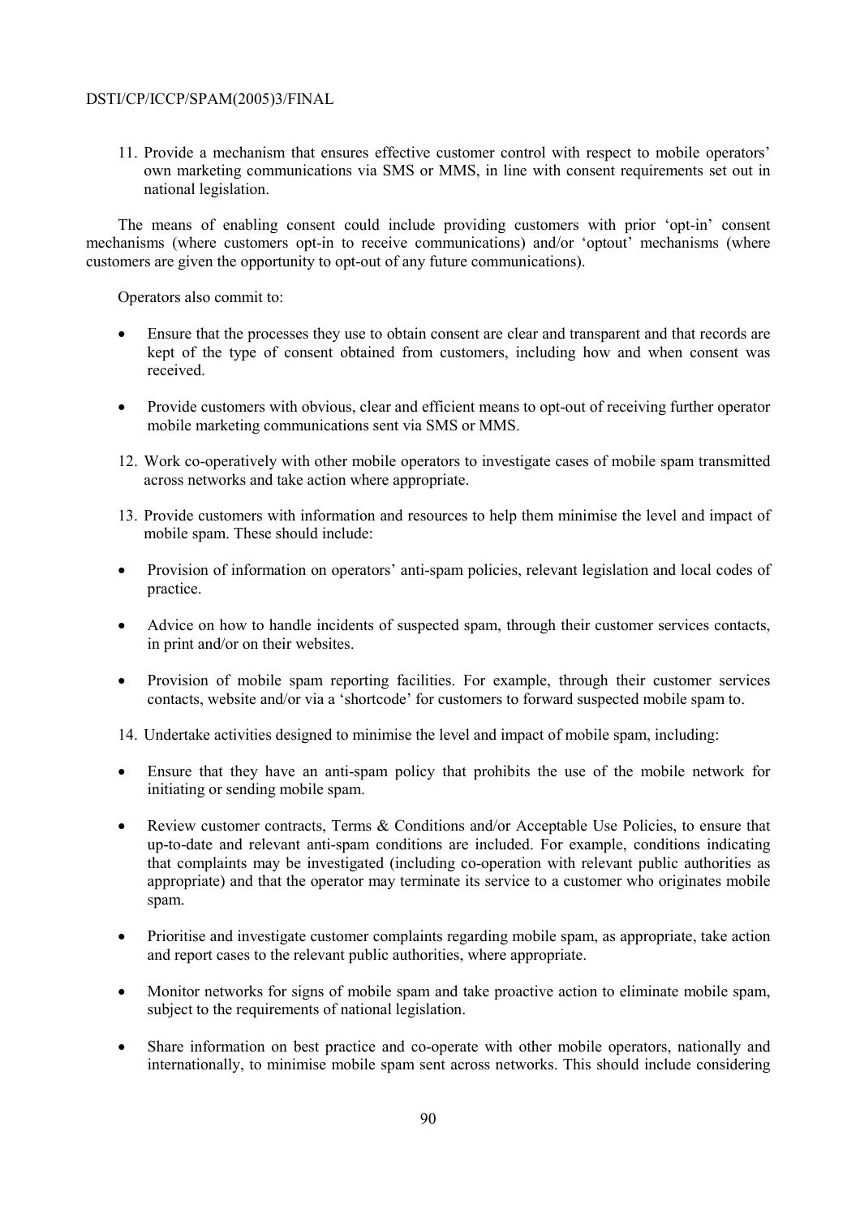11. Provide a mechanism that ensures effective customer control with respect to mobile operators' own marketing communications via SMS or MMS, in line with consent requirements set out in national legislation.

The means of enabling consent could include providing customers with prior 'opt-in' consent mechanisms (where customers opt-in to receive communications) and/or 'optout' mechanisms (where customers are given the opportunity to opt-out of any future communications).

Operators also commit to:

- Ensure that the processes they use to obtain consent are clear and transparent and that records are kept of the type of consent obtained from customers, including how and when consent was received.
- Provide customers with obvious, clear and efficient means to opt-out of receiving further operator mobile marketing communications sent via SMS or MMS.

12. Work co-operatively with other mobile operators to investigate cases of mobile spam transmitted across networks and take action where appropriate.

13. Provide customers with information and resources to help them minimise the level and impact of mobile spam. These should include:

- Provision of information on operators' anti-spam policies, relevant legislation and local codes of practice.
- Advice on how to handle incidents of suspected spam, through their customer services contacts, in print and/or on their websites.
- Provision of mobile spam reporting facilities. For example, through their customer services contacts, website and/or via a 'shortcode' for customers to forward suspected mobile spam to.

14. Undertake activities designed to minimise the level and impact of mobile spam, including:

- Ensure that they have an anti-spam policy that prohibits the use of the mobile network for initiating or sending mobile spam.
- Review customer contracts, Terms & Conditions and/or Acceptable Use Policies, to ensure that up-to-date and relevant anti-spam conditions are included. For example, conditions indicating that complaints may be investigated (including co-operation with relevant public authorities as appropriate) and that the operator may terminate its service to a customer who originates mobile spam.
- Prioritise and investigate customer complaints regarding mobile spam, as appropriate, take action and report cases to the relevant public authorities, where appropriate.
- Monitor networks for signs of mobile spam and take proactive action to eliminate mobile spam, subject to the requirements of national legislation.
- Share information on best practice and co-operate with other mobile operators, nationally and internationally, to minimise mobile spam sent across networks. This should include considering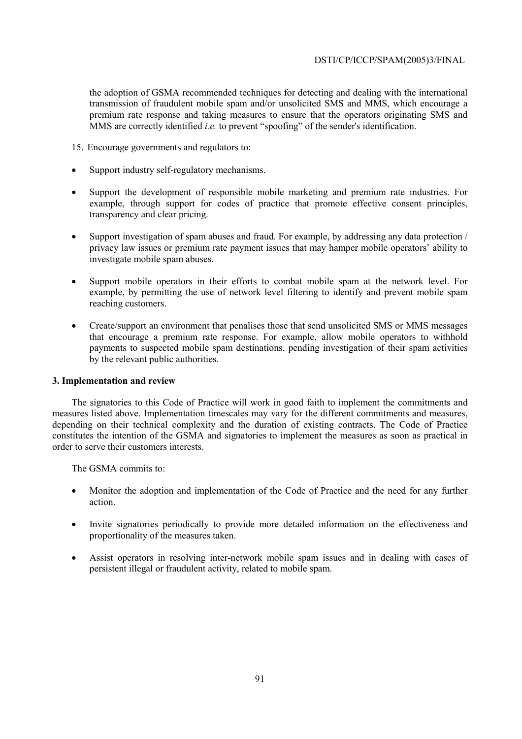the adoption of GSMA recommended techniques for detecting and dealing with the international transmission of fraudulent mobile spam and/or unsolicited SMS and MMS, which encourage a premium rate response and taking measures to ensure that the operators originating SMS and MMS are correctly identified *i.e.* to prevent "spoofing" of the sender's identification.

15. Encourage governments and regulators to:

- Support industry self-regulatory mechanisms.
- Support the development of responsible mobile marketing and premium rate industries. For example, through support for codes of practice that promote effective consent principles, transparency and clear pricing.
- Support investigation of spam abuses and fraud. For example, by addressing any data protection / privacy law issues or premium rate payment issues that may hamper mobile operators' ability to investigate mobile spam abuses.
- Support mobile operators in their efforts to combat mobile spam at the network level. For example, by permitting the use of network level filtering to identify and prevent mobile spam reaching customers.
- Create/support an environment that penalises those that send unsolicited SMS or MMS messages that encourage a premium rate response. For example, allow mobile operators to withhold payments to suspected mobile spam destinations, pending investigation of their spam activities by the relevant public authorities.

**3. Implementation and review**

The signatories to this Code of Practice will work in good faith to implement the commitments and measures listed above. Implementation timescales may vary for the different commitments and measures, depending on their technical complexity and the duration of existing contracts. The Code of Practice constitutes the intention of the GSMA and signatories to implement the measures as soon as practical in order to serve their customers interests.

The GSMA commits to:

- Monitor the adoption and implementation of the Code of Practice and the need for any further action.
- Invite signatories periodically to provide more detailed information on the effectiveness and proportionality of the measures taken.
- Assist operators in resolving inter-network mobile spam issues and in dealing with cases of persistent illegal or fraudulent activity, related to mobile spam.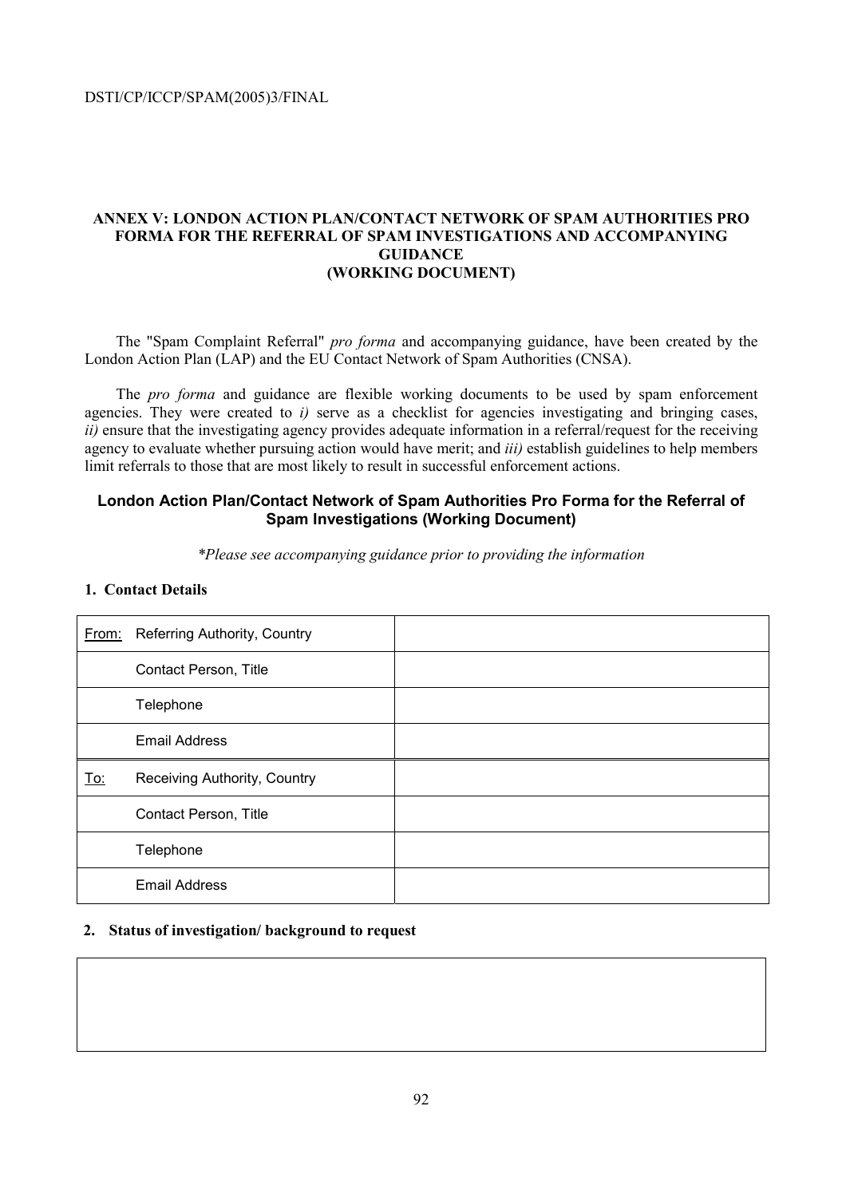## ANNEX V: LONDON ACTION PLAN/CONTACT NETWORK OF SPAM AUTHORITIES PRO FORMA FOR THE REFERRAL OF SPAM INVESTIGATIONS AND ACCOMPANYING GUIDANCE (WORKING DOCUMENT)

The "Spam Complaint Referral" *pro forma* and accompanying guidance, have been created by the London Action Plan (LAP) and the EU Contact Network of Spam Authorities (CNSA).

The *pro forma* and guidance are flexible working documents to be used by spam enforcement agencies. They were created to *i)* serve as a checklist for agencies investigating and bringing cases, *ii)* ensure that the investigating agency provides adequate information in a referral/request for the receiving agency to evaluate whether pursuing action would have merit; and *iii)* establish guidelines to help members limit referrals to those that are most likely to result in successful enforcement actions.

### London Action Plan/Contact Network of Spam Authorities Pro Forma for the Referral of Spam Investigations (Working Document)

*\*Please see accompanying guidance prior to providing the information*

**1. Contact Details**

| | | |
|---|---|---|
| <u>From:</u> | Referring Authority, Country | |
| | Contact Person, Title | |
| | Telephone | |
| | Email Address | |
| <u>To:</u> | Receiving Authority, Country | |
| | Contact Person, Title | |
| | Telephone | |
| | Email Address | |

**2. Status of investigation/ background to request**

| |
|---|
| |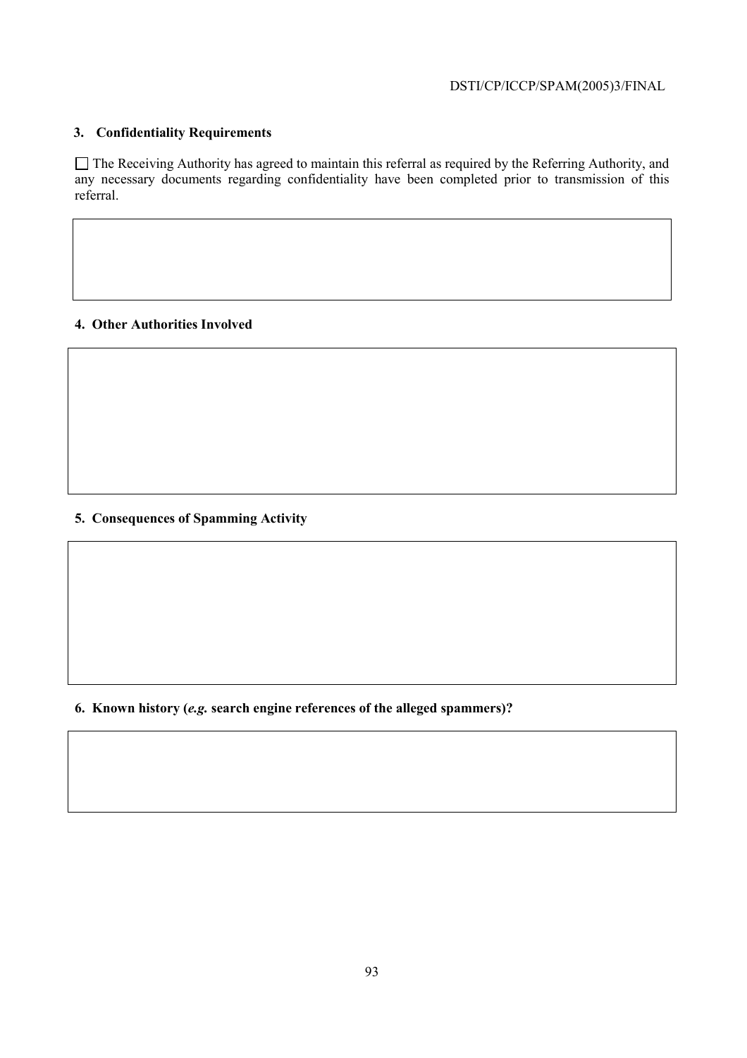**3. Confidentiality Requirements**

☐ The Receiving Authority has agreed to maintain this referral as required by the Referring Authority, and any necessary documents regarding confidentiality have been completed prior to transmission of this referral.

| |
|---|
| |

**4. Other Authorities Involved**

| |
|---|
| |

**5. Consequences of Spamming Activity**

| |
|---|
| |

**6. Known history (*e.g.* search engine references of the alleged spammers)?**

| |
|---|
| |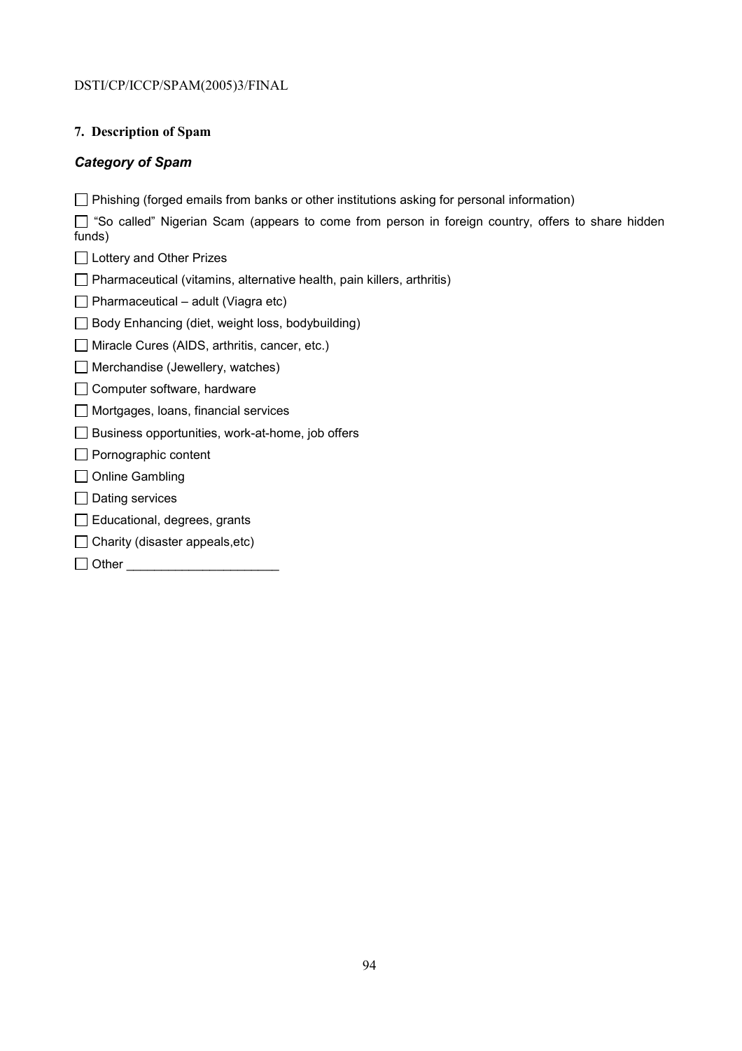## 7. Description of Spam

### *Category of Spam*

- ☐ Phishing (forged emails from banks or other institutions asking for personal information)
- ☐ "So called" Nigerian Scam (appears to come from person in foreign country, offers to share hidden funds)
- ☐ Lottery and Other Prizes
- ☐ Pharmaceutical (vitamins, alternative health, pain killers, arthritis)
- ☐ Pharmaceutical – adult (Viagra etc)
- ☐ Body Enhancing (diet, weight loss, bodybuilding)
- ☐ Miracle Cures (AIDS, arthritis, cancer, etc.)
- ☐ Merchandise (Jewellery, watches)
- ☐ Computer software, hardware
- ☐ Mortgages, loans, financial services
- ☐ Business opportunities, work-at-home, job offers
- ☐ Pornographic content
- ☐ Online Gambling
- ☐ Dating services
- ☐ Educational, degrees, grants
- ☐ Charity (disaster appeals,etc)
- ☐ Other ______________________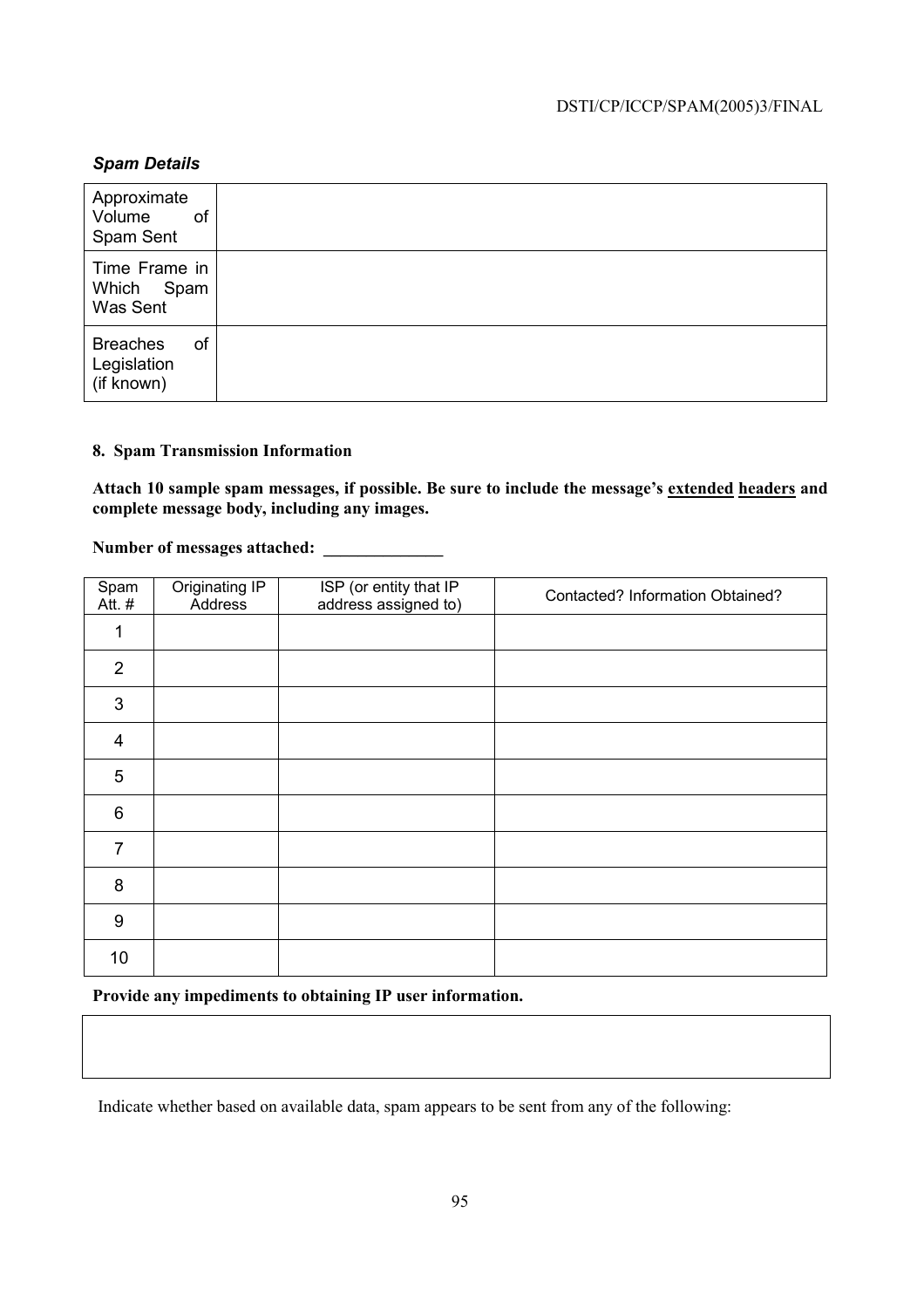***Spam Details***

| | |
|---|---|
| Approximate Volume of Spam Sent | |
| Time Frame in Which Spam Was Sent | |
| Breaches of Legislation (if known) | |

**8. Spam Transmission Information**

**Attach 10 sample spam messages, if possible. Be sure to include the message's <u>extended</u> <u>headers</u> and complete message body, including any images.**

**Number of messages attached: ______________**

| Spam Att. # | Originating IP Address | ISP (or entity that IP address assigned to) | Contacted? Information Obtained? |
|---|---|---|---|
| 1 | | | |
| 2 | | | |
| 3 | | | |
| 4 | | | |
| 5 | | | |
| 6 | | | |
| 7 | | | |
| 8 | | | |
| 9 | | | |
| 10 | | | |

**Provide any impediments to obtaining IP user information.**

| |
|---|
| |

Indicate whether based on available data, spam appears to be sent from any of the following: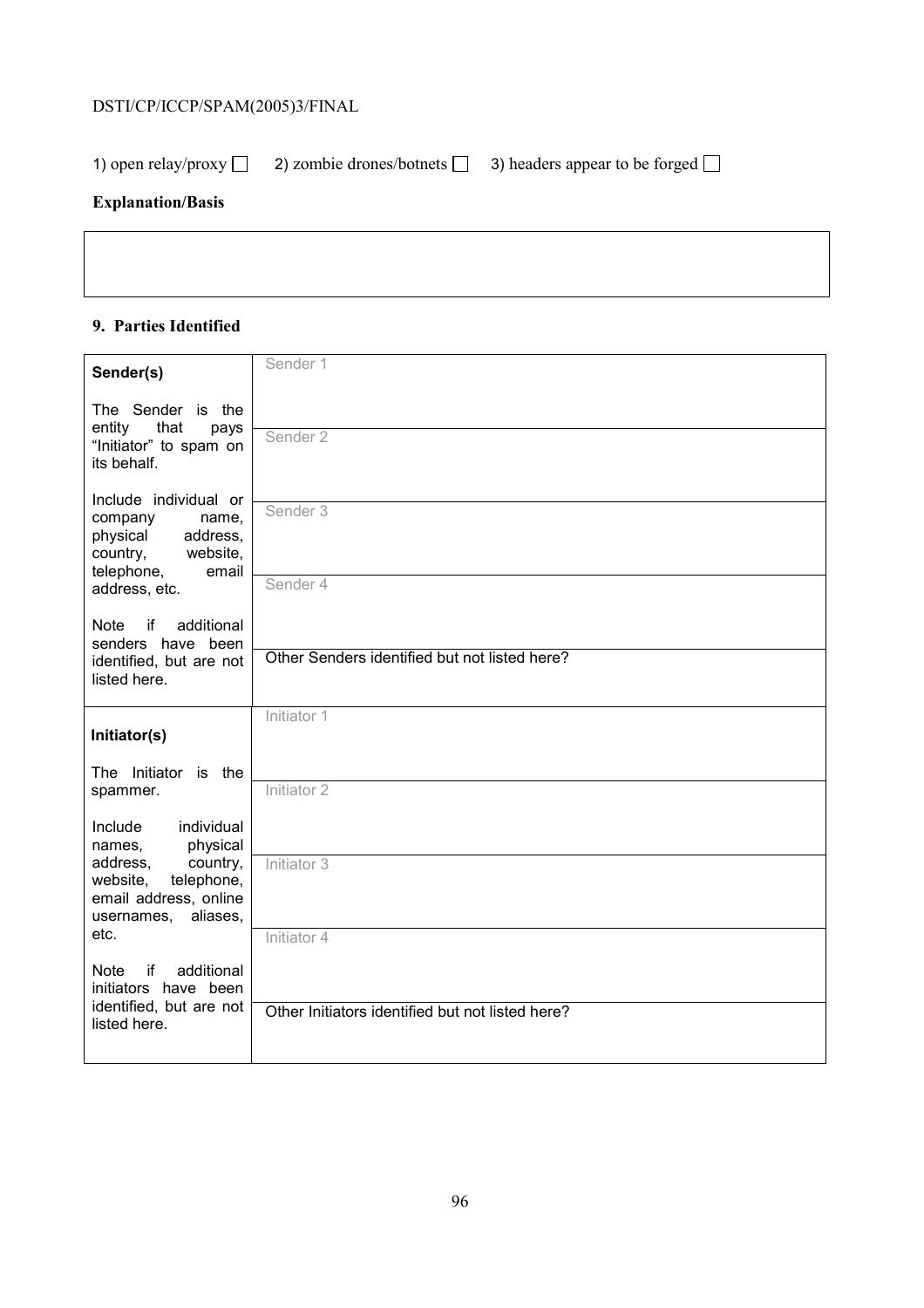1) open relay/proxy ☐ 2) zombie drones/botnets ☐ 3) headers appear to be forged ☐

**Explanation/Basis**

| |
|---|
| |

**9. Parties Identified**

| | |
|---|---|
| **Sender(s)**<br><br>The Sender is the entity that pays "Initiator" to spam on its behalf.<br><br>Include individual or company name, physical address, country, website, telephone, email address, etc.<br><br>Note if additional senders have been identified, but are not listed here. | Sender 1 |
| | Sender 2 |
| | Sender 3 |
| | Sender 4 |
| | Other Senders identified but not listed here? |
| **Initiator(s)**<br><br>The Initiator is the spammer.<br><br>Include individual names, physical address, country, website, telephone, email address, online usernames, aliases, etc.<br><br>Note if additional initiators have been identified, but are not listed here. | Initiator 1 |
| | Initiator 2 |
| | Initiator 3 |
| | Initiator 4 |
| | Other Initiators identified but not listed here? |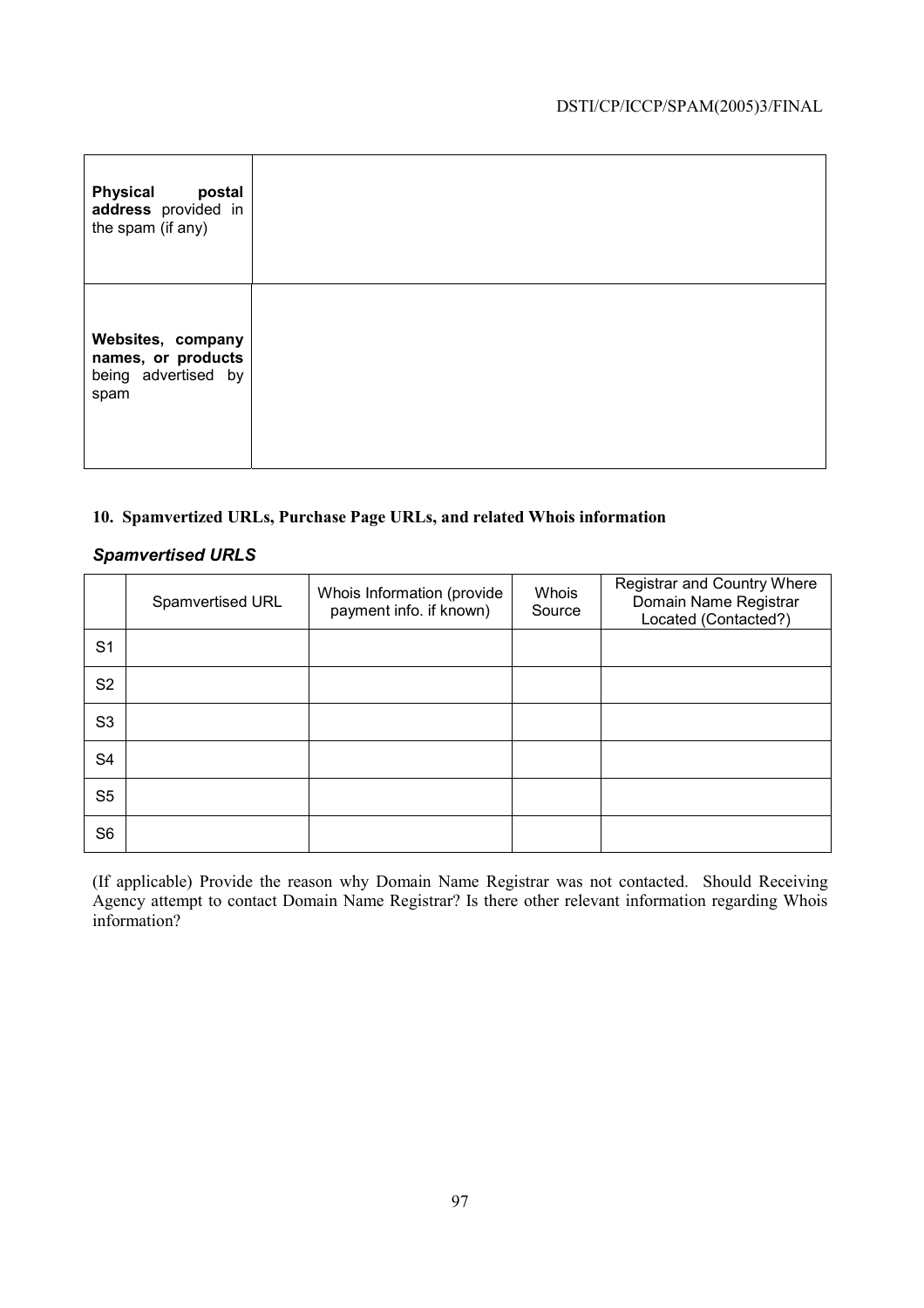| | |
|---|---|
| **Physical postal address** provided in the spam (if any) | |
| **Websites, company names, or products** being advertised by spam | |

**10. Spamvertized URLs, Purchase Page URLs, and related Whois information**

***Spamvertised URLS***

| | Spamvertised URL | Whois Information (provide payment info. if known) | Whois Source | Registrar and Country Where Domain Name Registrar Located (Contacted?) |
|---|---|---|---|---|
| S1 | | | | |
| S2 | | | | |
| S3 | | | | |
| S4 | | | | |
| S5 | | | | |
| S6 | | | | |

(If applicable) Provide the reason why Domain Name Registrar was not contacted. Should Receiving Agency attempt to contact Domain Name Registrar? Is there other relevant information regarding Whois information?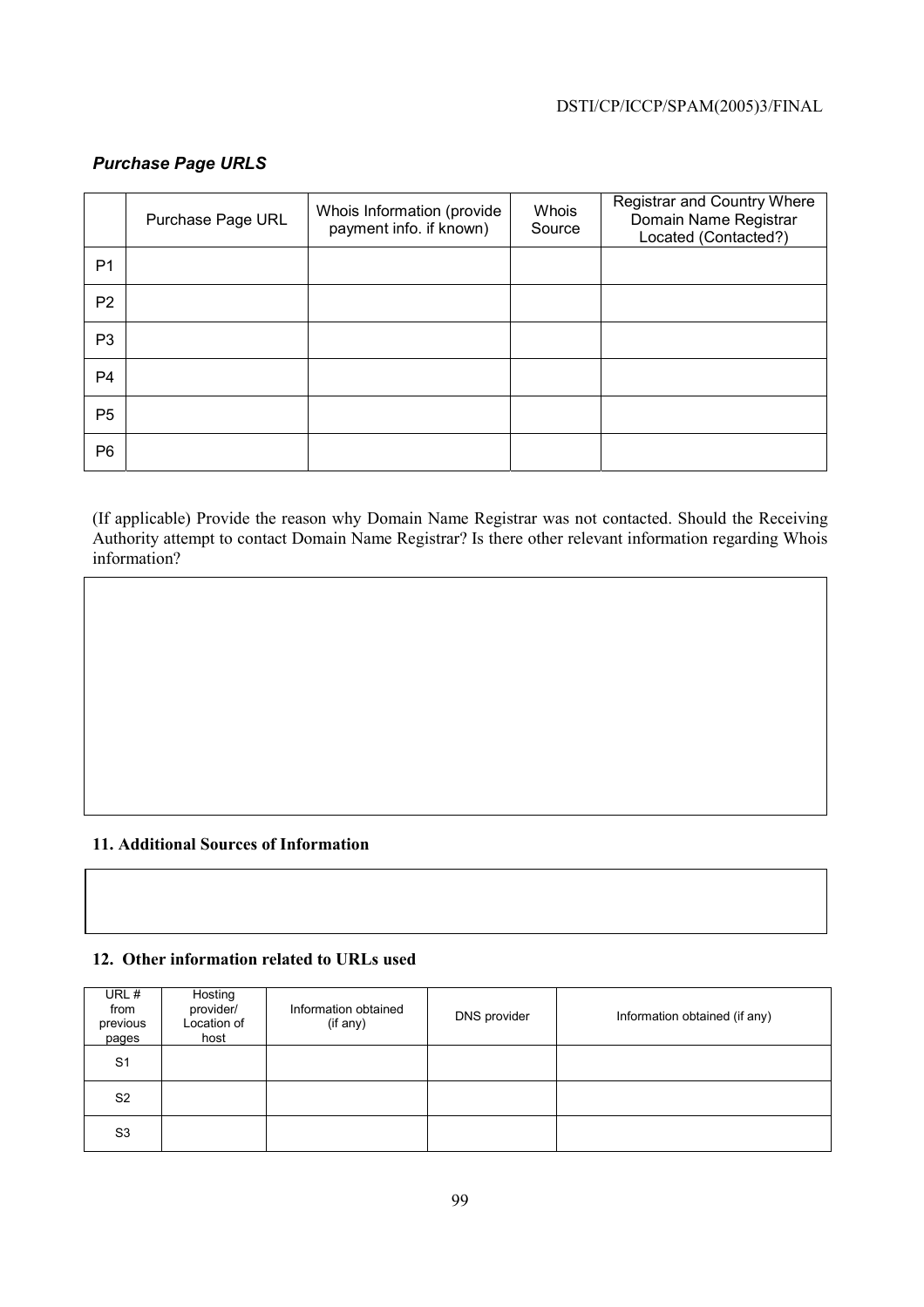### *Purchase Page URLS*

| | Purchase Page URL | Whois Information (provide payment info. if known) | Whois Source | Registrar and Country Where Domain Name Registrar Located (Contacted?) |
|---|---|---|---|---|
| P1 | | | | |
| P2 | | | | |
| P3 | | | | |
| P4 | | | | |
| P5 | | | | |
| P6 | | | | |

(If applicable) Provide the reason why Domain Name Registrar was not contacted. Should the Receiving Authority attempt to contact Domain Name Registrar? Is there other relevant information regarding Whois information?

| |
|---|
| |

### 11. Additional Sources of Information

| |
|---|
| |

### 12. Other information related to URLs used

| URL # from previous pages | Hosting provider/ Location of host | Information obtained (if any) | DNS provider | Information obtained (if any) |
|---|---|---|---|---|
| S1 | | | | |
| S2 | | | | |
| S3 | | | | |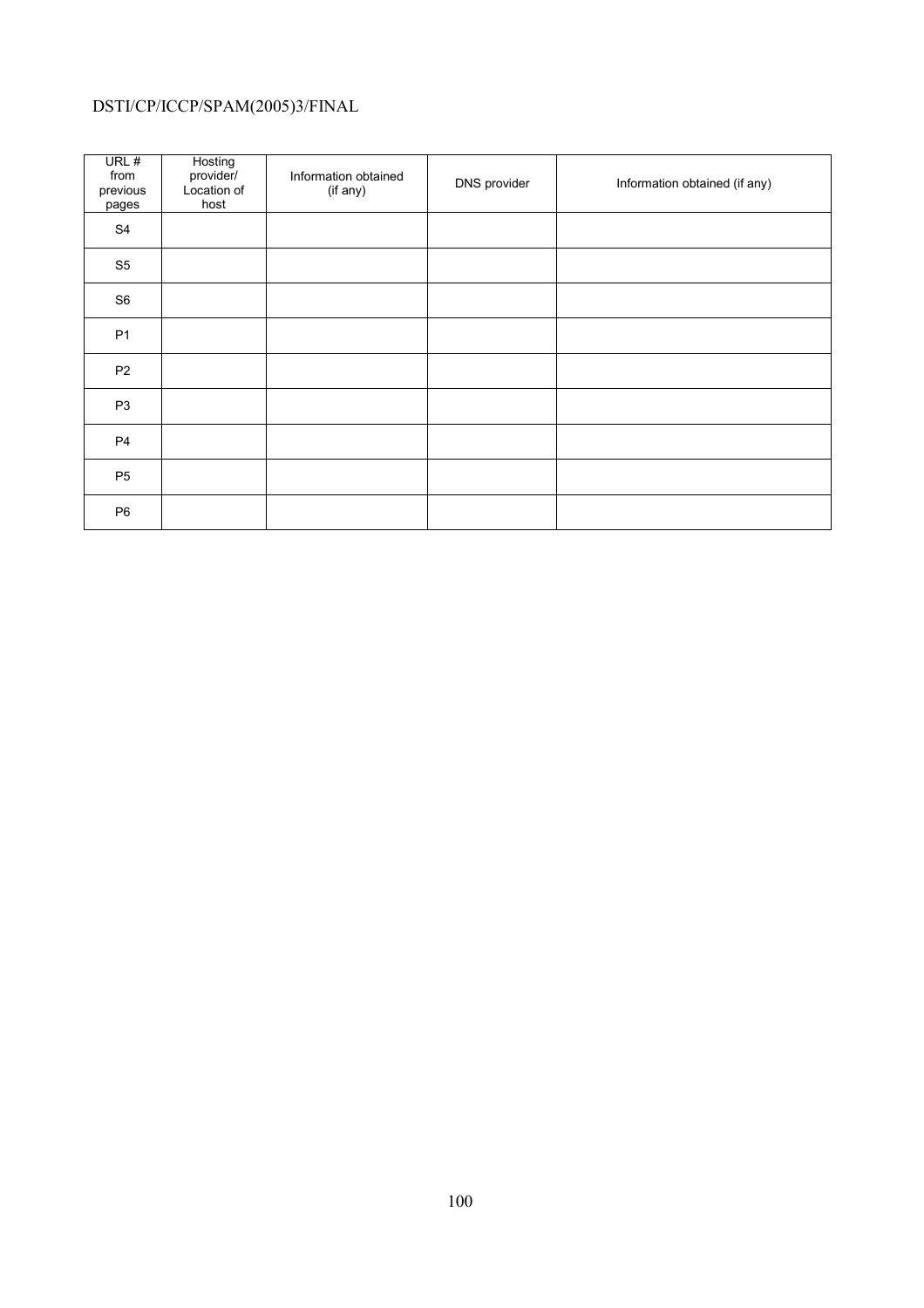| URL # from previous pages | Hosting provider/ Location of host | Information obtained (if any) | DNS provider | Information obtained (if any) |
|---|---|---|---|---|
| S4 | | | | |
| S5 | | | | |
| S6 | | | | |
| P1 | | | | |
| P2 | | | | |
| P3 | | | | |
| P4 | | | | |
| P5 | | | | |
| P6 | | | | |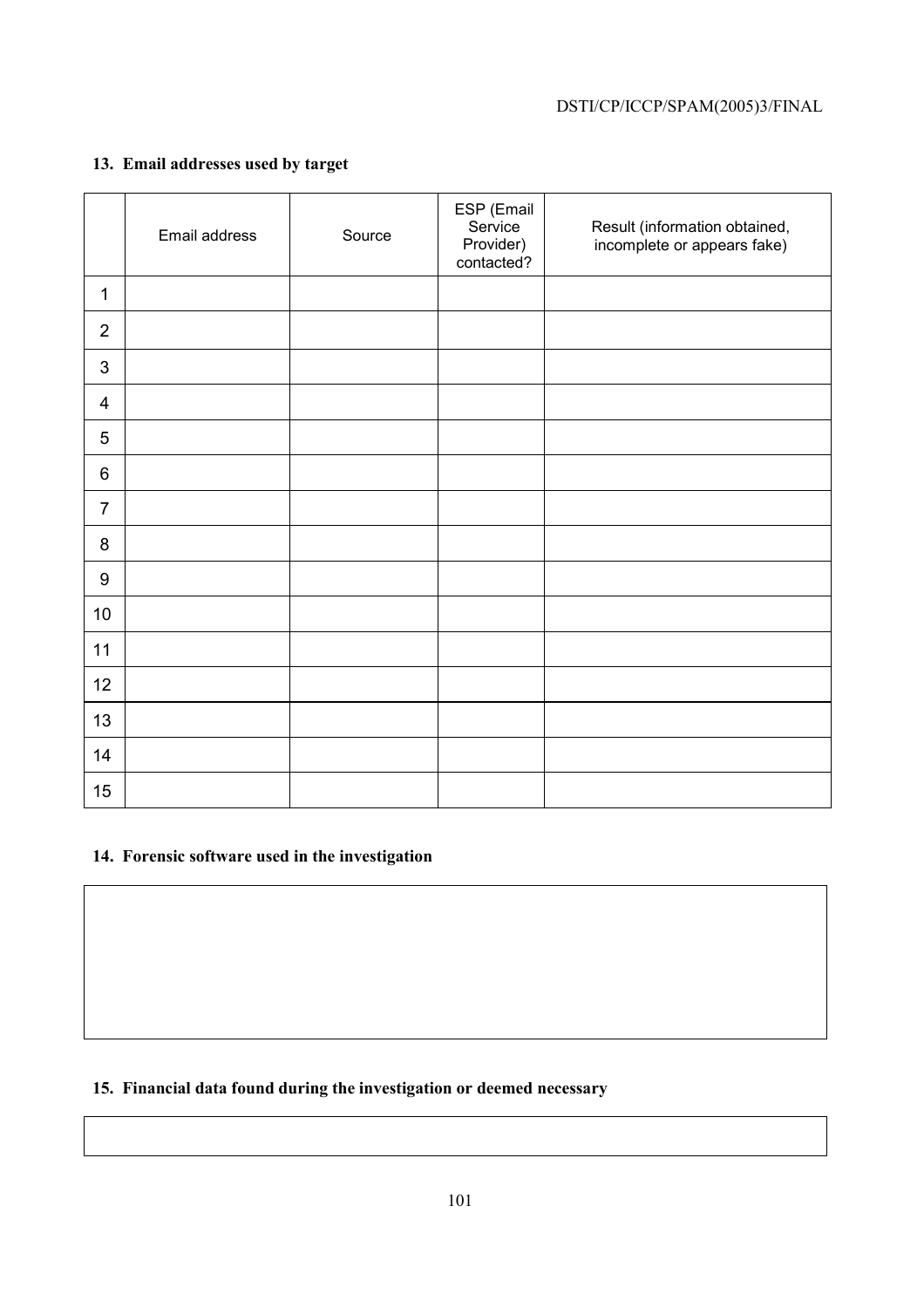### 13. Email addresses used by target

| | Email address | Source | ESP (Email Service Provider) contacted? | Result (information obtained, incomplete or appears fake) |
|---|---|---|---|---|
| 1 | | | | |
| 2 | | | | |
| 3 | | | | |
| 4 | | | | |
| 5 | | | | |
| 6 | | | | |
| 7 | | | | |
| 8 | | | | |
| 9 | | | | |
| 10 | | | | |
| 11 | | | | |
| 12 | | | | |
| 13 | | | | |
| 14 | | | | |
| 15 | | | | |

### 14. Forensic software used in the investigation

### 15. Financial data found during the investigation or deemed necessary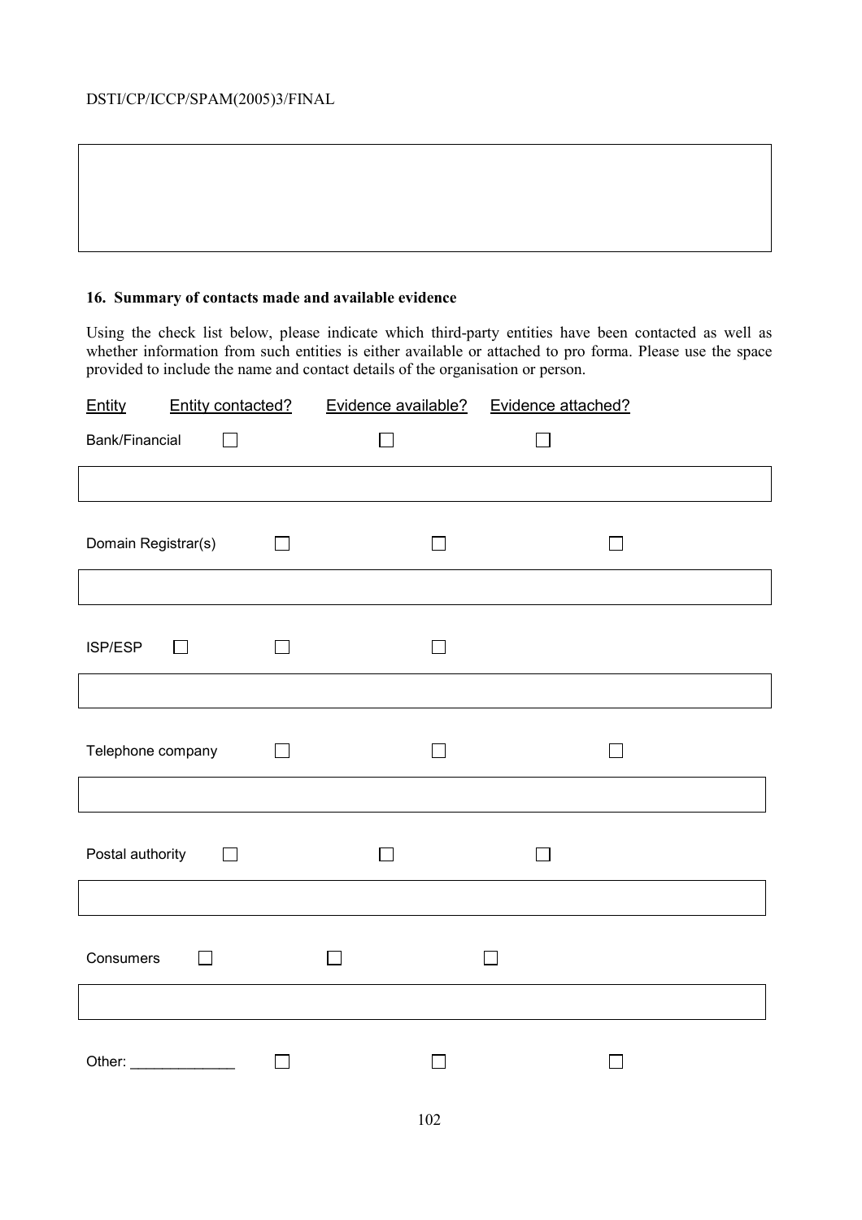## 16. Summary of contacts made and available evidence

Using the check list below, please indicate which third-party entities have been contacted as well as whether information from such entities is either available or attached to pro forma. Please use the space provided to include the name and contact details of the organisation or person.

| Entity | Entity contacted? | Evidence available? | Evidence attached? |
|---|---|---|---|
| Bank/Financial | ☐ | ☐ | ☐ |
| Domain Registrar(s) | ☐ | ☐ | ☐ |
| ISP/ESP | ☐ | ☐ | ☐ |
| Telephone company | ☐ | ☐ | ☐ |
| Postal authority | ☐ | ☐ | ☐ |
| Consumers | ☐ | ☐ | ☐ |
| Other: _____________ | ☐ | ☐ | ☐ |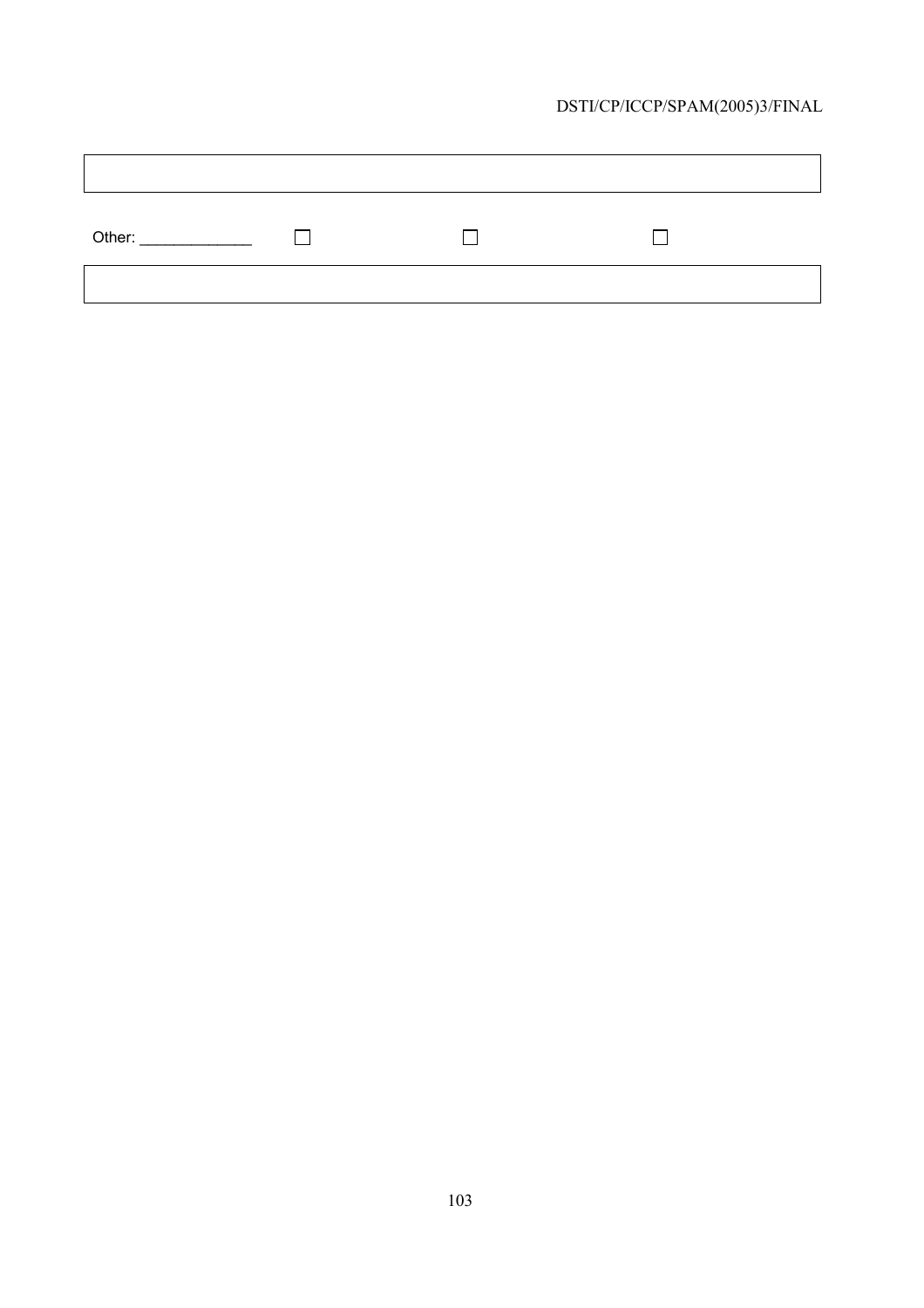| | | | |
|---|---|---|---|
| | | | |
| Other: _____________ | ☐ | ☐ | ☐ |
| | | | |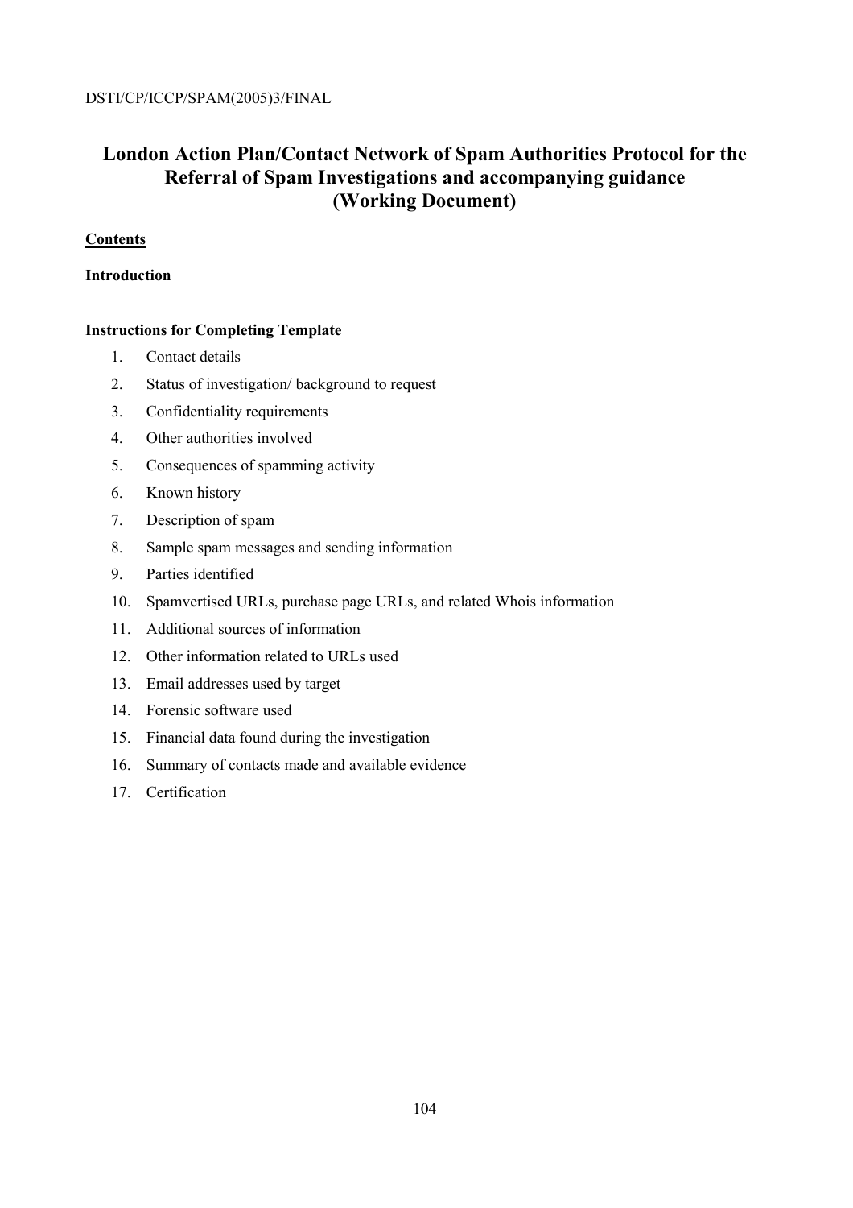# London Action Plan/Contact Network of Spam Authorities Protocol for the Referral of Spam Investigations and accompanying guidance (Working Document)

**<u>Contents</u>**

**Introduction**

**Instructions for Completing Template**

1. Contact details
2. Status of investigation/ background to request
3. Confidentiality requirements
4. Other authorities involved
5. Consequences of spamming activity
6. Known history
7. Description of spam
8. Sample spam messages and sending information
9. Parties identified
10. Spamvertised URLs, purchase page URLs, and related Whois information
11. Additional sources of information
12. Other information related to URLs used
13. Email addresses used by target
14. Forensic software used
15. Financial data found during the investigation
16. Summary of contacts made and available evidence
17. Certification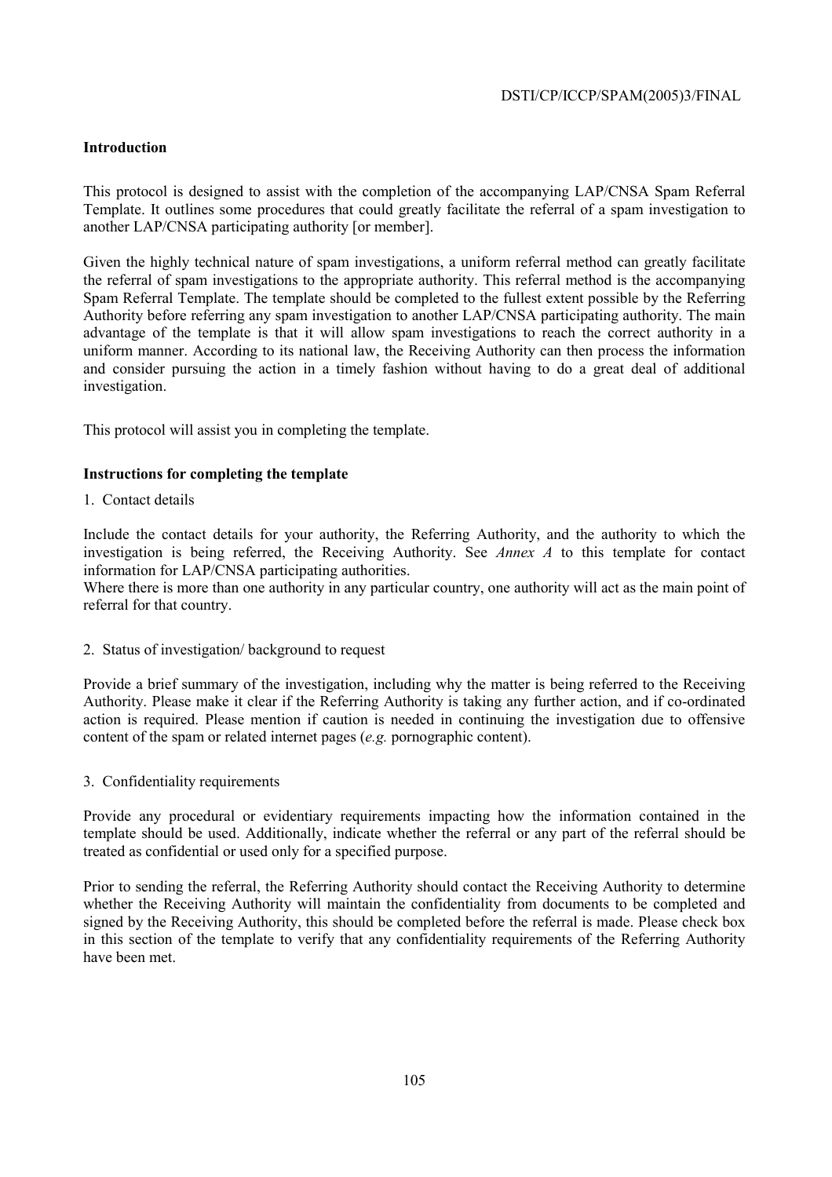**Introduction**

This protocol is designed to assist with the completion of the accompanying LAP/CNSA Spam Referral Template. It outlines some procedures that could greatly facilitate the referral of a spam investigation to another LAP/CNSA participating authority [or member].

Given the highly technical nature of spam investigations, a uniform referral method can greatly facilitate the referral of spam investigations to the appropriate authority. This referral method is the accompanying Spam Referral Template. The template should be completed to the fullest extent possible by the Referring Authority before referring any spam investigation to another LAP/CNSA participating authority. The main advantage of the template is that it will allow spam investigations to reach the correct authority in a uniform manner. According to its national law, the Receiving Authority can then process the information and consider pursuing the action in a timely fashion without having to do a great deal of additional investigation.

This protocol will assist you in completing the template.

**Instructions for completing the template**

1. Contact details

Include the contact details for your authority, the Referring Authority, and the authority to which the investigation is being referred, the Receiving Authority. See *Annex A* to this template for contact information for LAP/CNSA participating authorities.
Where there is more than one authority in any particular country, one authority will act as the main point of referral for that country.

2. Status of investigation/ background to request

Provide a brief summary of the investigation, including why the matter is being referred to the Receiving Authority. Please make it clear if the Referring Authority is taking any further action, and if co-ordinated action is required. Please mention if caution is needed in continuing the investigation due to offensive content of the spam or related internet pages (*e.g.* pornographic content).

3. Confidentiality requirements

Provide any procedural or evidentiary requirements impacting how the information contained in the template should be used. Additionally, indicate whether the referral or any part of the referral should be treated as confidential or used only for a specified purpose.

Prior to sending the referral, the Referring Authority should contact the Receiving Authority to determine whether the Receiving Authority will maintain the confidentiality from documents to be completed and signed by the Receiving Authority, this should be completed before the referral is made. Please check box in this section of the template to verify that any confidentiality requirements of the Referring Authority have been met.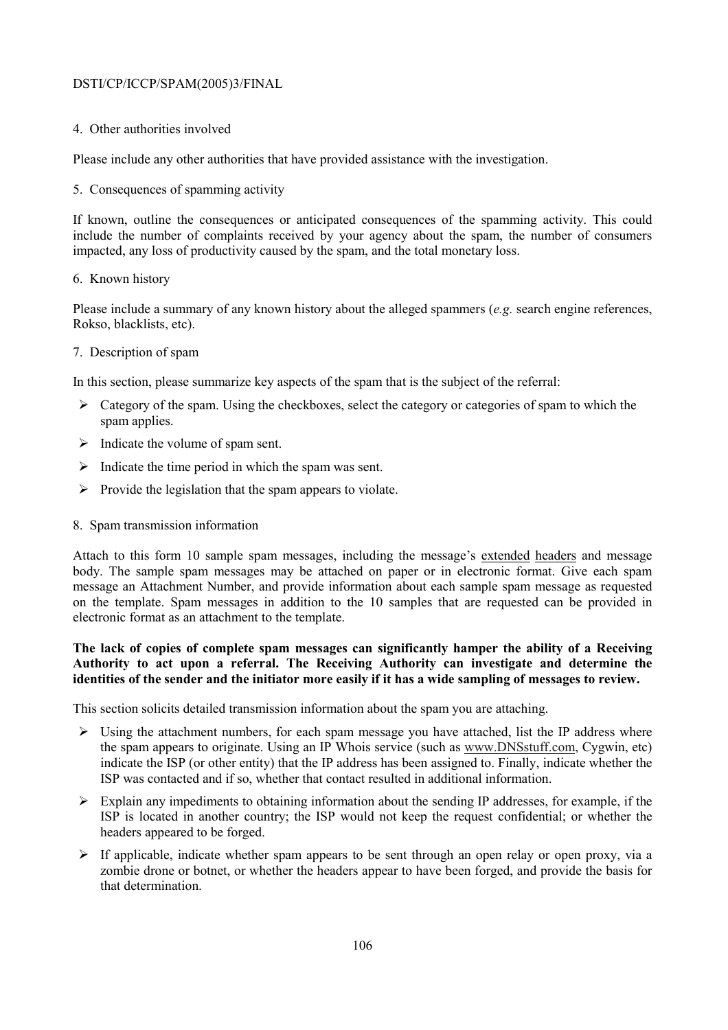4. Other authorities involved

Please include any other authorities that have provided assistance with the investigation.

5. Consequences of spamming activity

If known, outline the consequences or anticipated consequences of the spamming activity. This could include the number of complaints received by your agency about the spam, the number of consumers impacted, any loss of productivity caused by the spam, and the total monetary loss.

6. Known history

Please include a summary of any known history about the alleged spammers (*e.g.* search engine references, Rokso, blacklists, etc).

7. Description of spam

In this section, please summarize key aspects of the spam that is the subject of the referral:

- Category of the spam. Using the checkboxes, select the category or categories of spam to which the spam applies.
- Indicate the volume of spam sent.
- Indicate the time period in which the spam was sent.
- Provide the legislation that the spam appears to violate.

8. Spam transmission information

Attach to this form 10 sample spam messages, including the message's extended headers and message body. The sample spam messages may be attached on paper or in electronic format. Give each spam message an Attachment Number, and provide information about each sample spam message as requested on the template. Spam messages in addition to the 10 samples that are requested can be provided in electronic format as an attachment to the template.

**The lack of copies of complete spam messages can significantly hamper the ability of a Receiving Authority to act upon a referral. The Receiving Authority can investigate and determine the identities of the sender and the initiator more easily if it has a wide sampling of messages to review.**

This section solicits detailed transmission information about the spam you are attaching.

- Using the attachment numbers, for each spam message you have attached, list the IP address where the spam appears to originate. Using an IP Whois service (such as www.DNSstuff.com, Cygwin, etc) indicate the ISP (or other entity) that the IP address has been assigned to. Finally, indicate whether the ISP was contacted and if so, whether that contact resulted in additional information.
- Explain any impediments to obtaining information about the sending IP addresses, for example, if the ISP is located in another country; the ISP would not keep the request confidential; or whether the headers appeared to be forged.
- If applicable, indicate whether spam appears to be sent through an open relay or open proxy, via a zombie drone or botnet, or whether the headers appear to have been forged, and provide the basis for that determination.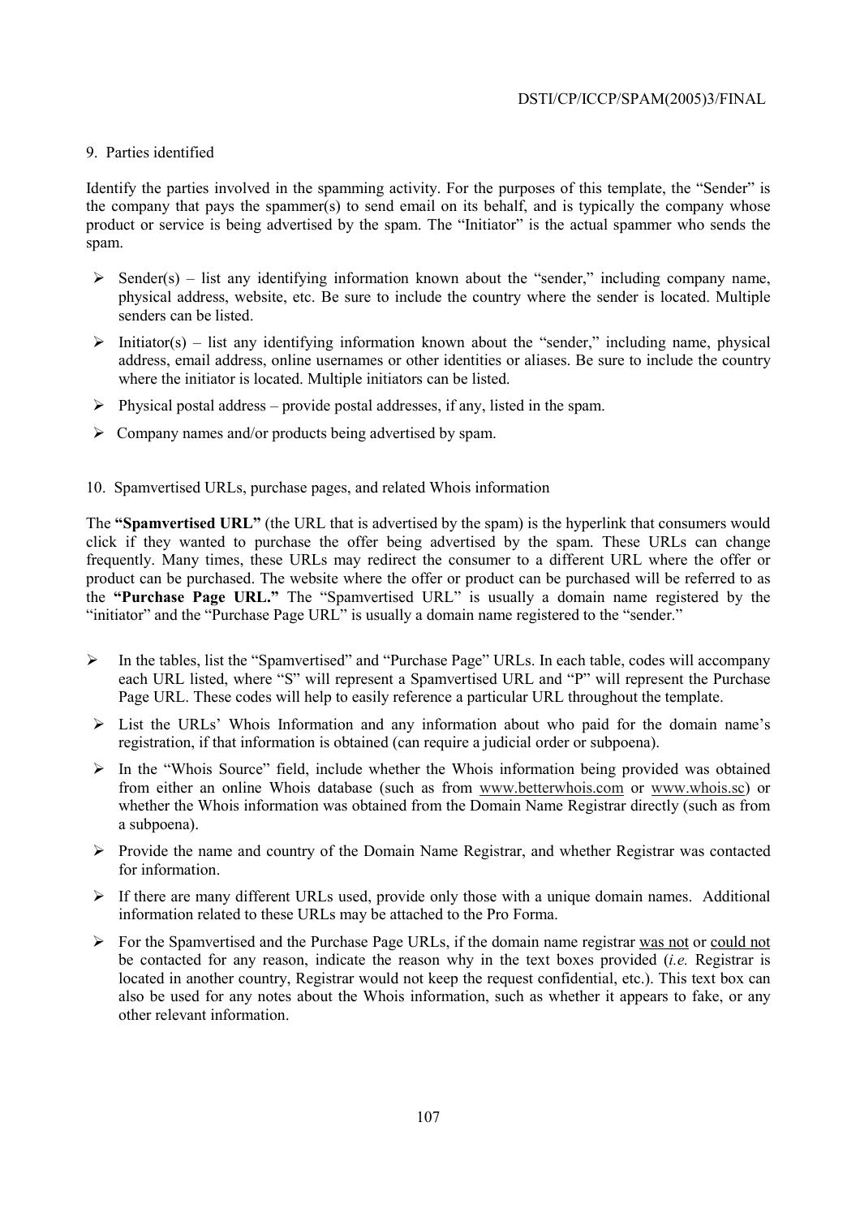9. Parties identified

Identify the parties involved in the spamming activity. For the purposes of this template, the "Sender" is the company that pays the spammer(s) to send email on its behalf, and is typically the company whose product or service is being advertised by the spam. The "Initiator" is the actual spammer who sends the spam.

- Sender(s) – list any identifying information known about the "sender," including company name, physical address, website, etc. Be sure to include the country where the sender is located. Multiple senders can be listed.
- Initiator(s) – list any identifying information known about the "sender," including name, physical address, email address, online usernames or other identities or aliases. Be sure to include the country where the initiator is located. Multiple initiators can be listed.
- Physical postal address – provide postal addresses, if any, listed in the spam.
- Company names and/or products being advertised by spam.

10. Spamvertised URLs, purchase pages, and related Whois information

The **"Spamvertised URL"** (the URL that is advertised by the spam) is the hyperlink that consumers would click if they wanted to purchase the offer being advertised by the spam. These URLs can change frequently. Many times, these URLs may redirect the consumer to a different URL where the offer or product can be purchased. The website where the offer or product can be purchased will be referred to as the **"Purchase Page URL."** The "Spamvertised URL" is usually a domain name registered by the "initiator" and the "Purchase Page URL" is usually a domain name registered to the "sender."

- In the tables, list the "Spamvertised" and "Purchase Page" URLs. In each table, codes will accompany each URL listed, where "S" will represent a Spamvertised URL and "P" will represent the Purchase Page URL. These codes will help to easily reference a particular URL throughout the template.
- List the URLs' Whois Information and any information about who paid for the domain name's registration, if that information is obtained (can require a judicial order or subpoena).
- In the "Whois Source" field, include whether the Whois information being provided was obtained from either an online Whois database (such as from www.betterwhois.com or www.whois.sc) or whether the Whois information was obtained from the Domain Name Registrar directly (such as from a subpoena).
- Provide the name and country of the Domain Name Registrar, and whether Registrar was contacted for information.
- If there are many different URLs used, provide only those with a unique domain names. Additional information related to these URLs may be attached to the Pro Forma.
- For the Spamvertised and the Purchase Page URLs, if the domain name registrar was not or could not be contacted for any reason, indicate the reason why in the text boxes provided (*i.e.* Registrar is located in another country, Registrar would not keep the request confidential, etc.). This text box can also be used for any notes about the Whois information, such as whether it appears to fake, or any other relevant information.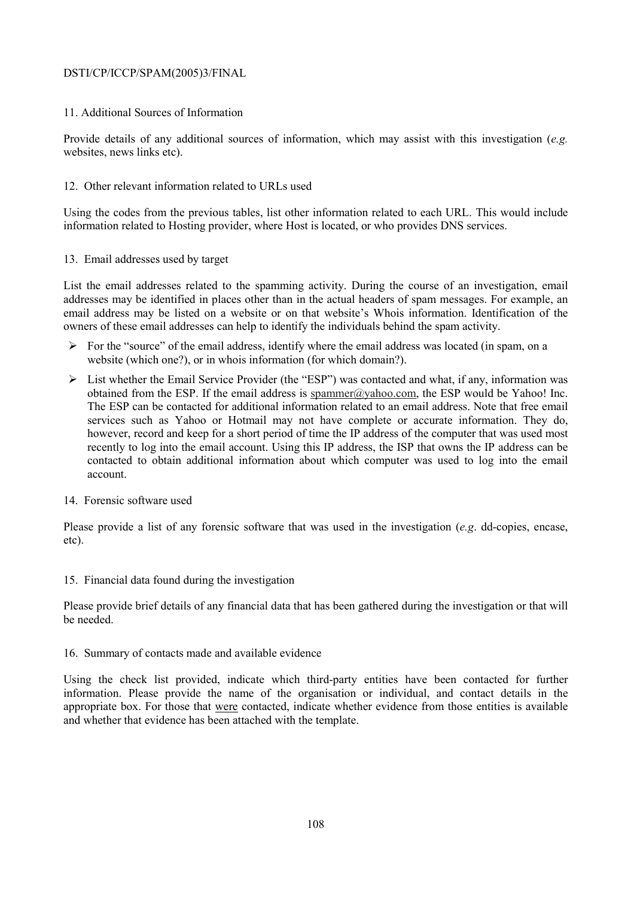11. Additional Sources of Information

Provide details of any additional sources of information, which may assist with this investigation (*e.g.* websites, news links etc).

12. Other relevant information related to URLs used

Using the codes from the previous tables, list other information related to each URL. This would include information related to Hosting provider, where Host is located, or who provides DNS services.

13. Email addresses used by target

List the email addresses related to the spamming activity. During the course of an investigation, email addresses may be identified in places other than in the actual headers of spam messages. For example, an email address may be listed on a website or on that website's Whois information. Identification of the owners of these email addresses can help to identify the individuals behind the spam activity.

- For the "source" of the email address, identify where the email address was located (in spam, on a website (which one?), or in whois information (for which domain?).
- List whether the Email Service Provider (the "ESP") was contacted and what, if any, information was obtained from the ESP. If the email address is spammer@yahoo.com, the ESP would be Yahoo! Inc. The ESP can be contacted for additional information related to an email address. Note that free email services such as Yahoo or Hotmail may not have complete or accurate information. They do, however, record and keep for a short period of time the IP address of the computer that was used most recently to log into the email account. Using this IP address, the ISP that owns the IP address can be contacted to obtain additional information about which computer was used to log into the email account.

14. Forensic software used

Please provide a list of any forensic software that was used in the investigation (*e.g*. dd-copies, encase, etc).

15. Financial data found during the investigation

Please provide brief details of any financial data that has been gathered during the investigation or that will be needed.

16. Summary of contacts made and available evidence

Using the check list provided, indicate which third-party entities have been contacted for further information. Please provide the name of the organisation or individual, and contact details in the appropriate box. For those that were contacted, indicate whether evidence from those entities is available and whether that evidence has been attached with the template.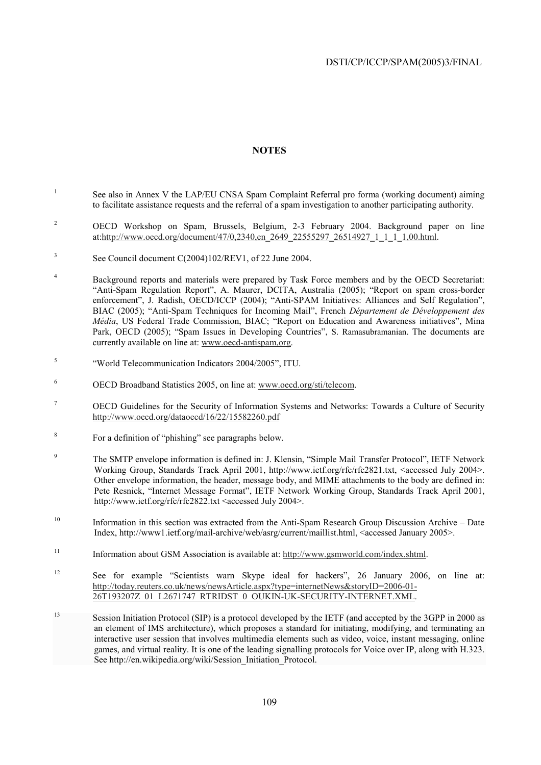**NOTES**

1. See also in Annex V the LAP/EU CNSA Spam Complaint Referral pro forma (working document) aiming to facilitate assistance requests and the referral of a spam investigation to another participating authority.

2. OECD Workshop on Spam, Brussels, Belgium, 2-3 February 2004. Background paper on line at:http://www.oecd.org/document/47/0,2340,en_2649_22555297_26514927_1_1_1_1,00.html.

3. See Council document C(2004)102/REV1, of 22 June 2004.

4. Background reports and materials were prepared by Task Force members and by the OECD Secretariat: "Anti-Spam Regulation Report", A. Maurer, DCITA, Australia (2005); "Report on spam cross-border enforcement", J. Radish, OECD/ICCP (2004); "Anti-SPAM Initiatives: Alliances and Self Regulation", BIAC (2005); "Anti-Spam Techniques for Incoming Mail", French *Département de Développement des Média*, US Federal Trade Commission, BIAC; "Report on Education and Awareness initiatives", Mina Park, OECD (2005); "Spam Issues in Developing Countries", S. Ramasubramanian. The documents are currently available on line at: www.oecd-antispam,org.

5. "World Telecommunication Indicators 2004/2005", ITU.

6. OECD Broadband Statistics 2005, on line at: www.oecd.org/sti/telecom.

7. OECD Guidelines for the Security of Information Systems and Networks: Towards a Culture of Security http://www.oecd.org/dataoecd/16/22/15582260.pdf

8. For a definition of "phishing" see paragraphs below.

9. The SMTP envelope information is defined in: J. Klensin, "Simple Mail Transfer Protocol", IETF Network Working Group, Standards Track April 2001, http://www.ietf.org/rfc/rfc2821.txt, <accessed July 2004>. Other envelope information, the header, message body, and MIME attachments to the body are defined in: Pete Resnick, "Internet Message Format", IETF Network Working Group, Standards Track April 2001, http://www.ietf.org/rfc/rfc2822.txt <accessed July 2004>.

10. Information in this section was extracted from the Anti-Spam Research Group Discussion Archive – Date Index, http://www1.ietf.org/mail-archive/web/asrg/current/maillist.html, <accessed January 2005>.

11. Information about GSM Association is available at: http://www.gsmworld.com/index.shtml.

12. See for example "Scientists warn Skype ideal for hackers", 26 January 2006, on line at: http://today.reuters.co.uk/news/newsArticle.aspx?type=internetNews&storyID=2006-01-26T193207Z_01_L2671747_RTRIDST_0_OUKIN-UK-SECURITY-INTERNET.XML.

13. Session Initiation Protocol (SIP) is a protocol developed by the IETF (and accepted by the 3GPP in 2000 as an element of IMS architecture), which proposes a standard for initiating, modifying, and terminating an interactive user session that involves multimedia elements such as video, voice, instant messaging, online games, and virtual reality. It is one of the leading signalling protocols for Voice over IP, along with H.323. See http://en.wikipedia.org/wiki/Session_Initiation_Protocol.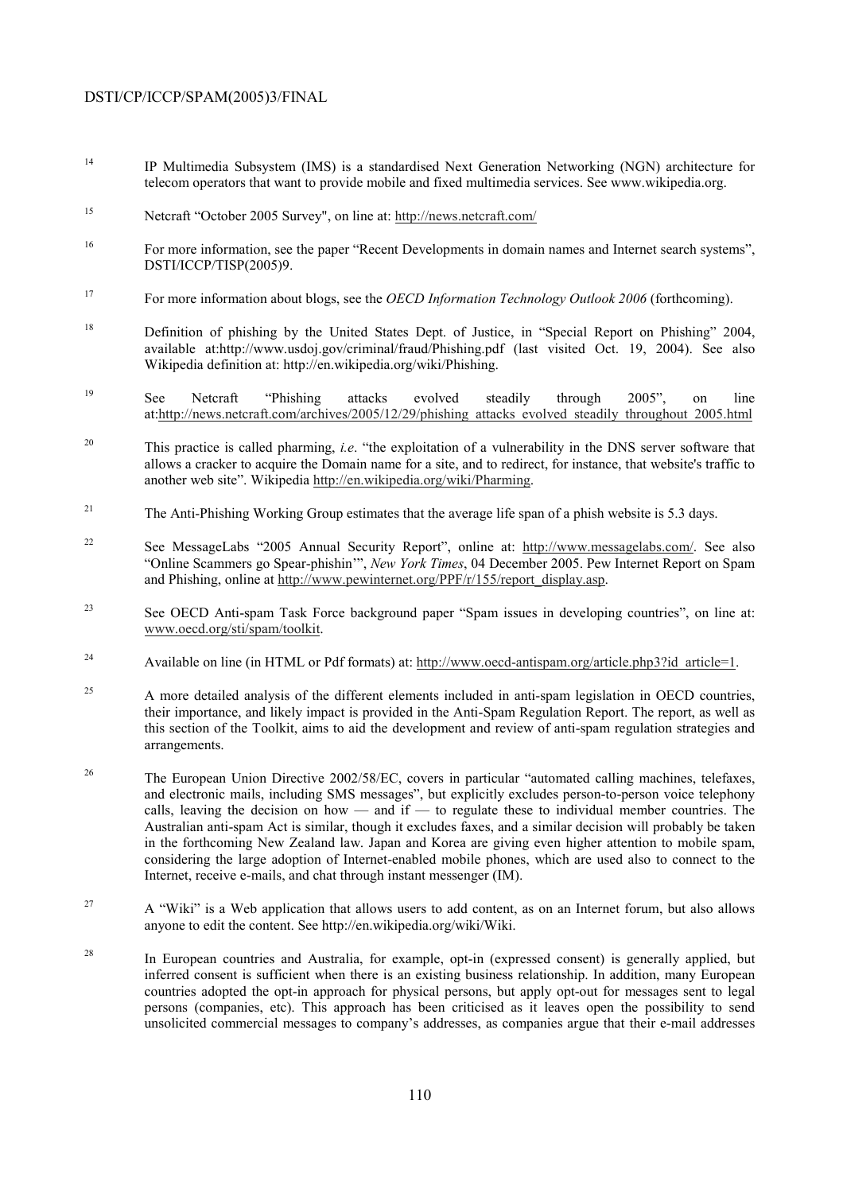[14] IP Multimedia Subsystem (IMS) is a standardised Next Generation Networking (NGN) architecture for telecom operators that want to provide mobile and fixed multimedia services. See www.wikipedia.org.

[15] Netcraft "October 2005 Survey", on line at: http://news.netcraft.com/

[16] For more information, see the paper "Recent Developments in domain names and Internet search systems", DSTI/ICCP/TISP(2005)9.

[17] For more information about blogs, see the *OECD Information Technology Outlook 2006* (forthcoming).

[18] Definition of phishing by the United States Dept. of Justice, in "Special Report on Phishing" 2004, available at:http://www.usdoj.gov/criminal/fraud/Phishing.pdf (last visited Oct. 19, 2004). See also Wikipedia definition at: http://en.wikipedia.org/wiki/Phishing.

[19] See Netcraft "Phishing attacks evolved steadily through 2005", on line at:http://news.netcraft.com/archives/2005/12/29/phishing_attacks_evolved_steadily_throughout_2005.html

[20] This practice is called pharming, *i.e*. "the exploitation of a vulnerability in the DNS server software that allows a cracker to acquire the Domain name for a site, and to redirect, for instance, that website's traffic to another web site". Wikipedia http://en.wikipedia.org/wiki/Pharming.

[21] The Anti-Phishing Working Group estimates that the average life span of a phish website is 5.3 days.

[22] See MessageLabs "2005 Annual Security Report", online at: http://www.messagelabs.com/. See also "Online Scammers go Spear-phishin'", *New York Times*, 04 December 2005. Pew Internet Report on Spam and Phishing, online at http://www.pewinternet.org/PPF/r/155/report_display.asp.

[23] See OECD Anti-spam Task Force background paper "Spam issues in developing countries", on line at: www.oecd.org/sti/spam/toolkit.

[24] Available on line (in HTML or Pdf formats) at: http://www.oecd-antispam.org/article.php3?id_article=1.

[25] A more detailed analysis of the different elements included in anti-spam legislation in OECD countries, their importance, and likely impact is provided in the Anti-Spam Regulation Report. The report, as well as this section of the Toolkit, aims to aid the development and review of anti-spam regulation strategies and arrangements.

[26] The European Union Directive 2002/58/EC, covers in particular "automated calling machines, telefaxes, and electronic mails, including SMS messages", but explicitly excludes person-to-person voice telephony calls, leaving the decision on how — and if — to regulate these to individual member countries. The Australian anti-spam Act is similar, though it excludes faxes, and a similar decision will probably be taken in the forthcoming New Zealand law. Japan and Korea are giving even higher attention to mobile spam, considering the large adoption of Internet-enabled mobile phones, which are used also to connect to the Internet, receive e-mails, and chat through instant messenger (IM).

[27] A "Wiki" is a Web application that allows users to add content, as on an Internet forum, but also allows anyone to edit the content. See http://en.wikipedia.org/wiki/Wiki.

[28] In European countries and Australia, for example, opt-in (expressed consent) is generally applied, but inferred consent is sufficient when there is an existing business relationship. In addition, many European countries adopted the opt-in approach for physical persons, but apply opt-out for messages sent to legal persons (companies, etc). This approach has been criticised as it leaves open the possibility to send unsolicited commercial messages to company's addresses, as companies argue that their e-mail addresses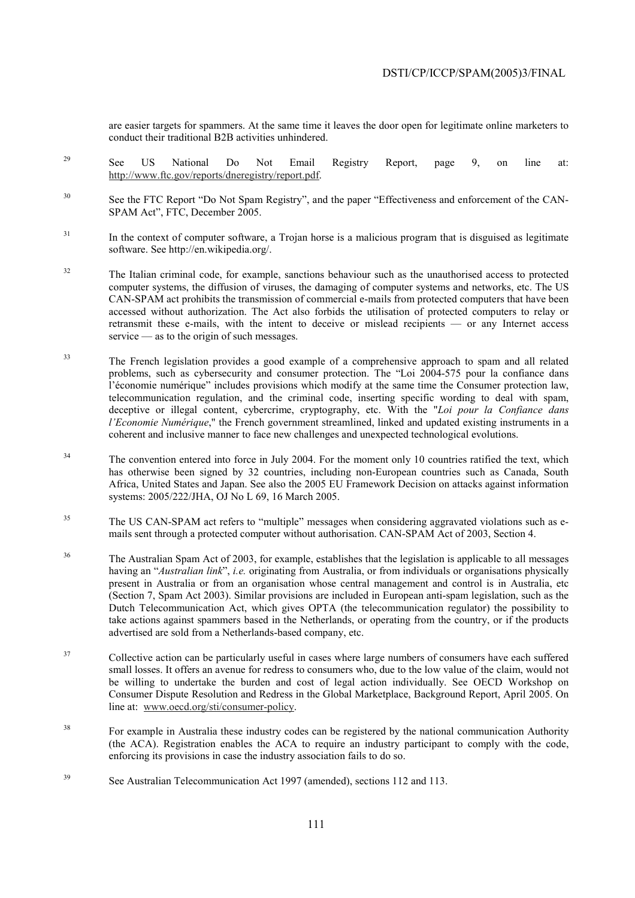are easier targets for spammers. At the same time it leaves the door open for legitimate online marketers to conduct their traditional B2B activities unhindered.

29 See US National Do Not Email Registry Report, page 9, on line at: http://www.ftc.gov/reports/dneregistry/report.pdf.

30 See the FTC Report "Do Not Spam Registry", and the paper "Effectiveness and enforcement of the CAN-SPAM Act", FTC, December 2005.

31 In the context of computer software, a Trojan horse is a malicious program that is disguised as legitimate software. See http://en.wikipedia.org/.

32 The Italian criminal code, for example, sanctions behaviour such as the unauthorised access to protected computer systems, the diffusion of viruses, the damaging of computer systems and networks, etc. The US CAN-SPAM act prohibits the transmission of commercial e-mails from protected computers that have been accessed without authorization. The Act also forbids the utilisation of protected computers to relay or retransmit these e-mails, with the intent to deceive or mislead recipients — or any Internet access service — as to the origin of such messages.

33 The French legislation provides a good example of a comprehensive approach to spam and all related problems, such as cybersecurity and consumer protection. The "Loi 2004-575 pour la confiance dans l'économie numérique" includes provisions which modify at the same time the Consumer protection law, telecommunication regulation, and the criminal code, inserting specific wording to deal with spam, deceptive or illegal content, cybercrime, cryptography, etc. With the "*Loi pour la Confiance dans l'Economie Numérique*," the French government streamlined, linked and updated existing instruments in a coherent and inclusive manner to face new challenges and unexpected technological evolutions.

34 The convention entered into force in July 2004. For the moment only 10 countries ratified the text, which has otherwise been signed by 32 countries, including non-European countries such as Canada, South Africa, United States and Japan. See also the 2005 EU Framework Decision on attacks against information systems: 2005/222/JHA, OJ No L 69, 16 March 2005.

35 The US CAN-SPAM act refers to "multiple" messages when considering aggravated violations such as e-mails sent through a protected computer without authorisation. CAN-SPAM Act of 2003, Section 4.

36 The Australian Spam Act of 2003, for example, establishes that the legislation is applicable to all messages having an "*Australian link*", *i.e.* originating from Australia, or from individuals or organisations physically present in Australia or from an organisation whose central management and control is in Australia, etc (Section 7, Spam Act 2003). Similar provisions are included in European anti-spam legislation, such as the Dutch Telecommunication Act, which gives OPTA (the telecommunication regulator) the possibility to take actions against spammers based in the Netherlands, or operating from the country, or if the products advertised are sold from a Netherlands-based company, etc.

37 Collective action can be particularly useful in cases where large numbers of consumers have each suffered small losses. It offers an avenue for redress to consumers who, due to the low value of the claim, would not be willing to undertake the burden and cost of legal action individually. See OECD Workshop on Consumer Dispute Resolution and Redress in the Global Marketplace, Background Report, April 2005. On line at: www.oecd.org/sti/consumer-policy.

38 For example in Australia these industry codes can be registered by the national communication Authority (the ACA). Registration enables the ACA to require an industry participant to comply with the code, enforcing its provisions in case the industry association fails to do so.

39 See Australian Telecommunication Act 1997 (amended), sections 112 and 113.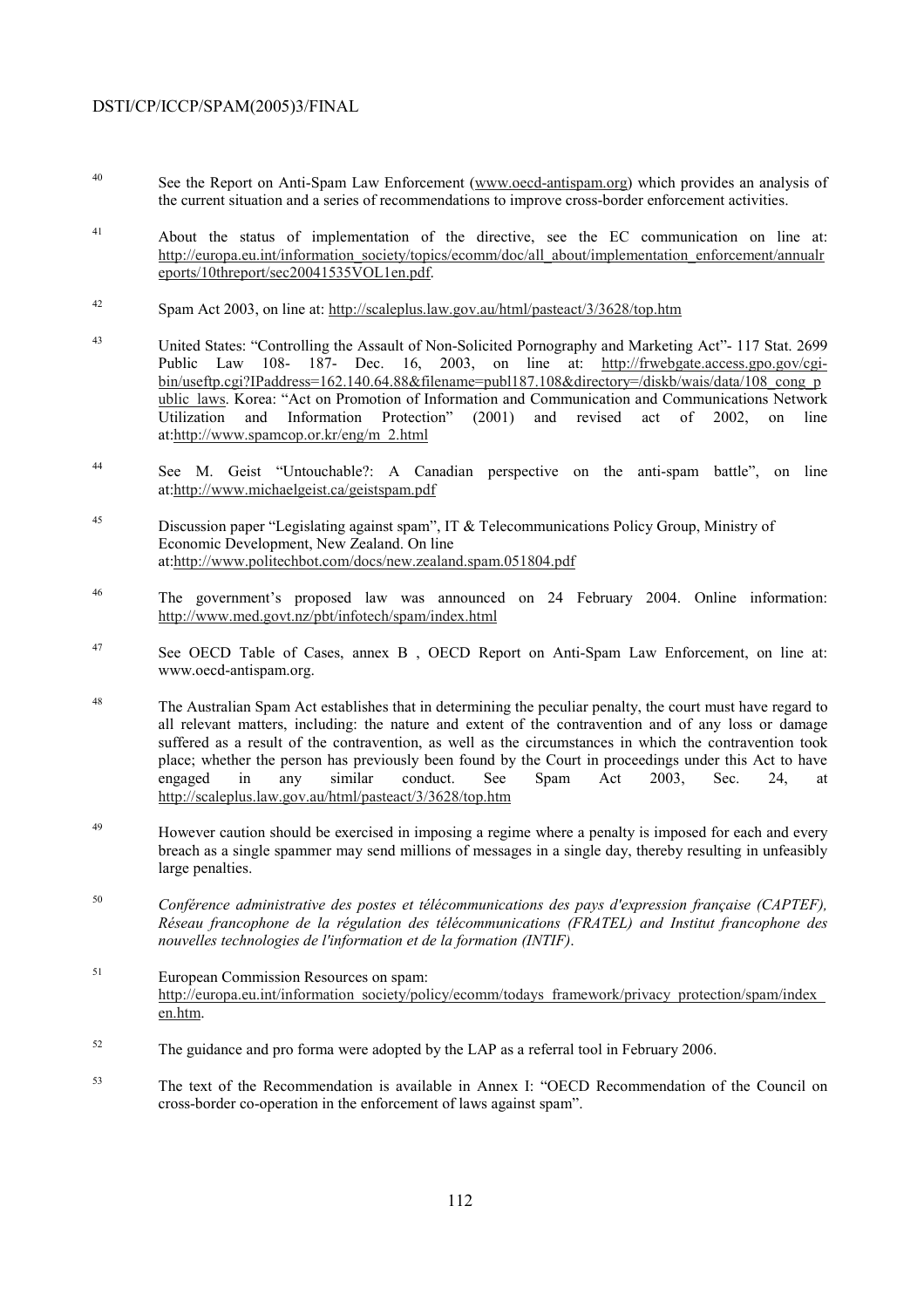[40] See the Report on Anti-Spam Law Enforcement (www.oecd-antispam.org) which provides an analysis of the current situation and a series of recommendations to improve cross-border enforcement activities.

[41] About the status of implementation of the directive, see the EC communication on line at: http://europa.eu.int/information_society/topics/ecomm/doc/all_about/implementation_enforcement/annualreports/10threport/sec20041535VOL1en.pdf.

[42] Spam Act 2003, on line at: http://scaleplus.law.gov.au/html/pasteact/3/3628/top.htm

[43] United States: "Controlling the Assault of Non-Solicited Pornography and Marketing Act"- 117 Stat. 2699 Public Law 108- 187- Dec. 16, 2003, on line at: http://frwebgate.access.gpo.gov/cgi-bin/useftp.cgi?IPaddress=162.140.64.88&filename=publ187.108&directory=/diskb/wais/data/108_cong_public_laws. Korea: "Act on Promotion of Information and Communication and Communications Network Utilization and Information Protection" (2001) and revised act of 2002, on line at:http://www.spamcop.or.kr/eng/m_2.html

[44] See M. Geist "Untouchable?: A Canadian perspective on the anti-spam battle", on line at:http://www.michaelgeist.ca/geistspam.pdf

[45] Discussion paper "Legislating against spam", IT & Telecommunications Policy Group, Ministry of Economic Development, New Zealand. On line at:http://www.politechbot.com/docs/new.zealand.spam.051804.pdf

[46] The government's proposed law was announced on 24 February 2004. Online information: http://www.med.govt.nz/pbt/infotech/spam/index.html

[47] See OECD Table of Cases, annex B , OECD Report on Anti-Spam Law Enforcement, on line at: www.oecd-antispam.org.

[48] The Australian Spam Act establishes that in determining the peculiar penalty, the court must have regard to all relevant matters, including: the nature and extent of the contravention and of any loss or damage suffered as a result of the contravention, as well as the circumstances in which the contravention took place; whether the person has previously been found by the Court in proceedings under this Act to have engaged in any similar conduct. See Spam Act 2003, Sec. 24, at http://scaleplus.law.gov.au/html/pasteact/3/3628/top.htm

[49] However caution should be exercised in imposing a regime where a penalty is imposed for each and every breach as a single spammer may send millions of messages in a single day, thereby resulting in unfeasibly large penalties.

[50] *Conférence administrative des postes et télécommunications des pays d'expression française (CAPTEF), Réseau francophone de la régulation des télécommunications (FRATEL) and Institut francophone des nouvelles technologies de l'information et de la formation (INTIF).*

[51] European Commission Resources on spam: http://europa.eu.int/information_society/policy/ecomm/todays_framework/privacy_protection/spam/index_en.htm.

[52] The guidance and pro forma were adopted by the LAP as a referral tool in February 2006.

[53] The text of the Recommendation is available in Annex I: "OECD Recommendation of the Council on cross-border co-operation in the enforcement of laws against spam".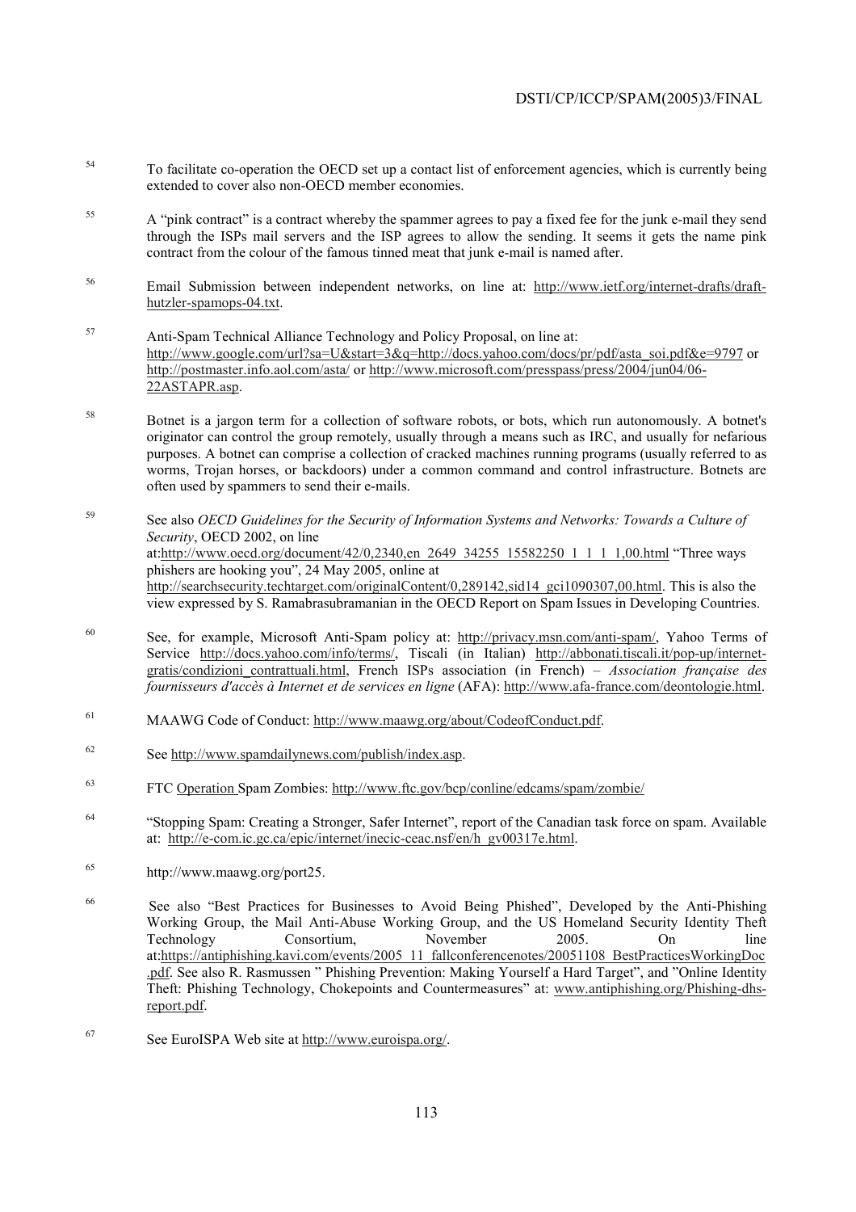[54] To facilitate co-operation the OECD set up a contact list of enforcement agencies, which is currently being extended to cover also non-OECD member economies.

[55] A "pink contract" is a contract whereby the spammer agrees to pay a fixed fee for the junk e-mail they send through the ISPs mail servers and the ISP agrees to allow the sending. It seems it gets the name pink contract from the colour of the famous tinned meat that junk e-mail is named after.

[56] Email Submission between independent networks, on line at: http://www.ietf.org/internet-drafts/draft-hutzler-spamops-04.txt.

[57] Anti-Spam Technical Alliance Technology and Policy Proposal, on line at: http://www.google.com/url?sa=U&start=3&q=http://docs.yahoo.com/docs/pr/pdf/asta_soi.pdf&e=9797 or http://postmaster.info.aol.com/asta/ or http://www.microsoft.com/presspass/press/2004/jun04/06-22ASTAPR.asp.

[58] Botnet is a jargon term for a collection of software robots, or bots, which run autonomously. A botnet's originator can control the group remotely, usually through a means such as IRC, and usually for nefarious purposes. A botnet can comprise a collection of cracked machines running programs (usually referred to as worms, Trojan horses, or backdoors) under a common command and control infrastructure. Botnets are often used by spammers to send their e-mails.

[59] See also *OECD Guidelines for the Security of Information Systems and Networks: Towards a Culture of Security*, OECD 2002, on line at:http://www.oecd.org/document/42/0,2340,en_2649_34255_15582250_1_1_1_1,00.html "Three ways phishers are hooking you", 24 May 2005, online at http://searchsecurity.techtarget.com/originalContent/0,289142,sid14_gci1090307,00.html. This is also the view expressed by S. Ramabrasubramanian in the OECD Report on Spam Issues in Developing Countries.

[60] See, for example, Microsoft Anti-Spam policy at: http://privacy.msn.com/anti-spam/, Yahoo Terms of Service http://docs.yahoo.com/info/terms/, Tiscali (in Italian) http://abbonati.tiscali.it/pop-up/internet-gratis/condizioni_contrattuali.html, French ISPs association (in French) – *Association française des fournisseurs d'accès à Internet et de services en ligne* (AFA): http://www.afa-france.com/deontologie.html.

[61] MAAWG Code of Conduct: http://www.maawg.org/about/CodeofConduct.pdf.

[62] See http://www.spamdailynews.com/publish/index.asp.

[63] FTC Operation Spam Zombies: http://www.ftc.gov/bcp/conline/edcams/spam/zombie/

[64] "Stopping Spam: Creating a Stronger, Safer Internet", report of the Canadian task force on spam. Available at: http://e-com.ic.gc.ca/epic/internet/inecic-ceac.nsf/en/h_gv00317e.html.

[65] http://www.maawg.org/port25.

[66] See also "Best Practices for Businesses to Avoid Being Phished", Developed by the Anti-Phishing Working Group, the Mail Anti-Abuse Working Group, and the US Homeland Security Identity Theft Technology Consortium, November 2005. On line at:https://antiphishing.kavi.com/events/2005_11_fallconferencenotes/20051108_BestPracticesWorkingDoc.pdf. See also R. Rasmussen " Phishing Prevention: Making Yourself a Hard Target", and "Online Identity Theft: Phishing Technology, Chokepoints and Countermeasures" at: www.antiphishing.org/Phishing-dhs-report.pdf.

[67] See EuroISPA Web site at http://www.euroispa.org/.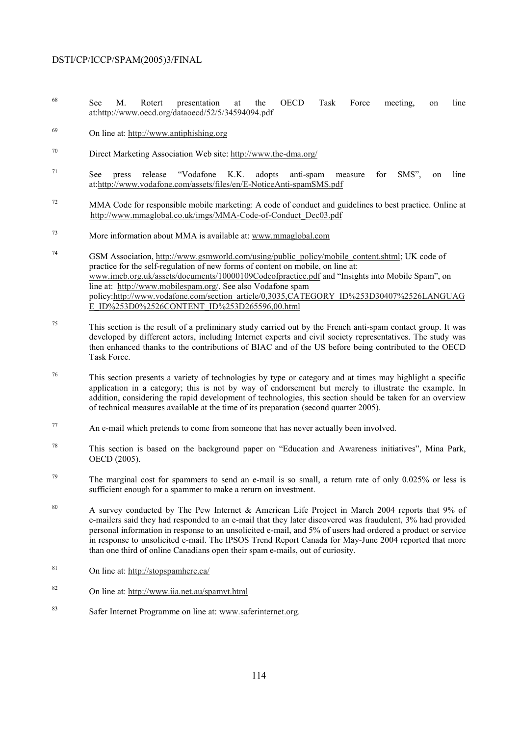[68] See M. Rotert presentation at the OECD Task Force meeting, on line at:http://www.oecd.org/dataoecd/52/5/34594094.pdf

[69] On line at: http://www.antiphishing.org

[70] Direct Marketing Association Web site: http://www.the-dma.org/

[71] See press release "Vodafone K.K. adopts anti-spam measure for SMS", on line at:http://www.vodafone.com/assets/files/en/E-NoticeAnti-spamSMS.pdf

[72] MMA Code for responsible mobile marketing: A code of conduct and guidelines to best practice. Online at http://www.mmaglobal.co.uk/imgs/MMA-Code-of-Conduct_Dec03.pdf

[73] More information about MMA is available at: www.mmaglobal.com

[74] GSM Association, http://www.gsmworld.com/using/public_policy/mobile_content.shtml; UK code of practice for the self-regulation of new forms of content on mobile, on line at: www.imcb.org.uk/assets/documents/10000109Codeofpractice.pdf and "Insights into Mobile Spam", on line at: http://www.mobilespam.org/. See also Vodafone spam policy:http://www.vodafone.com/section_article/0,3035,CATEGORY_ID%253D30407%2526LANGUAGE_ID%253D0%2526CONTENT_ID%253D265596,00.html

[75] This section is the result of a preliminary study carried out by the French anti-spam contact group. It was developed by different actors, including Internet experts and civil society representatives. The study was then enhanced thanks to the contributions of BIAC and of the US before being contributed to the OECD Task Force.

[76] This section presents a variety of technologies by type or category and at times may highlight a specific application in a category; this is not by way of endorsement but merely to illustrate the example. In addition, considering the rapid development of technologies, this section should be taken for an overview of technical measures available at the time of its preparation (second quarter 2005).

[77] An e-mail which pretends to come from someone that has never actually been involved.

[78] This section is based on the background paper on "Education and Awareness initiatives", Mina Park, OECD (2005).

[79] The marginal cost for spammers to send an e-mail is so small, a return rate of only 0.025% or less is sufficient enough for a spammer to make a return on investment.

[80] A survey conducted by The Pew Internet & American Life Project in March 2004 reports that 9% of e-mailers said they had responded to an e-mail that they later discovered was fraudulent, 3% had provided personal information in response to an unsolicited e-mail, and 5% of users had ordered a product or service in response to unsolicited e-mail. The IPSOS Trend Report Canada for May-June 2004 reported that more than one third of online Canadians open their spam e-mails, out of curiosity.

[81] On line at: http://stopspamhere.ca/

[82] On line at: http://www.iia.net.au/spamvt.html

[83] Safer Internet Programme on line at: www.saferinternet.org.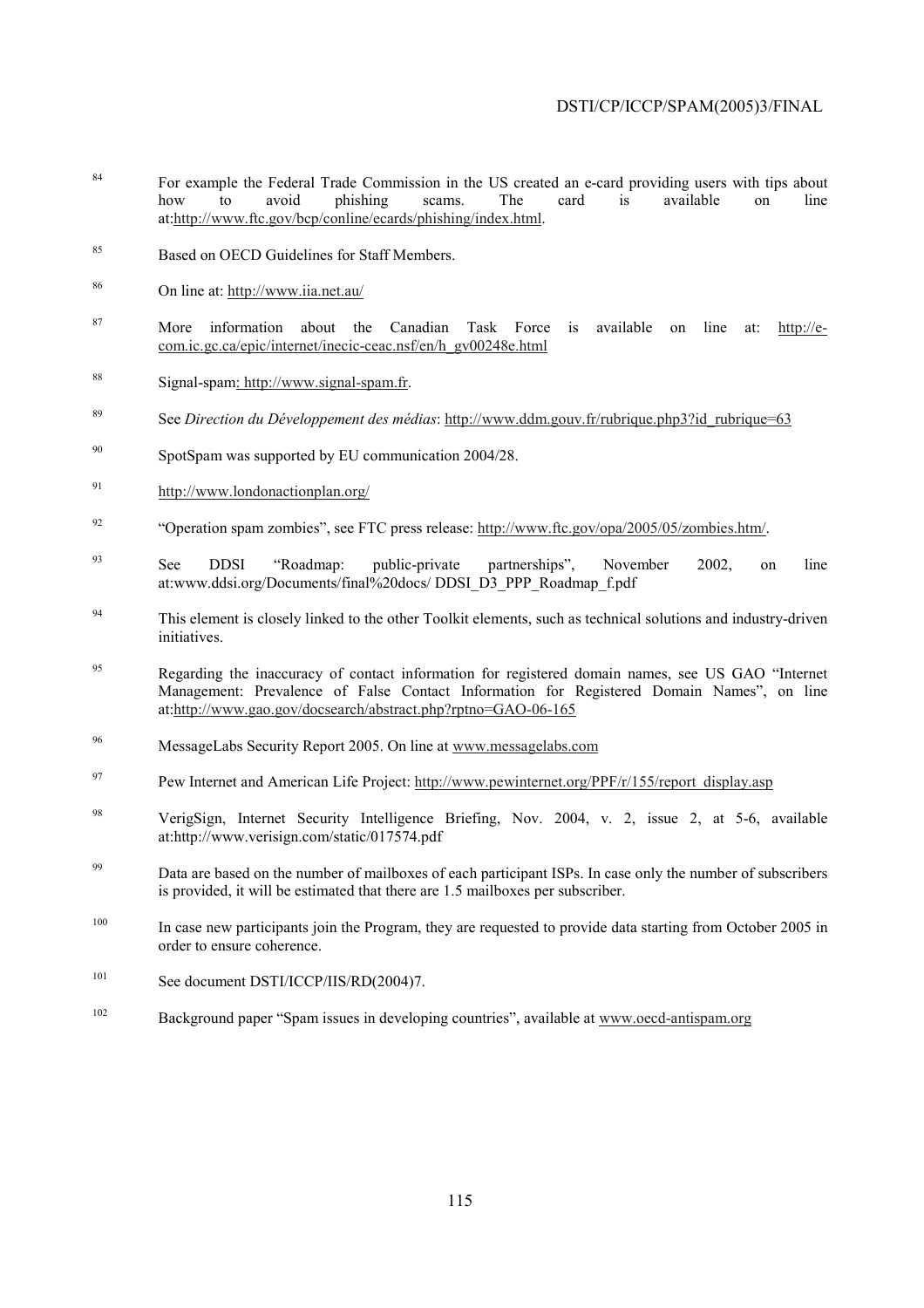84 For example the Federal Trade Commission in the US created an e-card providing users with tips about how to avoid phishing scams. The card is available on line at:http://www.ftc.gov/bcp/conline/ecards/phishing/index.html.

85 Based on OECD Guidelines for Staff Members.

86 On line at: http://www.iia.net.au/

87 More information about the Canadian Task Force is available on line at: http://e-com.ic.gc.ca/epic/internet/inecic-ceac.nsf/en/h_gv00248e.html

88 Signal-spam: http://www.signal-spam.fr.

89 See *Direction du Développement des médias*: http://www.ddm.gouv.fr/rubrique.php3?id_rubrique=63

90 SpotSpam was supported by EU communication 2004/28.

91 http://www.londonactionplan.org/

92 "Operation spam zombies", see FTC press release: http://www.ftc.gov/opa/2005/05/zombies.htm/.

93 See DDSI "Roadmap: public-private partnerships", November 2002, on line at:www.ddsi.org/Documents/final%20docs/ DDSI_D3_PPP_Roadmap_f.pdf

94 This element is closely linked to the other Toolkit elements, such as technical solutions and industry-driven initiatives.

95 Regarding the inaccuracy of contact information for registered domain names, see US GAO "Internet Management: Prevalence of False Contact Information for Registered Domain Names", on line at:http://www.gao.gov/docsearch/abstract.php?rptno=GAO-06-165

96 MessageLabs Security Report 2005. On line at www.messagelabs.com

97 Pew Internet and American Life Project: http://www.pewinternet.org/PPF/r/155/report_display.asp

98 VerigSign, Internet Security Intelligence Briefing, Nov. 2004, v. 2, issue 2, at 5-6, available at:http://www.verisign.com/static/017574.pdf

99 Data are based on the number of mailboxes of each participant ISPs. In case only the number of subscribers is provided, it will be estimated that there are 1.5 mailboxes per subscriber.

100 In case new participants join the Program, they are requested to provide data starting from October 2005 in order to ensure coherence.

101 See document DSTI/ICCP/IIS/RD(2004)7.

102 Background paper "Spam issues in developing countries", available at www.oecd-antispam.org